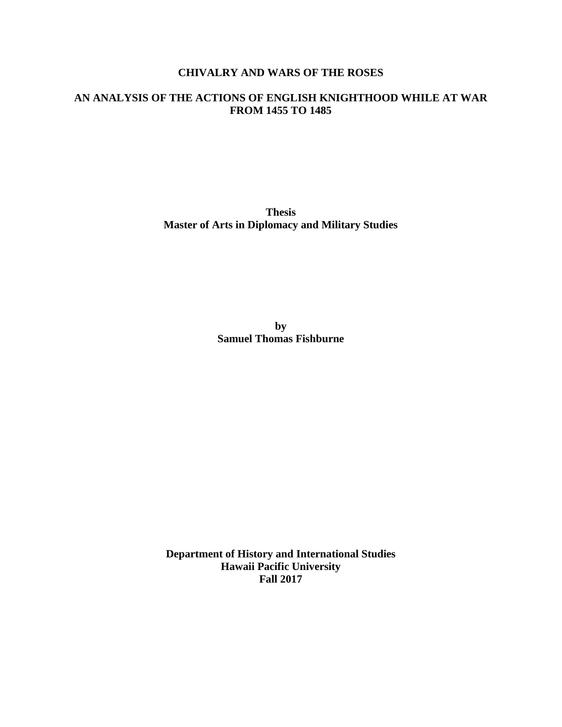# CHIVALRY AND WARS OF THE ROSES

## AN ANALYSIS OF THE ACTIONS OF ENGLISH KNIGHTHOOD WHILE AT WAR FROM 1455 TO 1485

**Thesis**
**Master of Arts in Diplomacy and Military Studies**

**by**
**Samuel Thomas Fishburne**

**Department of History and International Studies**
**Hawaii Pacific University**
**Fall 2017**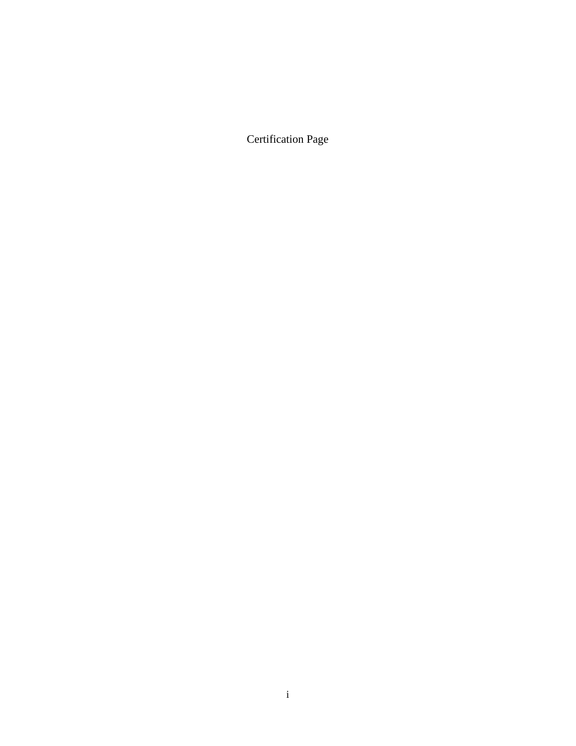Certification Page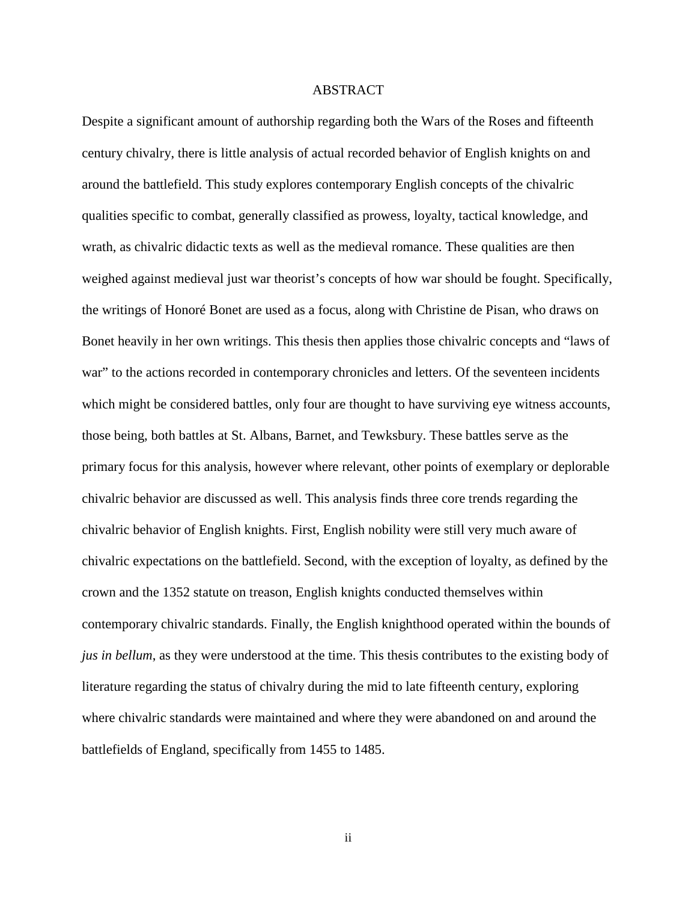# ABSTRACT

Despite a significant amount of authorship regarding both the Wars of the Roses and fifteenth century chivalry, there is little analysis of actual recorded behavior of English knights on and around the battlefield. This study explores contemporary English concepts of the chivalric qualities specific to combat, generally classified as prowess, loyalty, tactical knowledge, and wrath, as chivalric didactic texts as well as the medieval romance. These qualities are then weighed against medieval just war theorist's concepts of how war should be fought. Specifically, the writings of Honoré Bonet are used as a focus, along with Christine de Pisan, who draws on Bonet heavily in her own writings. This thesis then applies those chivalric concepts and "laws of war" to the actions recorded in contemporary chronicles and letters. Of the seventeen incidents which might be considered battles, only four are thought to have surviving eye witness accounts, those being, both battles at St. Albans, Barnet, and Tewksbury. These battles serve as the primary focus for this analysis, however where relevant, other points of exemplary or deplorable chivalric behavior are discussed as well. This analysis finds three core trends regarding the chivalric behavior of English knights. First, English nobility were still very much aware of chivalric expectations on the battlefield. Second, with the exception of loyalty, as defined by the crown and the 1352 statute on treason, English knights conducted themselves within contemporary chivalric standards. Finally, the English knighthood operated within the bounds of *jus in bellum*, as they were understood at the time. This thesis contributes to the existing body of literature regarding the status of chivalry during the mid to late fifteenth century, exploring where chivalric standards were maintained and where they were abandoned on and around the battlefields of England, specifically from 1455 to 1485.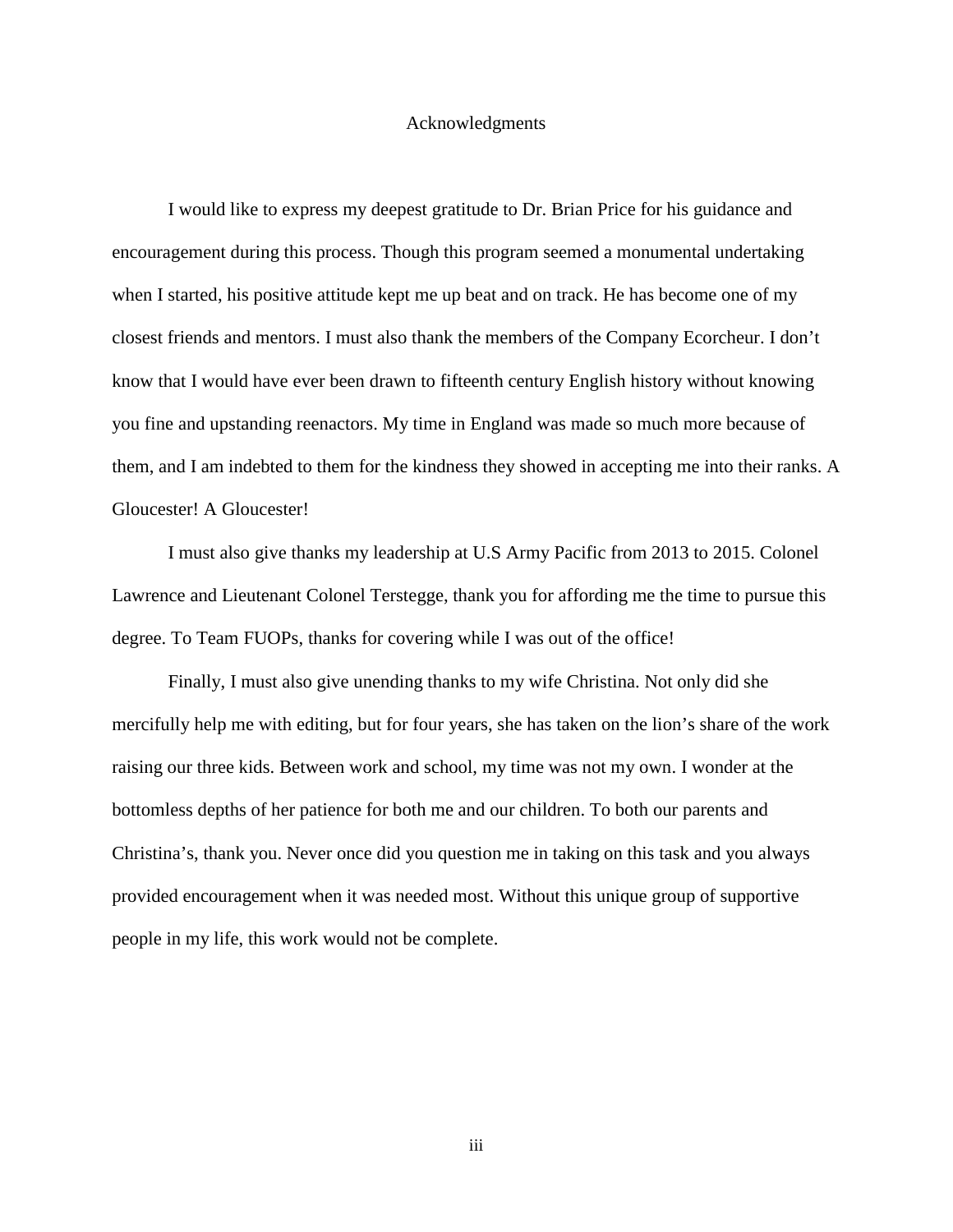# Acknowledgments

I would like to express my deepest gratitude to Dr. Brian Price for his guidance and encouragement during this process. Though this program seemed a monumental undertaking when I started, his positive attitude kept me up beat and on track. He has become one of my closest friends and mentors. I must also thank the members of the Company Ecorcheur. I don't know that I would have ever been drawn to fifteenth century English history without knowing you fine and upstanding reenactors. My time in England was made so much more because of them, and I am indebted to them for the kindness they showed in accepting me into their ranks. A Gloucester! A Gloucester!

I must also give thanks my leadership at U.S Army Pacific from 2013 to 2015. Colonel Lawrence and Lieutenant Colonel Terstegge, thank you for affording me the time to pursue this degree. To Team FUOPs, thanks for covering while I was out of the office!

Finally, I must also give unending thanks to my wife Christina. Not only did she mercifully help me with editing, but for four years, she has taken on the lion's share of the work raising our three kids. Between work and school, my time was not my own. I wonder at the bottomless depths of her patience for both me and our children. To both our parents and Christina's, thank you. Never once did you question me in taking on this task and you always provided encouragement when it was needed most. Without this unique group of supportive people in my life, this work would not be complete.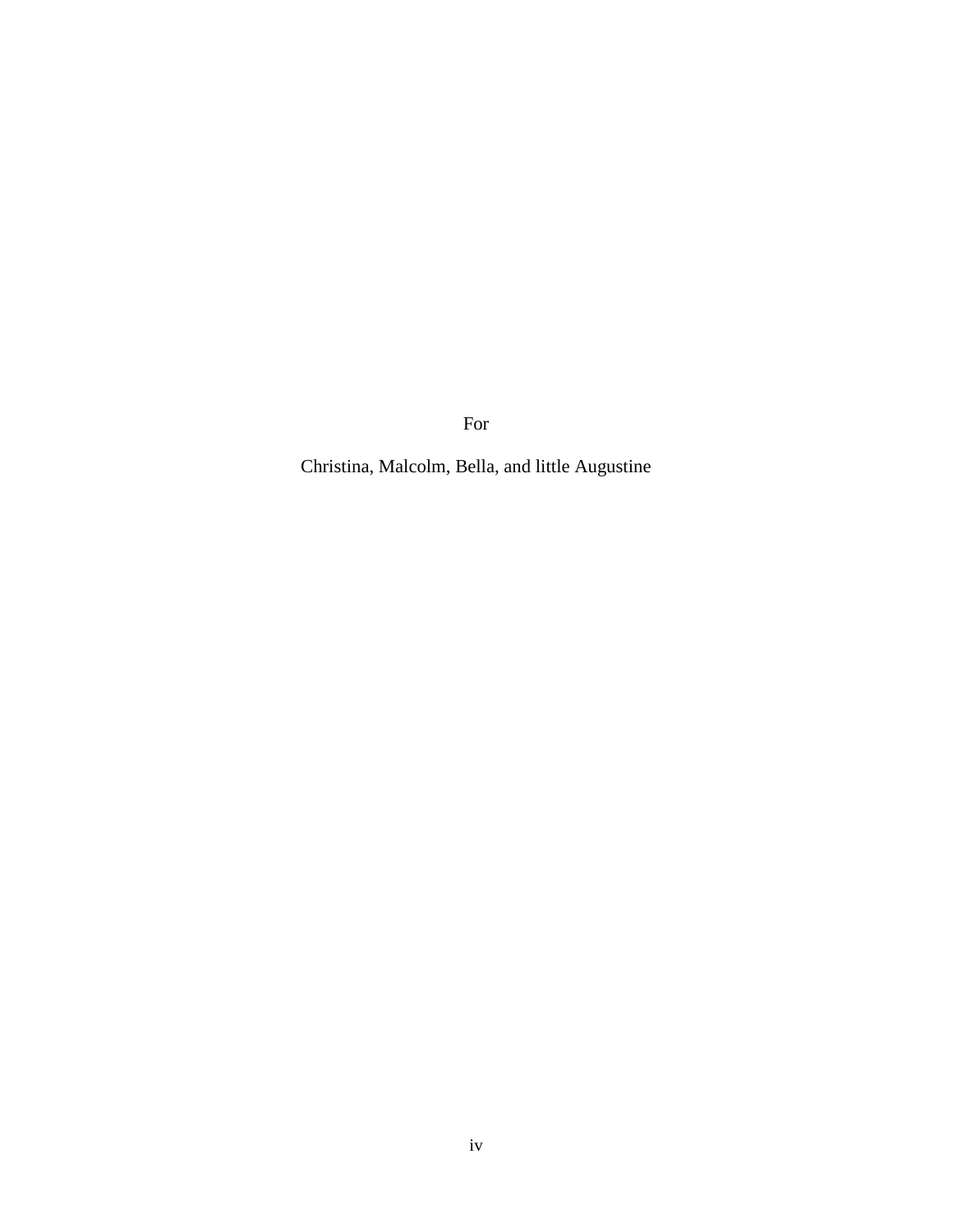For

Christina, Malcolm, Bella, and little Augustine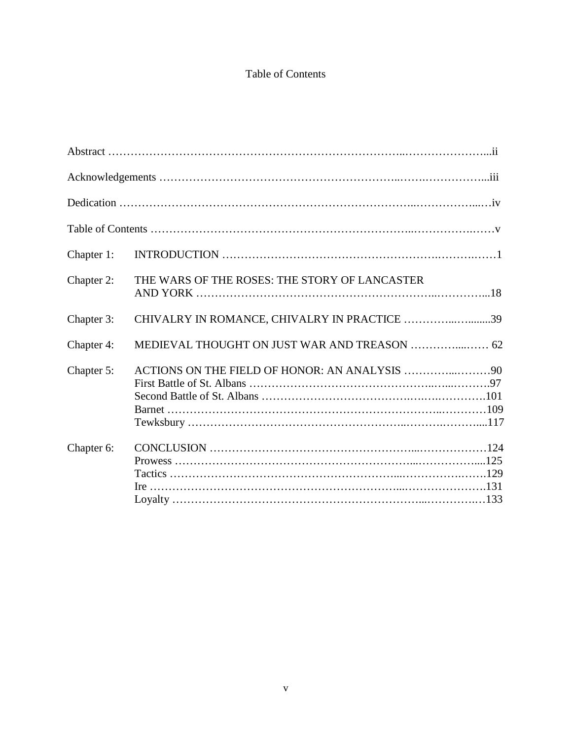# Table of Contents

Abstract ……………………………………………………………………..…………………...ii

Acknowledgements ………………………………………………………..…….……………...iii

Dedication …………………………………………………………………..……………...…iv

Table of Contents …………………………………………………………..…………….……v

Chapter 1: INTRODUCTION ……………………………………………….……….……1

Chapter 2: THE WARS OF THE ROSES: THE STORY OF LANCASTER AND YORK ……………………………………………………..…………...18

Chapter 3: CHIVALRY IN ROMANCE, CHIVALRY IN PRACTICE …………...…........39

Chapter 4: MEDIEVAL THOUGHT ON JUST WAR AND TREASON …………....…… 62

Chapter 5: ACTIONS ON THE FIELD OF HONOR: AN ANALYSIS …………...………90

- First Battle of St. Albans ……………………………………..…...……….97
- Second Battle of St. Albans ……………………………….….….…………101
- Barnet ……………………………………………………………..…………109
- Tewksbury ……………………………………………...………..………....117

Chapter 6: CONCLUSION ……………………………………………...………………124

- Prowess ……………………………………………………...……………....125
- Tactics …………………………………………………...…………….…….129
- Ire ……………………………………………………………...…………………….131
- Loyalty ………………………………………………………...…………..…133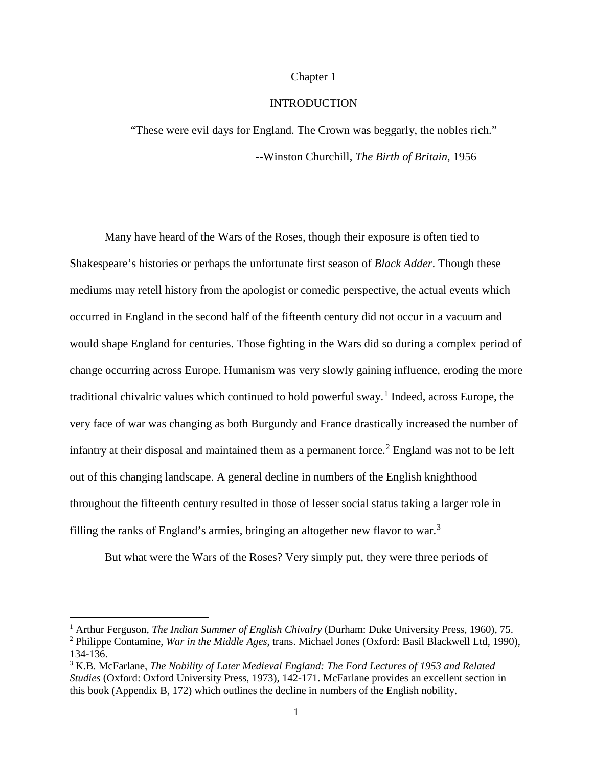# Chapter 1

# INTRODUCTION

> "These were evil days for England. The Crown was beggarly, the nobles rich."
>
> --Winston Churchill, *The Birth of Britain*, 1956

Many have heard of the Wars of the Roses, though their exposure is often tied to Shakespeare's histories or perhaps the unfortunate first season of *Black Adder*. Though these mediums may retell history from the apologist or comedic perspective, the actual events which occurred in England in the second half of the fifteenth century did not occur in a vacuum and would shape England for centuries. Those fighting in the Wars did so during a complex period of change occurring across Europe. Humanism was very slowly gaining influence, eroding the more traditional chivalric values which continued to hold powerful sway.[1] Indeed, across Europe, the very face of war was changing as both Burgundy and France drastically increased the number of infantry at their disposal and maintained them as a permanent force.[2] England was not to be left out of this changing landscape. A general decline in numbers of the English knighthood throughout the fifteenth century resulted in those of lesser social status taking a larger role in filling the ranks of England's armies, bringing an altogether new flavor to war.[3]

But what were the Wars of the Roses? Very simply put, they were three periods of

---

[1] Arthur Ferguson, *The Indian Summer of English Chivalry* (Durham: Duke University Press, 1960), 75.

[2] Philippe Contamine, *War in the Middle Ages*, trans. Michael Jones (Oxford: Basil Blackwell Ltd, 1990), 134-136.

[3] K.B. McFarlane, *The Nobility of Later Medieval England: The Ford Lectures of 1953 and Related Studies* (Oxford: Oxford University Press, 1973), 142-171. McFarlane provides an excellent section in this book (Appendix B, 172) which outlines the decline in numbers of the English nobility.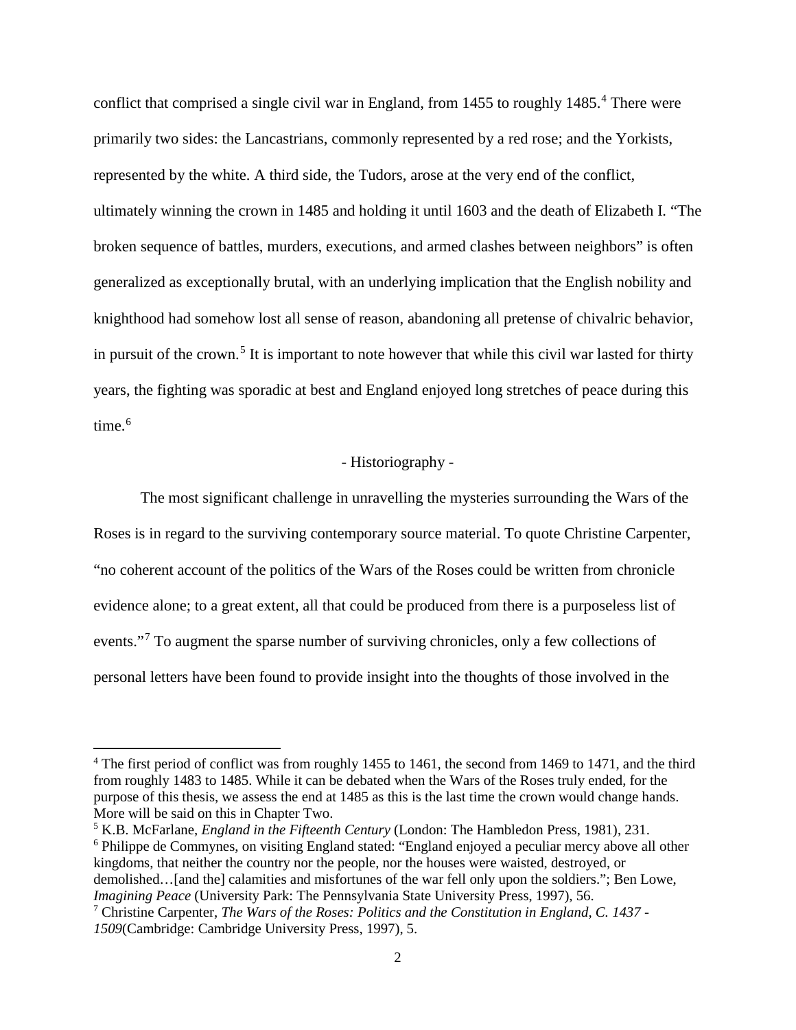conflict that comprised a single civil war in England, from 1455 to roughly 1485.[4] There were primarily two sides: the Lancastrians, commonly represented by a red rose; and the Yorkists, represented by the white. A third side, the Tudors, arose at the very end of the conflict, ultimately winning the crown in 1485 and holding it until 1603 and the death of Elizabeth I. "The broken sequence of battles, murders, executions, and armed clashes between neighbors" is often generalized as exceptionally brutal, with an underlying implication that the English nobility and knighthood had somehow lost all sense of reason, abandoning all pretense of chivalric behavior, in pursuit of the crown.[5] It is important to note however that while this civil war lasted for thirty years, the fighting was sporadic at best and England enjoyed long stretches of peace during this time.[6]

## - Historiography -

The most significant challenge in unravelling the mysteries surrounding the Wars of the Roses is in regard to the surviving contemporary source material. To quote Christine Carpenter, "no coherent account of the politics of the Wars of the Roses could be written from chronicle evidence alone; to a great extent, all that could be produced from there is a purposeless list of events."[7] To augment the sparse number of surviving chronicles, only a few collections of personal letters have been found to provide insight into the thoughts of those involved in the

---

[4] The first period of conflict was from roughly 1455 to 1461, the second from 1469 to 1471, and the third from roughly 1483 to 1485. While it can be debated when the Wars of the Roses truly ended, for the purpose of this thesis, we assess the end at 1485 as this is the last time the crown would change hands. More will be said on this in Chapter Two.

[5] K.B. McFarlane, *England in the Fifteenth Century* (London: The Hambledon Press, 1981), 231.

[6] Philippe de Commynes, on visiting England stated: "England enjoyed a peculiar mercy above all other kingdoms, that neither the country nor the people, nor the houses were waisted, destroyed, or demolished…[and the] calamities and misfortunes of the war fell only upon the soldiers."; Ben Lowe, *Imagining Peace* (University Park: The Pennsylvania State University Press, 1997), 56.

[7] Christine Carpenter, *The Wars of the Roses: Politics and the Constitution in England, C. 1437 - 1509*(Cambridge: Cambridge University Press, 1997), 5.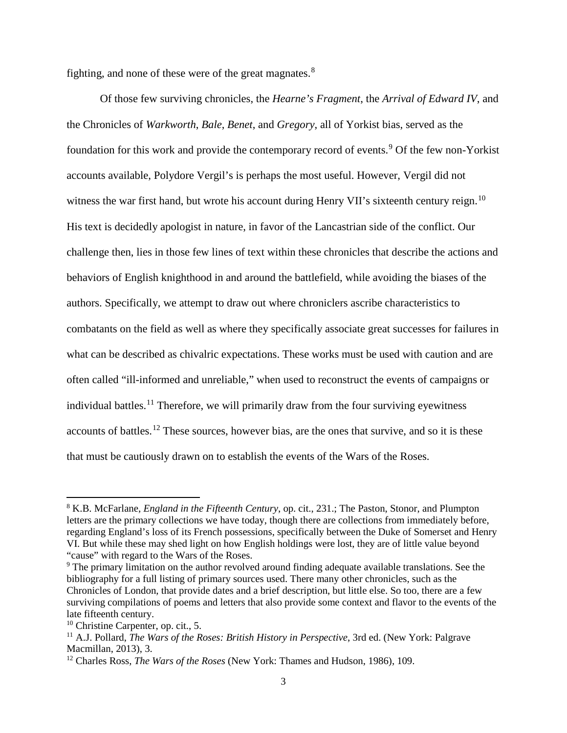fighting, and none of these were of the great magnates.[8]

Of those few surviving chronicles, the *Hearne's Fragment*, the *Arrival of Edward IV*, and the Chronicles of *Warkworth*, *Bale*, *Benet*, and *Gregory*, all of Yorkist bias, served as the foundation for this work and provide the contemporary record of events.[9] Of the few non-Yorkist accounts available, Polydore Vergil's is perhaps the most useful. However, Vergil did not witness the war first hand, but wrote his account during Henry VII's sixteenth century reign.[10] His text is decidedly apologist in nature, in favor of the Lancastrian side of the conflict. Our challenge then, lies in those few lines of text within these chronicles that describe the actions and behaviors of English knighthood in and around the battlefield, while avoiding the biases of the authors. Specifically, we attempt to draw out where chroniclers ascribe characteristics to combatants on the field as well as where they specifically associate great successes for failures in what can be described as chivalric expectations. These works must be used with caution and are often called "ill-informed and unreliable," when used to reconstruct the events of campaigns or individual battles.[11] Therefore, we will primarily draw from the four surviving eyewitness accounts of battles.[12] These sources, however bias, are the ones that survive, and so it is these that must be cautiously drawn on to establish the events of the Wars of the Roses.

---

[8] K.B. McFarlane, *England in the Fifteenth Century*, op. cit., 231.; The Paston, Stonor, and Plumpton letters are the primary collections we have today, though there are collections from immediately before, regarding England's loss of its French possessions, specifically between the Duke of Somerset and Henry VI. But while these may shed light on how English holdings were lost, they are of little value beyond "cause" with regard to the Wars of the Roses.

[9] The primary limitation on the author revolved around finding adequate available translations. See the bibliography for a full listing of primary sources used. There many other chronicles, such as the Chronicles of London, that provide dates and a brief description, but little else. So too, there are a few surviving compilations of poems and letters that also provide some context and flavor to the events of the late fifteenth century.

[10] Christine Carpenter, op. cit., 5.

[11] A.J. Pollard, *The Wars of the Roses: British History in Perspective*, 3rd ed. (New York: Palgrave Macmillan, 2013), 3.

[12] Charles Ross, *The Wars of the Roses* (New York: Thames and Hudson, 1986), 109.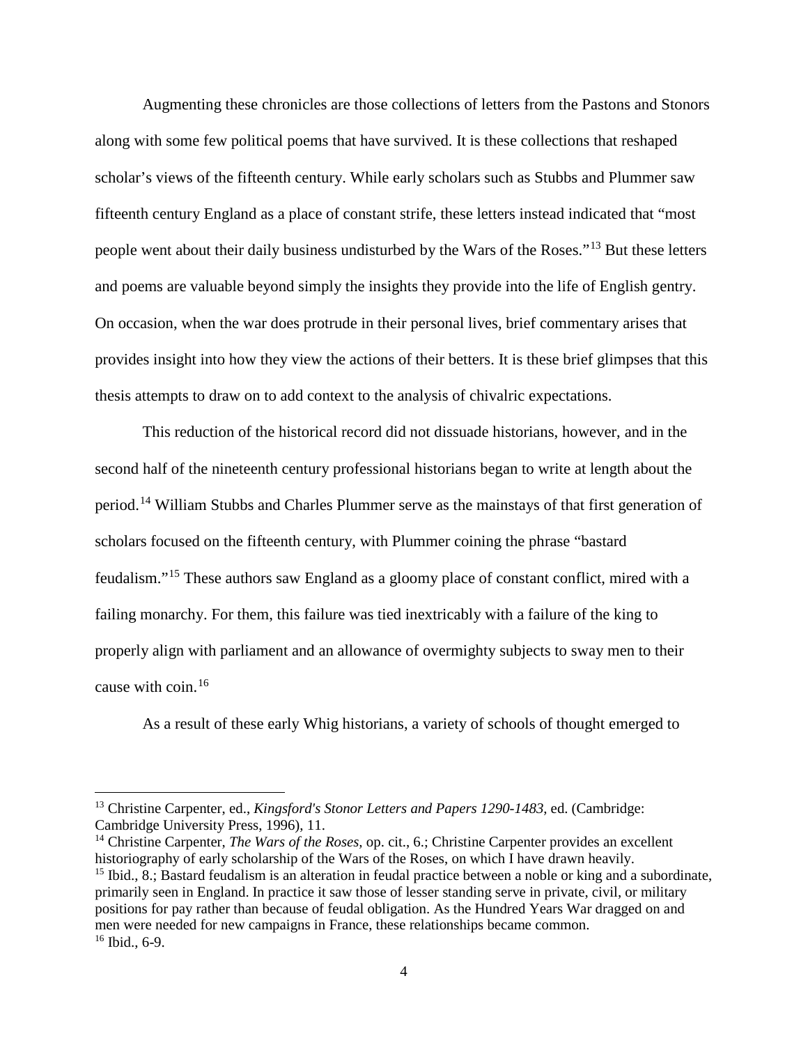Augmenting these chronicles are those collections of letters from the Pastons and Stonors along with some few political poems that have survived. It is these collections that reshaped scholar's views of the fifteenth century. While early scholars such as Stubbs and Plummer saw fifteenth century England as a place of constant strife, these letters instead indicated that "most people went about their daily business undisturbed by the Wars of the Roses."[13] But these letters and poems are valuable beyond simply the insights they provide into the life of English gentry. On occasion, when the war does protrude in their personal lives, brief commentary arises that provides insight into how they view the actions of their betters. It is these brief glimpses that this thesis attempts to draw on to add context to the analysis of chivalric expectations.

This reduction of the historical record did not dissuade historians, however, and in the second half of the nineteenth century professional historians began to write at length about the period.[14] William Stubbs and Charles Plummer serve as the mainstays of that first generation of scholars focused on the fifteenth century, with Plummer coining the phrase "bastard feudalism."[15] These authors saw England as a gloomy place of constant conflict, mired with a failing monarchy. For them, this failure was tied inextricably with a failure of the king to properly align with parliament and an allowance of overmighty subjects to sway men to their cause with coin.[16]

As a result of these early Whig historians, a variety of schools of thought emerged to

---

[13] Christine Carpenter, ed., *Kingsford's Stonor Letters and Papers 1290-1483*, ed. (Cambridge: Cambridge University Press, 1996), 11.

[14] Christine Carpenter, *The Wars of the Roses*, op. cit., 6.; Christine Carpenter provides an excellent historiography of early scholarship of the Wars of the Roses, on which I have drawn heavily.

[15] Ibid., 8.; Bastard feudalism is an alteration in feudal practice between a noble or king and a subordinate, primarily seen in England. In practice it saw those of lesser standing serve in private, civil, or military positions for pay rather than because of feudal obligation. As the Hundred Years War dragged on and men were needed for new campaigns in France, these relationships became common.

[16] Ibid., 6-9.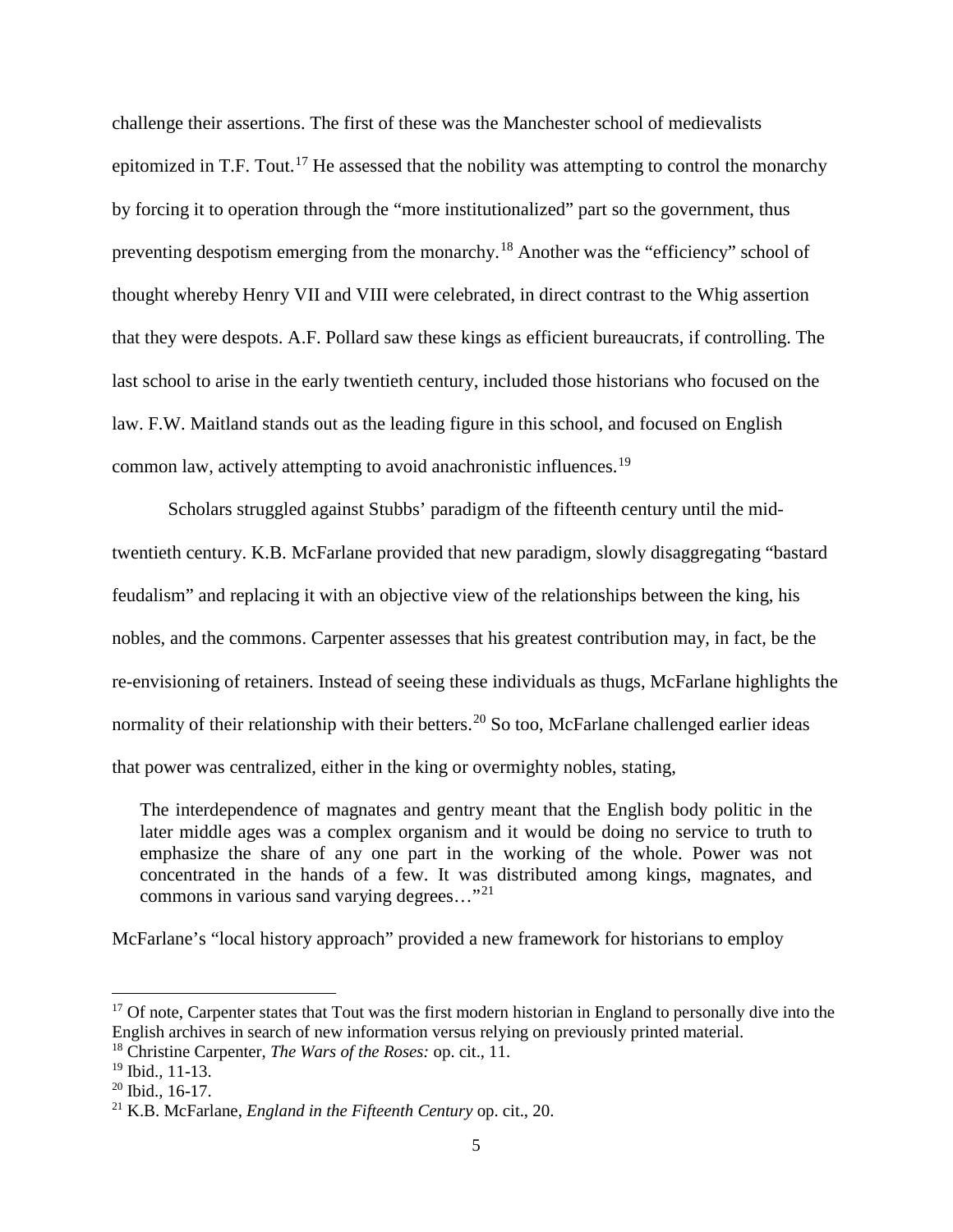challenge their assertions. The first of these was the Manchester school of medievalists epitomized in T.F. Tout.[17] He assessed that the nobility was attempting to control the monarchy by forcing it to operation through the "more institutionalized" part so the government, thus preventing despotism emerging from the monarchy.[18] Another was the "efficiency" school of thought whereby Henry VII and VIII were celebrated, in direct contrast to the Whig assertion that they were despots. A.F. Pollard saw these kings as efficient bureaucrats, if controlling. The last school to arise in the early twentieth century, included those historians who focused on the law. F.W. Maitland stands out as the leading figure in this school, and focused on English common law, actively attempting to avoid anachronistic influences.[19]

Scholars struggled against Stubbs' paradigm of the fifteenth century until the mid-twentieth century. K.B. McFarlane provided that new paradigm, slowly disaggregating "bastard feudalism" and replacing it with an objective view of the relationships between the king, his nobles, and the commons. Carpenter assesses that his greatest contribution may, in fact, be the re-envisioning of retainers. Instead of seeing these individuals as thugs, McFarlane highlights the normality of their relationship with their betters.[20] So too, McFarlane challenged earlier ideas that power was centralized, either in the king or overmighty nobles, stating,

> The interdependence of magnates and gentry meant that the English body politic in the later middle ages was a complex organism and it would be doing no service to truth to emphasize the share of any one part in the working of the whole. Power was not concentrated in the hands of a few. It was distributed among kings, magnates, and commons in various sand varying degrees…"[21]

McFarlane's "local history approach" provided a new framework for historians to employ

---

[17] Of note, Carpenter states that Tout was the first modern historian in England to personally dive into the English archives in search of new information versus relying on previously printed material.

[18] Christine Carpenter, *The Wars of the Roses:* op. cit., 11.

[19] Ibid., 11-13.

[20] Ibid., 16-17.

[21] K.B. McFarlane, *England in the Fifteenth Century* op. cit., 20.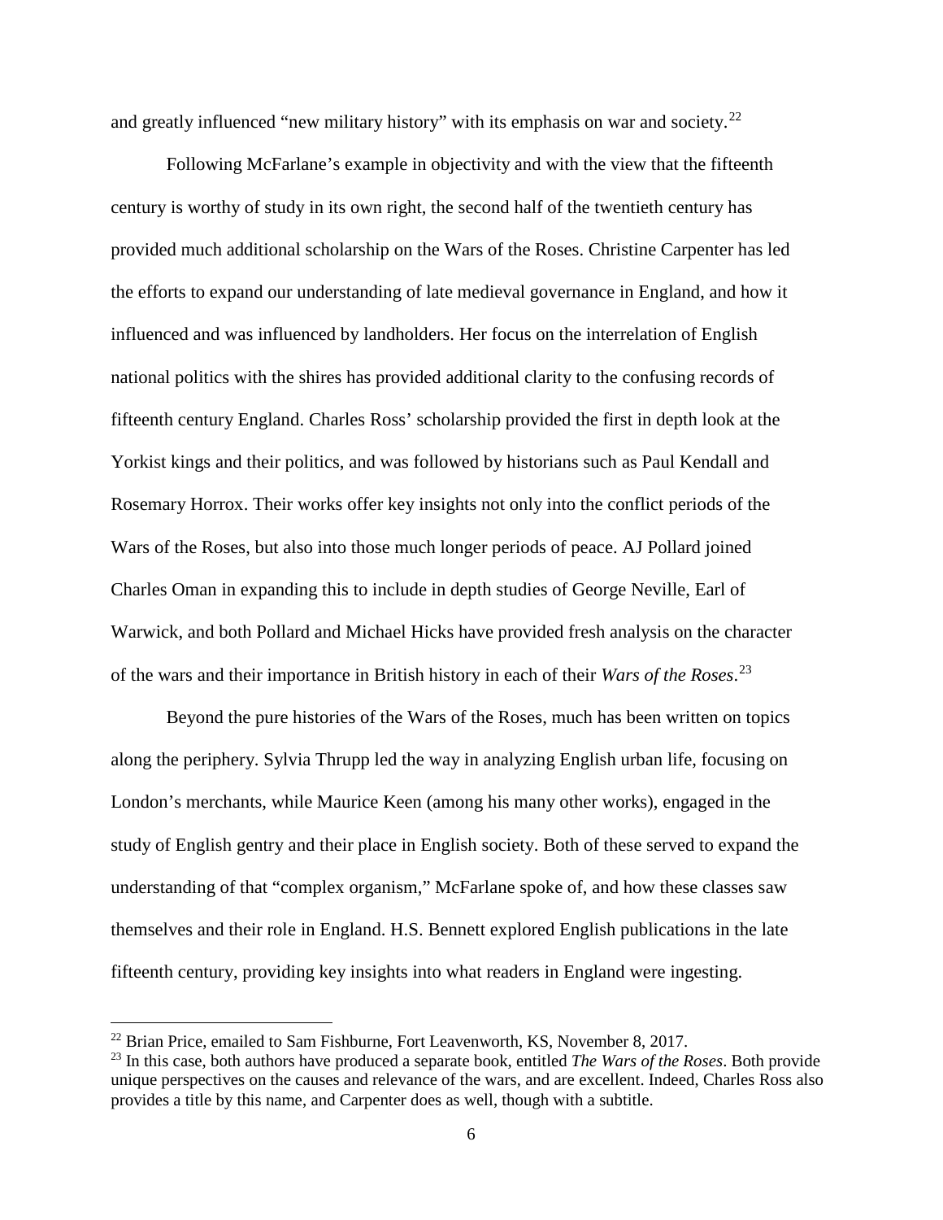and greatly influenced "new military history" with its emphasis on war and society.[22]

Following McFarlane's example in objectivity and with the view that the fifteenth century is worthy of study in its own right, the second half of the twentieth century has provided much additional scholarship on the Wars of the Roses. Christine Carpenter has led the efforts to expand our understanding of late medieval governance in England, and how it influenced and was influenced by landholders. Her focus on the interrelation of English national politics with the shires has provided additional clarity to the confusing records of fifteenth century England. Charles Ross' scholarship provided the first in depth look at the Yorkist kings and their politics, and was followed by historians such as Paul Kendall and Rosemary Horrox. Their works offer key insights not only into the conflict periods of the Wars of the Roses, but also into those much longer periods of peace. AJ Pollard joined Charles Oman in expanding this to include in depth studies of George Neville, Earl of Warwick, and both Pollard and Michael Hicks have provided fresh analysis on the character of the wars and their importance in British history in each of their *Wars of the Roses*.[23]

Beyond the pure histories of the Wars of the Roses, much has been written on topics along the periphery. Sylvia Thrupp led the way in analyzing English urban life, focusing on London's merchants, while Maurice Keen (among his many other works), engaged in the study of English gentry and their place in English society. Both of these served to expand the understanding of that "complex organism," McFarlane spoke of, and how these classes saw themselves and their role in England. H.S. Bennett explored English publications in the late fifteenth century, providing key insights into what readers in England were ingesting.

---

[22] Brian Price, emailed to Sam Fishburne, Fort Leavenworth, KS, November 8, 2017.

[23] In this case, both authors have produced a separate book, entitled *The Wars of the Roses*. Both provide unique perspectives on the causes and relevance of the wars, and are excellent. Indeed, Charles Ross also provides a title by this name, and Carpenter does as well, though with a subtitle.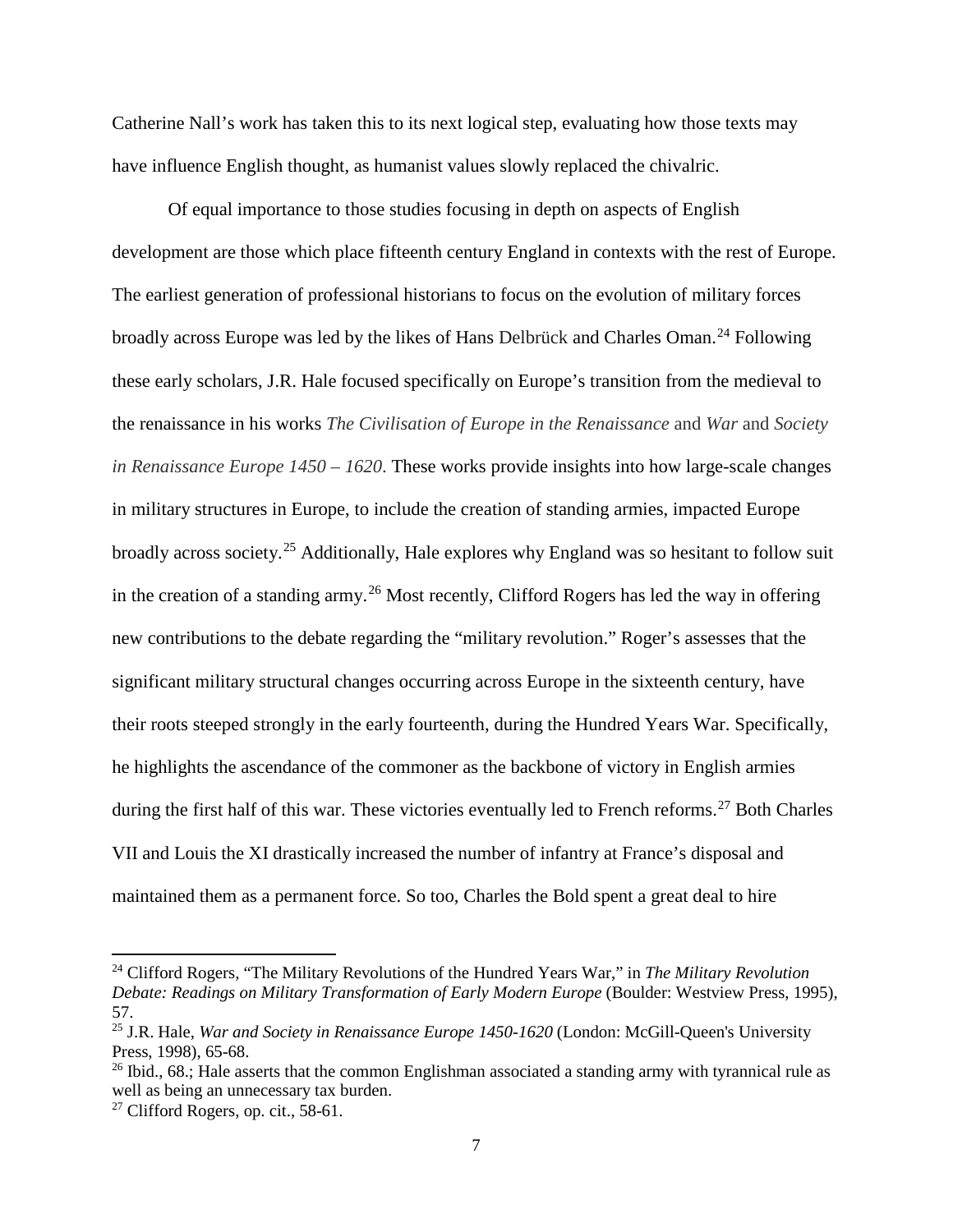Catherine Nall's work has taken this to its next logical step, evaluating how those texts may have influence English thought, as humanist values slowly replaced the chivalric.

Of equal importance to those studies focusing in depth on aspects of English development are those which place fifteenth century England in contexts with the rest of Europe. The earliest generation of professional historians to focus on the evolution of military forces broadly across Europe was led by the likes of Hans Delbrück and Charles Oman.[24] Following these early scholars, J.R. Hale focused specifically on Europe's transition from the medieval to the renaissance in his works *The Civilisation of Europe in the Renaissance* and *War* and *Society in Renaissance Europe 1450 – 1620*. These works provide insights into how large-scale changes in military structures in Europe, to include the creation of standing armies, impacted Europe broadly across society.[25] Additionally, Hale explores why England was so hesitant to follow suit in the creation of a standing army.[26] Most recently, Clifford Rogers has led the way in offering new contributions to the debate regarding the "military revolution." Roger's assesses that the significant military structural changes occurring across Europe in the sixteenth century, have their roots steeped strongly in the early fourteenth, during the Hundred Years War. Specifically, he highlights the ascendance of the commoner as the backbone of victory in English armies during the first half of this war. These victories eventually led to French reforms.[27] Both Charles VII and Louis the XI drastically increased the number of infantry at France's disposal and maintained them as a permanent force. So too, Charles the Bold spent a great deal to hire

---

[24] Clifford Rogers, "The Military Revolutions of the Hundred Years War," in *The Military Revolution Debate: Readings on Military Transformation of Early Modern Europe* (Boulder: Westview Press, 1995), 57.

[25] J.R. Hale, *War and Society in Renaissance Europe 1450-1620* (London: McGill-Queen's University Press, 1998), 65-68.

[26] Ibid., 68.; Hale asserts that the common Englishman associated a standing army with tyrannical rule as well as being an unnecessary tax burden.

[27] Clifford Rogers, op. cit., 58-61.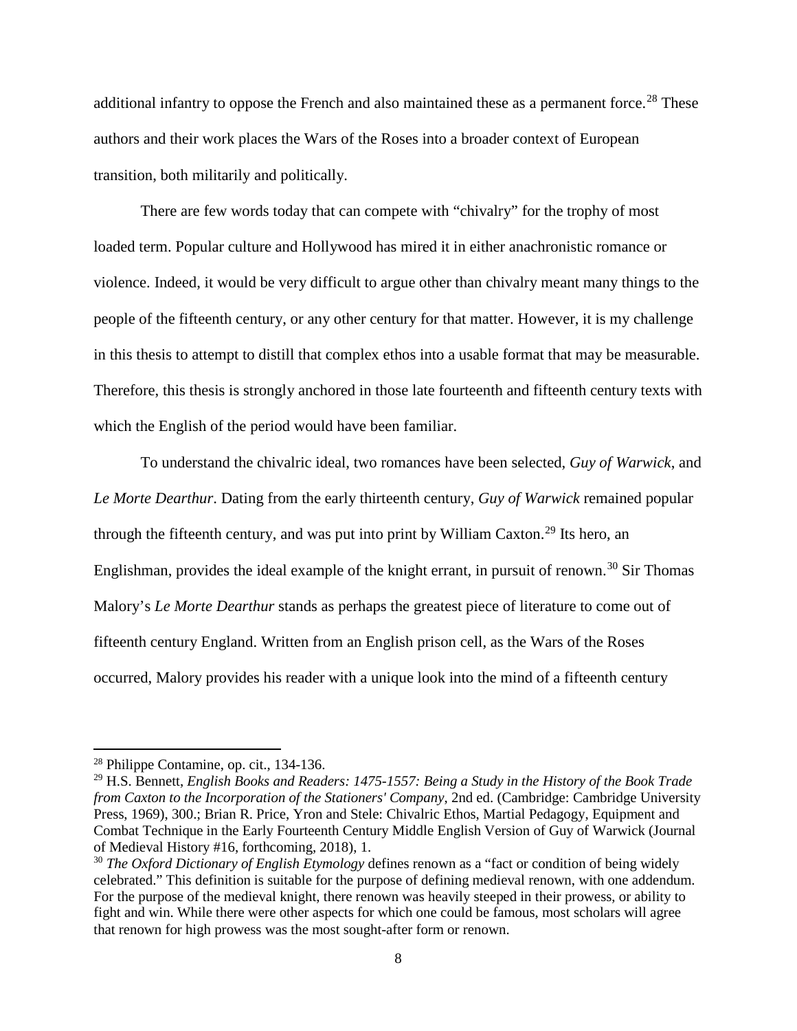additional infantry to oppose the French and also maintained these as a permanent force.[28] These authors and their work places the Wars of the Roses into a broader context of European transition, both militarily and politically.

There are few words today that can compete with "chivalry" for the trophy of most loaded term. Popular culture and Hollywood has mired it in either anachronistic romance or violence. Indeed, it would be very difficult to argue other than chivalry meant many things to the people of the fifteenth century, or any other century for that matter. However, it is my challenge in this thesis to attempt to distill that complex ethos into a usable format that may be measurable. Therefore, this thesis is strongly anchored in those late fourteenth and fifteenth century texts with which the English of the period would have been familiar.

To understand the chivalric ideal, two romances have been selected, *Guy of Warwick*, and *Le Morte Dearthur*. Dating from the early thirteenth century, *Guy of Warwick* remained popular through the fifteenth century, and was put into print by William Caxton.[29] Its hero, an Englishman, provides the ideal example of the knight errant, in pursuit of renown.[30] Sir Thomas Malory's *Le Morte Dearthur* stands as perhaps the greatest piece of literature to come out of fifteenth century England. Written from an English prison cell, as the Wars of the Roses occurred, Malory provides his reader with a unique look into the mind of a fifteenth century

---

[28] Philippe Contamine, op. cit., 134-136.

[29] H.S. Bennett, *English Books and Readers: 1475-1557: Being a Study in the History of the Book Trade from Caxton to the Incorporation of the Stationers' Company*, 2nd ed. (Cambridge: Cambridge University Press, 1969), 300.; Brian R. Price, Yron and Stele: Chivalric Ethos, Martial Pedagogy, Equipment and Combat Technique in the Early Fourteenth Century Middle English Version of Guy of Warwick (Journal of Medieval History #16, forthcoming, 2018), 1.

[30] *The Oxford Dictionary of English Etymology* defines renown as a "fact or condition of being widely celebrated." This definition is suitable for the purpose of defining medieval renown, with one addendum. For the purpose of the medieval knight, there renown was heavily steeped in their prowess, or ability to fight and win. While there were other aspects for which one could be famous, most scholars will agree that renown for high prowess was the most sought-after form or renown.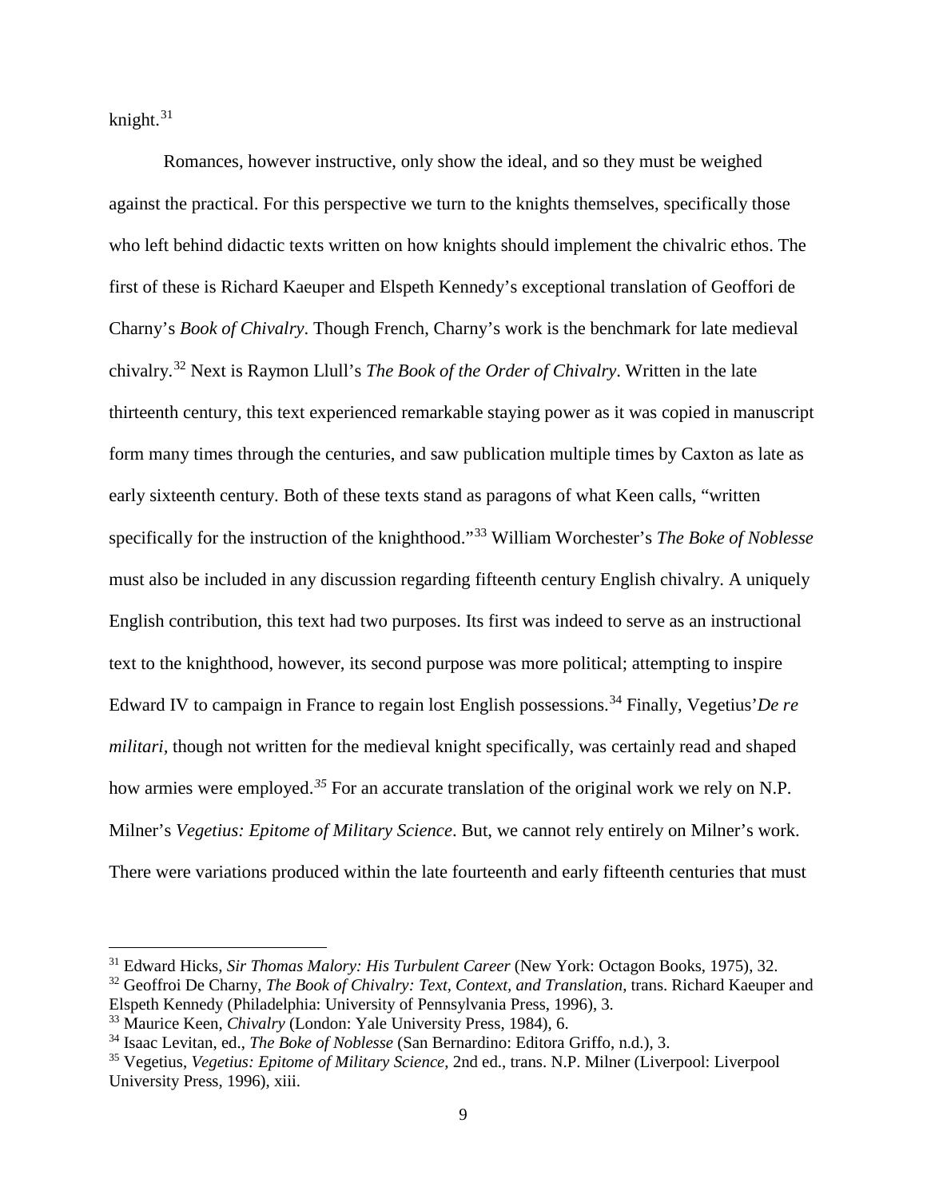knight.[31]

Romances, however instructive, only show the ideal, and so they must be weighed against the practical. For this perspective we turn to the knights themselves, specifically those who left behind didactic texts written on how knights should implement the chivalric ethos. The first of these is Richard Kaeuper and Elspeth Kennedy's exceptional translation of Geoffori de Charny's *Book of Chivalry*. Though French, Charny's work is the benchmark for late medieval chivalry.[32] Next is Raymon Llull's *The Book of the Order of Chivalry*. Written in the late thirteenth century, this text experienced remarkable staying power as it was copied in manuscript form many times through the centuries, and saw publication multiple times by Caxton as late as early sixteenth century. Both of these texts stand as paragons of what Keen calls, "written specifically for the instruction of the knighthood."[33] William Worchester's *The Boke of Noblesse* must also be included in any discussion regarding fifteenth century English chivalry. A uniquely English contribution, this text had two purposes. Its first was indeed to serve as an instructional text to the knighthood, however, its second purpose was more political; attempting to inspire Edward IV to campaign in France to regain lost English possessions.[34] Finally, Vegetius'*De re militari*, though not written for the medieval knight specifically, was certainly read and shaped how armies were employed.[35] For an accurate translation of the original work we rely on N.P. Milner's *Vegetius: Epitome of Military Science*. But, we cannot rely entirely on Milner's work. There were variations produced within the late fourteenth and early fifteenth centuries that must

---

[31] Edward Hicks, *Sir Thomas Malory: His Turbulent Career* (New York: Octagon Books, 1975), 32.

[32] Geoffroi De Charny, *The Book of Chivalry: Text, Context, and Translation*, trans. Richard Kaeuper and Elspeth Kennedy (Philadelphia: University of Pennsylvania Press, 1996), 3.

[33] Maurice Keen, *Chivalry* (London: Yale University Press, 1984), 6.

[34] Isaac Levitan, ed., *The Boke of Noblesse* (San Bernardino: Editora Griffo, n.d.), 3.

[35] Vegetius, *Vegetius: Epitome of Military Science*, 2nd ed., trans. N.P. Milner (Liverpool: Liverpool University Press, 1996), xiii.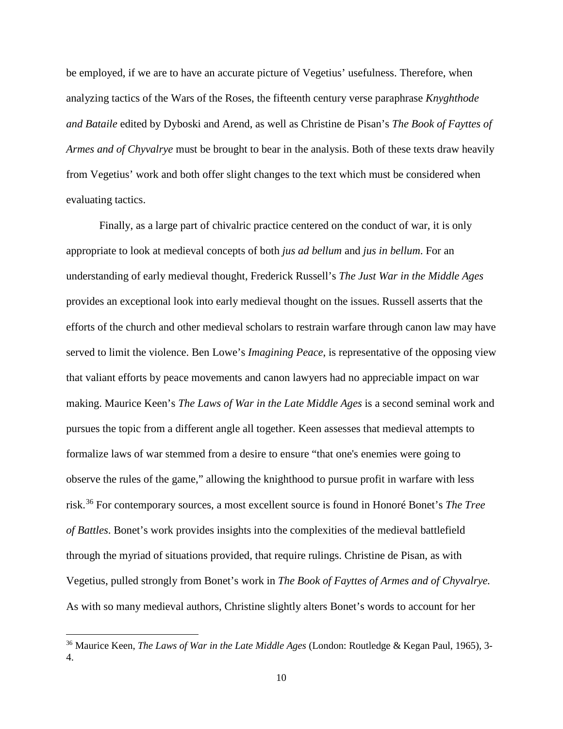be employed, if we are to have an accurate picture of Vegetius' usefulness. Therefore, when analyzing tactics of the Wars of the Roses, the fifteenth century verse paraphrase *Knyghthode and Bataile* edited by Dyboski and Arend, as well as Christine de Pisan's *The Book of Fayttes of Armes and of Chyvalrye* must be brought to bear in the analysis. Both of these texts draw heavily from Vegetius' work and both offer slight changes to the text which must be considered when evaluating tactics.

Finally, as a large part of chivalric practice centered on the conduct of war, it is only appropriate to look at medieval concepts of both *jus ad bellum* and *jus in bellum*. For an understanding of early medieval thought, Frederick Russell's *The Just War in the Middle Ages* provides an exceptional look into early medieval thought on the issues. Russell asserts that the efforts of the church and other medieval scholars to restrain warfare through canon law may have served to limit the violence. Ben Lowe's *Imagining Peace*, is representative of the opposing view that valiant efforts by peace movements and canon lawyers had no appreciable impact on war making. Maurice Keen's *The Laws of War in the Late Middle Ages* is a second seminal work and pursues the topic from a different angle all together. Keen assesses that medieval attempts to formalize laws of war stemmed from a desire to ensure "that one's enemies were going to observe the rules of the game," allowing the knighthood to pursue profit in warfare with less risk.[36] For contemporary sources, a most excellent source is found in Honoré Bonet's *The Tree of Battles*. Bonet's work provides insights into the complexities of the medieval battlefield through the myriad of situations provided, that require rulings. Christine de Pisan, as with Vegetius, pulled strongly from Bonet's work in *The Book of Fayttes of Armes and of Chyvalrye.* As with so many medieval authors, Christine slightly alters Bonet's words to account for her

[36] Maurice Keen, *The Laws of War in the Late Middle Ages* (London: Routledge & Kegan Paul, 1965), 3-4.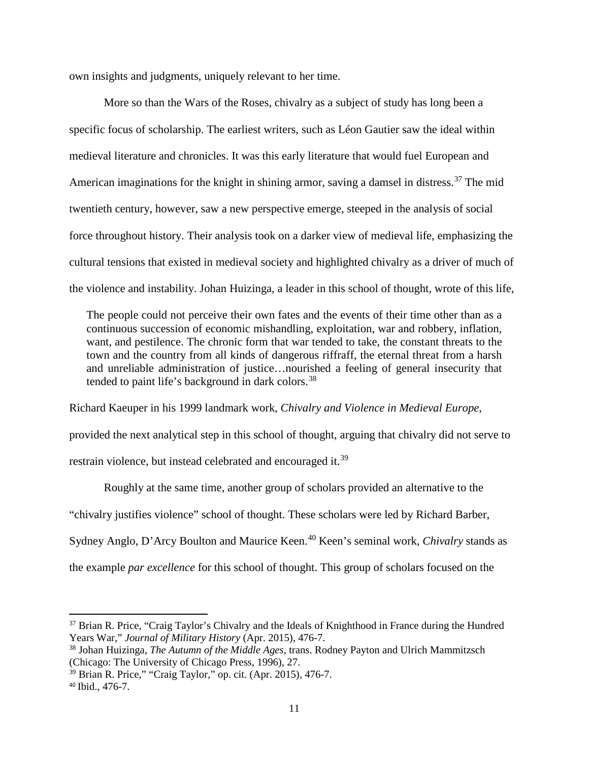own insights and judgments, uniquely relevant to her time.

More so than the Wars of the Roses, chivalry as a subject of study has long been a specific focus of scholarship. The earliest writers, such as Léon Gautier saw the ideal within medieval literature and chronicles. It was this early literature that would fuel European and American imaginations for the knight in shining armor, saving a damsel in distress.[37] The mid twentieth century, however, saw a new perspective emerge, steeped in the analysis of social force throughout history. Their analysis took on a darker view of medieval life, emphasizing the cultural tensions that existed in medieval society and highlighted chivalry as a driver of much of the violence and instability. Johan Huizinga, a leader in this school of thought, wrote of this life,

> The people could not perceive their own fates and the events of their time other than as a continuous succession of economic mishandling, exploitation, war and robbery, inflation, want, and pestilence. The chronic form that war tended to take, the constant threats to the town and the country from all kinds of dangerous riffraff, the eternal threat from a harsh and unreliable administration of justice…nourished a feeling of general insecurity that tended to paint life's background in dark colors.[38]

Richard Kaeuper in his 1999 landmark work, *Chivalry and Violence in Medieval Europe*, provided the next analytical step in this school of thought, arguing that chivalry did not serve to restrain violence, but instead celebrated and encouraged it.[39]

Roughly at the same time, another group of scholars provided an alternative to the "chivalry justifies violence" school of thought. These scholars were led by Richard Barber, Sydney Anglo, D'Arcy Boulton and Maurice Keen.[40] Keen's seminal work, *Chivalry* stands as the example *par excellence* for this school of thought. This group of scholars focused on the

---

[37] Brian R. Price, "Craig Taylor's Chivalry and the Ideals of Knighthood in France during the Hundred Years War," *Journal of Military History* (Apr. 2015), 476-7.

[38] Johan Huizinga, *The Autumn of the Middle Ages*, trans. Rodney Payton and Ulrich Mammitzsch (Chicago: The University of Chicago Press, 1996), 27.

[39] Brian R. Price," "Craig Taylor," op. cit. (Apr. 2015), 476-7.

[40] Ibid., 476-7.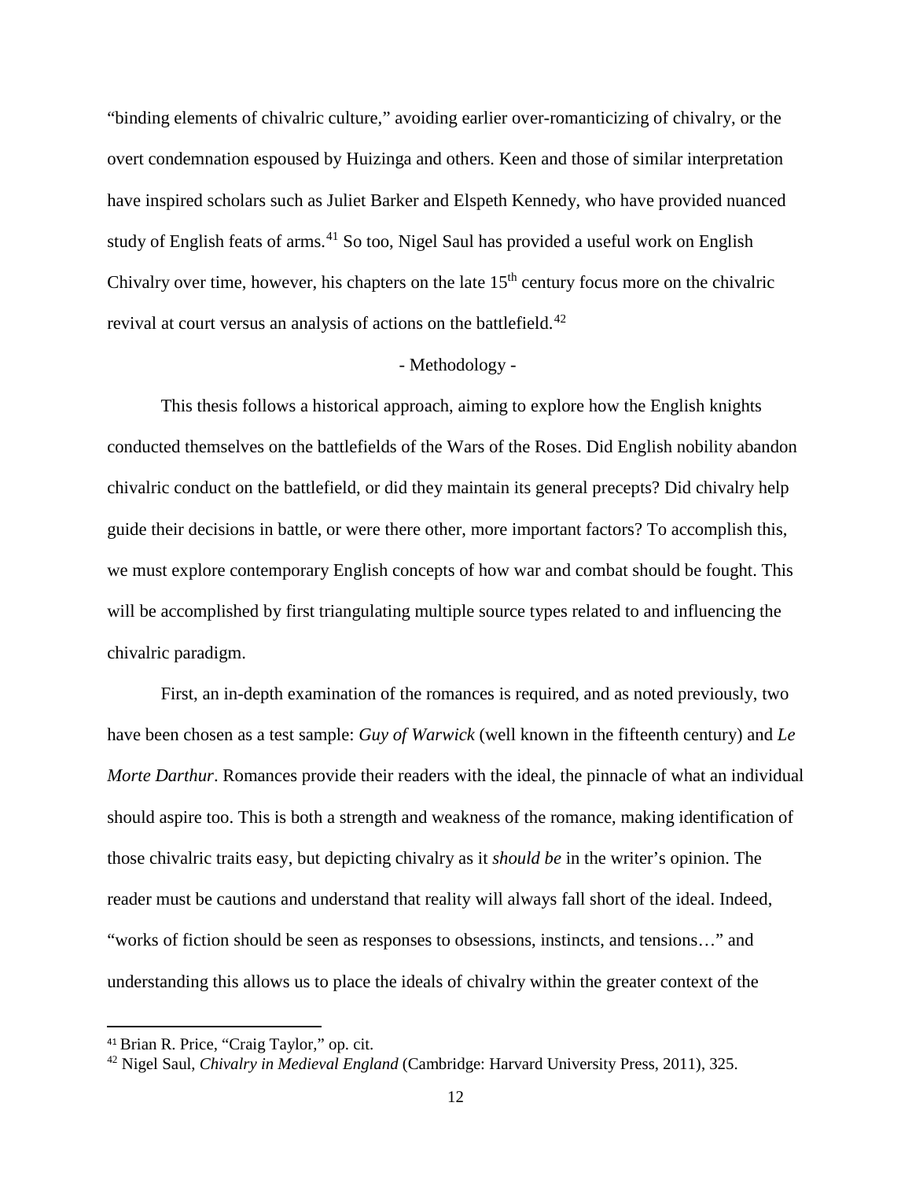"binding elements of chivalric culture," avoiding earlier over-romanticizing of chivalry, or the overt condemnation espoused by Huizinga and others. Keen and those of similar interpretation have inspired scholars such as Juliet Barker and Elspeth Kennedy, who have provided nuanced study of English feats of arms.[41] So too, Nigel Saul has provided a useful work on English Chivalry over time, however, his chapters on the late 15th century focus more on the chivalric revival at court versus an analysis of actions on the battlefield.[42]

## - Methodology -

This thesis follows a historical approach, aiming to explore how the English knights conducted themselves on the battlefields of the Wars of the Roses. Did English nobility abandon chivalric conduct on the battlefield, or did they maintain its general precepts? Did chivalry help guide their decisions in battle, or were there other, more important factors? To accomplish this, we must explore contemporary English concepts of how war and combat should be fought. This will be accomplished by first triangulating multiple source types related to and influencing the chivalric paradigm.

First, an in-depth examination of the romances is required, and as noted previously, two have been chosen as a test sample: *Guy of Warwick* (well known in the fifteenth century) and *Le Morte Darthur*. Romances provide their readers with the ideal, the pinnacle of what an individual should aspire too. This is both a strength and weakness of the romance, making identification of those chivalric traits easy, but depicting chivalry as it *should be* in the writer's opinion. The reader must be cautions and understand that reality will always fall short of the ideal. Indeed, "works of fiction should be seen as responses to obsessions, instincts, and tensions…" and understanding this allows us to place the ideals of chivalry within the greater context of the

---

[41] Brian R. Price, "Craig Taylor," op. cit.

[42] Nigel Saul, *Chivalry in Medieval England* (Cambridge: Harvard University Press, 2011), 325.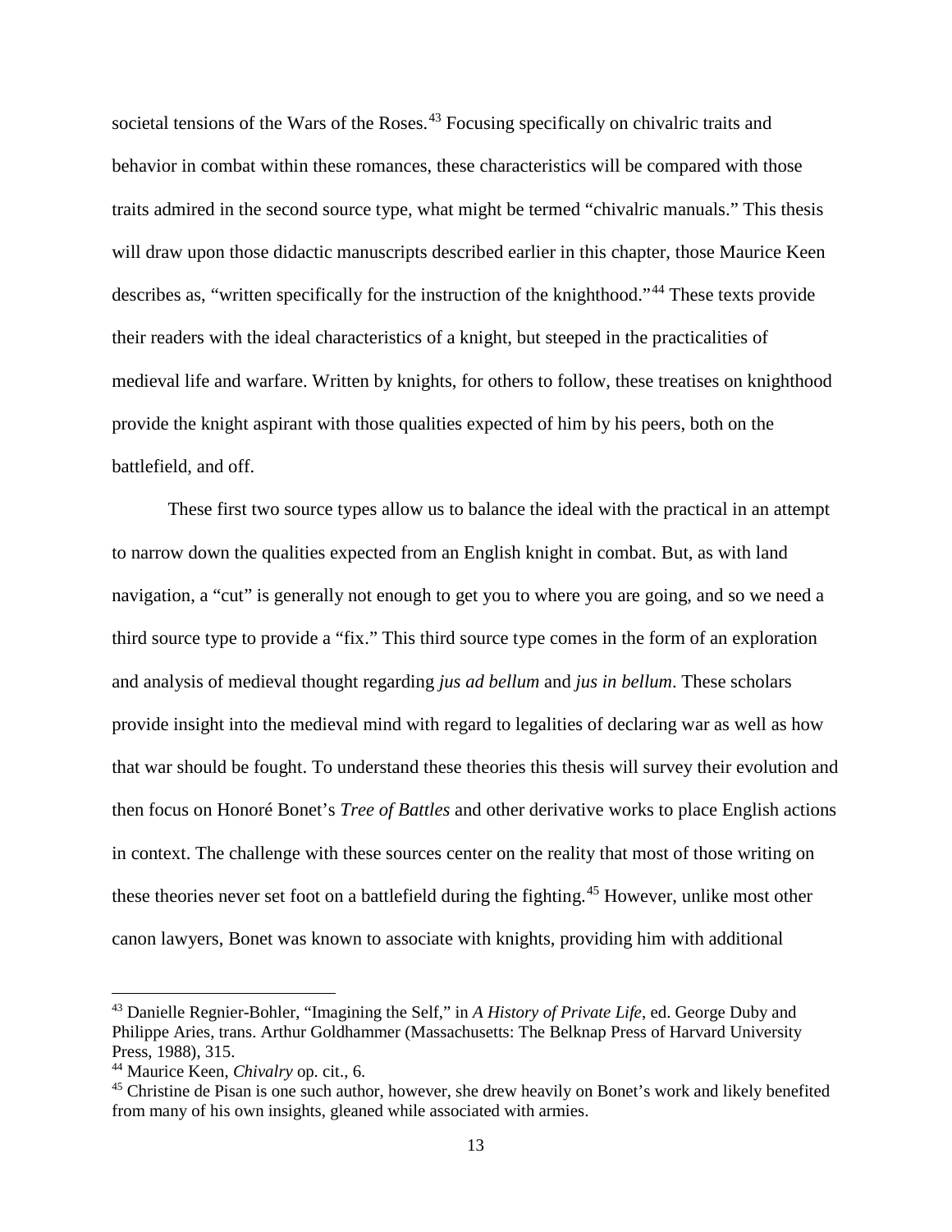societal tensions of the Wars of the Roses.[43] Focusing specifically on chivalric traits and behavior in combat within these romances, these characteristics will be compared with those traits admired in the second source type, what might be termed "chivalric manuals." This thesis will draw upon those didactic manuscripts described earlier in this chapter, those Maurice Keen describes as, "written specifically for the instruction of the knighthood."[44] These texts provide their readers with the ideal characteristics of a knight, but steeped in the practicalities of medieval life and warfare. Written by knights, for others to follow, these treatises on knighthood provide the knight aspirant with those qualities expected of him by his peers, both on the battlefield, and off.

These first two source types allow us to balance the ideal with the practical in an attempt to narrow down the qualities expected from an English knight in combat. But, as with land navigation, a "cut" is generally not enough to get you to where you are going, and so we need a third source type to provide a "fix." This third source type comes in the form of an exploration and analysis of medieval thought regarding *jus ad bellum* and *jus in bellum*. These scholars provide insight into the medieval mind with regard to legalities of declaring war as well as how that war should be fought. To understand these theories this thesis will survey their evolution and then focus on Honoré Bonet's *Tree of Battles* and other derivative works to place English actions in context. The challenge with these sources center on the reality that most of those writing on these theories never set foot on a battlefield during the fighting.[45] However, unlike most other canon lawyers, Bonet was known to associate with knights, providing him with additional

[43] Danielle Regnier-Bohler, "Imagining the Self," in *A History of Private Life*, ed. George Duby and Philippe Aries, trans. Arthur Goldhammer (Massachusetts: The Belknap Press of Harvard University Press, 1988), 315.

[44] Maurice Keen, *Chivalry* op. cit., 6.

[45] Christine de Pisan is one such author, however, she drew heavily on Bonet's work and likely benefited from many of his own insights, gleaned while associated with armies.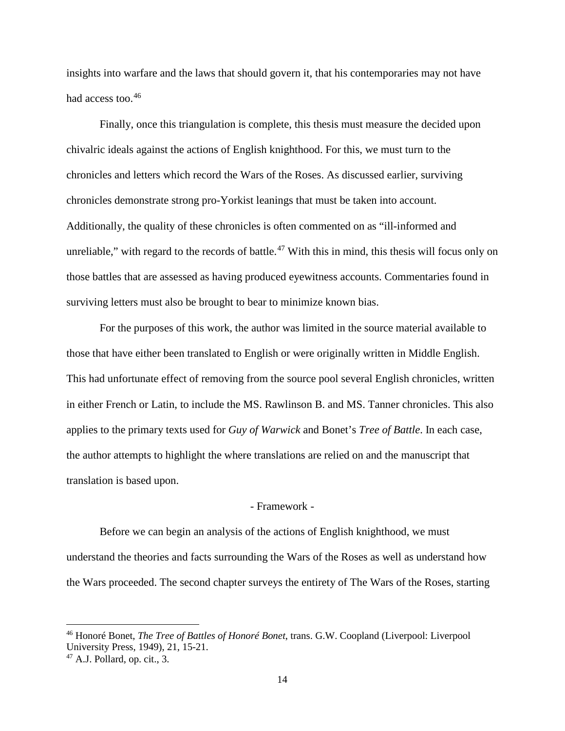insights into warfare and the laws that should govern it, that his contemporaries may not have had access too.[46]

Finally, once this triangulation is complete, this thesis must measure the decided upon chivalric ideals against the actions of English knighthood. For this, we must turn to the chronicles and letters which record the Wars of the Roses. As discussed earlier, surviving chronicles demonstrate strong pro-Yorkist leanings that must be taken into account. Additionally, the quality of these chronicles is often commented on as "ill-informed and unreliable," with regard to the records of battle.[47] With this in mind, this thesis will focus only on those battles that are assessed as having produced eyewitness accounts. Commentaries found in surviving letters must also be brought to bear to minimize known bias.

For the purposes of this work, the author was limited in the source material available to those that have either been translated to English or were originally written in Middle English. This had unfortunate effect of removing from the source pool several English chronicles, written in either French or Latin, to include the MS. Rawlinson B. and MS. Tanner chronicles. This also applies to the primary texts used for *Guy of Warwick* and Bonet's *Tree of Battle*. In each case, the author attempts to highlight the where translations are relied on and the manuscript that translation is based upon.

## - Framework -

Before we can begin an analysis of the actions of English knighthood, we must understand the theories and facts surrounding the Wars of the Roses as well as understand how the Wars proceeded. The second chapter surveys the entirety of The Wars of the Roses, starting

---

[46] Honoré Bonet, *The Tree of Battles of Honoré Bonet*, trans. G.W. Coopland (Liverpool: Liverpool University Press, 1949), 21, 15-21.

[47] A.J. Pollard, op. cit., 3.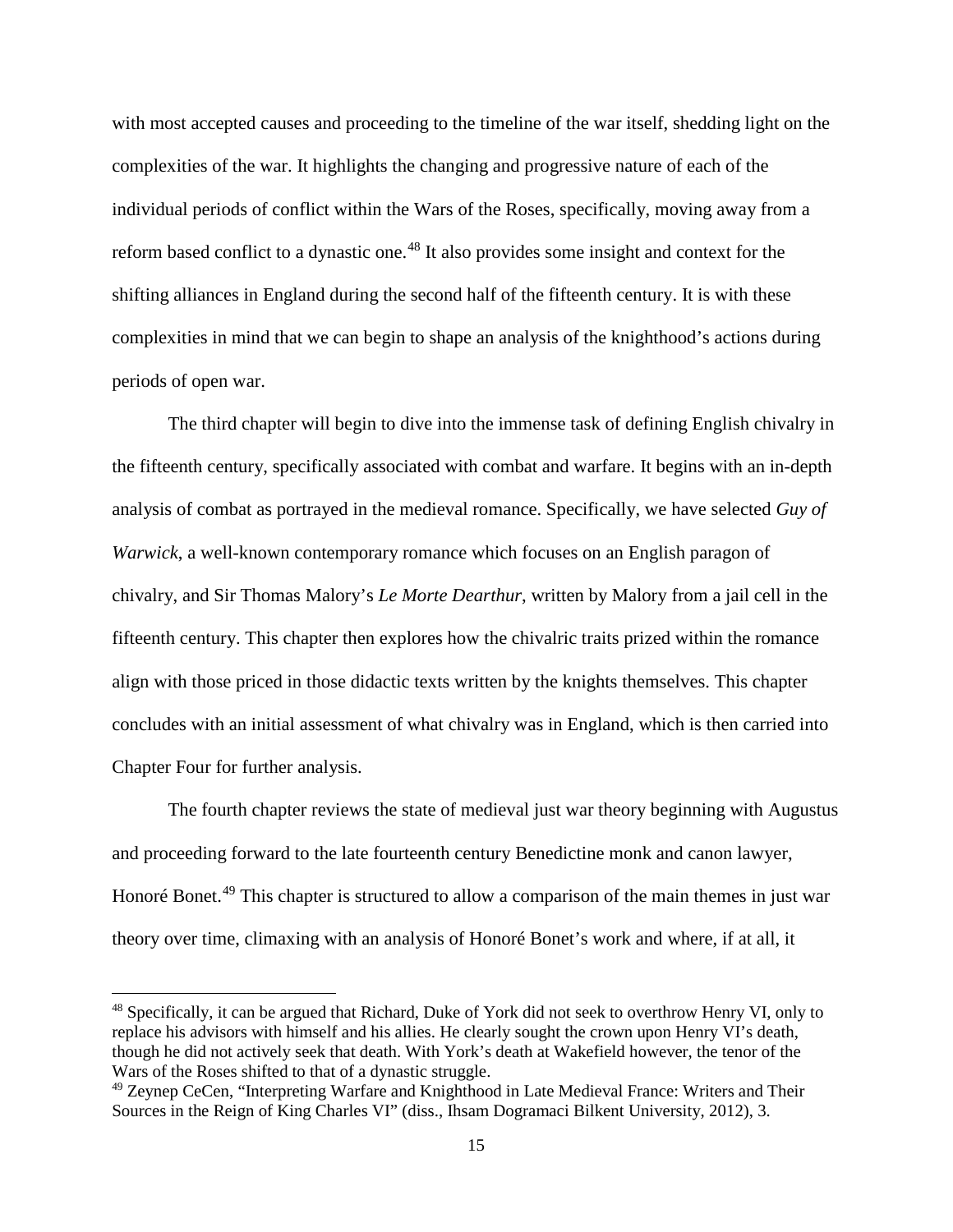with most accepted causes and proceeding to the timeline of the war itself, shedding light on the complexities of the war. It highlights the changing and progressive nature of each of the individual periods of conflict within the Wars of the Roses, specifically, moving away from a reform based conflict to a dynastic one.[48] It also provides some insight and context for the shifting alliances in England during the second half of the fifteenth century. It is with these complexities in mind that we can begin to shape an analysis of the knighthood's actions during periods of open war.

The third chapter will begin to dive into the immense task of defining English chivalry in the fifteenth century, specifically associated with combat and warfare. It begins with an in-depth analysis of combat as portrayed in the medieval romance. Specifically, we have selected *Guy of Warwick*, a well-known contemporary romance which focuses on an English paragon of chivalry, and Sir Thomas Malory's *Le Morte Dearthur*, written by Malory from a jail cell in the fifteenth century. This chapter then explores how the chivalric traits prized within the romance align with those priced in those didactic texts written by the knights themselves. This chapter concludes with an initial assessment of what chivalry was in England, which is then carried into Chapter Four for further analysis.

The fourth chapter reviews the state of medieval just war theory beginning with Augustus and proceeding forward to the late fourteenth century Benedictine monk and canon lawyer, Honoré Bonet.[49] This chapter is structured to allow a comparison of the main themes in just war theory over time, climaxing with an analysis of Honoré Bonet's work and where, if at all, it

---

[48] Specifically, it can be argued that Richard, Duke of York did not seek to overthrow Henry VI, only to replace his advisors with himself and his allies. He clearly sought the crown upon Henry VI's death, though he did not actively seek that death. With York's death at Wakefield however, the tenor of the Wars of the Roses shifted to that of a dynastic struggle.

[49] Zeynep CeCen, "Interpreting Warfare and Knighthood in Late Medieval France: Writers and Their Sources in the Reign of King Charles VI" (diss., Ihsam Dogramaci Bilkent University, 2012), 3.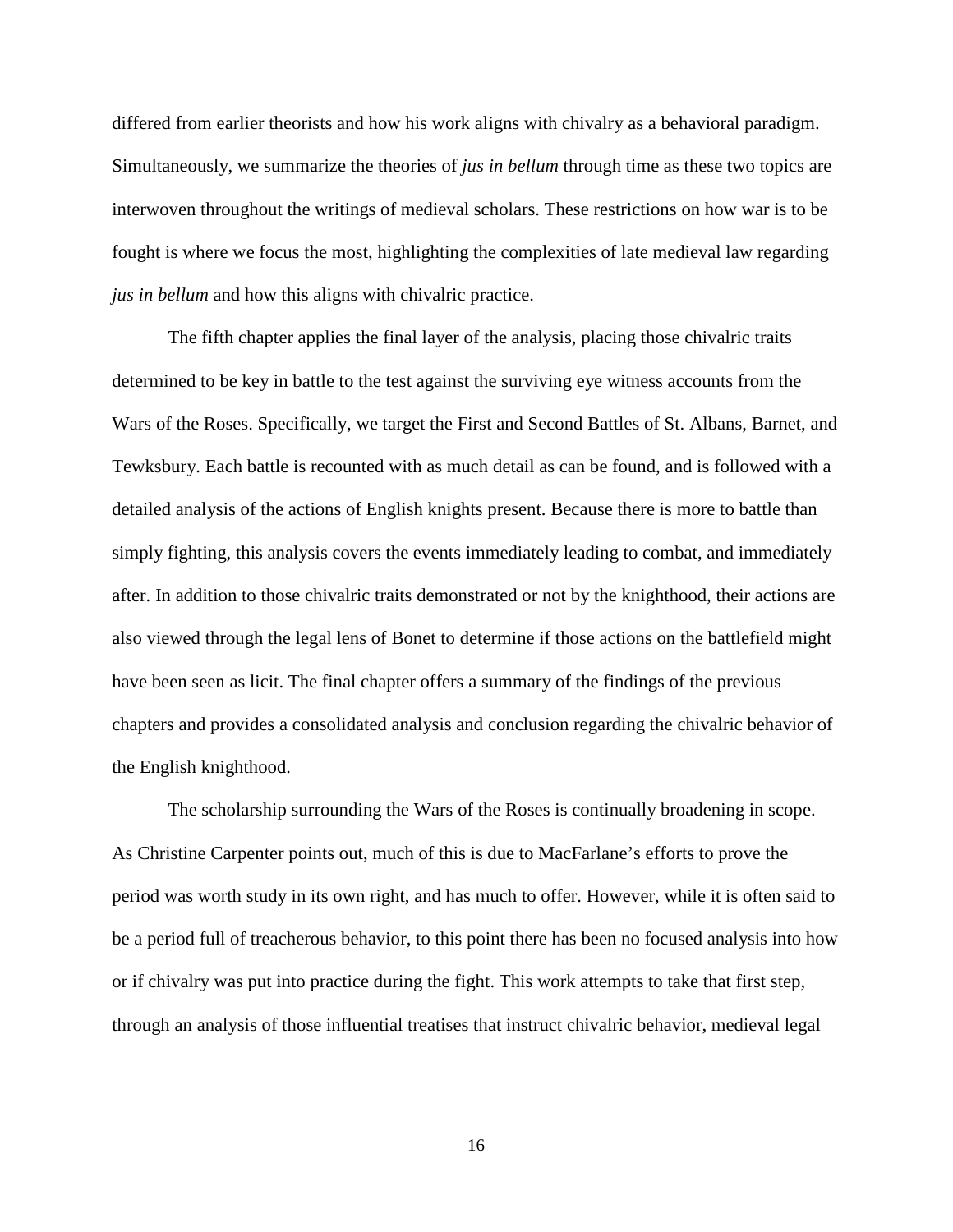differed from earlier theorists and how his work aligns with chivalry as a behavioral paradigm. Simultaneously, we summarize the theories of *jus in bellum* through time as these two topics are interwoven throughout the writings of medieval scholars. These restrictions on how war is to be fought is where we focus the most, highlighting the complexities of late medieval law regarding *jus in bellum* and how this aligns with chivalric practice.

The fifth chapter applies the final layer of the analysis, placing those chivalric traits determined to be key in battle to the test against the surviving eye witness accounts from the Wars of the Roses. Specifically, we target the First and Second Battles of St. Albans, Barnet, and Tewksbury. Each battle is recounted with as much detail as can be found, and is followed with a detailed analysis of the actions of English knights present. Because there is more to battle than simply fighting, this analysis covers the events immediately leading to combat, and immediately after. In addition to those chivalric traits demonstrated or not by the knighthood, their actions are also viewed through the legal lens of Bonet to determine if those actions on the battlefield might have been seen as licit. The final chapter offers a summary of the findings of the previous chapters and provides a consolidated analysis and conclusion regarding the chivalric behavior of the English knighthood.

The scholarship surrounding the Wars of the Roses is continually broadening in scope. As Christine Carpenter points out, much of this is due to MacFarlane's efforts to prove the period was worth study in its own right, and has much to offer. However, while it is often said to be a period full of treacherous behavior, to this point there has been no focused analysis into how or if chivalry was put into practice during the fight. This work attempts to take that first step, through an analysis of those influential treatises that instruct chivalric behavior, medieval legal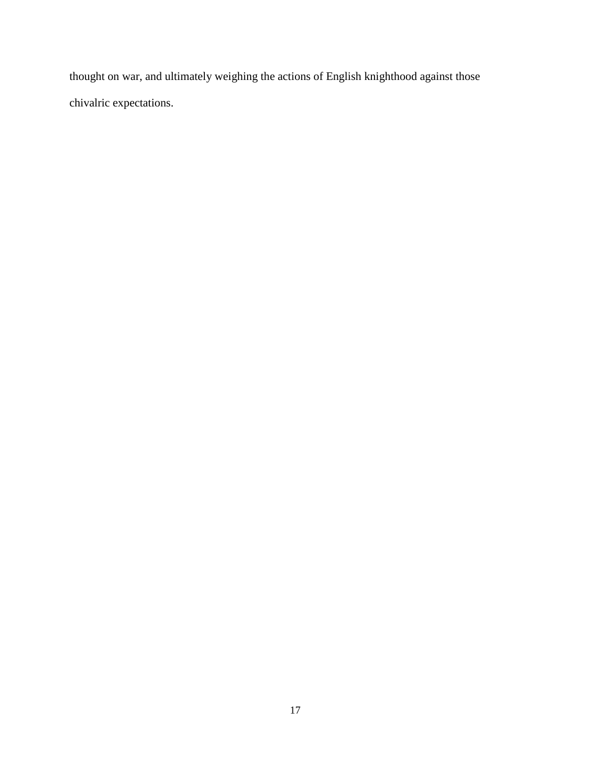thought on war, and ultimately weighing the actions of English knighthood against those chivalric expectations.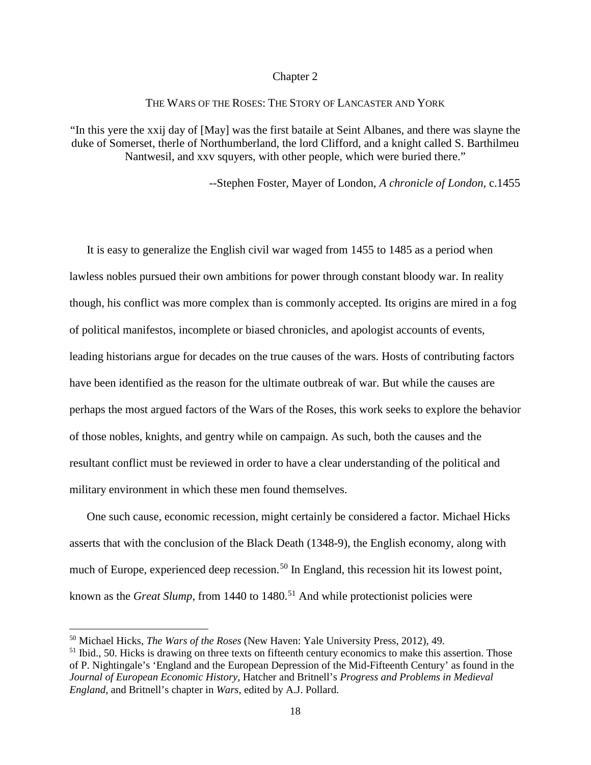# Chapter 2

## THE WARS OF THE ROSES: THE STORY OF LANCASTER AND YORK

"In this yere the xxij day of [May] was the first bataile at Seint Albanes, and there was slayne the duke of Somerset, therle of Northumberland, the lord Clifford, and a knight called S. Barthilmeu Nantwesil, and xxv squyers, with other people, which were buried there."

--Stephen Foster, Mayer of London, *A chronicle of London*, c.1455

It is easy to generalize the English civil war waged from 1455 to 1485 as a period when lawless nobles pursued their own ambitions for power through constant bloody war. In reality though, his conflict was more complex than is commonly accepted. Its origins are mired in a fog of political manifestos, incomplete or biased chronicles, and apologist accounts of events, leading historians argue for decades on the true causes of the wars. Hosts of contributing factors have been identified as the reason for the ultimate outbreak of war. But while the causes are perhaps the most argued factors of the Wars of the Roses, this work seeks to explore the behavior of those nobles, knights, and gentry while on campaign. As such, both the causes and the resultant conflict must be reviewed in order to have a clear understanding of the political and military environment in which these men found themselves.

One such cause, economic recession, might certainly be considered a factor. Michael Hicks asserts that with the conclusion of the Black Death (1348-9), the English economy, along with much of Europe, experienced deep recession.[50] In England, this recession hit its lowest point, known as the *Great Slump*, from 1440 to 1480.[51] And while protectionist policies were

---

[50] Michael Hicks, *The Wars of the Roses* (New Haven: Yale University Press, 2012), 49.

[51] Ibid., 50. Hicks is drawing on three texts on fifteenth century economics to make this assertion. Those of P. Nightingale's 'England and the European Depression of the Mid-Fifteenth Century' as found in the *Journal of European Economic History*, Hatcher and Britnell's *Progress and Problems in Medieval England*, and Britnell's chapter in *Wars*, edited by A.J. Pollard.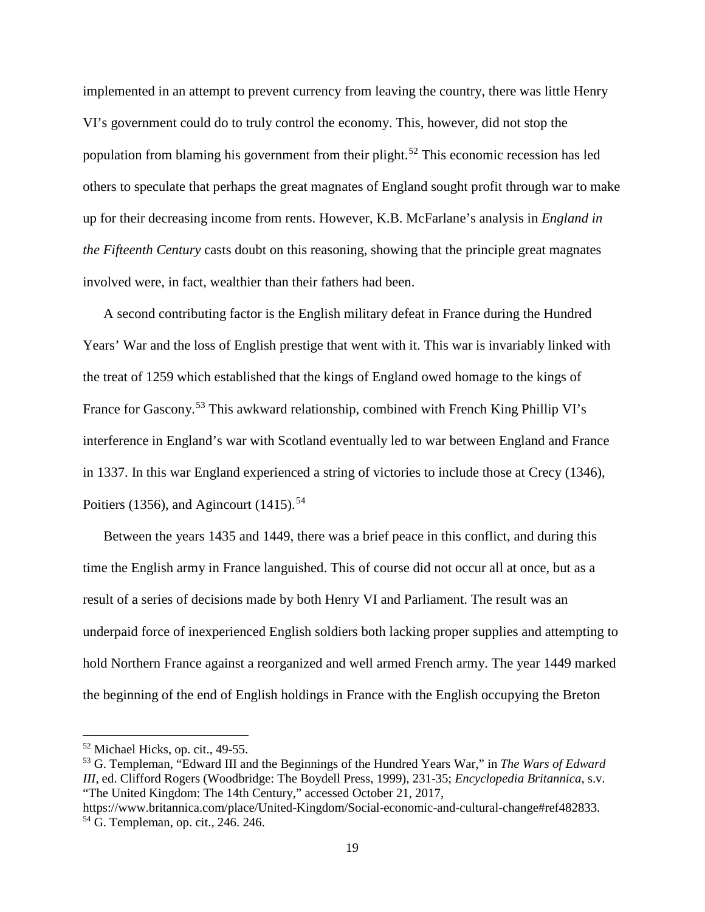implemented in an attempt to prevent currency from leaving the country, there was little Henry VI's government could do to truly control the economy. This, however, did not stop the population from blaming his government from their plight.[52] This economic recession has led others to speculate that perhaps the great magnates of England sought profit through war to make up for their decreasing income from rents. However, K.B. McFarlane's analysis in *England in the Fifteenth Century* casts doubt on this reasoning, showing that the principle great magnates involved were, in fact, wealthier than their fathers had been.

A second contributing factor is the English military defeat in France during the Hundred Years' War and the loss of English prestige that went with it. This war is invariably linked with the treat of 1259 which established that the kings of England owed homage to the kings of France for Gascony.[53] This awkward relationship, combined with French King Phillip VI's interference in England's war with Scotland eventually led to war between England and France in 1337. In this war England experienced a string of victories to include those at Crecy (1346), Poitiers (1356), and Agincourt (1415).[54]

Between the years 1435 and 1449, there was a brief peace in this conflict, and during this time the English army in France languished. This of course did not occur all at once, but as a result of a series of decisions made by both Henry VI and Parliament. The result was an underpaid force of inexperienced English soldiers both lacking proper supplies and attempting to hold Northern France against a reorganized and well armed French army. The year 1449 marked the beginning of the end of English holdings in France with the English occupying the Breton

---

[52] Michael Hicks, op. cit., 49-55.

[53] G. Templeman, "Edward III and the Beginnings of the Hundred Years War," in *The Wars of Edward III*, ed. Clifford Rogers (Woodbridge: The Boydell Press, 1999), 231-35; *Encyclopedia Britannica*, s.v. "The United Kingdom: The 14th Century," accessed October 21, 2017, https://www.britannica.com/place/United-Kingdom/Social-economic-and-cultural-change#ref482833.

[54] G. Templeman, op. cit., 246. 246.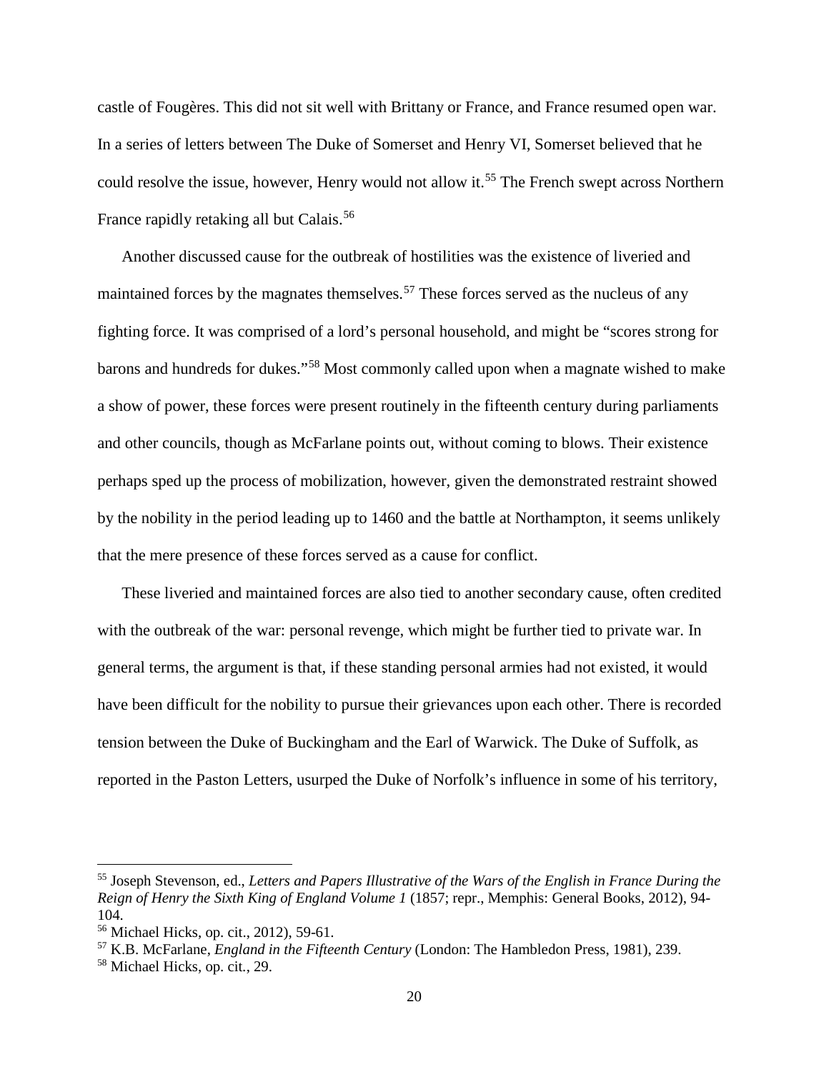castle of Fougères. This did not sit well with Brittany or France, and France resumed open war. In a series of letters between The Duke of Somerset and Henry VI, Somerset believed that he could resolve the issue, however, Henry would not allow it.[55] The French swept across Northern France rapidly retaking all but Calais.[56]

Another discussed cause for the outbreak of hostilities was the existence of liveried and maintained forces by the magnates themselves.[57] These forces served as the nucleus of any fighting force. It was comprised of a lord's personal household, and might be "scores strong for barons and hundreds for dukes."[58] Most commonly called upon when a magnate wished to make a show of power, these forces were present routinely in the fifteenth century during parliaments and other councils, though as McFarlane points out, without coming to blows. Their existence perhaps sped up the process of mobilization, however, given the demonstrated restraint showed by the nobility in the period leading up to 1460 and the battle at Northampton, it seems unlikely that the mere presence of these forces served as a cause for conflict.

These liveried and maintained forces are also tied to another secondary cause, often credited with the outbreak of the war: personal revenge, which might be further tied to private war. In general terms, the argument is that, if these standing personal armies had not existed, it would have been difficult for the nobility to pursue their grievances upon each other. There is recorded tension between the Duke of Buckingham and the Earl of Warwick. The Duke of Suffolk, as reported in the Paston Letters, usurped the Duke of Norfolk's influence in some of his territory,

---

[55] Joseph Stevenson, ed., *Letters and Papers Illustrative of the Wars of the English in France During the Reign of Henry the Sixth King of England Volume 1* (1857; repr., Memphis: General Books, 2012), 94-104.

[56] Michael Hicks, op. cit., 2012), 59-61.

[57] K.B. McFarlane, *England in the Fifteenth Century* (London: The Hambledon Press, 1981), 239.

[58] Michael Hicks, op. cit., 29.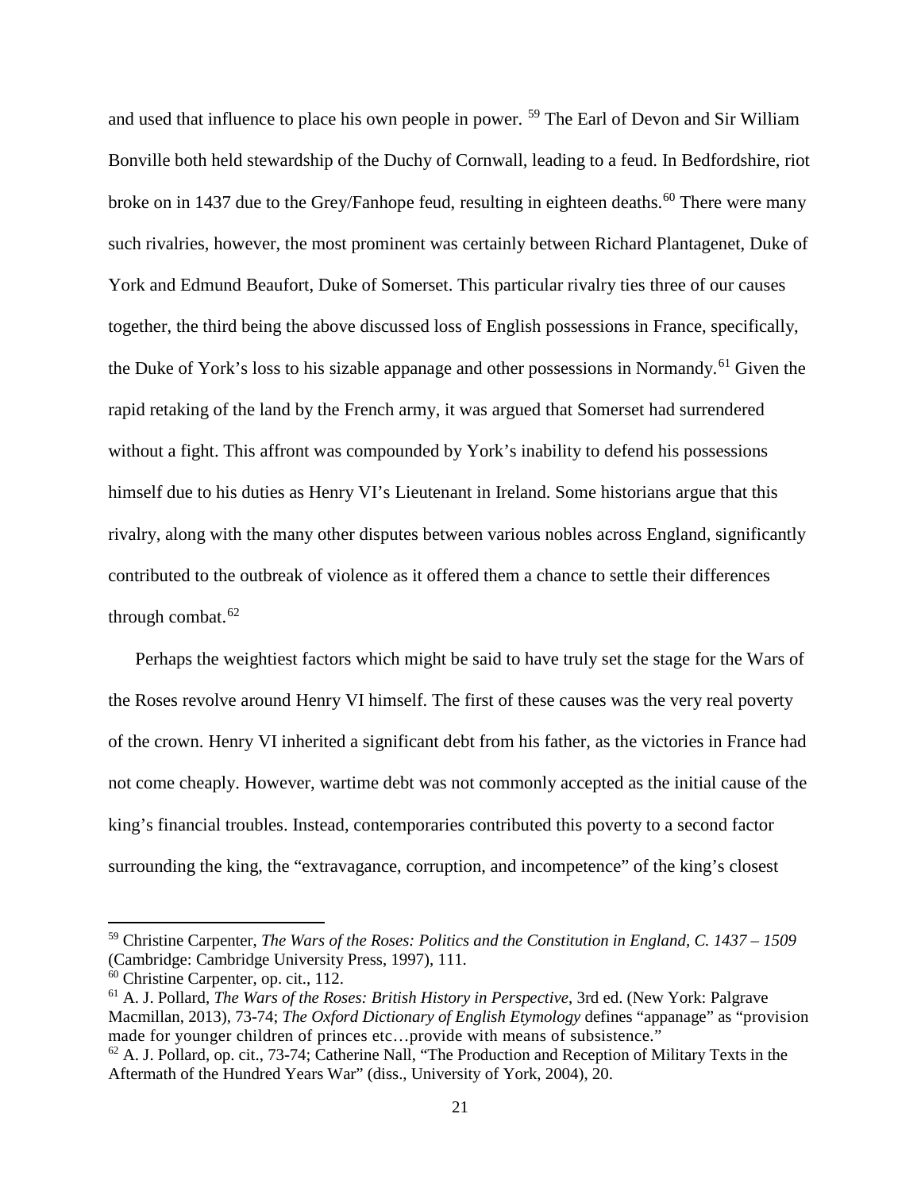and used that influence to place his own people in power. [59] The Earl of Devon and Sir William Bonville both held stewardship of the Duchy of Cornwall, leading to a feud. In Bedfordshire, riot broke on in 1437 due to the Grey/Fanhope feud, resulting in eighteen deaths.[60] There were many such rivalries, however, the most prominent was certainly between Richard Plantagenet, Duke of York and Edmund Beaufort, Duke of Somerset. This particular rivalry ties three of our causes together, the third being the above discussed loss of English possessions in France, specifically, the Duke of York's loss to his sizable appanage and other possessions in Normandy.[61] Given the rapid retaking of the land by the French army, it was argued that Somerset had surrendered without a fight. This affront was compounded by York's inability to defend his possessions himself due to his duties as Henry VI's Lieutenant in Ireland. Some historians argue that this rivalry, along with the many other disputes between various nobles across England, significantly contributed to the outbreak of violence as it offered them a chance to settle their differences through combat.[62]

Perhaps the weightiest factors which might be said to have truly set the stage for the Wars of the Roses revolve around Henry VI himself. The first of these causes was the very real poverty of the crown. Henry VI inherited a significant debt from his father, as the victories in France had not come cheaply. However, wartime debt was not commonly accepted as the initial cause of the king's financial troubles. Instead, contemporaries contributed this poverty to a second factor surrounding the king, the "extravagance, corruption, and incompetence" of the king's closest

[59] Christine Carpenter, *The Wars of the Roses: Politics and the Constitution in England, C. 1437 – 1509* (Cambridge: Cambridge University Press, 1997), 111.

[60] Christine Carpenter, op. cit., 112.

[61] A. J. Pollard, *The Wars of the Roses: British History in Perspective*, 3rd ed. (New York: Palgrave Macmillan, 2013), 73-74; *The Oxford Dictionary of English Etymology* defines "appanage" as "provision made for younger children of princes etc…provide with means of subsistence."

[62] A. J. Pollard, op. cit., 73-74; Catherine Nall, "The Production and Reception of Military Texts in the Aftermath of the Hundred Years War" (diss., University of York, 2004), 20.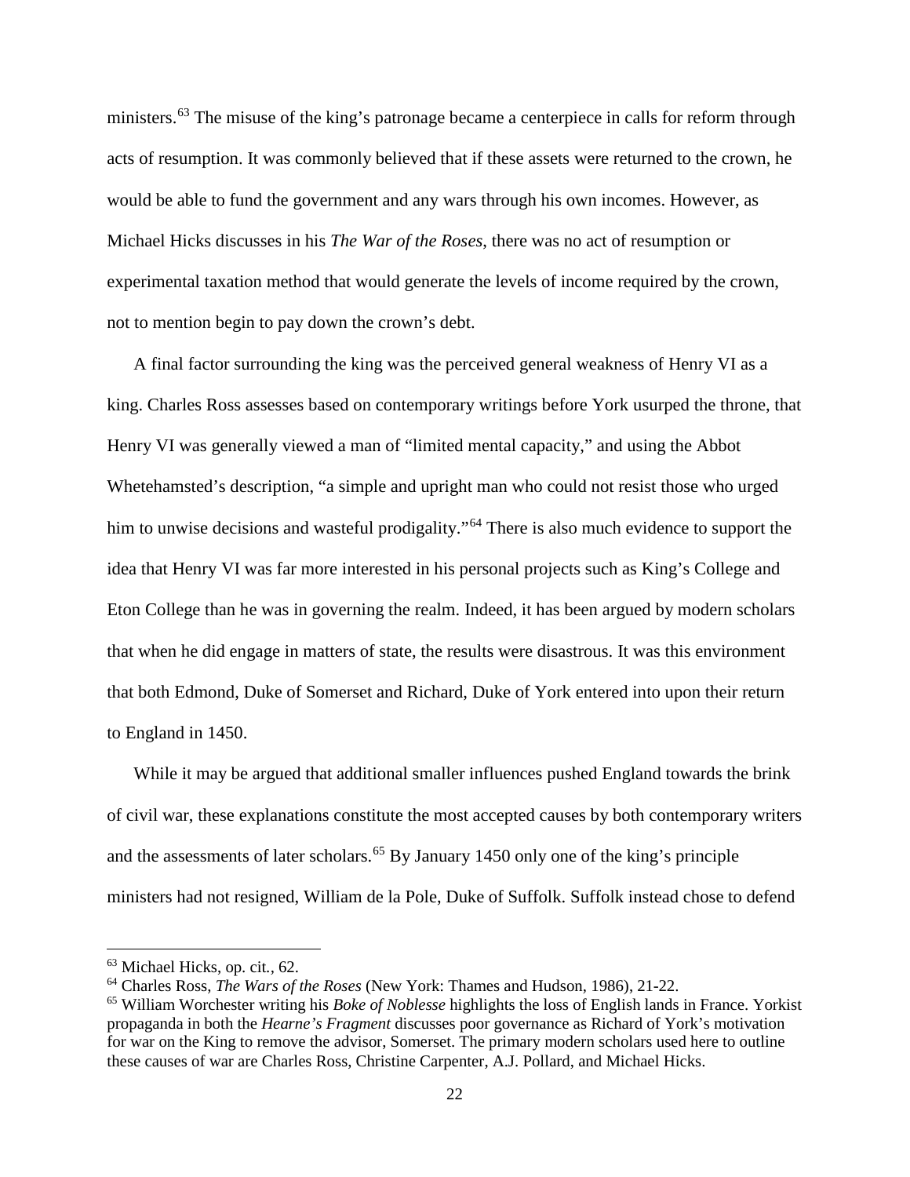ministers.[63] The misuse of the king's patronage became a centerpiece in calls for reform through acts of resumption. It was commonly believed that if these assets were returned to the crown, he would be able to fund the government and any wars through his own incomes. However, as Michael Hicks discusses in his *The War of the Roses*, there was no act of resumption or experimental taxation method that would generate the levels of income required by the crown, not to mention begin to pay down the crown's debt.

A final factor surrounding the king was the perceived general weakness of Henry VI as a king. Charles Ross assesses based on contemporary writings before York usurped the throne, that Henry VI was generally viewed a man of "limited mental capacity," and using the Abbot Whetehamsted's description, "a simple and upright man who could not resist those who urged him to unwise decisions and wasteful prodigality."[64] There is also much evidence to support the idea that Henry VI was far more interested in his personal projects such as King's College and Eton College than he was in governing the realm. Indeed, it has been argued by modern scholars that when he did engage in matters of state, the results were disastrous. It was this environment that both Edmond, Duke of Somerset and Richard, Duke of York entered into upon their return to England in 1450.

While it may be argued that additional smaller influences pushed England towards the brink of civil war, these explanations constitute the most accepted causes by both contemporary writers and the assessments of later scholars.[65] By January 1450 only one of the king's principle ministers had not resigned, William de la Pole, Duke of Suffolk. Suffolk instead chose to defend

---

[63] Michael Hicks, op. cit., 62.

[64] Charles Ross, *The Wars of the Roses* (New York: Thames and Hudson, 1986), 21-22.

[65] William Worchester writing his *Boke of Noblesse* highlights the loss of English lands in France. Yorkist propaganda in both the *Hearne's Fragment* discusses poor governance as Richard of York's motivation for war on the King to remove the advisor, Somerset. The primary modern scholars used here to outline these causes of war are Charles Ross, Christine Carpenter, A.J. Pollard, and Michael Hicks.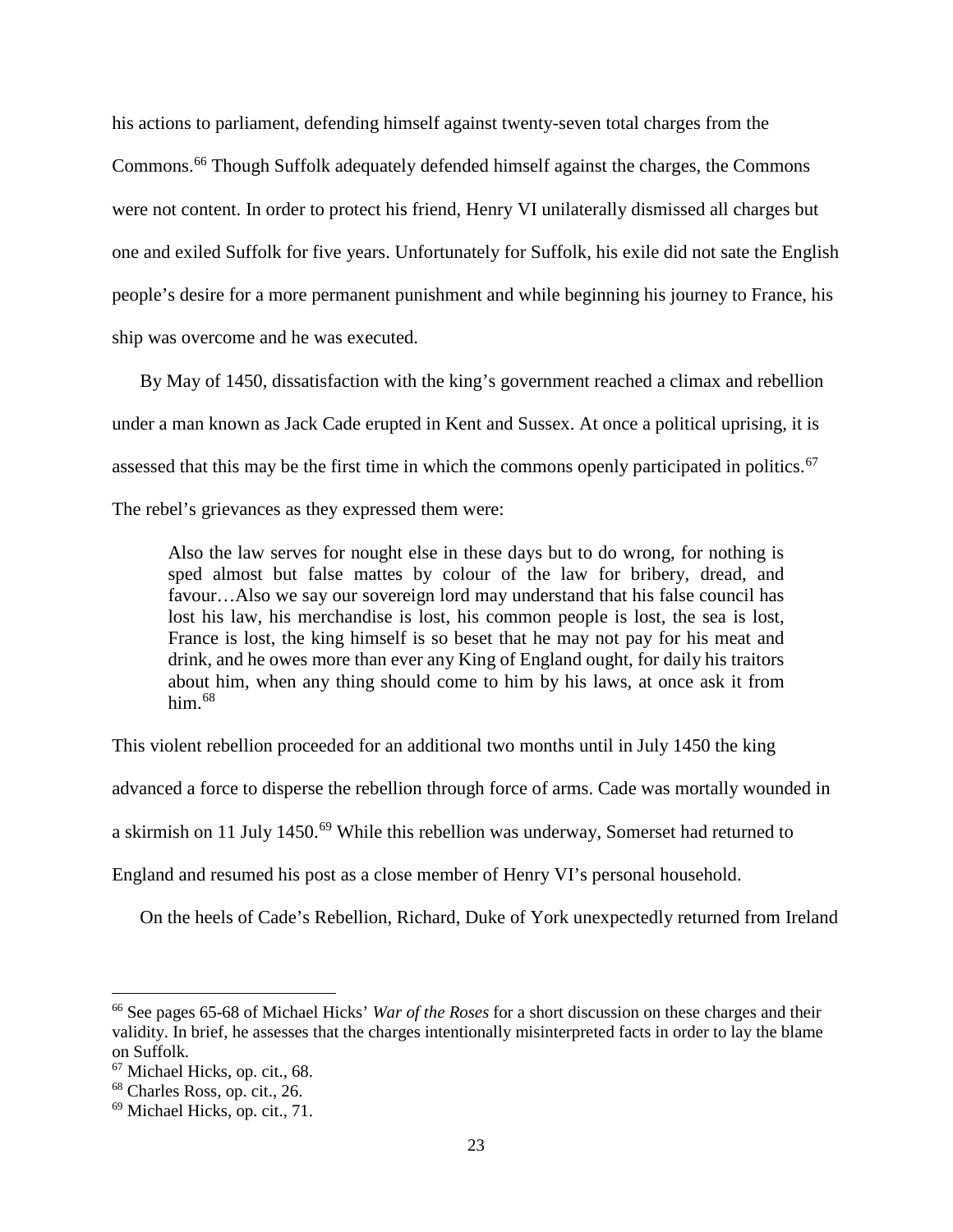his actions to parliament, defending himself against twenty-seven total charges from the Commons.[66] Though Suffolk adequately defended himself against the charges, the Commons were not content. In order to protect his friend, Henry VI unilaterally dismissed all charges but one and exiled Suffolk for five years. Unfortunately for Suffolk, his exile did not sate the English people's desire for a more permanent punishment and while beginning his journey to France, his ship was overcome and he was executed.

By May of 1450, dissatisfaction with the king's government reached a climax and rebellion under a man known as Jack Cade erupted in Kent and Sussex. At once a political uprising, it is assessed that this may be the first time in which the commons openly participated in politics.[67] The rebel's grievances as they expressed them were:

> Also the law serves for nought else in these days but to do wrong, for nothing is sped almost but false mattes by colour of the law for bribery, dread, and favour…Also we say our sovereign lord may understand that his false council has lost his law, his merchandise is lost, his common people is lost, the sea is lost, France is lost, the king himself is so beset that he may not pay for his meat and drink, and he owes more than ever any King of England ought, for daily his traitors about him, when any thing should come to him by his laws, at once ask it from him.[68]

This violent rebellion proceeded for an additional two months until in July 1450 the king advanced a force to disperse the rebellion through force of arms. Cade was mortally wounded in a skirmish on 11 July 1450.[69] While this rebellion was underway, Somerset had returned to England and resumed his post as a close member of Henry VI's personal household.

On the heels of Cade's Rebellion, Richard, Duke of York unexpectedly returned from Ireland

---

[66] See pages 65-68 of Michael Hicks' *War of the Roses* for a short discussion on these charges and their validity. In brief, he assesses that the charges intentionally misinterpreted facts in order to lay the blame on Suffolk.

[67] Michael Hicks, op. cit., 68.

[68] Charles Ross, op. cit., 26.

[69] Michael Hicks, op. cit., 71.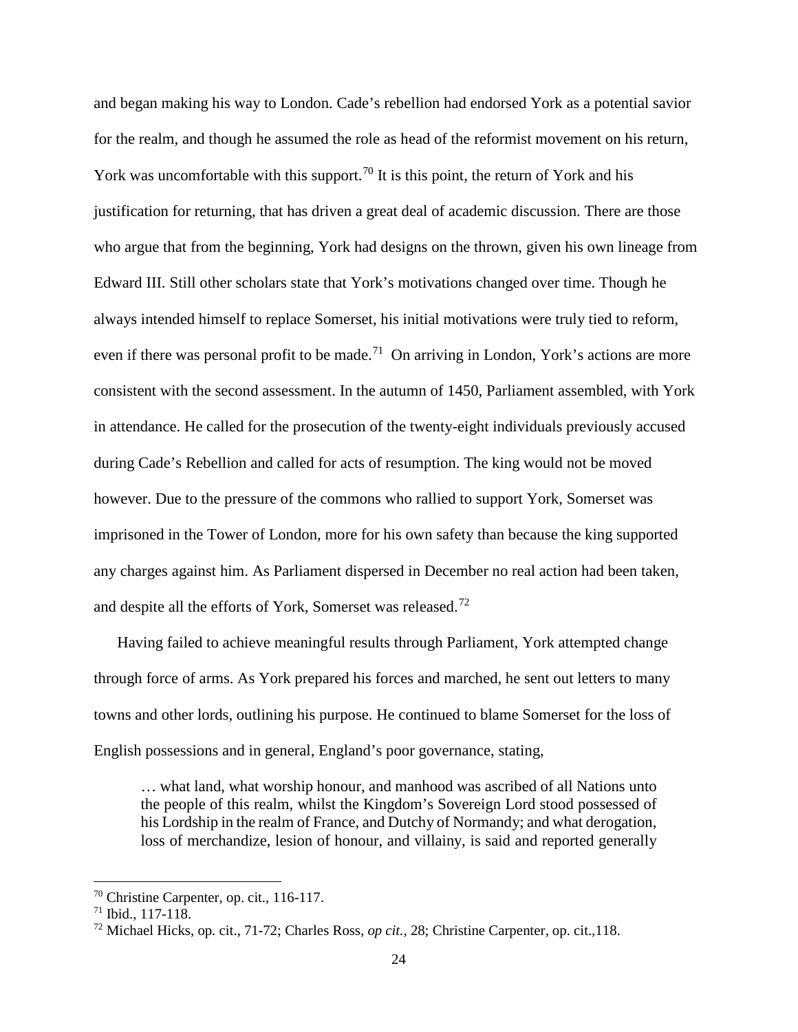and began making his way to London. Cade's rebellion had endorsed York as a potential savior for the realm, and though he assumed the role as head of the reformist movement on his return, York was uncomfortable with this support.[70] It is this point, the return of York and his justification for returning, that has driven a great deal of academic discussion. There are those who argue that from the beginning, York had designs on the thrown, given his own lineage from Edward III. Still other scholars state that York's motivations changed over time. Though he always intended himself to replace Somerset, his initial motivations were truly tied to reform, even if there was personal profit to be made.[71] On arriving in London, York's actions are more consistent with the second assessment. In the autumn of 1450, Parliament assembled, with York in attendance. He called for the prosecution of the twenty-eight individuals previously accused during Cade's Rebellion and called for acts of resumption. The king would not be moved however. Due to the pressure of the commons who rallied to support York, Somerset was imprisoned in the Tower of London, more for his own safety than because the king supported any charges against him. As Parliament dispersed in December no real action had been taken, and despite all the efforts of York, Somerset was released.[72]

Having failed to achieve meaningful results through Parliament, York attempted change through force of arms. As York prepared his forces and marched, he sent out letters to many towns and other lords, outlining his purpose. He continued to blame Somerset for the loss of English possessions and in general, England's poor governance, stating,

> … what land, what worship honour, and manhood was ascribed of all Nations unto the people of this realm, whilst the Kingdom's Sovereign Lord stood possessed of his Lordship in the realm of France, and Dutchy of Normandy; and what derogation, loss of merchandize, lesion of honour, and villainy, is said and reported generally

---

[70] Christine Carpenter, op. cit., 116-117.

[71] Ibid., 117-118.

[72] Michael Hicks, op. cit., 71-72; Charles Ross, *op cit.,* 28; Christine Carpenter, op. cit.,118.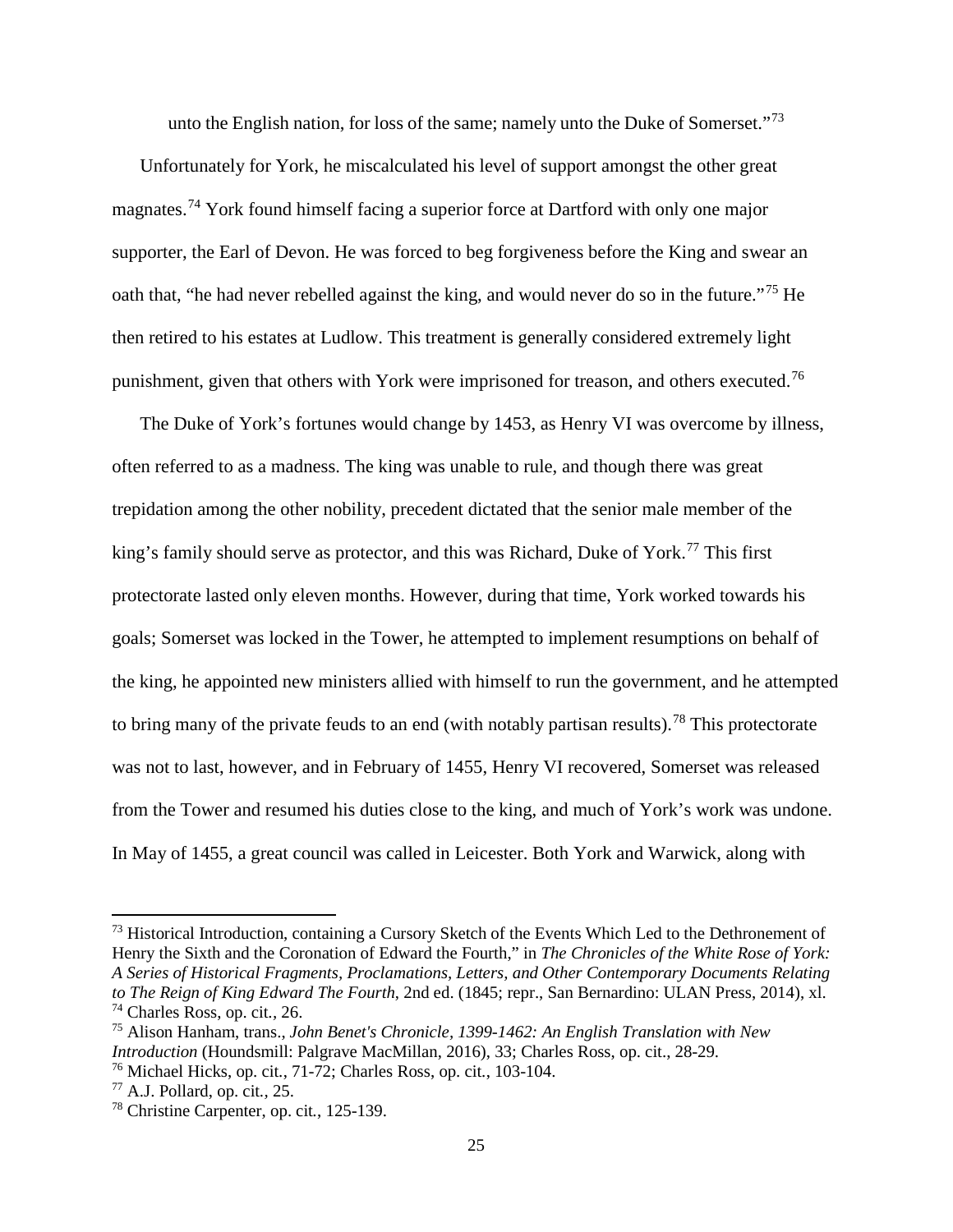unto the English nation, for loss of the same; namely unto the Duke of Somerset."[73]

Unfortunately for York, he miscalculated his level of support amongst the other great magnates.[74] York found himself facing a superior force at Dartford with only one major supporter, the Earl of Devon. He was forced to beg forgiveness before the King and swear an oath that, "he had never rebelled against the king, and would never do so in the future."[75] He then retired to his estates at Ludlow. This treatment is generally considered extremely light punishment, given that others with York were imprisoned for treason, and others executed.[76]

The Duke of York's fortunes would change by 1453, as Henry VI was overcome by illness, often referred to as a madness. The king was unable to rule, and though there was great trepidation among the other nobility, precedent dictated that the senior male member of the king's family should serve as protector, and this was Richard, Duke of York.[77] This first protectorate lasted only eleven months. However, during that time, York worked towards his goals; Somerset was locked in the Tower, he attempted to implement resumptions on behalf of the king, he appointed new ministers allied with himself to run the government, and he attempted to bring many of the private feuds to an end (with notably partisan results).[78] This protectorate was not to last, however, and in February of 1455, Henry VI recovered, Somerset was released from the Tower and resumed his duties close to the king, and much of York's work was undone. In May of 1455, a great council was called in Leicester. Both York and Warwick, along with

---

[73] Historical Introduction, containing a Cursory Sketch of the Events Which Led to the Dethronement of Henry the Sixth and the Coronation of Edward the Fourth," in *The Chronicles of the White Rose of York: A Series of Historical Fragments, Proclamations, Letters, and Other Contemporary Documents Relating to The Reign of King Edward The Fourth*, 2nd ed. (1845; repr., San Bernardino: ULAN Press, 2014), xl.

[74] Charles Ross, op. cit., 26.

[75] Alison Hanham, trans., *John Benet's Chronicle, 1399-1462: An English Translation with New Introduction* (Houndsmill: Palgrave MacMillan, 2016), 33; Charles Ross, op. cit., 28-29.

[76] Michael Hicks, op. cit., 71-72; Charles Ross, op. cit., 103-104.

[77] A.J. Pollard, op. cit., 25.

[78] Christine Carpenter, op. cit., 125-139.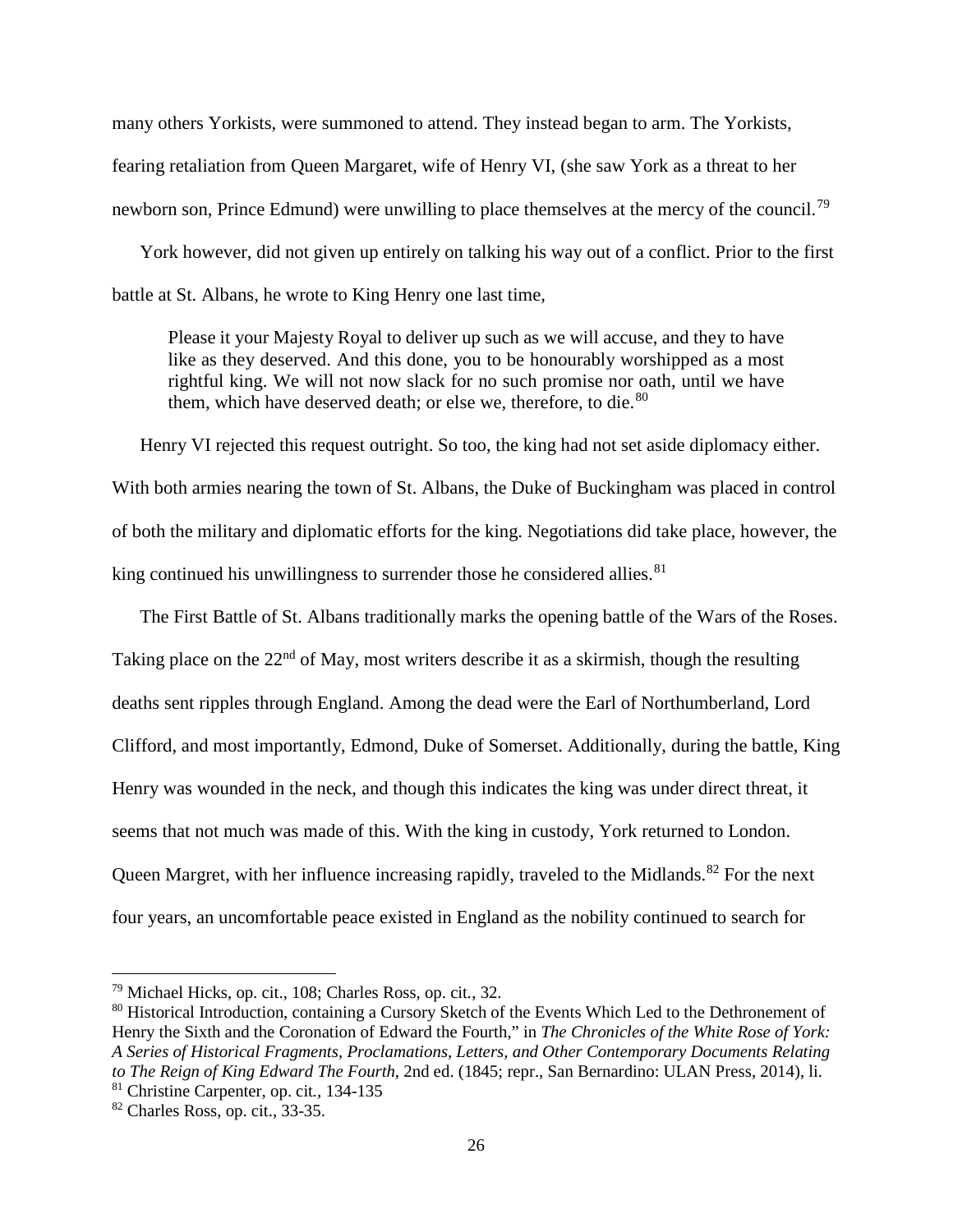many others Yorkists, were summoned to attend. They instead began to arm. The Yorkists, fearing retaliation from Queen Margaret, wife of Henry VI, (she saw York as a threat to her newborn son, Prince Edmund) were unwilling to place themselves at the mercy of the council.[79]

York however, did not given up entirely on talking his way out of a conflict. Prior to the first battle at St. Albans, he wrote to King Henry one last time,

> Please it your Majesty Royal to deliver up such as we will accuse, and they to have like as they deserved. And this done, you to be honourably worshipped as a most rightful king. We will not now slack for no such promise nor oath, until we have them, which have deserved death; or else we, therefore, to die.[80]

Henry VI rejected this request outright. So too, the king had not set aside diplomacy either. With both armies nearing the town of St. Albans, the Duke of Buckingham was placed in control of both the military and diplomatic efforts for the king. Negotiations did take place, however, the king continued his unwillingness to surrender those he considered allies.[81]

The First Battle of St. Albans traditionally marks the opening battle of the Wars of the Roses. Taking place on the 22nd of May, most writers describe it as a skirmish, though the resulting deaths sent ripples through England. Among the dead were the Earl of Northumberland, Lord Clifford, and most importantly, Edmond, Duke of Somerset. Additionally, during the battle, King Henry was wounded in the neck, and though this indicates the king was under direct threat, it seems that not much was made of this. With the king in custody, York returned to London. Queen Margret, with her influence increasing rapidly, traveled to the Midlands.[82] For the next four years, an uncomfortable peace existed in England as the nobility continued to search for

---

[79] Michael Hicks, op. cit., 108; Charles Ross, op. cit., 32.

[80] Historical Introduction, containing a Cursory Sketch of the Events Which Led to the Dethronement of Henry the Sixth and the Coronation of Edward the Fourth," in *The Chronicles of the White Rose of York: A Series of Historical Fragments, Proclamations, Letters, and Other Contemporary Documents Relating to The Reign of King Edward The Fourth*, 2nd ed. (1845; repr., San Bernardino: ULAN Press, 2014), li.

[81] Christine Carpenter, op. cit., 134-135

[82] Charles Ross, op. cit., 33-35.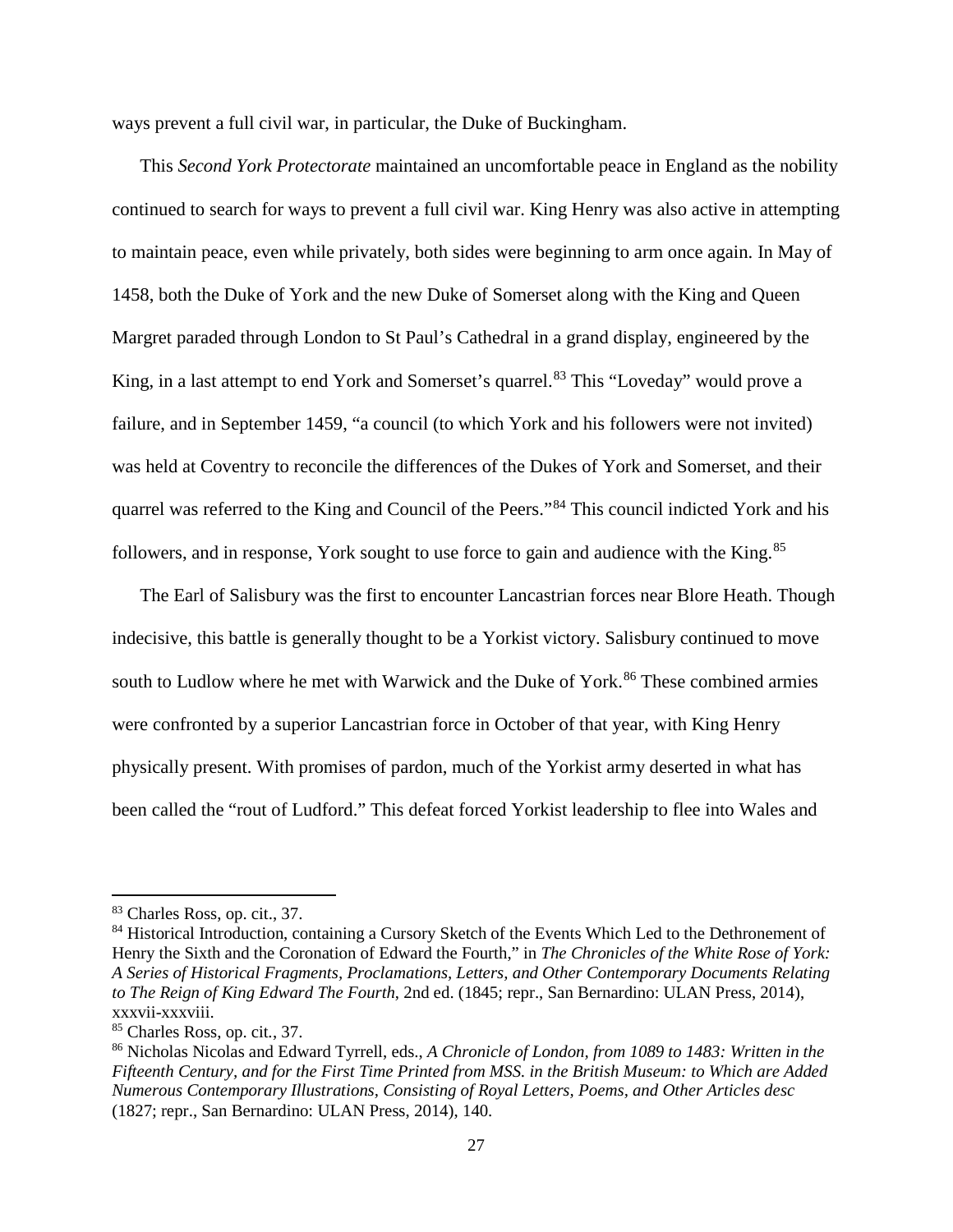ways prevent a full civil war, in particular, the Duke of Buckingham.

This *Second York Protectorate* maintained an uncomfortable peace in England as the nobility continued to search for ways to prevent a full civil war. King Henry was also active in attempting to maintain peace, even while privately, both sides were beginning to arm once again. In May of 1458, both the Duke of York and the new Duke of Somerset along with the King and Queen Margret paraded through London to St Paul's Cathedral in a grand display, engineered by the King, in a last attempt to end York and Somerset's quarrel.[83] This "Loveday" would prove a failure, and in September 1459, "a council (to which York and his followers were not invited) was held at Coventry to reconcile the differences of the Dukes of York and Somerset, and their quarrel was referred to the King and Council of the Peers."[84] This council indicted York and his followers, and in response, York sought to use force to gain and audience with the King.[85]

The Earl of Salisbury was the first to encounter Lancastrian forces near Blore Heath. Though indecisive, this battle is generally thought to be a Yorkist victory. Salisbury continued to move south to Ludlow where he met with Warwick and the Duke of York.[86] These combined armies were confronted by a superior Lancastrian force in October of that year, with King Henry physically present. With promises of pardon, much of the Yorkist army deserted in what has been called the "rout of Ludford." This defeat forced Yorkist leadership to flee into Wales and

---

[83] Charles Ross, op. cit., 37.

[84] Historical Introduction, containing a Cursory Sketch of the Events Which Led to the Dethronement of Henry the Sixth and the Coronation of Edward the Fourth," in *The Chronicles of the White Rose of York: A Series of Historical Fragments, Proclamations, Letters, and Other Contemporary Documents Relating to The Reign of King Edward The Fourth*, 2nd ed. (1845; repr., San Bernardino: ULAN Press, 2014), xxxvii-xxxviii.

[85] Charles Ross, op. cit., 37.

[86] Nicholas Nicolas and Edward Tyrrell, eds., *A Chronicle of London, from 1089 to 1483: Written in the Fifteenth Century, and for the First Time Printed from MSS. in the British Museum: to Which are Added Numerous Contemporary Illustrations, Consisting of Royal Letters, Poems, and Other Articles desc* (1827; repr., San Bernardino: ULAN Press, 2014), 140.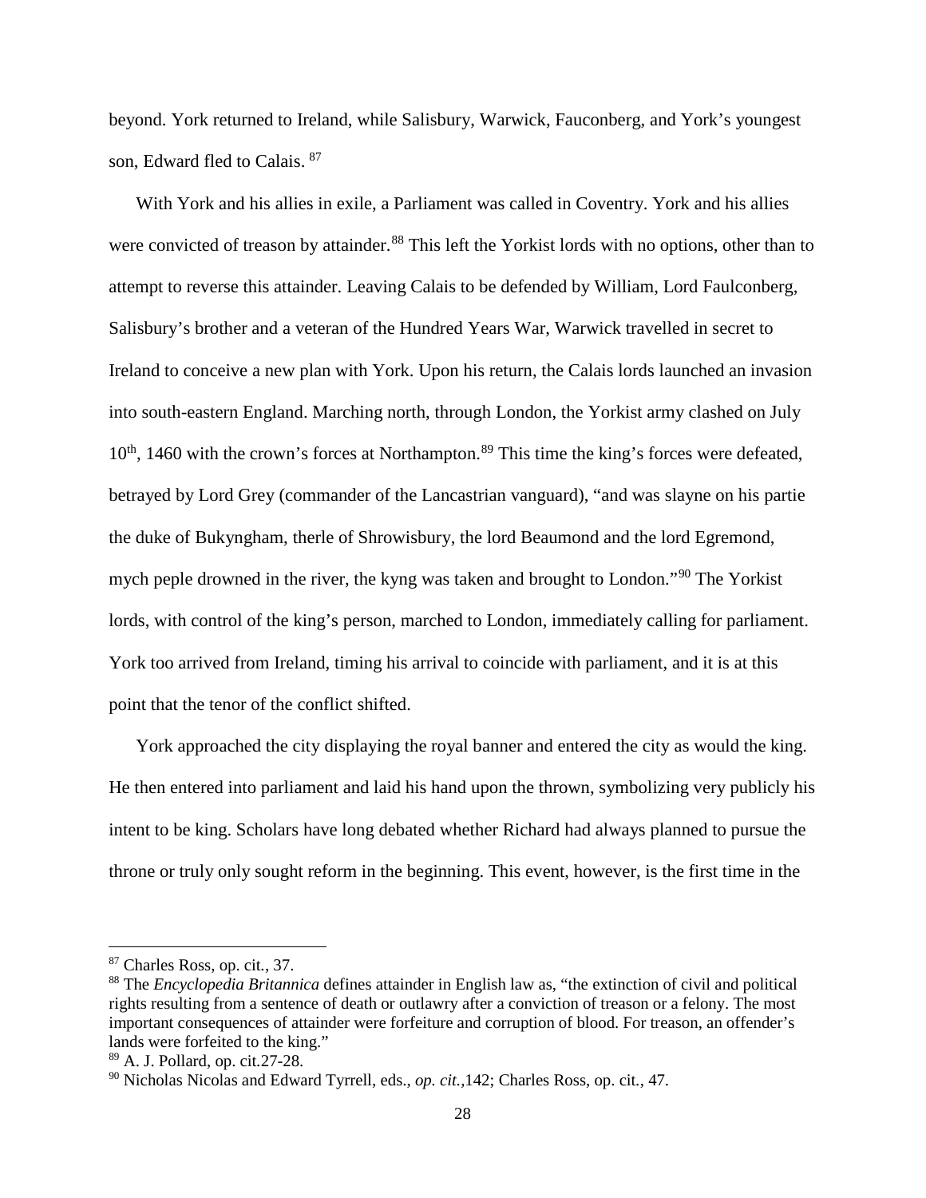beyond. York returned to Ireland, while Salisbury, Warwick, Fauconberg, and York's youngest son, Edward fled to Calais. [87]

With York and his allies in exile, a Parliament was called in Coventry. York and his allies were convicted of treason by attainder.[88] This left the Yorkist lords with no options, other than to attempt to reverse this attainder. Leaving Calais to be defended by William, Lord Faulconberg, Salisbury's brother and a veteran of the Hundred Years War, Warwick travelled in secret to Ireland to conceive a new plan with York. Upon his return, the Calais lords launched an invasion into south-eastern England. Marching north, through London, the Yorkist army clashed on July 10th, 1460 with the crown's forces at Northampton.[89] This time the king's forces were defeated, betrayed by Lord Grey (commander of the Lancastrian vanguard), "and was slayne on his partie the duke of Bukyngham, therle of Shrowisbury, the lord Beaumond and the lord Egremond, mych peple drowned in the river, the kyng was taken and brought to London."[90] The Yorkist lords, with control of the king's person, marched to London, immediately calling for parliament. York too arrived from Ireland, timing his arrival to coincide with parliament, and it is at this point that the tenor of the conflict shifted.

York approached the city displaying the royal banner and entered the city as would the king. He then entered into parliament and laid his hand upon the thrown, symbolizing very publicly his intent to be king. Scholars have long debated whether Richard had always planned to pursue the throne or truly only sought reform in the beginning. This event, however, is the first time in the

---

[87] Charles Ross, op. cit., 37.

[88] The *Encyclopedia Britannica* defines attainder in English law as, "the extinction of civil and political rights resulting from a sentence of death or outlawry after a conviction of treason or a felony. The most important consequences of attainder were forfeiture and corruption of blood. For treason, an offender's lands were forfeited to the king."

[89] A. J. Pollard, op. cit.27-28.

[90] Nicholas Nicolas and Edward Tyrrell, eds., *op. cit.*,142; Charles Ross, op. cit., 47.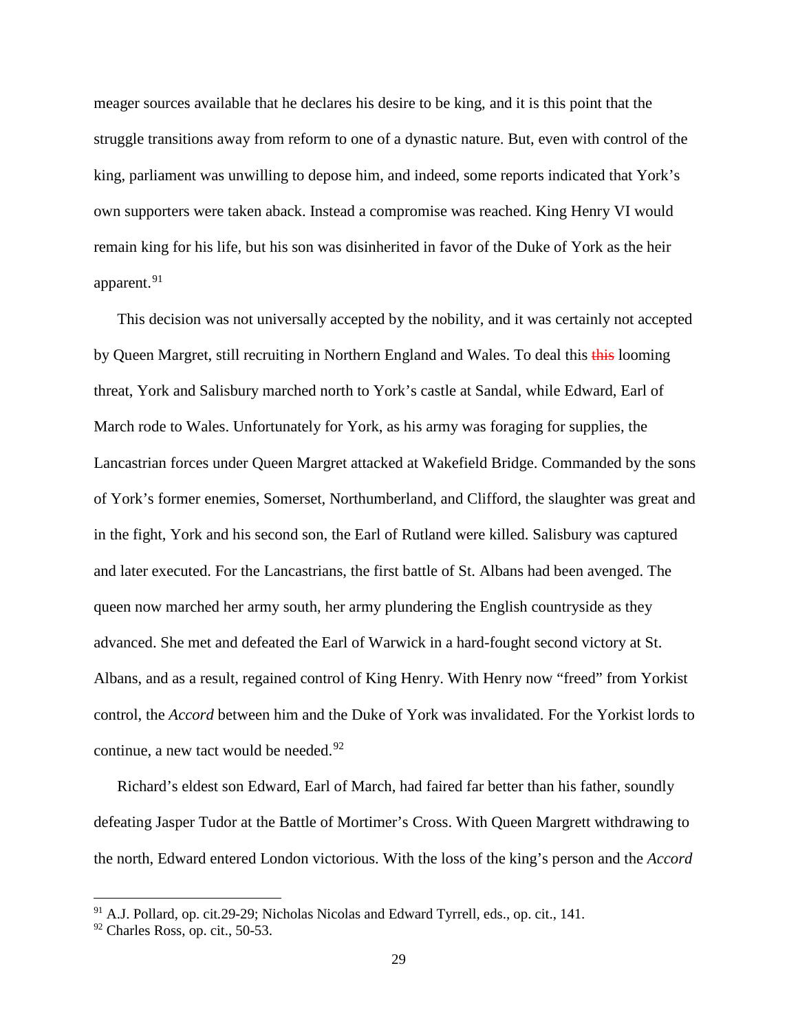meager sources available that he declares his desire to be king, and it is this point that the struggle transitions away from reform to one of a dynastic nature. But, even with control of the king, parliament was unwilling to depose him, and indeed, some reports indicated that York's own supporters were taken aback. Instead a compromise was reached. King Henry VI would remain king for his life, but his son was disinherited in favor of the Duke of York as the heir apparent.[91]

This decision was not universally accepted by the nobility, and it was certainly not accepted by Queen Margret, still recruiting in Northern England and Wales. To deal this ~~this~~ looming threat, York and Salisbury marched north to York's castle at Sandal, while Edward, Earl of March rode to Wales. Unfortunately for York, as his army was foraging for supplies, the Lancastrian forces under Queen Margret attacked at Wakefield Bridge. Commanded by the sons of York's former enemies, Somerset, Northumberland, and Clifford, the slaughter was great and in the fight, York and his second son, the Earl of Rutland were killed. Salisbury was captured and later executed. For the Lancastrians, the first battle of St. Albans had been avenged. The queen now marched her army south, her army plundering the English countryside as they advanced. She met and defeated the Earl of Warwick in a hard-fought second victory at St. Albans, and as a result, regained control of King Henry. With Henry now "freed" from Yorkist control, the *Accord* between him and the Duke of York was invalidated. For the Yorkist lords to continue, a new tact would be needed.[92]

Richard's eldest son Edward, Earl of March, had faired far better than his father, soundly defeating Jasper Tudor at the Battle of Mortimer's Cross. With Queen Margrett withdrawing to the north, Edward entered London victorious. With the loss of the king's person and the *Accord*

---

[91] A.J. Pollard, op. cit.29-29; Nicholas Nicolas and Edward Tyrrell, eds., op. cit., 141.

[92] Charles Ross, op. cit., 50-53.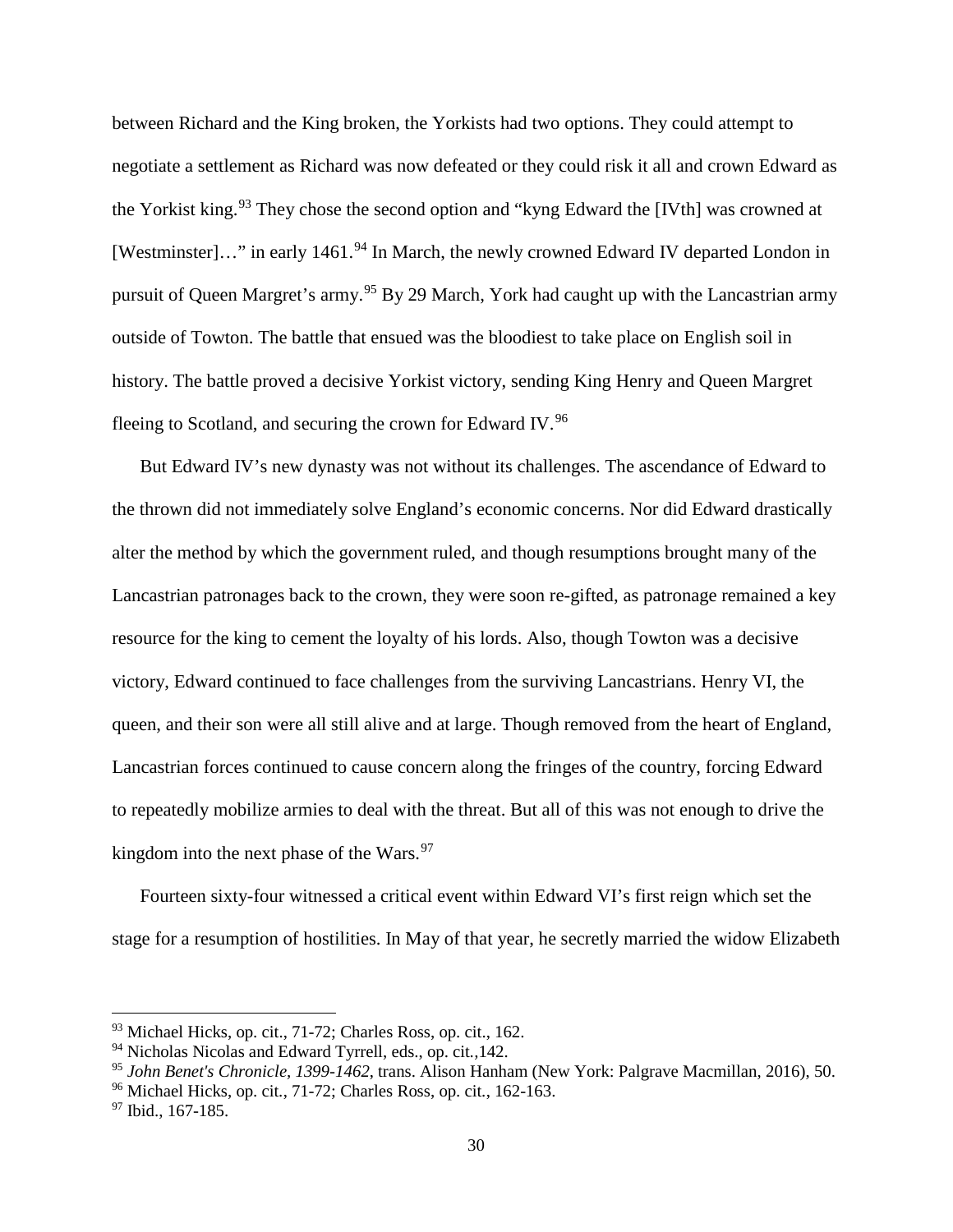between Richard and the King broken, the Yorkists had two options. They could attempt to negotiate a settlement as Richard was now defeated or they could risk it all and crown Edward as the Yorkist king.[93] They chose the second option and "kyng Edward the [IVth] was crowned at [Westminster]…" in early 1461.[94] In March, the newly crowned Edward IV departed London in pursuit of Queen Margret's army.[95] By 29 March, York had caught up with the Lancastrian army outside of Towton. The battle that ensued was the bloodiest to take place on English soil in history. The battle proved a decisive Yorkist victory, sending King Henry and Queen Margret fleeing to Scotland, and securing the crown for Edward IV.[96]

But Edward IV's new dynasty was not without its challenges. The ascendance of Edward to the thrown did not immediately solve England's economic concerns. Nor did Edward drastically alter the method by which the government ruled, and though resumptions brought many of the Lancastrian patronages back to the crown, they were soon re-gifted, as patronage remained a key resource for the king to cement the loyalty of his lords. Also, though Towton was a decisive victory, Edward continued to face challenges from the surviving Lancastrians. Henry VI, the queen, and their son were all still alive and at large. Though removed from the heart of England, Lancastrian forces continued to cause concern along the fringes of the country, forcing Edward to repeatedly mobilize armies to deal with the threat. But all of this was not enough to drive the kingdom into the next phase of the Wars.[97]

Fourteen sixty-four witnessed a critical event within Edward VI's first reign which set the stage for a resumption of hostilities. In May of that year, he secretly married the widow Elizabeth

---

[93] Michael Hicks, op. cit., 71-72; Charles Ross, op. cit., 162.

[94] Nicholas Nicolas and Edward Tyrrell, eds., op. cit.,142.

[95] *John Benet's Chronicle, 1399-1462*, trans. Alison Hanham (New York: Palgrave Macmillan, 2016), 50.

[96] Michael Hicks, op. cit., 71-72; Charles Ross, op. cit., 162-163.

[97] Ibid., 167-185.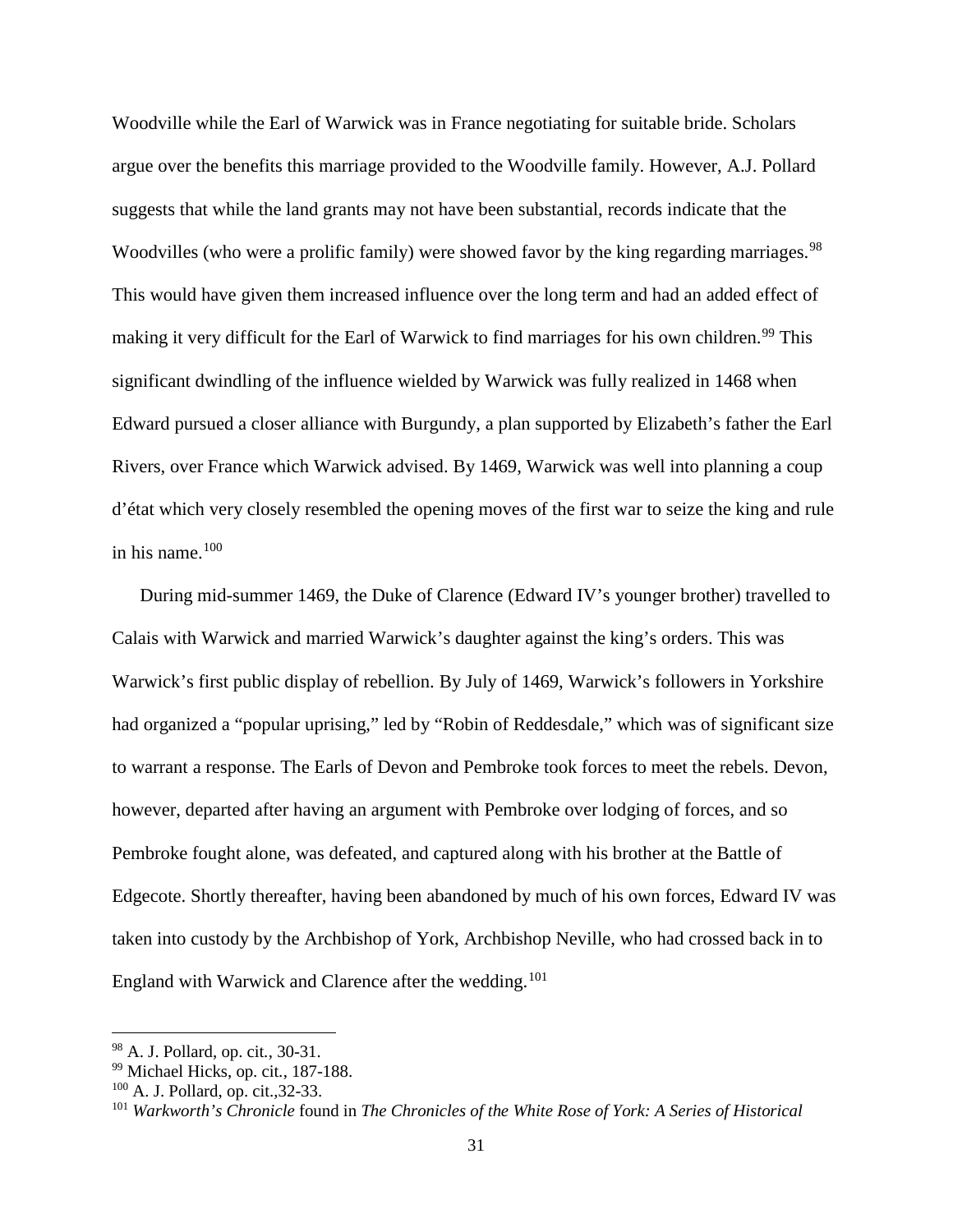Woodville while the Earl of Warwick was in France negotiating for suitable bride. Scholars argue over the benefits this marriage provided to the Woodville family. However, A.J. Pollard suggests that while the land grants may not have been substantial, records indicate that the Woodvilles (who were a prolific family) were showed favor by the king regarding marriages.[98] This would have given them increased influence over the long term and had an added effect of making it very difficult for the Earl of Warwick to find marriages for his own children.[99] This significant dwindling of the influence wielded by Warwick was fully realized in 1468 when Edward pursued a closer alliance with Burgundy, a plan supported by Elizabeth's father the Earl Rivers, over France which Warwick advised. By 1469, Warwick was well into planning a coup d'état which very closely resembled the opening moves of the first war to seize the king and rule in his name.[100]

During mid-summer 1469, the Duke of Clarence (Edward IV's younger brother) travelled to Calais with Warwick and married Warwick's daughter against the king's orders. This was Warwick's first public display of rebellion. By July of 1469, Warwick's followers in Yorkshire had organized a "popular uprising," led by "Robin of Reddesdale," which was of significant size to warrant a response. The Earls of Devon and Pembroke took forces to meet the rebels. Devon, however, departed after having an argument with Pembroke over lodging of forces, and so Pembroke fought alone, was defeated, and captured along with his brother at the Battle of Edgecote. Shortly thereafter, having been abandoned by much of his own forces, Edward IV was taken into custody by the Archbishop of York, Archbishop Neville, who had crossed back in to England with Warwick and Clarence after the wedding.[101]

---

[98] A. J. Pollard, op. cit., 30-31.

[99] Michael Hicks, op. cit., 187-188.

[100] A. J. Pollard, op. cit.,32-33.

[101] *Warkworth's Chronicle* found in *The Chronicles of the White Rose of York: A Series of Historical*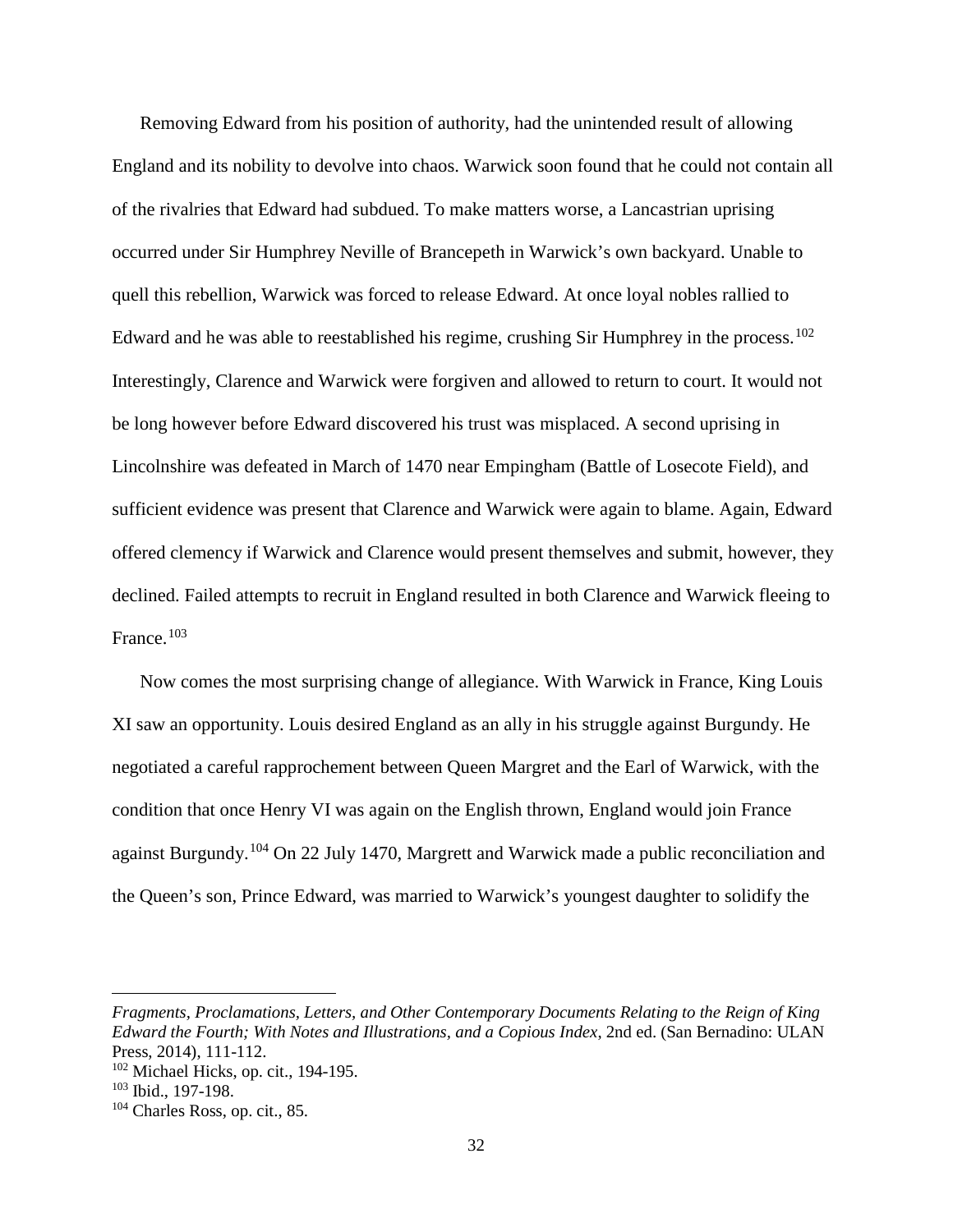Removing Edward from his position of authority, had the unintended result of allowing England and its nobility to devolve into chaos. Warwick soon found that he could not contain all of the rivalries that Edward had subdued. To make matters worse, a Lancastrian uprising occurred under Sir Humphrey Neville of Brancepeth in Warwick's own backyard. Unable to quell this rebellion, Warwick was forced to release Edward. At once loyal nobles rallied to Edward and he was able to reestablished his regime, crushing Sir Humphrey in the process.[102] Interestingly, Clarence and Warwick were forgiven and allowed to return to court. It would not be long however before Edward discovered his trust was misplaced. A second uprising in Lincolnshire was defeated in March of 1470 near Empingham (Battle of Losecote Field), and sufficient evidence was present that Clarence and Warwick were again to blame. Again, Edward offered clemency if Warwick and Clarence would present themselves and submit, however, they declined. Failed attempts to recruit in England resulted in both Clarence and Warwick fleeing to France.[103]

Now comes the most surprising change of allegiance. With Warwick in France, King Louis XI saw an opportunity. Louis desired England as an ally in his struggle against Burgundy. He negotiated a careful rapprochement between Queen Margret and the Earl of Warwick, with the condition that once Henry VI was again on the English thrown, England would join France against Burgundy.[104] On 22 July 1470, Margrett and Warwick made a public reconciliation and the Queen's son, Prince Edward, was married to Warwick's youngest daughter to solidify the

---

*Fragments, Proclamations, Letters, and Other Contemporary Documents Relating to the Reign of King Edward the Fourth; With Notes and Illustrations, and a Copious Index*, 2nd ed. (San Bernadino: ULAN Press, 2014), 111-112.

[102] Michael Hicks, op. cit., 194-195.

[103] Ibid., 197-198.

[104] Charles Ross, op. cit., 85.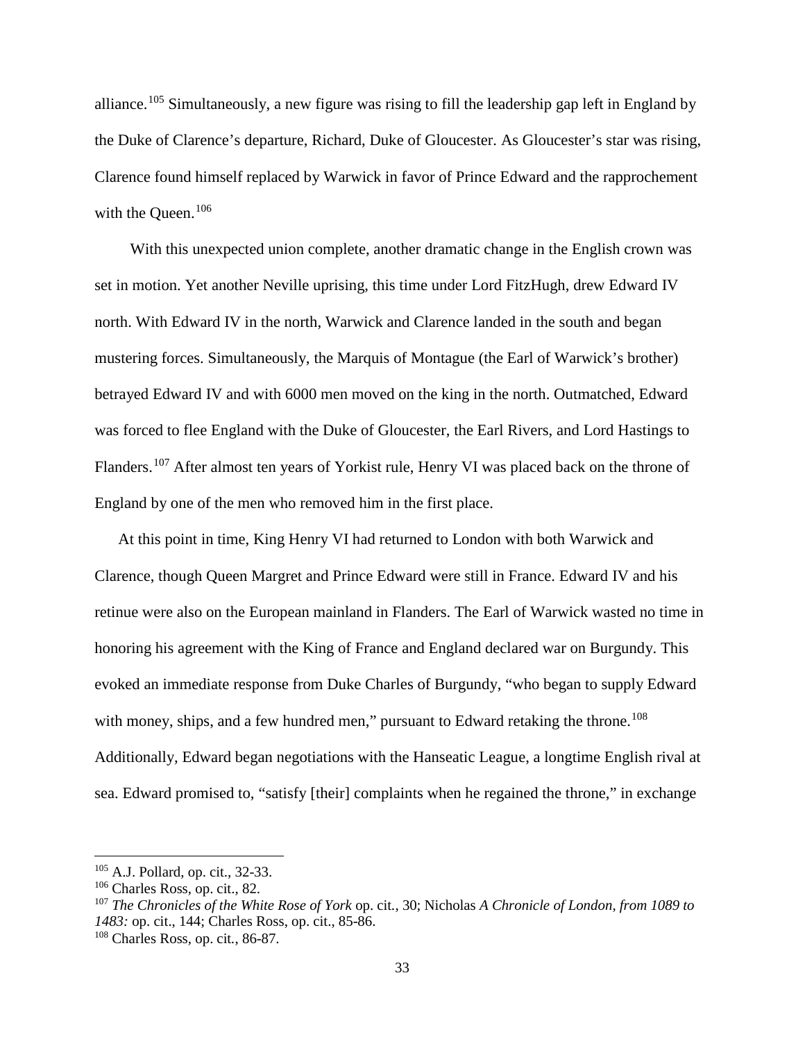alliance.[105] Simultaneously, a new figure was rising to fill the leadership gap left in England by the Duke of Clarence's departure, Richard, Duke of Gloucester. As Gloucester's star was rising, Clarence found himself replaced by Warwick in favor of Prince Edward and the rapprochement with the Queen.[106]

With this unexpected union complete, another dramatic change in the English crown was set in motion. Yet another Neville uprising, this time under Lord FitzHugh, drew Edward IV north. With Edward IV in the north, Warwick and Clarence landed in the south and began mustering forces. Simultaneously, the Marquis of Montague (the Earl of Warwick's brother) betrayed Edward IV and with 6000 men moved on the king in the north. Outmatched, Edward was forced to flee England with the Duke of Gloucester, the Earl Rivers, and Lord Hastings to Flanders.[107] After almost ten years of Yorkist rule, Henry VI was placed back on the throne of England by one of the men who removed him in the first place.

At this point in time, King Henry VI had returned to London with both Warwick and Clarence, though Queen Margret and Prince Edward were still in France. Edward IV and his retinue were also on the European mainland in Flanders. The Earl of Warwick wasted no time in honoring his agreement with the King of France and England declared war on Burgundy. This evoked an immediate response from Duke Charles of Burgundy, "who began to supply Edward with money, ships, and a few hundred men," pursuant to Edward retaking the throne.[108] Additionally, Edward began negotiations with the Hanseatic League, a longtime English rival at sea. Edward promised to, "satisfy [their] complaints when he regained the throne," in exchange

---

[105] A.J. Pollard, op. cit., 32-33.

[106] Charles Ross, op. cit., 82.

[107] *The Chronicles of the White Rose of York* op. cit., 30; Nicholas *A Chronicle of London, from 1089 to 1483:* op. cit., 144; Charles Ross, op. cit., 85-86.

[108] Charles Ross, op. cit., 86-87.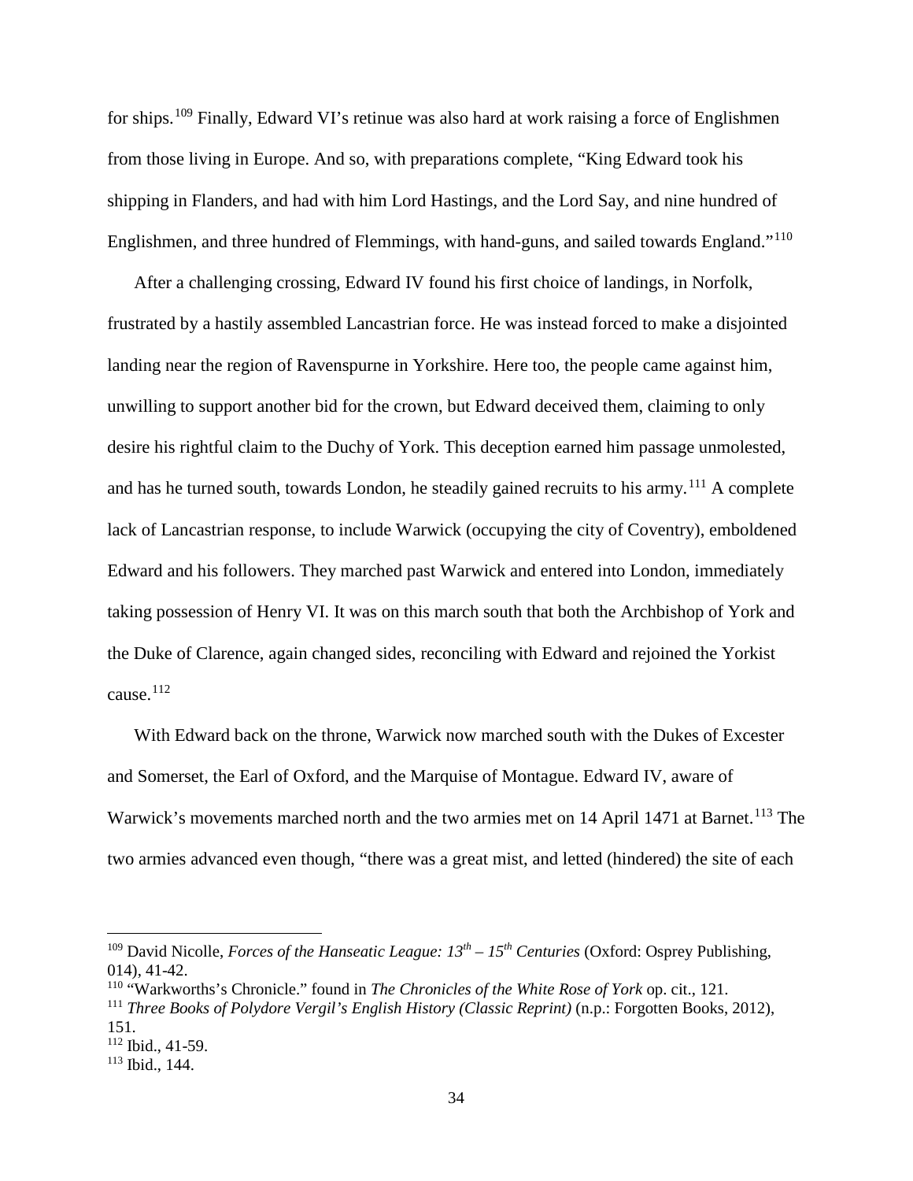for ships.[109] Finally, Edward VI's retinue was also hard at work raising a force of Englishmen from those living in Europe. And so, with preparations complete, "King Edward took his shipping in Flanders, and had with him Lord Hastings, and the Lord Say, and nine hundred of Englishmen, and three hundred of Flemmings, with hand-guns, and sailed towards England."[110]

After a challenging crossing, Edward IV found his first choice of landings, in Norfolk, frustrated by a hastily assembled Lancastrian force. He was instead forced to make a disjointed landing near the region of Ravenspurne in Yorkshire. Here too, the people came against him, unwilling to support another bid for the crown, but Edward deceived them, claiming to only desire his rightful claim to the Duchy of York. This deception earned him passage unmolested, and has he turned south, towards London, he steadily gained recruits to his army.[111] A complete lack of Lancastrian response, to include Warwick (occupying the city of Coventry), emboldened Edward and his followers. They marched past Warwick and entered into London, immediately taking possession of Henry VI. It was on this march south that both the Archbishop of York and the Duke of Clarence, again changed sides, reconciling with Edward and rejoined the Yorkist cause.[112]

With Edward back on the throne, Warwick now marched south with the Dukes of Excester and Somerset, the Earl of Oxford, and the Marquise of Montague. Edward IV, aware of Warwick's movements marched north and the two armies met on 14 April 1471 at Barnet.[113] The two armies advanced even though, "there was a great mist, and letted (hindered) the site of each

---

[109] David Nicolle, *Forces of the Hanseatic League: 13th – 15th Centuries* (Oxford: Osprey Publishing, 014), 41-42.

[110] "Warkworths's Chronicle." found in *The Chronicles of the White Rose of York* op. cit., 121.

[111] *Three Books of Polydore Vergil's English History (Classic Reprint)* (n.p.: Forgotten Books, 2012), 151.

[112] Ibid., 41-59.

[113] Ibid., 144.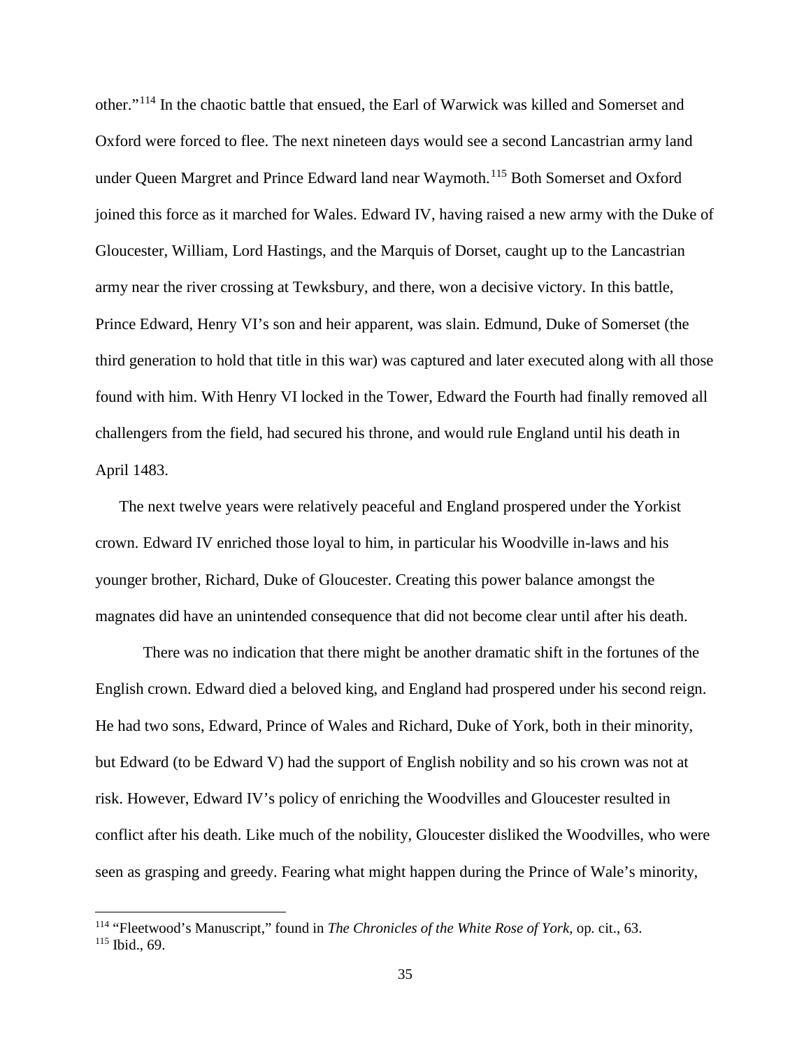other."[114] In the chaotic battle that ensued, the Earl of Warwick was killed and Somerset and Oxford were forced to flee. The next nineteen days would see a second Lancastrian army land under Queen Margret and Prince Edward land near Waymoth.[115] Both Somerset and Oxford joined this force as it marched for Wales. Edward IV, having raised a new army with the Duke of Gloucester, William, Lord Hastings, and the Marquis of Dorset, caught up to the Lancastrian army near the river crossing at Tewksbury, and there, won a decisive victory. In this battle, Prince Edward, Henry VI's son and heir apparent, was slain. Edmund, Duke of Somerset (the third generation to hold that title in this war) was captured and later executed along with all those found with him. With Henry VI locked in the Tower, Edward the Fourth had finally removed all challengers from the field, had secured his throne, and would rule England until his death in April 1483.

The next twelve years were relatively peaceful and England prospered under the Yorkist crown. Edward IV enriched those loyal to him, in particular his Woodville in-laws and his younger brother, Richard, Duke of Gloucester. Creating this power balance amongst the magnates did have an unintended consequence that did not become clear until after his death.

There was no indication that there might be another dramatic shift in the fortunes of the English crown. Edward died a beloved king, and England had prospered under his second reign. He had two sons, Edward, Prince of Wales and Richard, Duke of York, both in their minority, but Edward (to be Edward V) had the support of English nobility and so his crown was not at risk. However, Edward IV's policy of enriching the Woodvilles and Gloucester resulted in conflict after his death. Like much of the nobility, Gloucester disliked the Woodvilles, who were seen as grasping and greedy. Fearing what might happen during the Prince of Wale's minority,

---

[114] "Fleetwood's Manuscript," found in *The Chronicles of the White Rose of York,* op. cit., 63.
[115] Ibid., 69.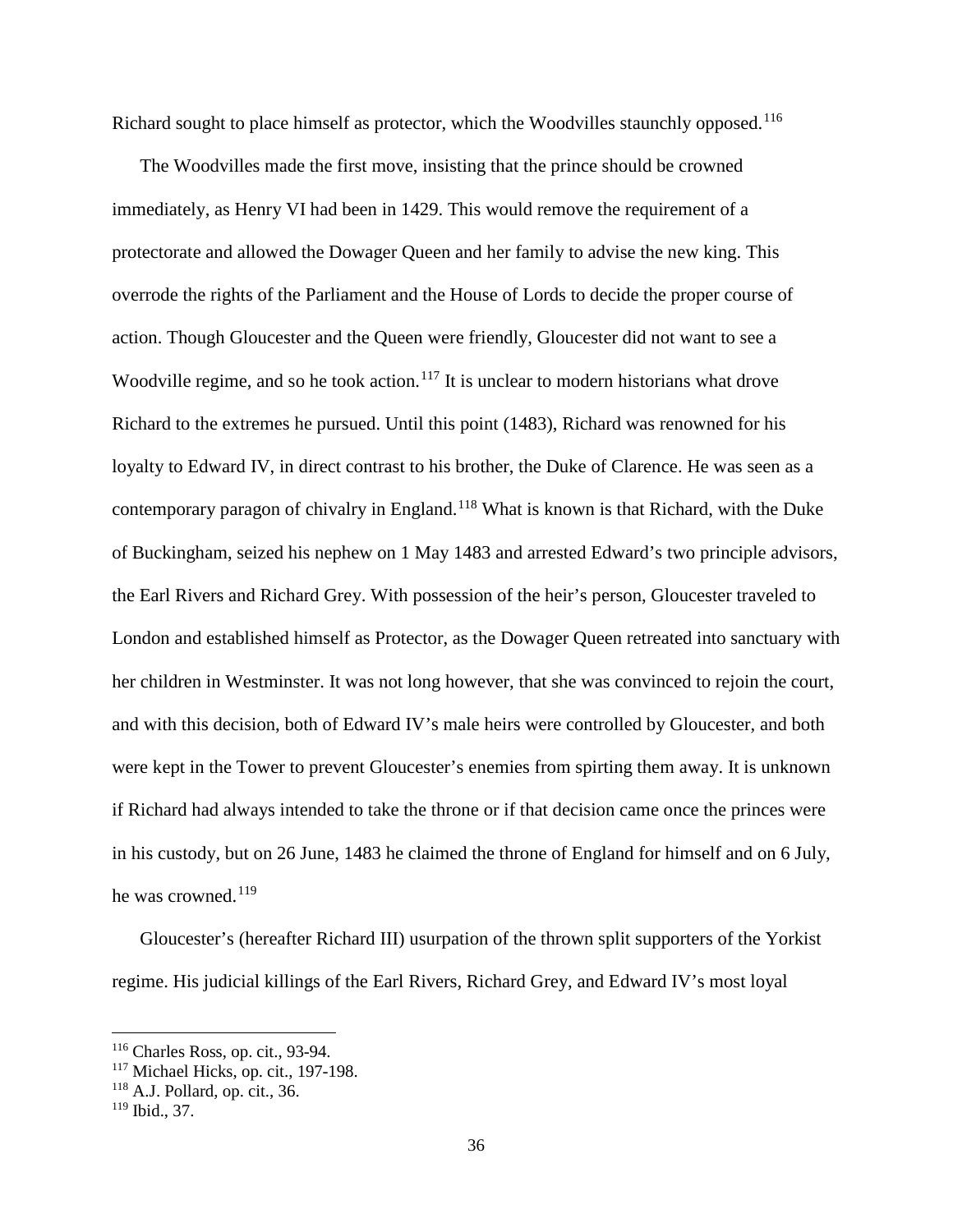Richard sought to place himself as protector, which the Woodvilles staunchly opposed.[116]

The Woodvilles made the first move, insisting that the prince should be crowned immediately, as Henry VI had been in 1429. This would remove the requirement of a protectorate and allowed the Dowager Queen and her family to advise the new king. This overrode the rights of the Parliament and the House of Lords to decide the proper course of action. Though Gloucester and the Queen were friendly, Gloucester did not want to see a Woodville regime, and so he took action.[117] It is unclear to modern historians what drove Richard to the extremes he pursued. Until this point (1483), Richard was renowned for his loyalty to Edward IV, in direct contrast to his brother, the Duke of Clarence. He was seen as a contemporary paragon of chivalry in England.[118] What is known is that Richard, with the Duke of Buckingham, seized his nephew on 1 May 1483 and arrested Edward's two principle advisors, the Earl Rivers and Richard Grey. With possession of the heir's person, Gloucester traveled to London and established himself as Protector, as the Dowager Queen retreated into sanctuary with her children in Westminster. It was not long however, that she was convinced to rejoin the court, and with this decision, both of Edward IV's male heirs were controlled by Gloucester, and both were kept in the Tower to prevent Gloucester's enemies from spirting them away. It is unknown if Richard had always intended to take the throne or if that decision came once the princes were in his custody, but on 26 June, 1483 he claimed the throne of England for himself and on 6 July, he was crowned.[119]

Gloucester's (hereafter Richard III) usurpation of the thrown split supporters of the Yorkist regime. His judicial killings of the Earl Rivers, Richard Grey, and Edward IV's most loyal

---

[116] Charles Ross, op. cit., 93-94.

[117] Michael Hicks, op. cit., 197-198.

[118] A.J. Pollard, op. cit., 36.

[119] Ibid., 37.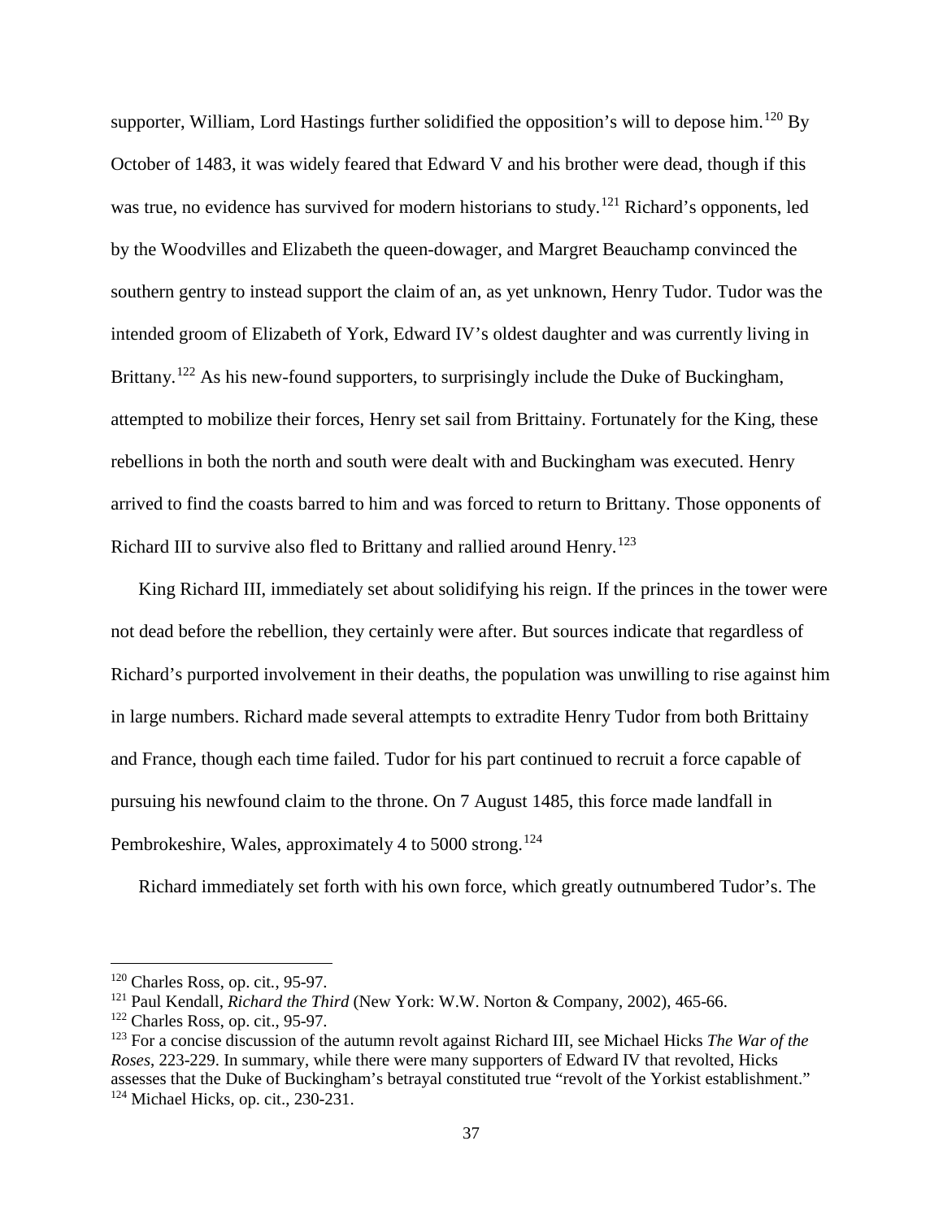supporter, William, Lord Hastings further solidified the opposition's will to depose him.[120] By October of 1483, it was widely feared that Edward V and his brother were dead, though if this was true, no evidence has survived for modern historians to study.[121] Richard's opponents, led by the Woodvilles and Elizabeth the queen-dowager, and Margret Beauchamp convinced the southern gentry to instead support the claim of an, as yet unknown, Henry Tudor. Tudor was the intended groom of Elizabeth of York, Edward IV's oldest daughter and was currently living in Brittany.[122] As his new-found supporters, to surprisingly include the Duke of Buckingham, attempted to mobilize their forces, Henry set sail from Brittainy. Fortunately for the King, these rebellions in both the north and south were dealt with and Buckingham was executed. Henry arrived to find the coasts barred to him and was forced to return to Brittany. Those opponents of Richard III to survive also fled to Brittany and rallied around Henry.[123]

King Richard III, immediately set about solidifying his reign. If the princes in the tower were not dead before the rebellion, they certainly were after. But sources indicate that regardless of Richard's purported involvement in their deaths, the population was unwilling to rise against him in large numbers. Richard made several attempts to extradite Henry Tudor from both Brittainy and France, though each time failed. Tudor for his part continued to recruit a force capable of pursuing his newfound claim to the throne. On 7 August 1485, this force made landfall in Pembrokeshire, Wales, approximately 4 to 5000 strong.[124]

Richard immediately set forth with his own force, which greatly outnumbered Tudor's. The

---

[120] Charles Ross, op. cit., 95-97.

[121] Paul Kendall, *Richard the Third* (New York: W.W. Norton & Company, 2002), 465-66.

[122] Charles Ross, op. cit., 95-97.

[123] For a concise discussion of the autumn revolt against Richard III, see Michael Hicks *The War of the Roses*, 223-229. In summary, while there were many supporters of Edward IV that revolted, Hicks assesses that the Duke of Buckingham's betrayal constituted true "revolt of the Yorkist establishment."

[124] Michael Hicks, op. cit., 230-231.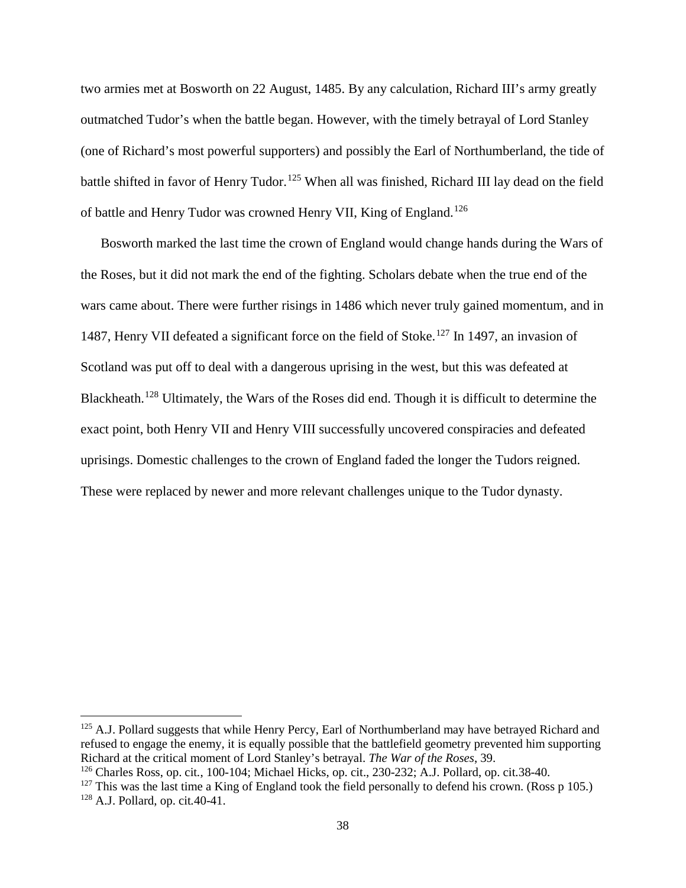two armies met at Bosworth on 22 August, 1485. By any calculation, Richard III's army greatly outmatched Tudor's when the battle began. However, with the timely betrayal of Lord Stanley (one of Richard's most powerful supporters) and possibly the Earl of Northumberland, the tide of battle shifted in favor of Henry Tudor.[125] When all was finished, Richard III lay dead on the field of battle and Henry Tudor was crowned Henry VII, King of England.[126]

Bosworth marked the last time the crown of England would change hands during the Wars of the Roses, but it did not mark the end of the fighting. Scholars debate when the true end of the wars came about. There were further risings in 1486 which never truly gained momentum, and in 1487, Henry VII defeated a significant force on the field of Stoke.[127] In 1497, an invasion of Scotland was put off to deal with a dangerous uprising in the west, but this was defeated at Blackheath.[128] Ultimately, the Wars of the Roses did end. Though it is difficult to determine the exact point, both Henry VII and Henry VIII successfully uncovered conspiracies and defeated uprisings. Domestic challenges to the crown of England faded the longer the Tudors reigned. These were replaced by newer and more relevant challenges unique to the Tudor dynasty.

---

[125] A.J. Pollard suggests that while Henry Percy, Earl of Northumberland may have betrayed Richard and refused to engage the enemy, it is equally possible that the battlefield geometry prevented him supporting Richard at the critical moment of Lord Stanley's betrayal. *The War of the Roses*, 39.

[126] Charles Ross, op. cit., 100-104; Michael Hicks, op. cit., 230-232; A.J. Pollard, op. cit.38-40.

[127] This was the last time a King of England took the field personally to defend his crown. (Ross p 105.)

[128] A.J. Pollard, op. cit.40-41.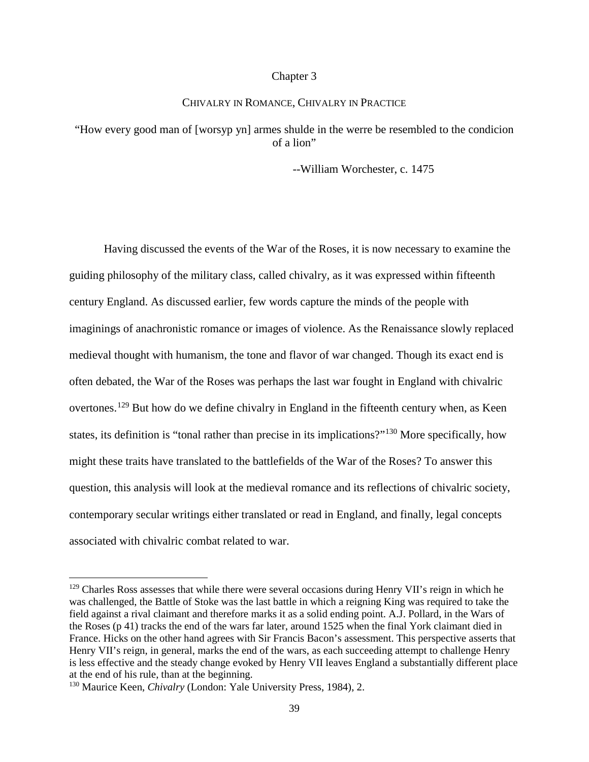# Chapter 3

## CHIVALRY IN ROMANCE, CHIVALRY IN PRACTICE

"How every good man of [worsyp yn] armes shulde in the werre be resembled to the condicion of a lion"

--William Worchester, c. 1475

Having discussed the events of the War of the Roses, it is now necessary to examine the guiding philosophy of the military class, called chivalry, as it was expressed within fifteenth century England. As discussed earlier, few words capture the minds of the people with imaginings of anachronistic romance or images of violence. As the Renaissance slowly replaced medieval thought with humanism, the tone and flavor of war changed. Though its exact end is often debated, the War of the Roses was perhaps the last war fought in England with chivalric overtones.[129] But how do we define chivalry in England in the fifteenth century when, as Keen states, its definition is "tonal rather than precise in its implications?"[130] More specifically, how might these traits have translated to the battlefields of the War of the Roses? To answer this question, this analysis will look at the medieval romance and its reflections of chivalric society, contemporary secular writings either translated or read in England, and finally, legal concepts associated with chivalric combat related to war.

---

[129] Charles Ross assesses that while there were several occasions during Henry VII's reign in which he was challenged, the Battle of Stoke was the last battle in which a reigning King was required to take the field against a rival claimant and therefore marks it as a solid ending point. A.J. Pollard, in the Wars of the Roses (p 41) tracks the end of the wars far later, around 1525 when the final York claimant died in France. Hicks on the other hand agrees with Sir Francis Bacon's assessment. This perspective asserts that Henry VII's reign, in general, marks the end of the wars, as each succeeding attempt to challenge Henry is less effective and the steady change evoked by Henry VII leaves England a substantially different place at the end of his rule, than at the beginning.

[130] Maurice Keen, *Chivalry* (London: Yale University Press, 1984), 2.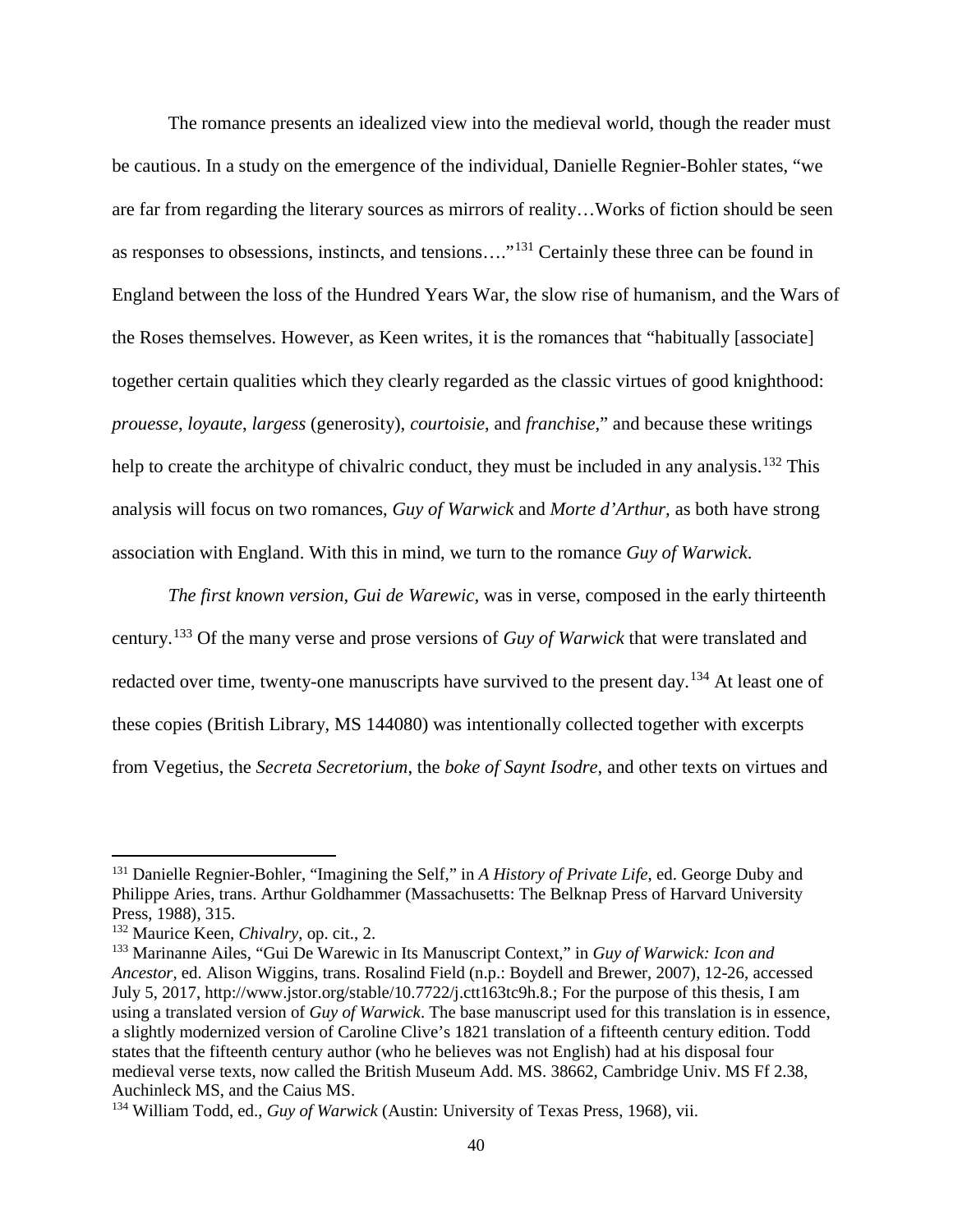The romance presents an idealized view into the medieval world, though the reader must be cautious. In a study on the emergence of the individual, Danielle Regnier-Bohler states, "we are far from regarding the literary sources as mirrors of reality…Works of fiction should be seen as responses to obsessions, instincts, and tensions…."[131] Certainly these three can be found in England between the loss of the Hundred Years War, the slow rise of humanism, and the Wars of the Roses themselves. However, as Keen writes, it is the romances that "habitually [associate] together certain qualities which they clearly regarded as the classic virtues of good knighthood: *prouesse*, *loyaute*, *largess* (generosity), *courtoisie*, and *franchise*," and because these writings help to create the architype of chivalric conduct, they must be included in any analysis.[132] This analysis will focus on two romances, *Guy of Warwick* and *Morte d'Arthur,* as both have strong association with England. With this in mind, we turn to the romance *Guy of Warwick*.

*The first known version*, *Gui de Warewic*, was in verse, composed in the early thirteenth century.[133] Of the many verse and prose versions of *Guy of Warwick* that were translated and redacted over time, twenty-one manuscripts have survived to the present day.[134] At least one of these copies (British Library, MS 144080) was intentionally collected together with excerpts from Vegetius, the *Secreta Secretorium*, the *boke of Saynt Isodre*, and other texts on virtues and

---

[131] Danielle Regnier-Bohler, "Imagining the Self," in *A History of Private Life*, ed. George Duby and Philippe Aries, trans. Arthur Goldhammer (Massachusetts: The Belknap Press of Harvard University Press, 1988), 315.

[132] Maurice Keen, *Chivalry*, op. cit., 2.

[133] Marinanne Ailes, "Gui De Warewic in Its Manuscript Context," in *Guy of Warwick: Icon and Ancestor*, ed. Alison Wiggins, trans. Rosalind Field (n.p.: Boydell and Brewer, 2007), 12-26, accessed July 5, 2017, http://www.jstor.org/stable/10.7722/j.ctt163tc9h.8.; For the purpose of this thesis, I am using a translated version of *Guy of Warwick*. The base manuscript used for this translation is in essence, a slightly modernized version of Caroline Clive's 1821 translation of a fifteenth century edition. Todd states that the fifteenth century author (who he believes was not English) had at his disposal four medieval verse texts, now called the British Museum Add. MS. 38662, Cambridge Univ. MS Ff 2.38, Auchinleck MS, and the Caius MS.

[134] William Todd, ed., *Guy of Warwick* (Austin: University of Texas Press, 1968), vii.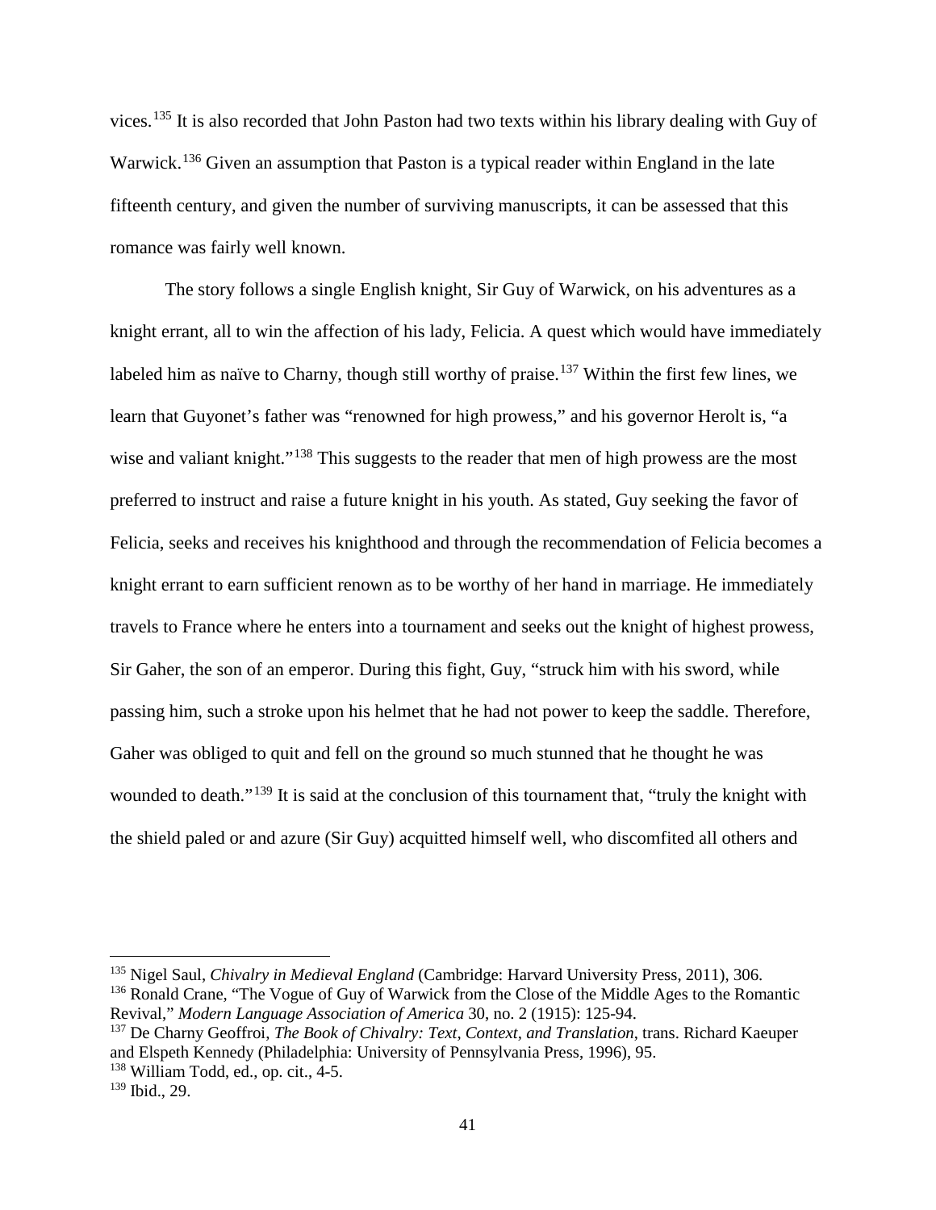vices.[135] It is also recorded that John Paston had two texts within his library dealing with Guy of Warwick.[136] Given an assumption that Paston is a typical reader within England in the late fifteenth century, and given the number of surviving manuscripts, it can be assessed that this romance was fairly well known.

The story follows a single English knight, Sir Guy of Warwick, on his adventures as a knight errant, all to win the affection of his lady, Felicia. A quest which would have immediately labeled him as naïve to Charny, though still worthy of praise.[137] Within the first few lines, we learn that Guyonet's father was "renowned for high prowess," and his governor Herolt is, "a wise and valiant knight."[138] This suggests to the reader that men of high prowess are the most preferred to instruct and raise a future knight in his youth. As stated, Guy seeking the favor of Felicia, seeks and receives his knighthood and through the recommendation of Felicia becomes a knight errant to earn sufficient renown as to be worthy of her hand in marriage. He immediately travels to France where he enters into a tournament and seeks out the knight of highest prowess, Sir Gaher, the son of an emperor. During this fight, Guy, "struck him with his sword, while passing him, such a stroke upon his helmet that he had not power to keep the saddle. Therefore, Gaher was obliged to quit and fell on the ground so much stunned that he thought he was wounded to death."[139] It is said at the conclusion of this tournament that, "truly the knight with the shield paled or and azure (Sir Guy) acquitted himself well, who discomfited all others and

---

[135] Nigel Saul, *Chivalry in Medieval England* (Cambridge: Harvard University Press, 2011), 306.

[136] Ronald Crane, "The Vogue of Guy of Warwick from the Close of the Middle Ages to the Romantic Revival," *Modern Language Association of America* 30, no. 2 (1915): 125-94.

[137] De Charny Geoffroi, *The Book of Chivalry: Text, Context, and Translation*, trans. Richard Kaeuper and Elspeth Kennedy (Philadelphia: University of Pennsylvania Press, 1996), 95.

[138] William Todd, ed., op. cit., 4-5.

[139] Ibid., 29.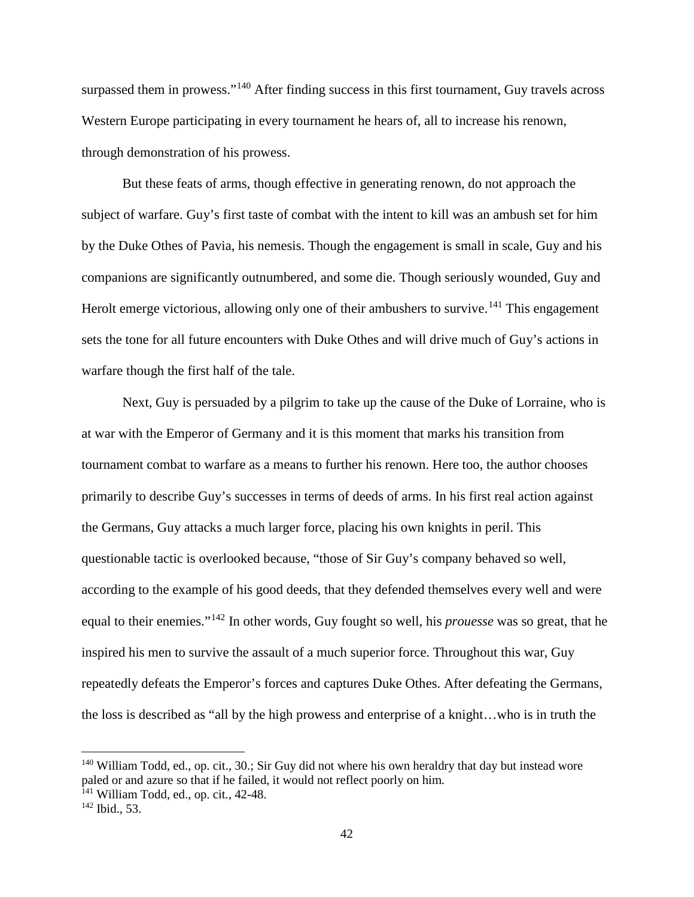surpassed them in prowess."[140] After finding success in this first tournament, Guy travels across Western Europe participating in every tournament he hears of, all to increase his renown, through demonstration of his prowess.

But these feats of arms, though effective in generating renown, do not approach the subject of warfare. Guy's first taste of combat with the intent to kill was an ambush set for him by the Duke Othes of Pavia, his nemesis. Though the engagement is small in scale, Guy and his companions are significantly outnumbered, and some die. Though seriously wounded, Guy and Herolt emerge victorious, allowing only one of their ambushers to survive.[141] This engagement sets the tone for all future encounters with Duke Othes and will drive much of Guy's actions in warfare though the first half of the tale.

Next, Guy is persuaded by a pilgrim to take up the cause of the Duke of Lorraine, who is at war with the Emperor of Germany and it is this moment that marks his transition from tournament combat to warfare as a means to further his renown. Here too, the author chooses primarily to describe Guy's successes in terms of deeds of arms. In his first real action against the Germans, Guy attacks a much larger force, placing his own knights in peril. This questionable tactic is overlooked because, "those of Sir Guy's company behaved so well, according to the example of his good deeds, that they defended themselves every well and were equal to their enemies."[142] In other words, Guy fought so well, his *prouesse* was so great, that he inspired his men to survive the assault of a much superior force. Throughout this war, Guy repeatedly defeats the Emperor's forces and captures Duke Othes. After defeating the Germans, the loss is described as "all by the high prowess and enterprise of a knight…who is in truth the

---

[140] William Todd, ed., op. cit., 30.; Sir Guy did not where his own heraldry that day but instead wore paled or and azure so that if he failed, it would not reflect poorly on him.

[141] William Todd, ed., op. cit., 42-48.

[142] Ibid., 53.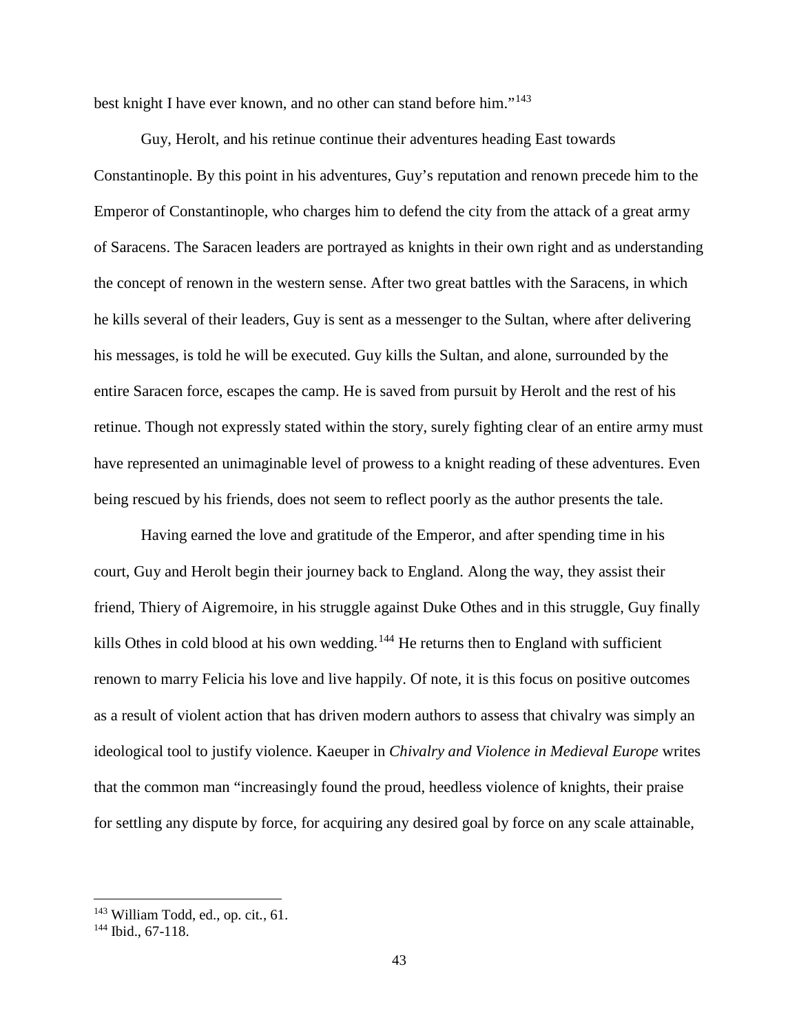best knight I have ever known, and no other can stand before him."[143]

Guy, Herolt, and his retinue continue their adventures heading East towards Constantinople. By this point in his adventures, Guy's reputation and renown precede him to the Emperor of Constantinople, who charges him to defend the city from the attack of a great army of Saracens. The Saracen leaders are portrayed as knights in their own right and as understanding the concept of renown in the western sense. After two great battles with the Saracens, in which he kills several of their leaders, Guy is sent as a messenger to the Sultan, where after delivering his messages, is told he will be executed. Guy kills the Sultan, and alone, surrounded by the entire Saracen force, escapes the camp. He is saved from pursuit by Herolt and the rest of his retinue. Though not expressly stated within the story, surely fighting clear of an entire army must have represented an unimaginable level of prowess to a knight reading of these adventures. Even being rescued by his friends, does not seem to reflect poorly as the author presents the tale.

Having earned the love and gratitude of the Emperor, and after spending time in his court, Guy and Herolt begin their journey back to England. Along the way, they assist their friend, Thiery of Aigremoire, in his struggle against Duke Othes and in this struggle, Guy finally kills Othes in cold blood at his own wedding.[144] He returns then to England with sufficient renown to marry Felicia his love and live happily. Of note, it is this focus on positive outcomes as a result of violent action that has driven modern authors to assess that chivalry was simply an ideological tool to justify violence. Kaeuper in *Chivalry and Violence in Medieval Europe* writes that the common man "increasingly found the proud, heedless violence of knights, their praise for settling any dispute by force, for acquiring any desired goal by force on any scale attainable,

---

[143] William Todd, ed., op. cit., 61.

[144] Ibid., 67-118.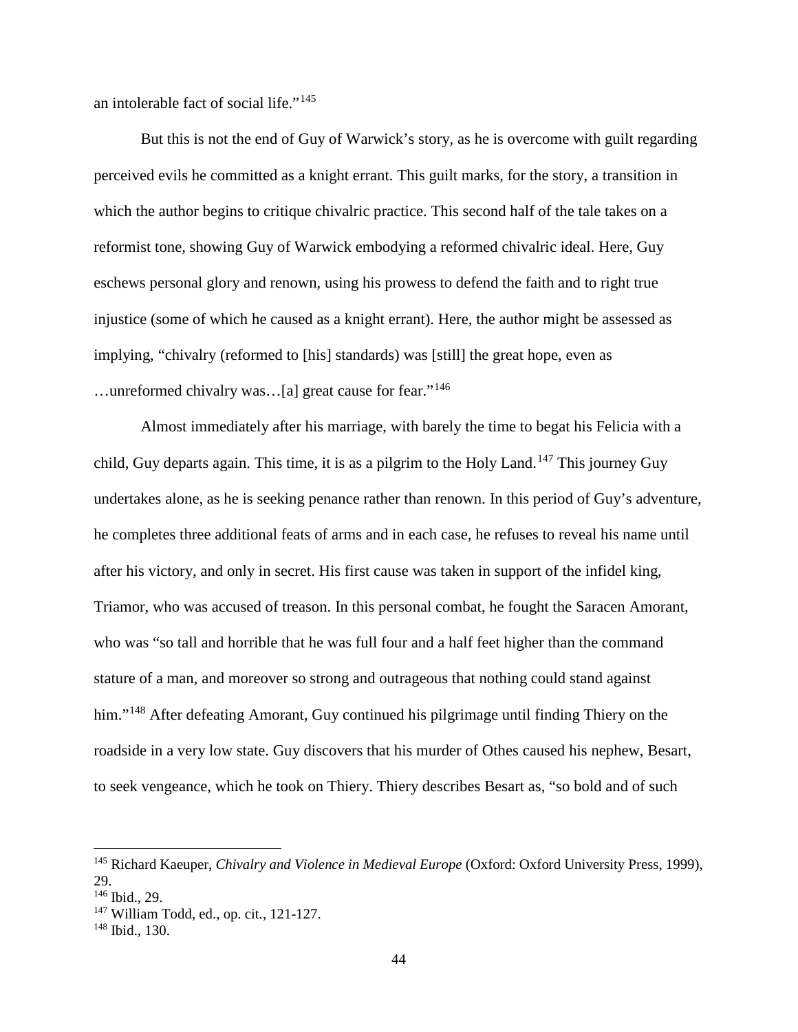an intolerable fact of social life."[145]

But this is not the end of Guy of Warwick's story, as he is overcome with guilt regarding perceived evils he committed as a knight errant. This guilt marks, for the story, a transition in which the author begins to critique chivalric practice. This second half of the tale takes on a reformist tone, showing Guy of Warwick embodying a reformed chivalric ideal. Here, Guy eschews personal glory and renown, using his prowess to defend the faith and to right true injustice (some of which he caused as a knight errant). Here, the author might be assessed as implying, "chivalry (reformed to [his] standards) was [still] the great hope, even as …unreformed chivalry was…[a] great cause for fear."[146]

Almost immediately after his marriage, with barely the time to begat his Felicia with a child, Guy departs again. This time, it is as a pilgrim to the Holy Land.[147] This journey Guy undertakes alone, as he is seeking penance rather than renown. In this period of Guy's adventure, he completes three additional feats of arms and in each case, he refuses to reveal his name until after his victory, and only in secret. His first cause was taken in support of the infidel king, Triamor, who was accused of treason. In this personal combat, he fought the Saracen Amorant, who was "so tall and horrible that he was full four and a half feet higher than the command stature of a man, and moreover so strong and outrageous that nothing could stand against him."[148] After defeating Amorant, Guy continued his pilgrimage until finding Thiery on the roadside in a very low state. Guy discovers that his murder of Othes caused his nephew, Besart, to seek vengeance, which he took on Thiery. Thiery describes Besart as, "so bold and of such

---

[145] Richard Kaeuper, *Chivalry and Violence in Medieval Europe* (Oxford: Oxford University Press, 1999), 29.

[146] Ibid., 29.

[147] William Todd, ed., op. cit., 121-127.

[148] Ibid., 130.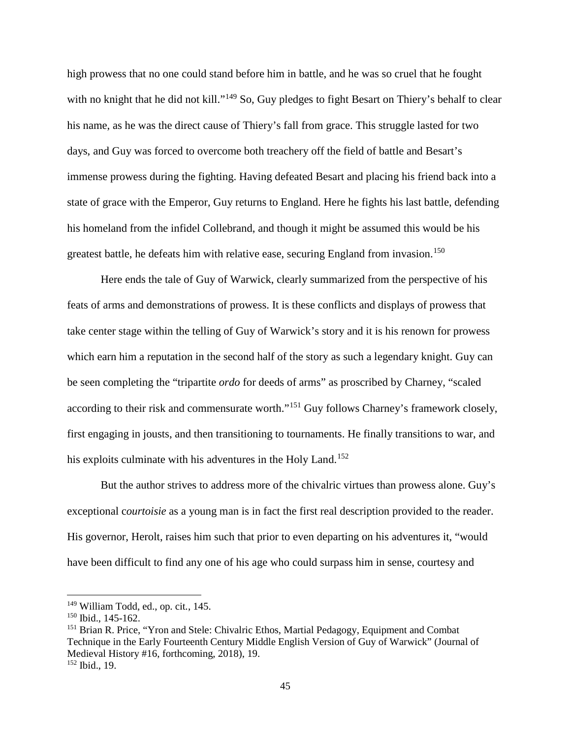high prowess that no one could stand before him in battle, and he was so cruel that he fought with no knight that he did not kill."[149] So, Guy pledges to fight Besart on Thiery's behalf to clear his name, as he was the direct cause of Thiery's fall from grace. This struggle lasted for two days, and Guy was forced to overcome both treachery off the field of battle and Besart's immense prowess during the fighting. Having defeated Besart and placing his friend back into a state of grace with the Emperor, Guy returns to England. Here he fights his last battle, defending his homeland from the infidel Collebrand, and though it might be assumed this would be his greatest battle, he defeats him with relative ease, securing England from invasion.[150]

Here ends the tale of Guy of Warwick, clearly summarized from the perspective of his feats of arms and demonstrations of prowess. It is these conflicts and displays of prowess that take center stage within the telling of Guy of Warwick's story and it is his renown for prowess which earn him a reputation in the second half of the story as such a legendary knight. Guy can be seen completing the "tripartite *ordo* for deeds of arms" as proscribed by Charney, "scaled according to their risk and commensurate worth."[151] Guy follows Charney's framework closely, first engaging in jousts, and then transitioning to tournaments. He finally transitions to war, and his exploits culminate with his adventures in the Holy Land.[152]

But the author strives to address more of the chivalric virtues than prowess alone. Guy's exceptional c*ourtoisie* as a young man is in fact the first real description provided to the reader. His governor, Herolt, raises him such that prior to even departing on his adventures it, "would have been difficult to find any one of his age who could surpass him in sense, courtesy and

---

[149] William Todd, ed., op. cit., 145.

[150] Ibid., 145-162.

[151] Brian R. Price, "Yron and Stele: Chivalric Ethos, Martial Pedagogy, Equipment and Combat Technique in the Early Fourteenth Century Middle English Version of Guy of Warwick" (Journal of Medieval History #16, forthcoming, 2018), 19.

[152] Ibid., 19.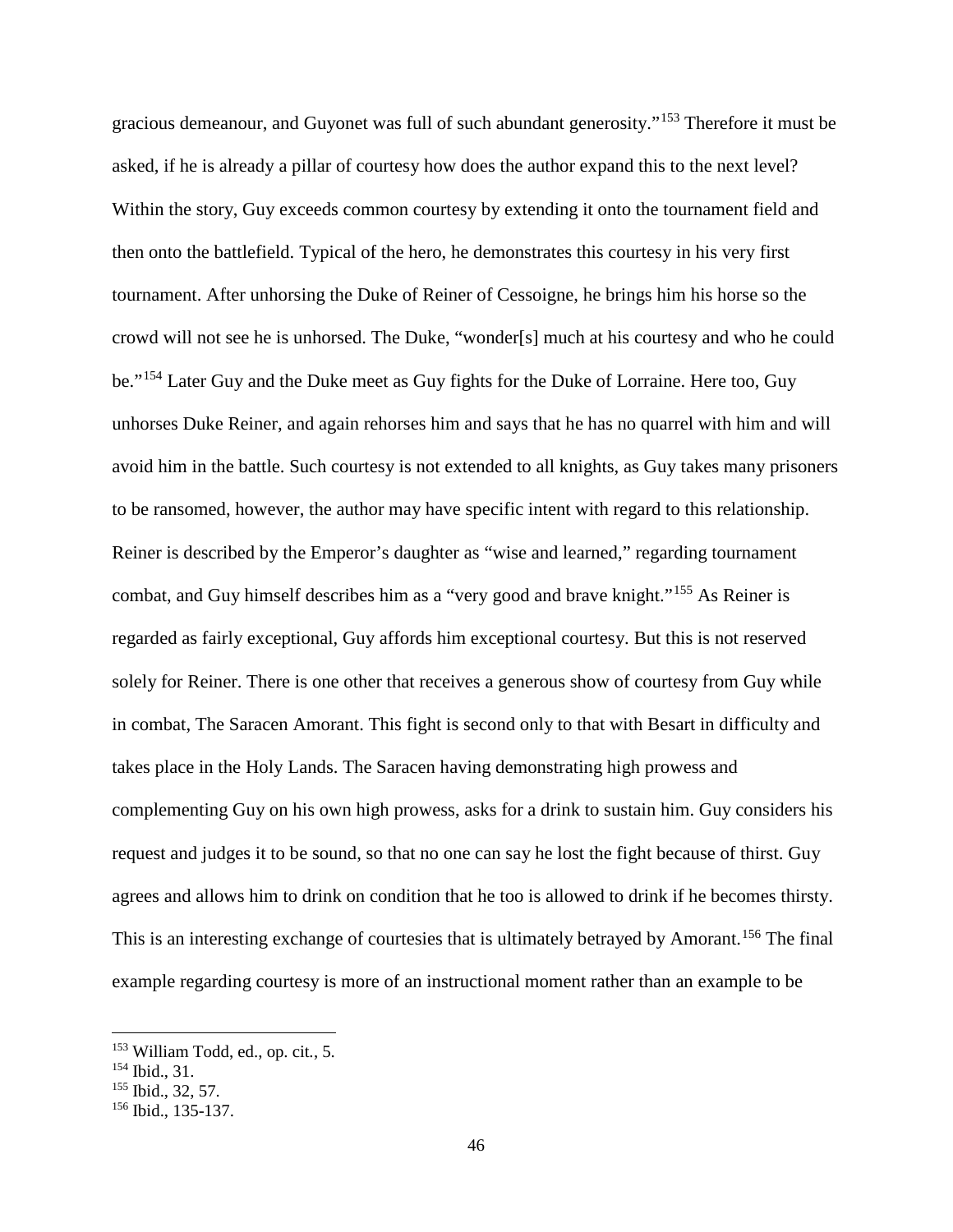gracious demeanour, and Guyonet was full of such abundant generosity."[153] Therefore it must be asked, if he is already a pillar of courtesy how does the author expand this to the next level? Within the story, Guy exceeds common courtesy by extending it onto the tournament field and then onto the battlefield. Typical of the hero, he demonstrates this courtesy in his very first tournament. After unhorsing the Duke of Reiner of Cessoigne, he brings him his horse so the crowd will not see he is unhorsed. The Duke, "wonder[s] much at his courtesy and who he could be."[154] Later Guy and the Duke meet as Guy fights for the Duke of Lorraine. Here too, Guy unhorses Duke Reiner, and again rehorses him and says that he has no quarrel with him and will avoid him in the battle. Such courtesy is not extended to all knights, as Guy takes many prisoners to be ransomed, however, the author may have specific intent with regard to this relationship. Reiner is described by the Emperor's daughter as "wise and learned," regarding tournament combat, and Guy himself describes him as a "very good and brave knight."[155] As Reiner is regarded as fairly exceptional, Guy affords him exceptional courtesy. But this is not reserved solely for Reiner. There is one other that receives a generous show of courtesy from Guy while in combat, The Saracen Amorant. This fight is second only to that with Besart in difficulty and takes place in the Holy Lands. The Saracen having demonstrating high prowess and complementing Guy on his own high prowess, asks for a drink to sustain him. Guy considers his request and judges it to be sound, so that no one can say he lost the fight because of thirst. Guy agrees and allows him to drink on condition that he too is allowed to drink if he becomes thirsty. This is an interesting exchange of courtesies that is ultimately betrayed by Amorant.[156] The final example regarding courtesy is more of an instructional moment rather than an example to be

[153] William Todd, ed., op. cit., 5.
[154] Ibid., 31.
[155] Ibid., 32, 57.
[156] Ibid., 135-137.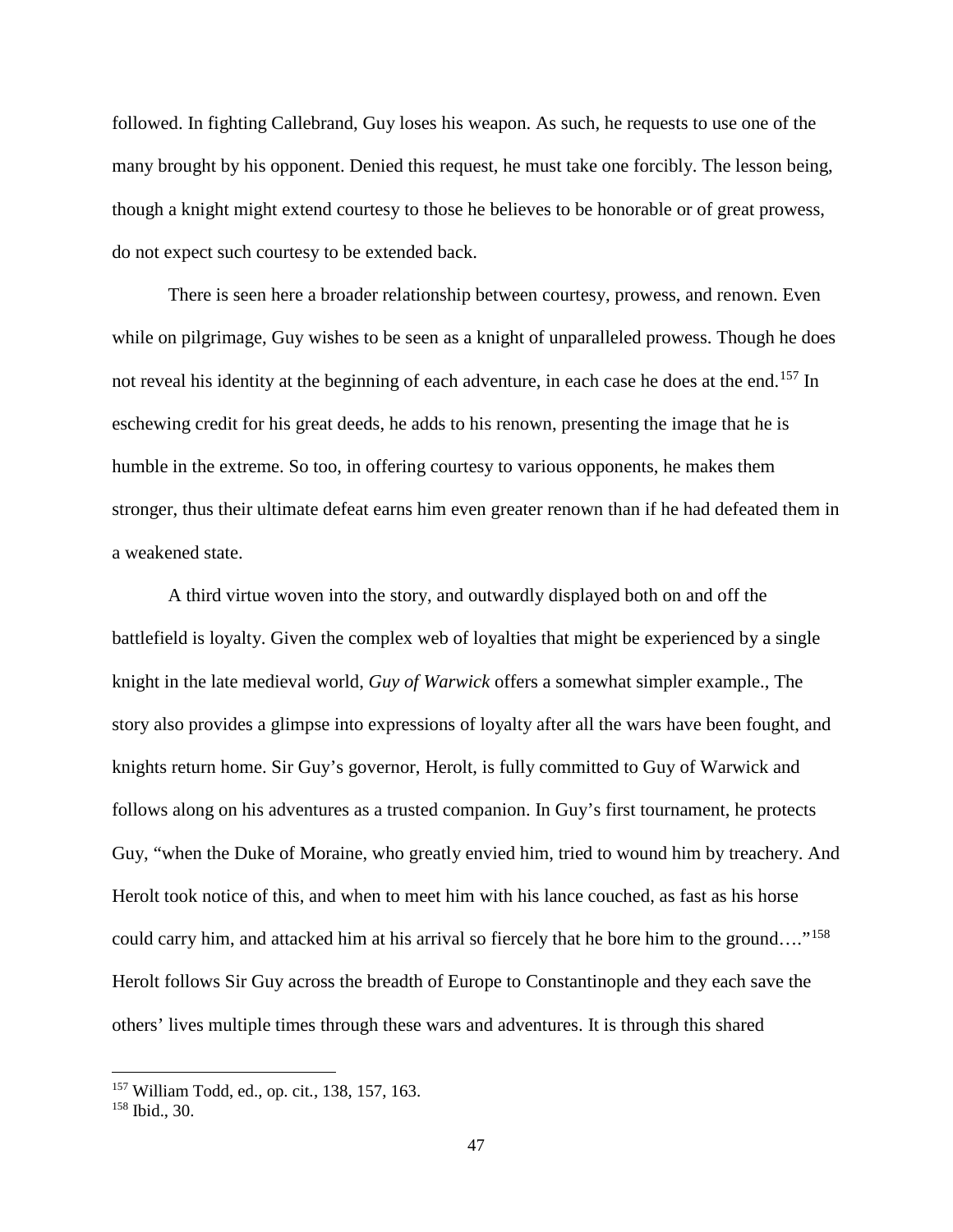followed. In fighting Callebrand, Guy loses his weapon. As such, he requests to use one of the many brought by his opponent. Denied this request, he must take one forcibly. The lesson being, though a knight might extend courtesy to those he believes to be honorable or of great prowess, do not expect such courtesy to be extended back.

There is seen here a broader relationship between courtesy, prowess, and renown. Even while on pilgrimage, Guy wishes to be seen as a knight of unparalleled prowess. Though he does not reveal his identity at the beginning of each adventure, in each case he does at the end.[157] In eschewing credit for his great deeds, he adds to his renown, presenting the image that he is humble in the extreme. So too, in offering courtesy to various opponents, he makes them stronger, thus their ultimate defeat earns him even greater renown than if he had defeated them in a weakened state.

A third virtue woven into the story, and outwardly displayed both on and off the battlefield is loyalty. Given the complex web of loyalties that might be experienced by a single knight in the late medieval world, *Guy of Warwick* offers a somewhat simpler example., The story also provides a glimpse into expressions of loyalty after all the wars have been fought, and knights return home. Sir Guy's governor, Herolt, is fully committed to Guy of Warwick and follows along on his adventures as a trusted companion. In Guy's first tournament, he protects Guy, "when the Duke of Moraine, who greatly envied him, tried to wound him by treachery. And Herolt took notice of this, and when to meet him with his lance couched, as fast as his horse could carry him, and attacked him at his arrival so fiercely that he bore him to the ground…."[158] Herolt follows Sir Guy across the breadth of Europe to Constantinople and they each save the others' lives multiple times through these wars and adventures. It is through this shared

---

[157] William Todd, ed., op. cit., 138, 157, 163.

[158] Ibid., 30.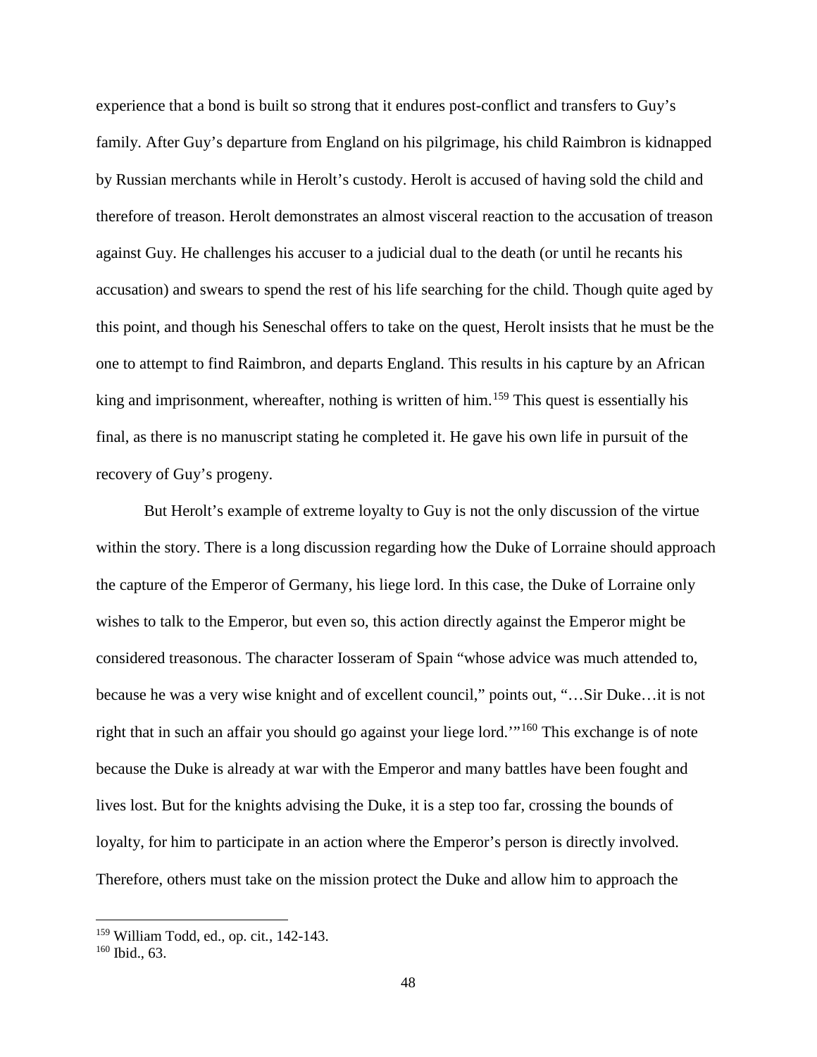experience that a bond is built so strong that it endures post-conflict and transfers to Guy's family. After Guy's departure from England on his pilgrimage, his child Raimbron is kidnapped by Russian merchants while in Herolt's custody. Herolt is accused of having sold the child and therefore of treason. Herolt demonstrates an almost visceral reaction to the accusation of treason against Guy. He challenges his accuser to a judicial dual to the death (or until he recants his accusation) and swears to spend the rest of his life searching for the child. Though quite aged by this point, and though his Seneschal offers to take on the quest, Herolt insists that he must be the one to attempt to find Raimbron, and departs England. This results in his capture by an African king and imprisonment, whereafter, nothing is written of him.[159] This quest is essentially his final, as there is no manuscript stating he completed it. He gave his own life in pursuit of the recovery of Guy's progeny.

But Herolt's example of extreme loyalty to Guy is not the only discussion of the virtue within the story. There is a long discussion regarding how the Duke of Lorraine should approach the capture of the Emperor of Germany, his liege lord. In this case, the Duke of Lorraine only wishes to talk to the Emperor, but even so, this action directly against the Emperor might be considered treasonous. The character Iosseram of Spain "whose advice was much attended to, because he was a very wise knight and of excellent council," points out, "…Sir Duke…it is not right that in such an affair you should go against your liege lord.'"[160] This exchange is of note because the Duke is already at war with the Emperor and many battles have been fought and lives lost. But for the knights advising the Duke, it is a step too far, crossing the bounds of loyalty, for him to participate in an action where the Emperor's person is directly involved. Therefore, others must take on the mission protect the Duke and allow him to approach the

[159] William Todd, ed., op. cit., 142-143.

[160] Ibid., 63.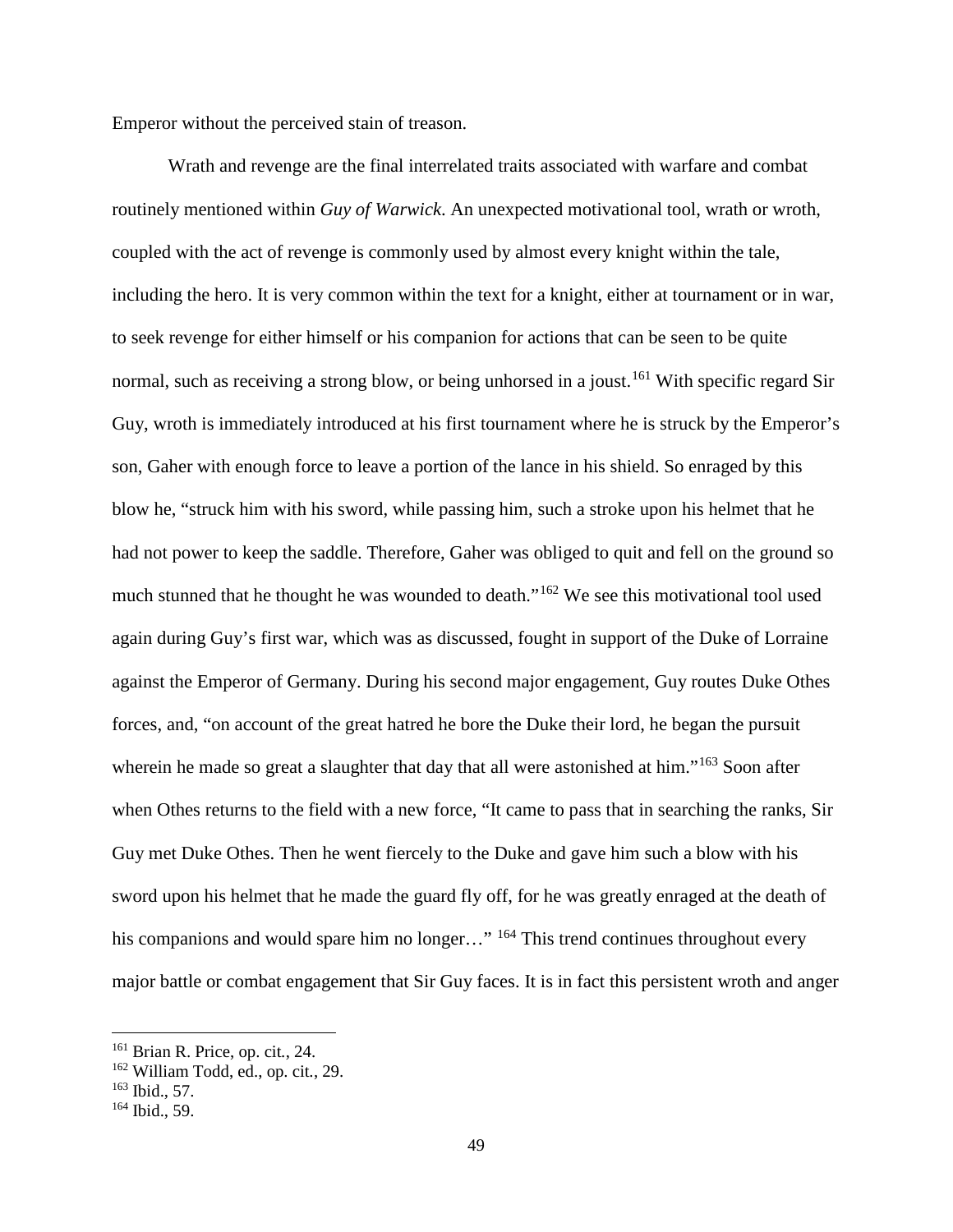Emperor without the perceived stain of treason.

Wrath and revenge are the final interrelated traits associated with warfare and combat routinely mentioned within *Guy of Warwick*. An unexpected motivational tool, wrath or wroth, coupled with the act of revenge is commonly used by almost every knight within the tale, including the hero. It is very common within the text for a knight, either at tournament or in war, to seek revenge for either himself or his companion for actions that can be seen to be quite normal, such as receiving a strong blow, or being unhorsed in a joust.[161] With specific regard Sir Guy, wroth is immediately introduced at his first tournament where he is struck by the Emperor's son, Gaher with enough force to leave a portion of the lance in his shield. So enraged by this blow he, "struck him with his sword, while passing him, such a stroke upon his helmet that he had not power to keep the saddle. Therefore, Gaher was obliged to quit and fell on the ground so much stunned that he thought he was wounded to death."[162] We see this motivational tool used again during Guy's first war, which was as discussed, fought in support of the Duke of Lorraine against the Emperor of Germany. During his second major engagement, Guy routes Duke Othes forces, and, "on account of the great hatred he bore the Duke their lord, he began the pursuit wherein he made so great a slaughter that day that all were astonished at him."[163] Soon after when Othes returns to the field with a new force, "It came to pass that in searching the ranks, Sir Guy met Duke Othes. Then he went fiercely to the Duke and gave him such a blow with his sword upon his helmet that he made the guard fly off, for he was greatly enraged at the death of his companions and would spare him no longer…" [164] This trend continues throughout every major battle or combat engagement that Sir Guy faces. It is in fact this persistent wroth and anger

---

[161] Brian R. Price, op. cit., 24.

[162] William Todd, ed., op. cit., 29.

[163] Ibid., 57.

[164] Ibid., 59.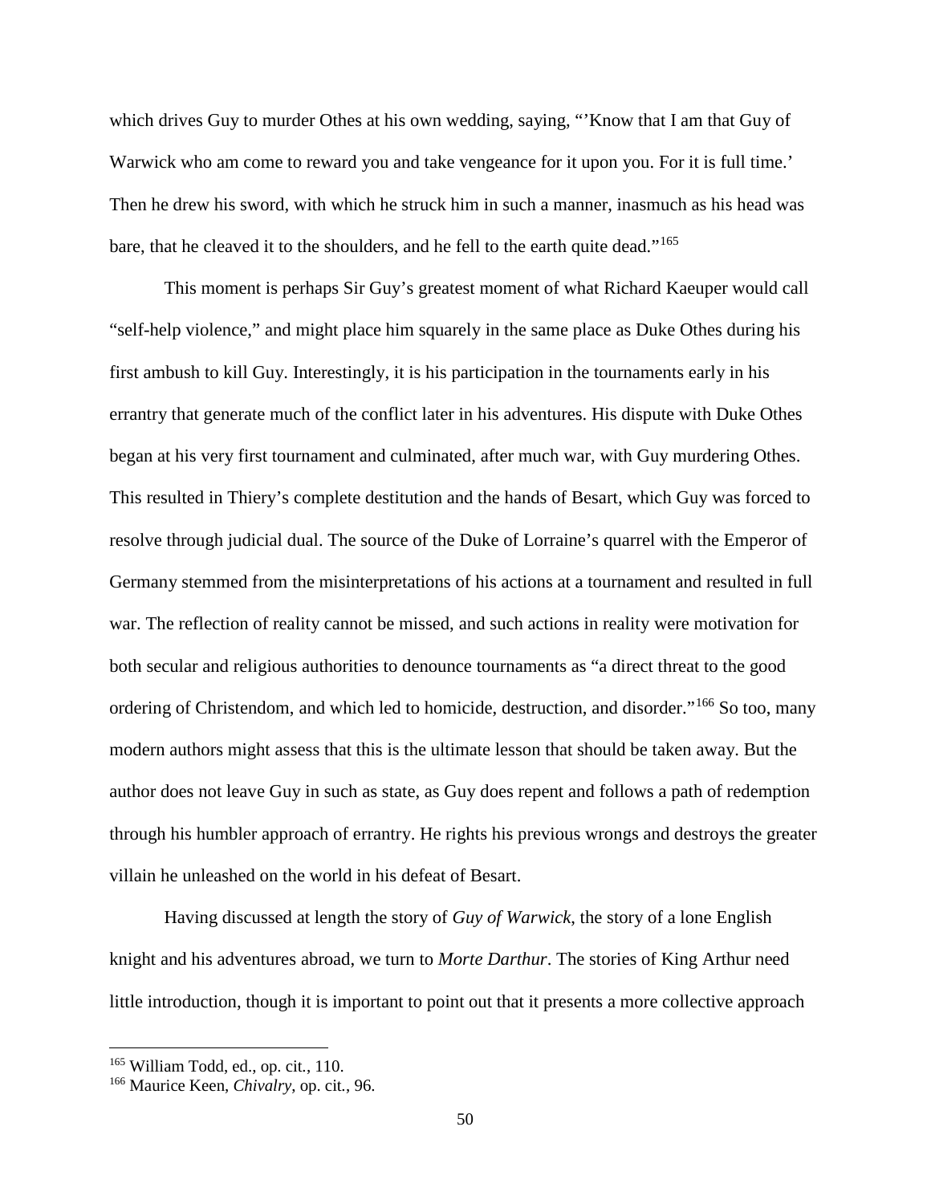which drives Guy to murder Othes at his own wedding, saying, "'Know that I am that Guy of Warwick who am come to reward you and take vengeance for it upon you. For it is full time.' Then he drew his sword, with which he struck him in such a manner, inasmuch as his head was bare, that he cleaved it to the shoulders, and he fell to the earth quite dead."[165]

This moment is perhaps Sir Guy's greatest moment of what Richard Kaeuper would call "self-help violence," and might place him squarely in the same place as Duke Othes during his first ambush to kill Guy. Interestingly, it is his participation in the tournaments early in his errantry that generate much of the conflict later in his adventures. His dispute with Duke Othes began at his very first tournament and culminated, after much war, with Guy murdering Othes. This resulted in Thiery's complete destitution and the hands of Besart, which Guy was forced to resolve through judicial dual. The source of the Duke of Lorraine's quarrel with the Emperor of Germany stemmed from the misinterpretations of his actions at a tournament and resulted in full war. The reflection of reality cannot be missed, and such actions in reality were motivation for both secular and religious authorities to denounce tournaments as "a direct threat to the good ordering of Christendom, and which led to homicide, destruction, and disorder."[166] So too, many modern authors might assess that this is the ultimate lesson that should be taken away. But the author does not leave Guy in such as state, as Guy does repent and follows a path of redemption through his humbler approach of errantry. He rights his previous wrongs and destroys the greater villain he unleashed on the world in his defeat of Besart.

Having discussed at length the story of *Guy of Warwick*, the story of a lone English knight and his adventures abroad, we turn to *Morte Darthur*. The stories of King Arthur need little introduction, though it is important to point out that it presents a more collective approach

---

[165] William Todd, ed., op. cit., 110.

[166] Maurice Keen, *Chivalry*, op. cit., 96.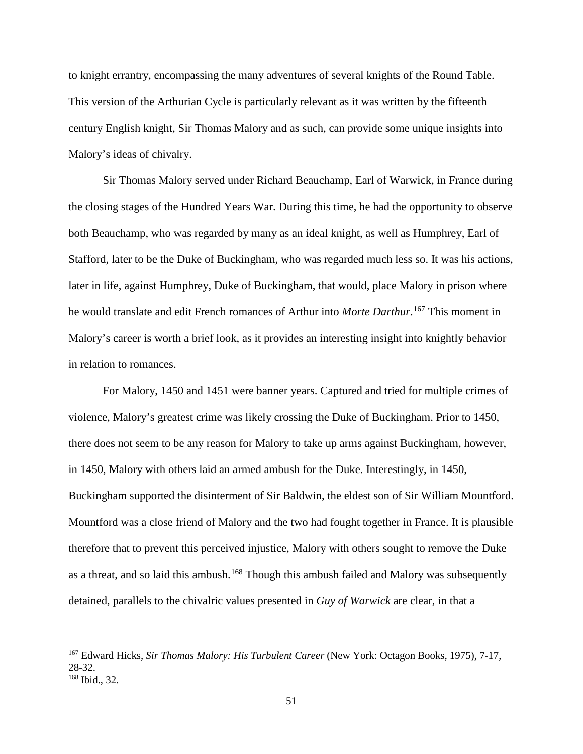to knight errantry, encompassing the many adventures of several knights of the Round Table. This version of the Arthurian Cycle is particularly relevant as it was written by the fifteenth century English knight, Sir Thomas Malory and as such, can provide some unique insights into Malory's ideas of chivalry.

Sir Thomas Malory served under Richard Beauchamp, Earl of Warwick, in France during the closing stages of the Hundred Years War. During this time, he had the opportunity to observe both Beauchamp, who was regarded by many as an ideal knight, as well as Humphrey, Earl of Stafford, later to be the Duke of Buckingham, who was regarded much less so. It was his actions, later in life, against Humphrey, Duke of Buckingham, that would, place Malory in prison where he would translate and edit French romances of Arthur into *Morte Darthur*.[167] This moment in Malory's career is worth a brief look, as it provides an interesting insight into knightly behavior in relation to romances.

For Malory, 1450 and 1451 were banner years. Captured and tried for multiple crimes of violence, Malory's greatest crime was likely crossing the Duke of Buckingham. Prior to 1450, there does not seem to be any reason for Malory to take up arms against Buckingham, however, in 1450, Malory with others laid an armed ambush for the Duke. Interestingly, in 1450, Buckingham supported the disinterment of Sir Baldwin, the eldest son of Sir William Mountford. Mountford was a close friend of Malory and the two had fought together in France. It is plausible therefore that to prevent this perceived injustice, Malory with others sought to remove the Duke as a threat, and so laid this ambush.[168] Though this ambush failed and Malory was subsequently detained, parallels to the chivalric values presented in *Guy of Warwick* are clear, in that a

---

[167] Edward Hicks, *Sir Thomas Malory: His Turbulent Career* (New York: Octagon Books, 1975), 7-17, 28-32.

[168] Ibid., 32.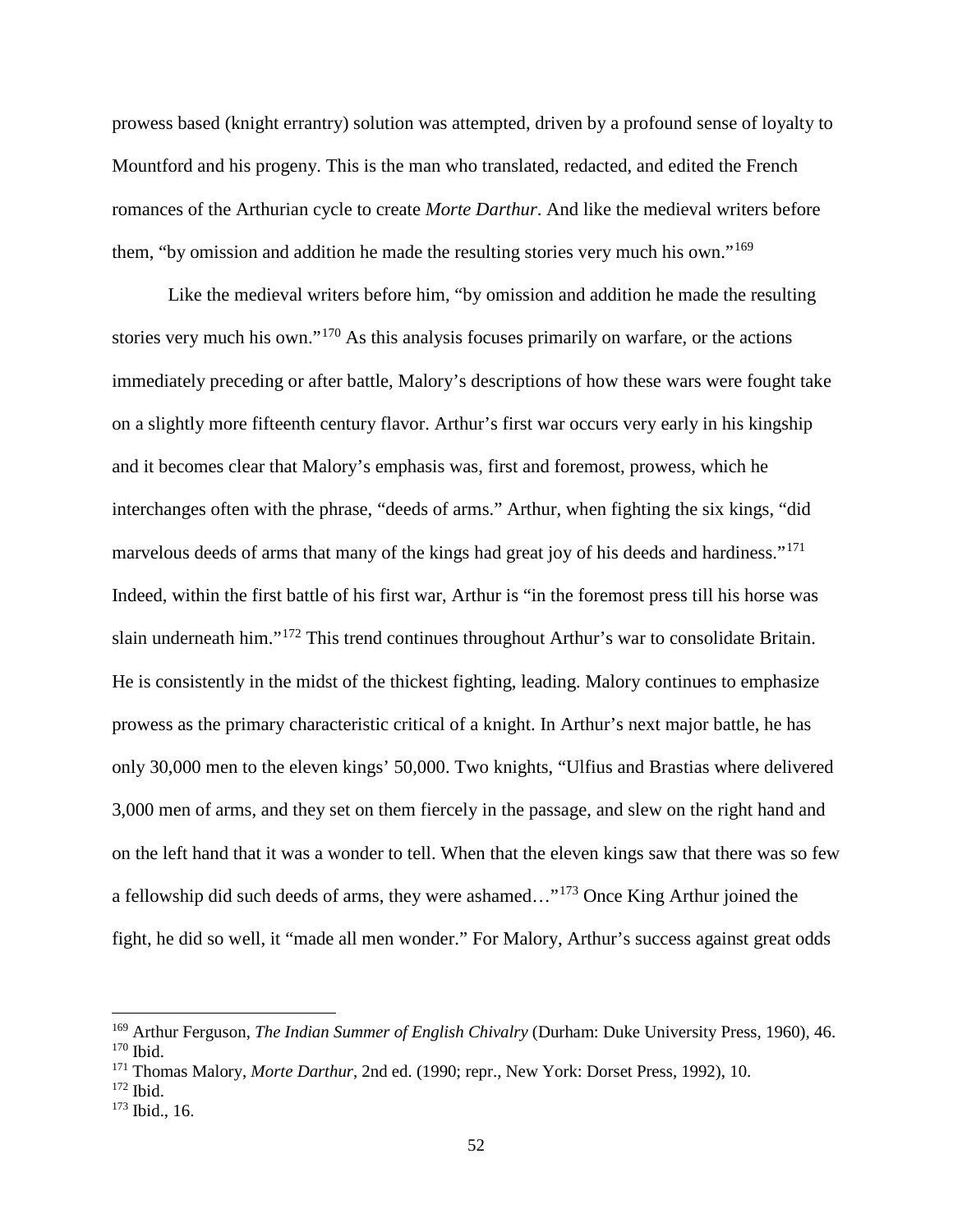prowess based (knight errantry) solution was attempted, driven by a profound sense of loyalty to Mountford and his progeny. This is the man who translated, redacted, and edited the French romances of the Arthurian cycle to create *Morte Darthur*. And like the medieval writers before them, "by omission and addition he made the resulting stories very much his own."[169]

Like the medieval writers before him, "by omission and addition he made the resulting stories very much his own."[170] As this analysis focuses primarily on warfare, or the actions immediately preceding or after battle, Malory's descriptions of how these wars were fought take on a slightly more fifteenth century flavor. Arthur's first war occurs very early in his kingship and it becomes clear that Malory's emphasis was, first and foremost, prowess, which he interchanges often with the phrase, "deeds of arms." Arthur, when fighting the six kings, "did marvelous deeds of arms that many of the kings had great joy of his deeds and hardiness."[171] Indeed, within the first battle of his first war, Arthur is "in the foremost press till his horse was slain underneath him."[172] This trend continues throughout Arthur's war to consolidate Britain. He is consistently in the midst of the thickest fighting, leading. Malory continues to emphasize prowess as the primary characteristic critical of a knight. In Arthur's next major battle, he has only 30,000 men to the eleven kings' 50,000. Two knights, "Ulfius and Brastias where delivered 3,000 men of arms, and they set on them fiercely in the passage, and slew on the right hand and on the left hand that it was a wonder to tell. When that the eleven kings saw that there was so few a fellowship did such deeds of arms, they were ashamed…"[173] Once King Arthur joined the fight, he did so well, it "made all men wonder." For Malory, Arthur's success against great odds

---

[169] Arthur Ferguson, *The Indian Summer of English Chivalry* (Durham: Duke University Press, 1960), 46.
[170] Ibid.
[171] Thomas Malory, *Morte Darthur*, 2nd ed. (1990; repr., New York: Dorset Press, 1992), 10.
[172] Ibid.
[173] Ibid., 16.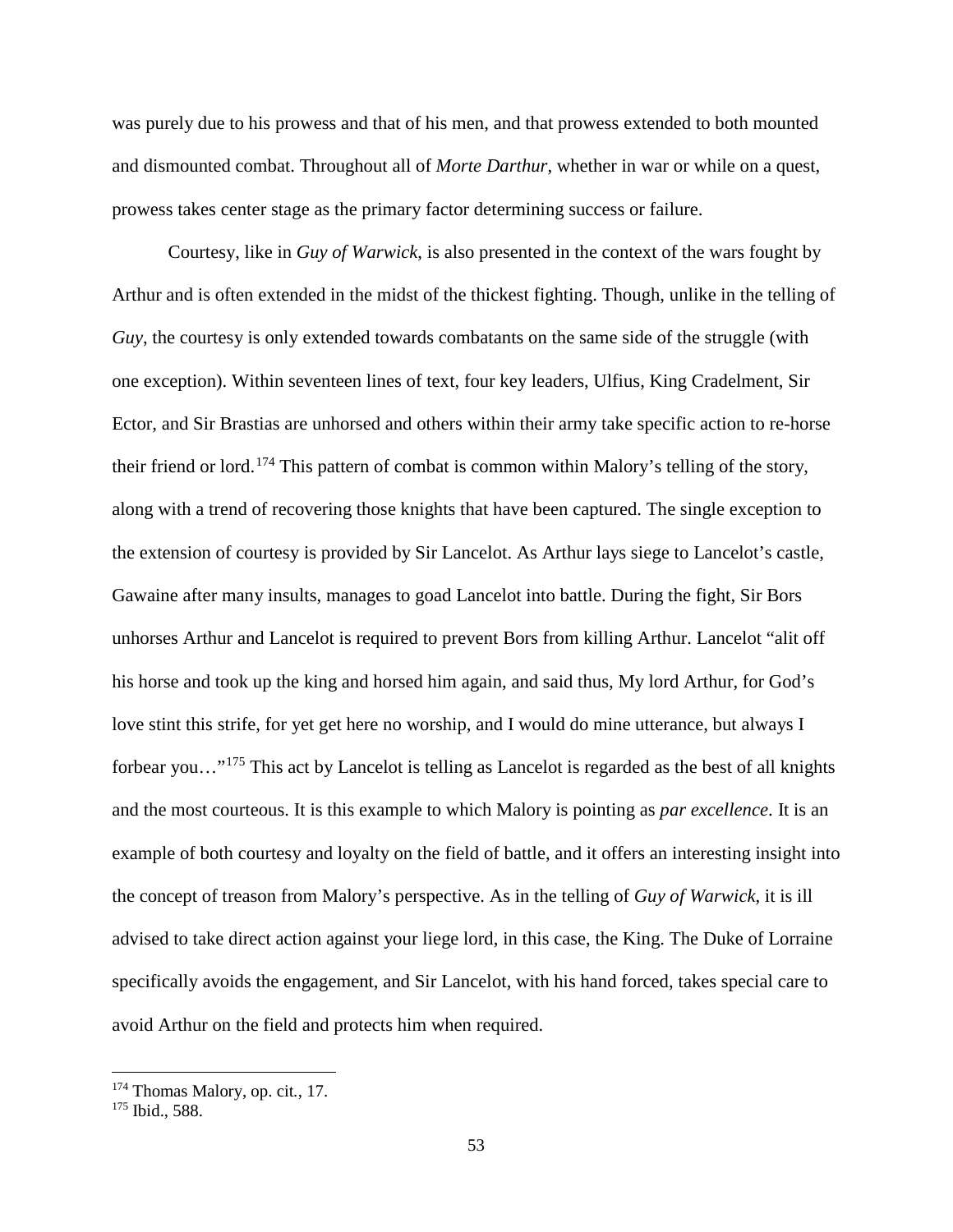was purely due to his prowess and that of his men, and that prowess extended to both mounted and dismounted combat. Throughout all of *Morte Darthur*, whether in war or while on a quest, prowess takes center stage as the primary factor determining success or failure.

Courtesy, like in *Guy of Warwick*, is also presented in the context of the wars fought by Arthur and is often extended in the midst of the thickest fighting. Though, unlike in the telling of *Guy*, the courtesy is only extended towards combatants on the same side of the struggle (with one exception). Within seventeen lines of text, four key leaders, Ulfius, King Cradelment, Sir Ector, and Sir Brastias are unhorsed and others within their army take specific action to re-horse their friend or lord.[174] This pattern of combat is common within Malory's telling of the story, along with a trend of recovering those knights that have been captured. The single exception to the extension of courtesy is provided by Sir Lancelot. As Arthur lays siege to Lancelot's castle, Gawaine after many insults, manages to goad Lancelot into battle. During the fight, Sir Bors unhorses Arthur and Lancelot is required to prevent Bors from killing Arthur. Lancelot "alit off his horse and took up the king and horsed him again, and said thus, My lord Arthur, for God's love stint this strife, for yet get here no worship, and I would do mine utterance, but always I forbear you…"[175] This act by Lancelot is telling as Lancelot is regarded as the best of all knights and the most courteous. It is this example to which Malory is pointing as *par excellence*. It is an example of both courtesy and loyalty on the field of battle, and it offers an interesting insight into the concept of treason from Malory's perspective. As in the telling of *Guy of Warwick*, it is ill advised to take direct action against your liege lord, in this case, the King. The Duke of Lorraine specifically avoids the engagement, and Sir Lancelot, with his hand forced, takes special care to avoid Arthur on the field and protects him when required.

---

[174] Thomas Malory, op. cit., 17.

[175] Ibid., 588.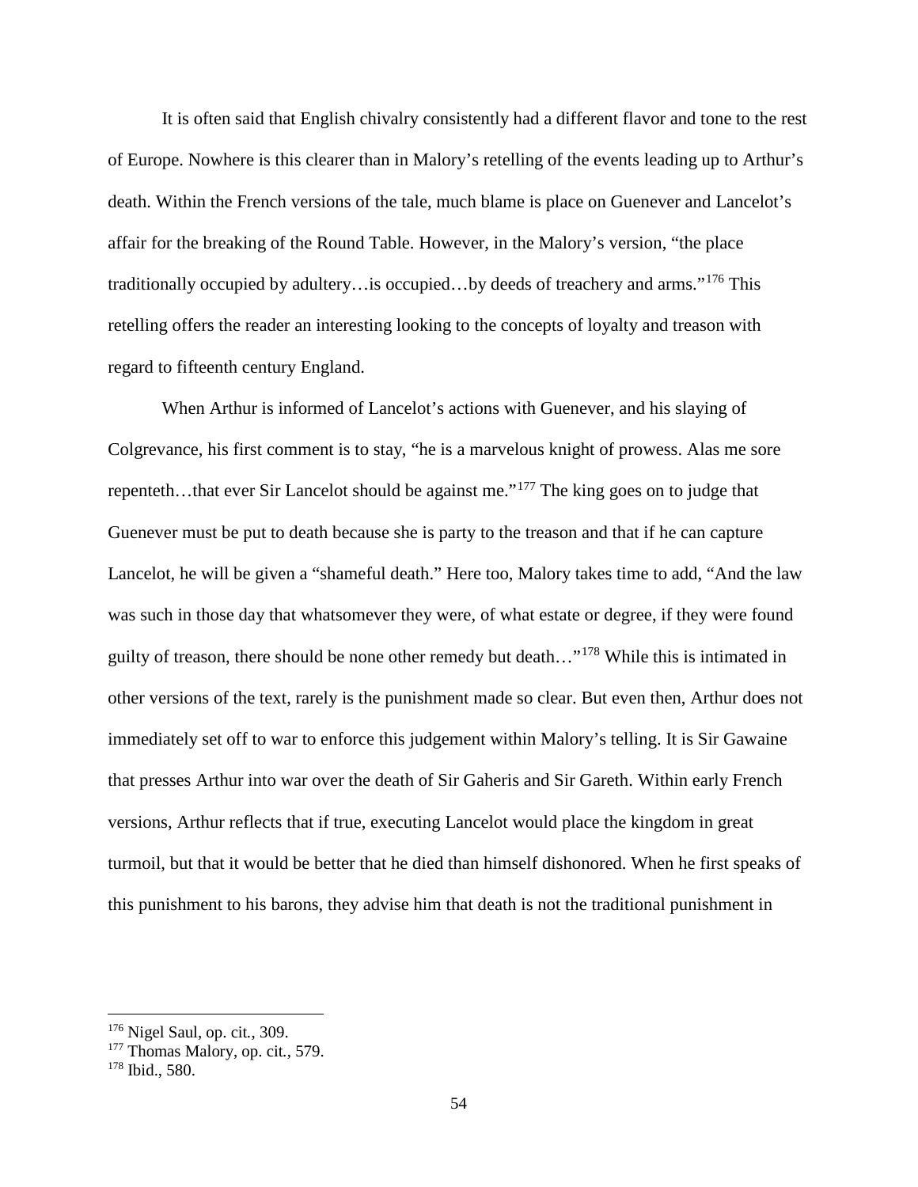It is often said that English chivalry consistently had a different flavor and tone to the rest of Europe. Nowhere is this clearer than in Malory's retelling of the events leading up to Arthur's death. Within the French versions of the tale, much blame is place on Guenever and Lancelot's affair for the breaking of the Round Table. However, in the Malory's version, "the place traditionally occupied by adultery…is occupied…by deeds of treachery and arms."[176] This retelling offers the reader an interesting looking to the concepts of loyalty and treason with regard to fifteenth century England.

When Arthur is informed of Lancelot's actions with Guenever, and his slaying of Colgrevance, his first comment is to stay, "he is a marvelous knight of prowess. Alas me sore repenteth…that ever Sir Lancelot should be against me."[177] The king goes on to judge that Guenever must be put to death because she is party to the treason and that if he can capture Lancelot, he will be given a "shameful death." Here too, Malory takes time to add, "And the law was such in those day that whatsomever they were, of what estate or degree, if they were found guilty of treason, there should be none other remedy but death…"[178] While this is intimated in other versions of the text, rarely is the punishment made so clear. But even then, Arthur does not immediately set off to war to enforce this judgement within Malory's telling. It is Sir Gawaine that presses Arthur into war over the death of Sir Gaheris and Sir Gareth. Within early French versions, Arthur reflects that if true, executing Lancelot would place the kingdom in great turmoil, but that it would be better that he died than himself dishonored. When he first speaks of this punishment to his barons, they advise him that death is not the traditional punishment in

---

[176] Nigel Saul, op. cit., 309.

[177] Thomas Malory, op. cit., 579.

[178] Ibid., 580.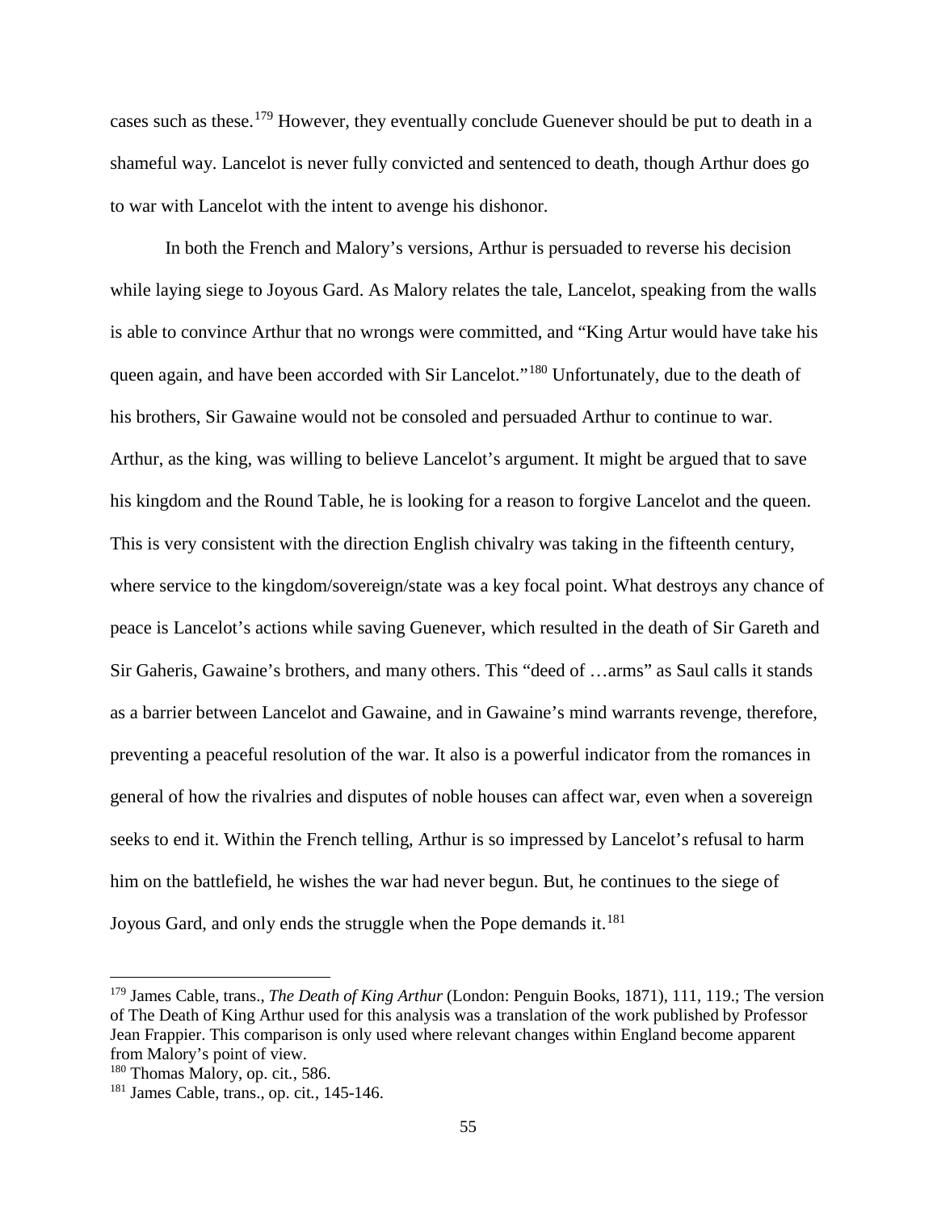cases such as these.[179] However, they eventually conclude Guenever should be put to death in a shameful way. Lancelot is never fully convicted and sentenced to death, though Arthur does go to war with Lancelot with the intent to avenge his dishonor.

In both the French and Malory's versions, Arthur is persuaded to reverse his decision while laying siege to Joyous Gard. As Malory relates the tale, Lancelot, speaking from the walls is able to convince Arthur that no wrongs were committed, and "King Artur would have take his queen again, and have been accorded with Sir Lancelot."[180] Unfortunately, due to the death of his brothers, Sir Gawaine would not be consoled and persuaded Arthur to continue to war. Arthur, as the king, was willing to believe Lancelot's argument. It might be argued that to save his kingdom and the Round Table, he is looking for a reason to forgive Lancelot and the queen. This is very consistent with the direction English chivalry was taking in the fifteenth century, where service to the kingdom/sovereign/state was a key focal point. What destroys any chance of peace is Lancelot's actions while saving Guenever, which resulted in the death of Sir Gareth and Sir Gaheris, Gawaine's brothers, and many others. This "deed of …arms" as Saul calls it stands as a barrier between Lancelot and Gawaine, and in Gawaine's mind warrants revenge, therefore, preventing a peaceful resolution of the war. It also is a powerful indicator from the romances in general of how the rivalries and disputes of noble houses can affect war, even when a sovereign seeks to end it. Within the French telling, Arthur is so impressed by Lancelot's refusal to harm him on the battlefield, he wishes the war had never begun. But, he continues to the siege of Joyous Gard, and only ends the struggle when the Pope demands it.[181]

---

[179] James Cable, trans., *The Death of King Arthur* (London: Penguin Books, 1871), 111, 119.; The version of The Death of King Arthur used for this analysis was a translation of the work published by Professor Jean Frappier. This comparison is only used where relevant changes within England become apparent from Malory's point of view.

[180] Thomas Malory, op. cit., 586.

[181] James Cable, trans., op. cit., 145-146.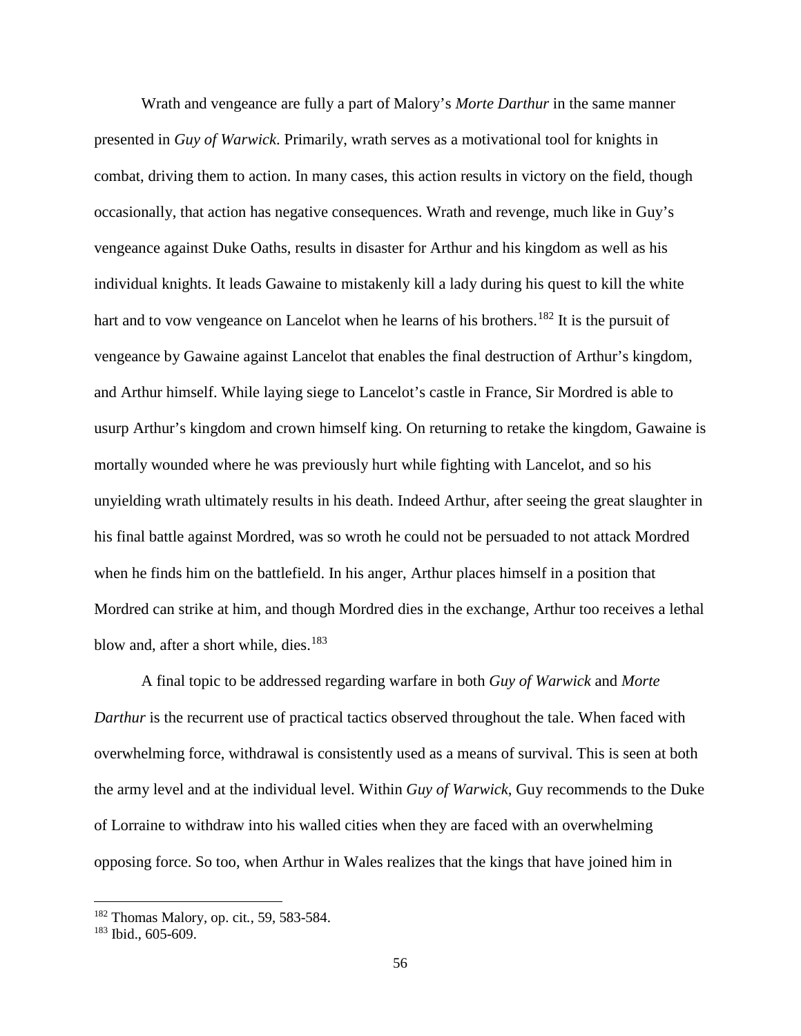Wrath and vengeance are fully a part of Malory's *Morte Darthur* in the same manner presented in *Guy of Warwick*. Primarily, wrath serves as a motivational tool for knights in combat, driving them to action. In many cases, this action results in victory on the field, though occasionally, that action has negative consequences. Wrath and revenge, much like in Guy's vengeance against Duke Oaths, results in disaster for Arthur and his kingdom as well as his individual knights. It leads Gawaine to mistakenly kill a lady during his quest to kill the white hart and to vow vengeance on Lancelot when he learns of his brothers.[182] It is the pursuit of vengeance by Gawaine against Lancelot that enables the final destruction of Arthur's kingdom, and Arthur himself. While laying siege to Lancelot's castle in France, Sir Mordred is able to usurp Arthur's kingdom and crown himself king. On returning to retake the kingdom, Gawaine is mortally wounded where he was previously hurt while fighting with Lancelot, and so his unyielding wrath ultimately results in his death. Indeed Arthur, after seeing the great slaughter in his final battle against Mordred, was so wroth he could not be persuaded to not attack Mordred when he finds him on the battlefield. In his anger, Arthur places himself in a position that Mordred can strike at him, and though Mordred dies in the exchange, Arthur too receives a lethal blow and, after a short while, dies.[183]

A final topic to be addressed regarding warfare in both *Guy of Warwick* and *Morte Darthur* is the recurrent use of practical tactics observed throughout the tale. When faced with overwhelming force, withdrawal is consistently used as a means of survival. This is seen at both the army level and at the individual level. Within *Guy of Warwick*, Guy recommends to the Duke of Lorraine to withdraw into his walled cities when they are faced with an overwhelming opposing force. So too, when Arthur in Wales realizes that the kings that have joined him in

---

[182] Thomas Malory, op. cit., 59, 583-584.

[183] Ibid., 605-609.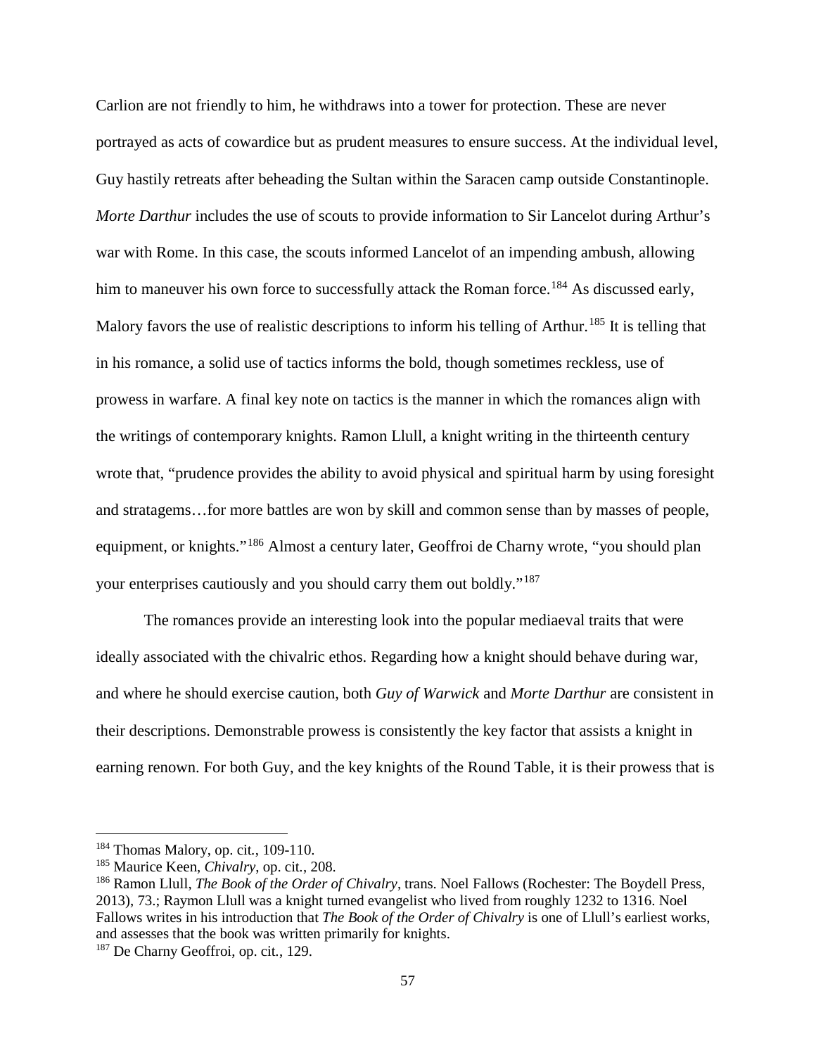Carlion are not friendly to him, he withdraws into a tower for protection. These are never portrayed as acts of cowardice but as prudent measures to ensure success. At the individual level, Guy hastily retreats after beheading the Sultan within the Saracen camp outside Constantinople. *Morte Darthur* includes the use of scouts to provide information to Sir Lancelot during Arthur's war with Rome. In this case, the scouts informed Lancelot of an impending ambush, allowing him to maneuver his own force to successfully attack the Roman force.[184] As discussed early, Malory favors the use of realistic descriptions to inform his telling of Arthur.[185] It is telling that in his romance, a solid use of tactics informs the bold, though sometimes reckless, use of prowess in warfare. A final key note on tactics is the manner in which the romances align with the writings of contemporary knights. Ramon Llull, a knight writing in the thirteenth century wrote that, "prudence provides the ability to avoid physical and spiritual harm by using foresight and stratagems…for more battles are won by skill and common sense than by masses of people, equipment, or knights."[186] Almost a century later, Geoffroi de Charny wrote, "you should plan your enterprises cautiously and you should carry them out boldly."[187]

The romances provide an interesting look into the popular mediaeval traits that were ideally associated with the chivalric ethos. Regarding how a knight should behave during war, and where he should exercise caution, both *Guy of Warwick* and *Morte Darthur* are consistent in their descriptions. Demonstrable prowess is consistently the key factor that assists a knight in earning renown. For both Guy, and the key knights of the Round Table, it is their prowess that is

---

[184] Thomas Malory, op. cit., 109-110.

[185] Maurice Keen, *Chivalry*, op. cit., 208.

[186] Ramon Llull, *The Book of the Order of Chivalry*, trans. Noel Fallows (Rochester: The Boydell Press, 2013), 73.; Raymon Llull was a knight turned evangelist who lived from roughly 1232 to 1316. Noel Fallows writes in his introduction that *The Book of the Order of Chivalry* is one of Llull's earliest works, and assesses that the book was written primarily for knights.

[187] De Charny Geoffroi, op. cit., 129.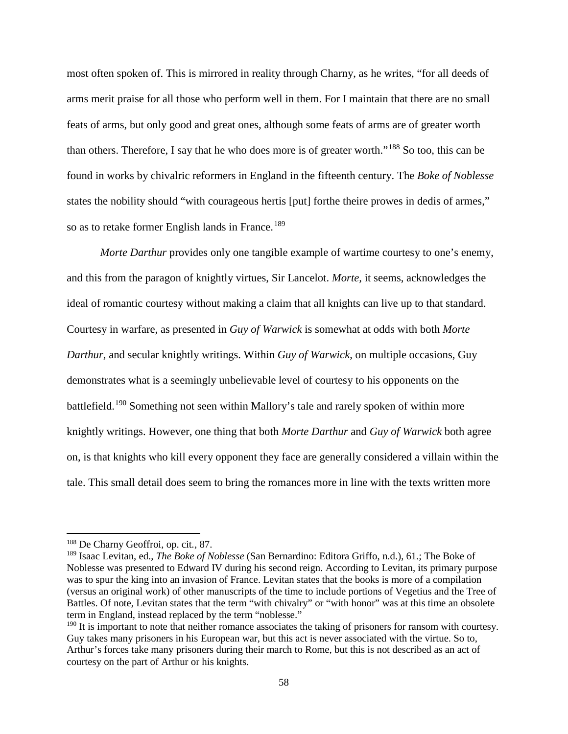most often spoken of. This is mirrored in reality through Charny, as he writes, "for all deeds of arms merit praise for all those who perform well in them. For I maintain that there are no small feats of arms, but only good and great ones, although some feats of arms are of greater worth than others. Therefore, I say that he who does more is of greater worth."[188] So too, this can be found in works by chivalric reformers in England in the fifteenth century. The *Boke of Noblesse* states the nobility should "with courageous hertis [put] forthe theire prowes in dedis of armes," so as to retake former English lands in France.[189]

*Morte Darthur* provides only one tangible example of wartime courtesy to one's enemy, and this from the paragon of knightly virtues, Sir Lancelot. *Morte,* it seems, acknowledges the ideal of romantic courtesy without making a claim that all knights can live up to that standard. Courtesy in warfare, as presented in *Guy of Warwick* is somewhat at odds with both *Morte Darthur*, and secular knightly writings. Within *Guy of Warwick*, on multiple occasions, Guy demonstrates what is a seemingly unbelievable level of courtesy to his opponents on the battlefield.[190] Something not seen within Mallory's tale and rarely spoken of within more knightly writings. However, one thing that both *Morte Darthur* and *Guy of Warwick* both agree on, is that knights who kill every opponent they face are generally considered a villain within the tale. This small detail does seem to bring the romances more in line with the texts written more

---

[188] De Charny Geoffroi, op. cit., 87.

[189] Isaac Levitan, ed., *The Boke of Noblesse* (San Bernardino: Editora Griffo, n.d.), 61.; The Boke of Noblesse was presented to Edward IV during his second reign. According to Levitan, its primary purpose was to spur the king into an invasion of France. Levitan states that the books is more of a compilation (versus an original work) of other manuscripts of the time to include portions of Vegetius and the Tree of Battles. Of note, Levitan states that the term "with chivalry" or "with honor" was at this time an obsolete term in England, instead replaced by the term "noblesse."

[190] It is important to note that neither romance associates the taking of prisoners for ransom with courtesy. Guy takes many prisoners in his European war, but this act is never associated with the virtue. So to, Arthur's forces take many prisoners during their march to Rome, but this is not described as an act of courtesy on the part of Arthur or his knights.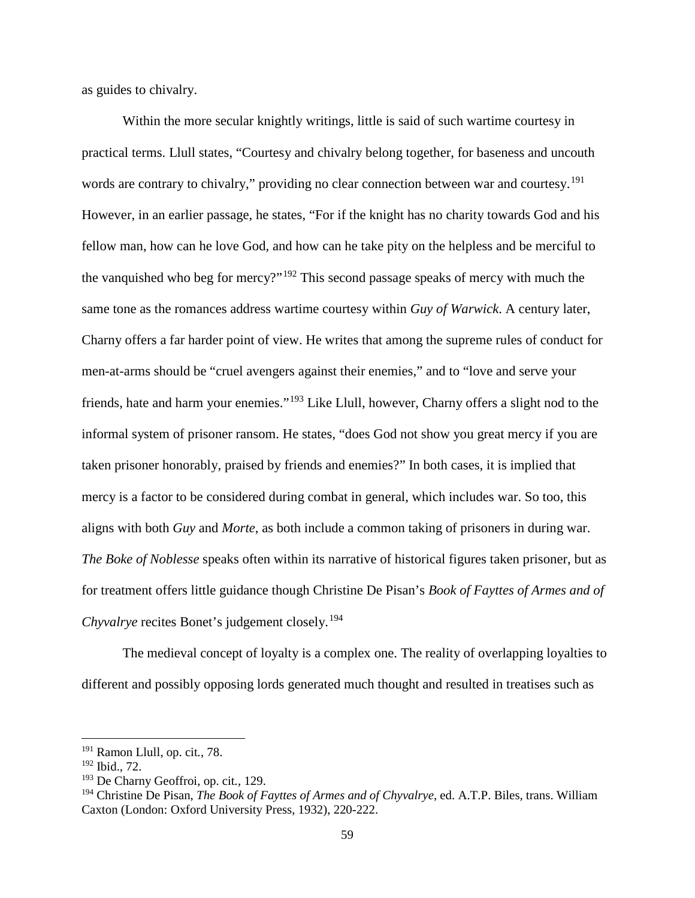as guides to chivalry.

Within the more secular knightly writings, little is said of such wartime courtesy in practical terms. Llull states, "Courtesy and chivalry belong together, for baseness and uncouth words are contrary to chivalry," providing no clear connection between war and courtesy.[191] However, in an earlier passage, he states, "For if the knight has no charity towards God and his fellow man, how can he love God, and how can he take pity on the helpless and be merciful to the vanquished who beg for mercy?"[192] This second passage speaks of mercy with much the same tone as the romances address wartime courtesy within *Guy of Warwick*. A century later, Charny offers a far harder point of view. He writes that among the supreme rules of conduct for men-at-arms should be "cruel avengers against their enemies," and to "love and serve your friends, hate and harm your enemies."[193] Like Llull, however, Charny offers a slight nod to the informal system of prisoner ransom. He states, "does God not show you great mercy if you are taken prisoner honorably, praised by friends and enemies?" In both cases, it is implied that mercy is a factor to be considered during combat in general, which includes war. So too, this aligns with both *Guy* and *Morte*, as both include a common taking of prisoners in during war. *The Boke of Noblesse* speaks often within its narrative of historical figures taken prisoner, but as for treatment offers little guidance though Christine De Pisan's *Book of Fayttes of Armes and of Chyvalrye* recites Bonet's judgement closely.[194]

The medieval concept of loyalty is a complex one. The reality of overlapping loyalties to different and possibly opposing lords generated much thought and resulted in treatises such as

---

[191] Ramon Llull, op. cit., 78.

[192] Ibid., 72.

[193] De Charny Geoffroi, op. cit., 129.

[194] Christine De Pisan, *The Book of Fayttes of Armes and of Chyvalrye*, ed. A.T.P. Biles, trans. William Caxton (London: Oxford University Press, 1932), 220-222.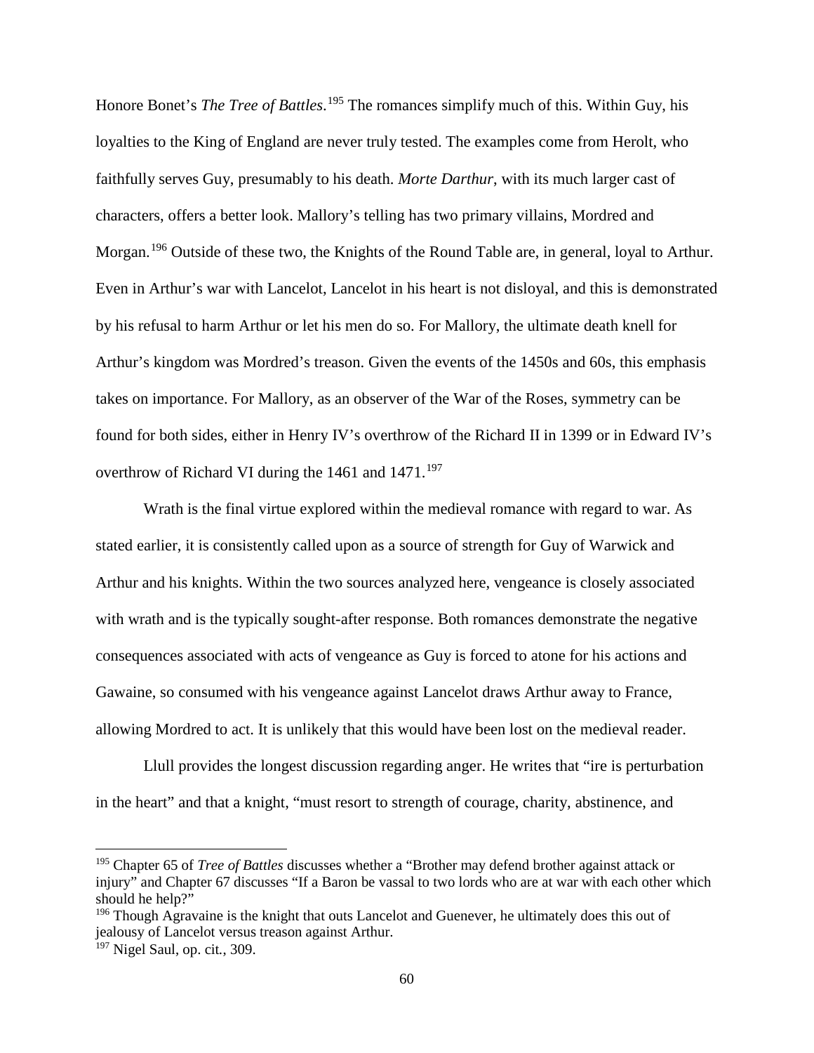Honore Bonet's *The Tree of Battles*.[195] The romances simplify much of this. Within Guy, his loyalties to the King of England are never truly tested. The examples come from Herolt, who faithfully serves Guy, presumably to his death. *Morte Darthur*, with its much larger cast of characters, offers a better look. Mallory's telling has two primary villains, Mordred and Morgan.[196] Outside of these two, the Knights of the Round Table are, in general, loyal to Arthur. Even in Arthur's war with Lancelot, Lancelot in his heart is not disloyal, and this is demonstrated by his refusal to harm Arthur or let his men do so. For Mallory, the ultimate death knell for Arthur's kingdom was Mordred's treason. Given the events of the 1450s and 60s, this emphasis takes on importance. For Mallory, as an observer of the War of the Roses, symmetry can be found for both sides, either in Henry IV's overthrow of the Richard II in 1399 or in Edward IV's overthrow of Richard VI during the 1461 and 1471.[197]

Wrath is the final virtue explored within the medieval romance with regard to war. As stated earlier, it is consistently called upon as a source of strength for Guy of Warwick and Arthur and his knights. Within the two sources analyzed here, vengeance is closely associated with wrath and is the typically sought-after response. Both romances demonstrate the negative consequences associated with acts of vengeance as Guy is forced to atone for his actions and Gawaine, so consumed with his vengeance against Lancelot draws Arthur away to France, allowing Mordred to act. It is unlikely that this would have been lost on the medieval reader.

Llull provides the longest discussion regarding anger. He writes that "ire is perturbation in the heart" and that a knight, "must resort to strength of courage, charity, abstinence, and

---

[195] Chapter 65 of *Tree of Battles* discusses whether a "Brother may defend brother against attack or injury" and Chapter 67 discusses "If a Baron be vassal to two lords who are at war with each other which should he help?"

[196] Though Agravaine is the knight that outs Lancelot and Guenever, he ultimately does this out of jealousy of Lancelot versus treason against Arthur.

[197] Nigel Saul, op. cit., 309.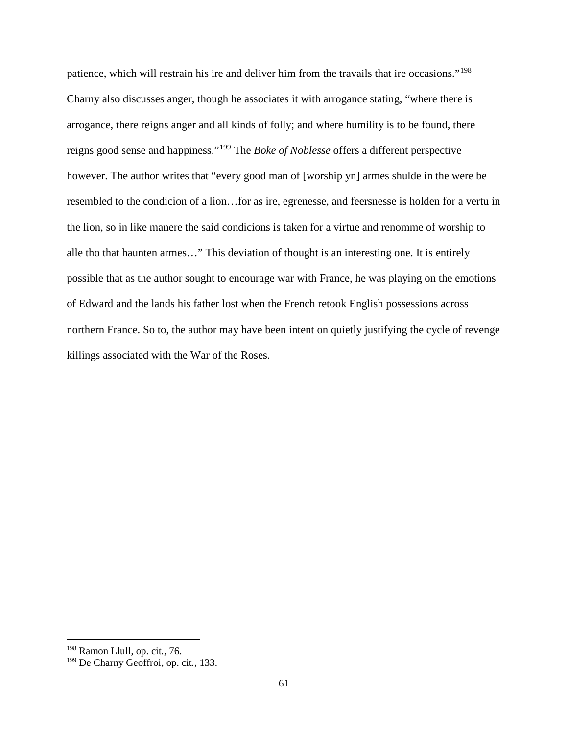patience, which will restrain his ire and deliver him from the travails that ire occasions."[198] Charny also discusses anger, though he associates it with arrogance stating, "where there is arrogance, there reigns anger and all kinds of folly; and where humility is to be found, there reigns good sense and happiness."[199] The *Boke of Noblesse* offers a different perspective however. The author writes that "every good man of [worship yn] armes shulde in the were be resembled to the condicion of a lion…for as ire, egrenesse, and feersnesse is holden for a vertu in the lion, so in like manere the said condicions is taken for a virtue and renomme of worship to alle tho that haunten armes…" This deviation of thought is an interesting one. It is entirely possible that as the author sought to encourage war with France, he was playing on the emotions of Edward and the lands his father lost when the French retook English possessions across northern France. So to, the author may have been intent on quietly justifying the cycle of revenge killings associated with the War of the Roses.

---

[198] Ramon Llull, op. cit., 76.

[199] De Charny Geoffroi, op. cit., 133.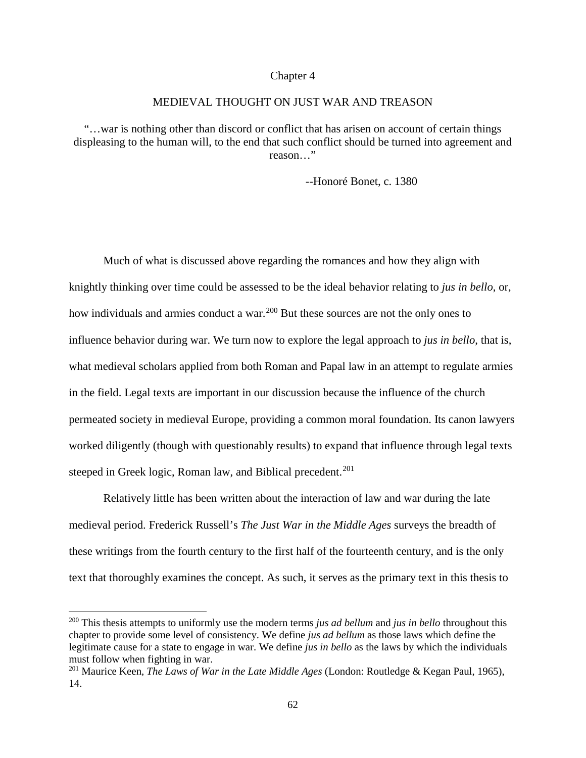# Chapter 4

## MEDIEVAL THOUGHT ON JUST WAR AND TREASON

"…war is nothing other than discord or conflict that has arisen on account of certain things displeasing to the human will, to the end that such conflict should be turned into agreement and reason…"

--Honoré Bonet, c. 1380

Much of what is discussed above regarding the romances and how they align with knightly thinking over time could be assessed to be the ideal behavior relating to *jus in bello*, or, how individuals and armies conduct a war.[200] But these sources are not the only ones to influence behavior during war. We turn now to explore the legal approach to *jus in bello*, that is, what medieval scholars applied from both Roman and Papal law in an attempt to regulate armies in the field. Legal texts are important in our discussion because the influence of the church permeated society in medieval Europe, providing a common moral foundation. Its canon lawyers worked diligently (though with questionably results) to expand that influence through legal texts steeped in Greek logic, Roman law, and Biblical precedent.[201]

Relatively little has been written about the interaction of law and war during the late medieval period. Frederick Russell's *The Just War in the Middle Ages* surveys the breadth of these writings from the fourth century to the first half of the fourteenth century, and is the only text that thoroughly examines the concept. As such, it serves as the primary text in this thesis to

[200] This thesis attempts to uniformly use the modern terms *jus ad bellum* and *jus in bello* throughout this chapter to provide some level of consistency. We define *jus ad bellum* as those laws which define the legitimate cause for a state to engage in war. We define *jus in bello* as the laws by which the individuals must follow when fighting in war.

[201] Maurice Keen, *The Laws of War in the Late Middle Ages* (London: Routledge & Kegan Paul, 1965), 14.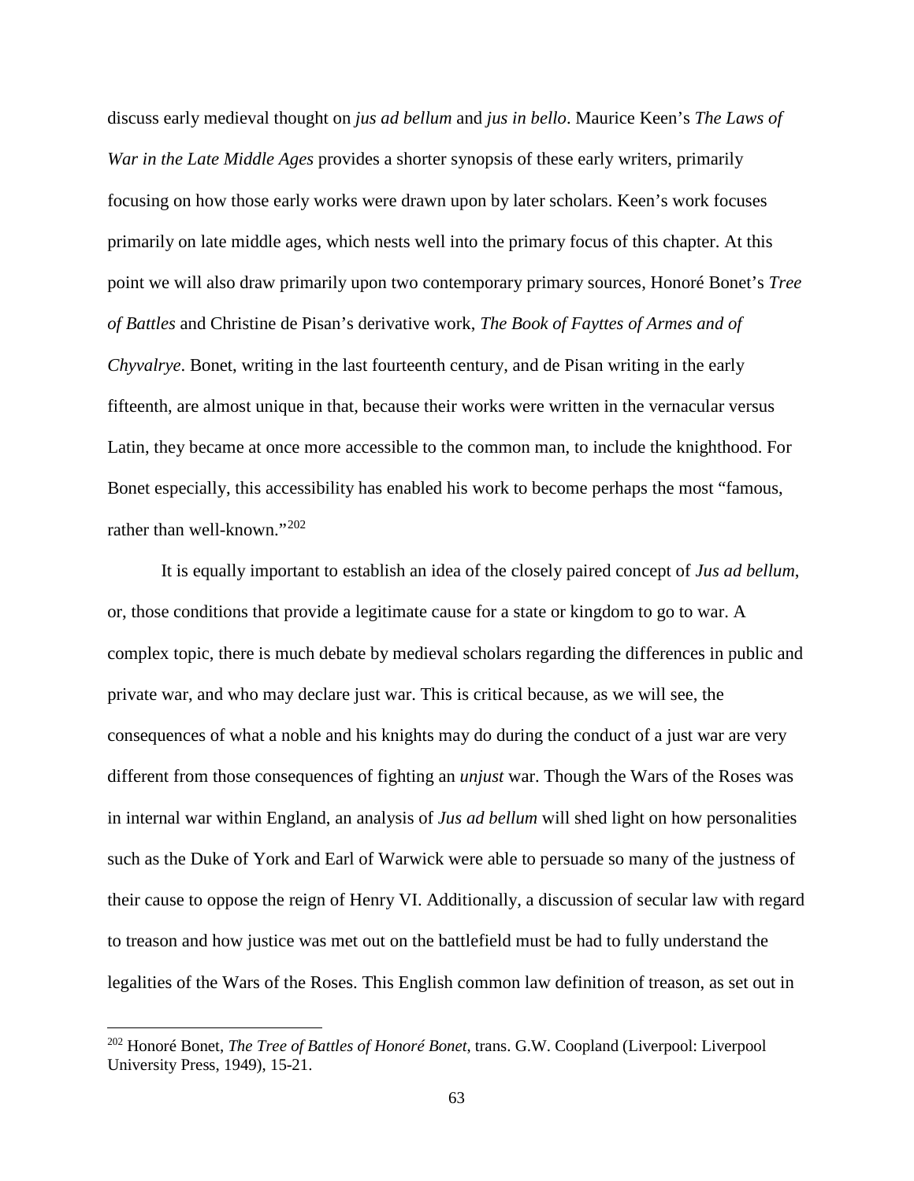discuss early medieval thought on *jus ad bellum* and *jus in bello*. Maurice Keen's *The Laws of War in the Late Middle Ages* provides a shorter synopsis of these early writers, primarily focusing on how those early works were drawn upon by later scholars. Keen's work focuses primarily on late middle ages, which nests well into the primary focus of this chapter. At this point we will also draw primarily upon two contemporary primary sources, Honoré Bonet's *Tree of Battles* and Christine de Pisan's derivative work, *The Book of Fayttes of Armes and of Chyvalrye*. Bonet, writing in the last fourteenth century, and de Pisan writing in the early fifteenth, are almost unique in that, because their works were written in the vernacular versus Latin, they became at once more accessible to the common man, to include the knighthood. For Bonet especially, this accessibility has enabled his work to become perhaps the most "famous, rather than well-known."[202]

It is equally important to establish an idea of the closely paired concept of *Jus ad bellum*, or, those conditions that provide a legitimate cause for a state or kingdom to go to war. A complex topic, there is much debate by medieval scholars regarding the differences in public and private war, and who may declare just war. This is critical because, as we will see, the consequences of what a noble and his knights may do during the conduct of a just war are very different from those consequences of fighting an *unjust* war. Though the Wars of the Roses was in internal war within England, an analysis of *Jus ad bellum* will shed light on how personalities such as the Duke of York and Earl of Warwick were able to persuade so many of the justness of their cause to oppose the reign of Henry VI. Additionally, a discussion of secular law with regard to treason and how justice was met out on the battlefield must be had to fully understand the legalities of the Wars of the Roses. This English common law definition of treason, as set out in

---

[202] Honoré Bonet, *The Tree of Battles of Honoré Bonet*, trans. G.W. Coopland (Liverpool: Liverpool University Press, 1949), 15-21.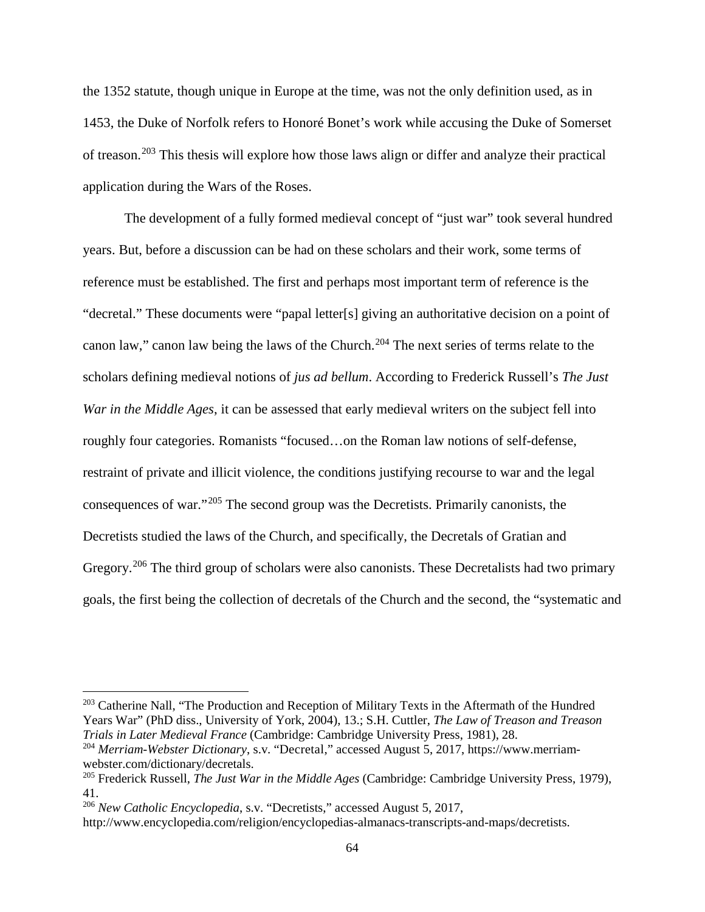the 1352 statute, though unique in Europe at the time, was not the only definition used, as in 1453, the Duke of Norfolk refers to Honoré Bonet's work while accusing the Duke of Somerset of treason.[203] This thesis will explore how those laws align or differ and analyze their practical application during the Wars of the Roses.

The development of a fully formed medieval concept of "just war" took several hundred years. But, before a discussion can be had on these scholars and their work, some terms of reference must be established. The first and perhaps most important term of reference is the "decretal." These documents were "papal letter[s] giving an authoritative decision on a point of canon law," canon law being the laws of the Church.[204] The next series of terms relate to the scholars defining medieval notions of *jus ad bellum*. According to Frederick Russell's *The Just War in the Middle Ages*, it can be assessed that early medieval writers on the subject fell into roughly four categories. Romanists "focused…on the Roman law notions of self-defense, restraint of private and illicit violence, the conditions justifying recourse to war and the legal consequences of war."[205] The second group was the Decretists. Primarily canonists, the Decretists studied the laws of the Church, and specifically, the Decretals of Gratian and Gregory.[206] The third group of scholars were also canonists. These Decretalists had two primary goals, the first being the collection of decretals of the Church and the second, the "systematic and

---

[203] Catherine Nall, "The Production and Reception of Military Texts in the Aftermath of the Hundred Years War" (PhD diss., University of York, 2004), 13.; S.H. Cuttler, *The Law of Treason and Treason Trials in Later Medieval France* (Cambridge: Cambridge University Press, 1981), 28.

[204] *Merriam-Webster Dictionary*, s.v. "Decretal," accessed August 5, 2017, https://www.merriam-webster.com/dictionary/decretals.

[205] Frederick Russell, *The Just War in the Middle Ages* (Cambridge: Cambridge University Press, 1979), 41.

[206] *New Catholic Encyclopedia*, s.v. "Decretists," accessed August 5, 2017, http://www.encyclopedia.com/religion/encyclopedias-almanacs-transcripts-and-maps/decretists.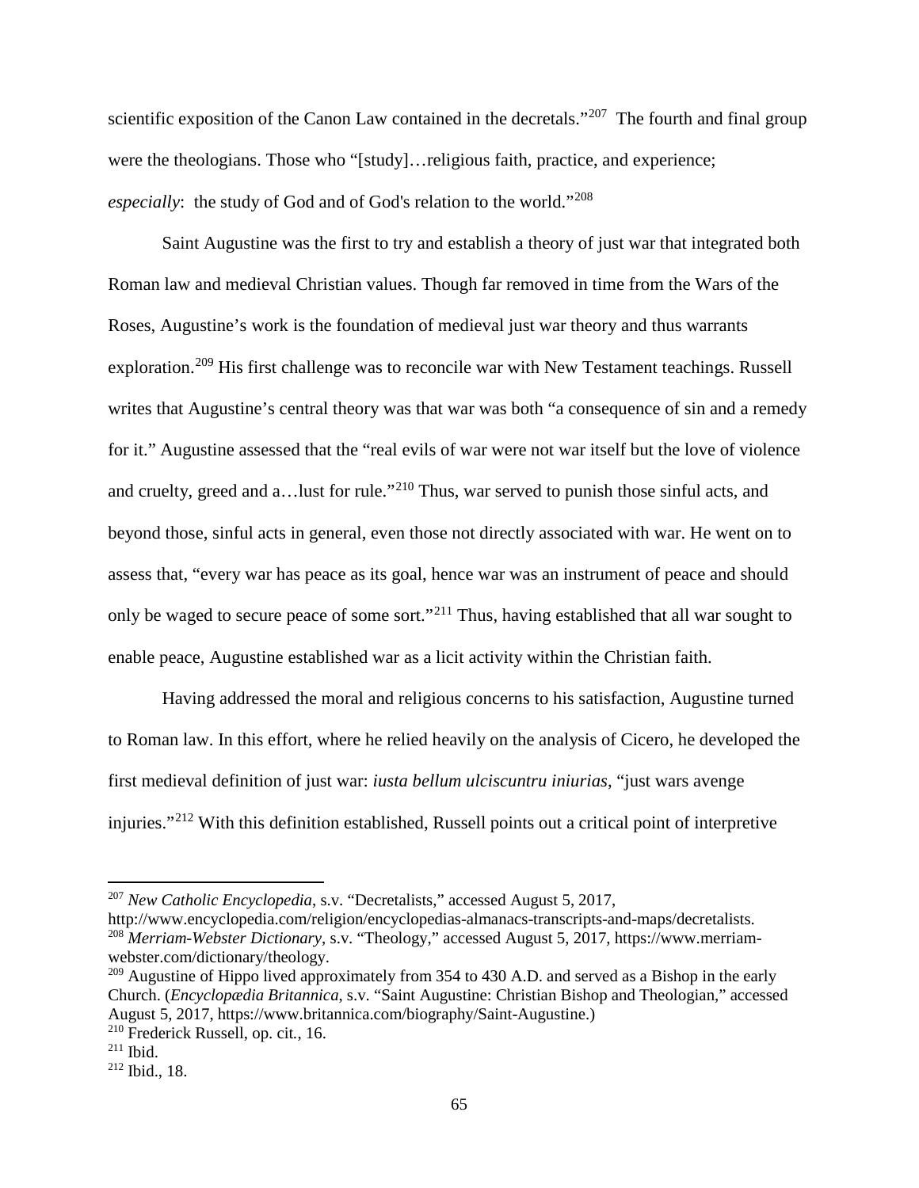scientific exposition of the Canon Law contained in the decretals."[207] The fourth and final group were the theologians. Those who "[study]…religious faith, practice, and experience; *especially*: the study of God and of God's relation to the world."[208]

Saint Augustine was the first to try and establish a theory of just war that integrated both Roman law and medieval Christian values. Though far removed in time from the Wars of the Roses, Augustine's work is the foundation of medieval just war theory and thus warrants exploration.[209] His first challenge was to reconcile war with New Testament teachings. Russell writes that Augustine's central theory was that war was both "a consequence of sin and a remedy for it." Augustine assessed that the "real evils of war were not war itself but the love of violence and cruelty, greed and a…lust for rule."[210] Thus, war served to punish those sinful acts, and beyond those, sinful acts in general, even those not directly associated with war. He went on to assess that, "every war has peace as its goal, hence war was an instrument of peace and should only be waged to secure peace of some sort."[211] Thus, having established that all war sought to enable peace, Augustine established war as a licit activity within the Christian faith.

Having addressed the moral and religious concerns to his satisfaction, Augustine turned to Roman law. In this effort, where he relied heavily on the analysis of Cicero, he developed the first medieval definition of just war: *iusta bellum ulciscuntru iniurias*, "just wars avenge injuries."[212] With this definition established, Russell points out a critical point of interpretive

---

[207] *New Catholic Encyclopedia*, s.v. "Decretalists," accessed August 5, 2017, http://www.encyclopedia.com/religion/encyclopedias-almanacs-transcripts-and-maps/decretalists.

[208] *Merriam-Webster Dictionary*, s.v. "Theology," accessed August 5, 2017, https://www.merriam-webster.com/dictionary/theology.

[209] Augustine of Hippo lived approximately from 354 to 430 A.D. and served as a Bishop in the early Church. (*Encyclopædia Britannica*, s.v. "Saint Augustine: Christian Bishop and Theologian," accessed August 5, 2017, https://www.britannica.com/biography/Saint-Augustine.)

[210] Frederick Russell, op. cit., 16.

[211] Ibid.

[212] Ibid., 18.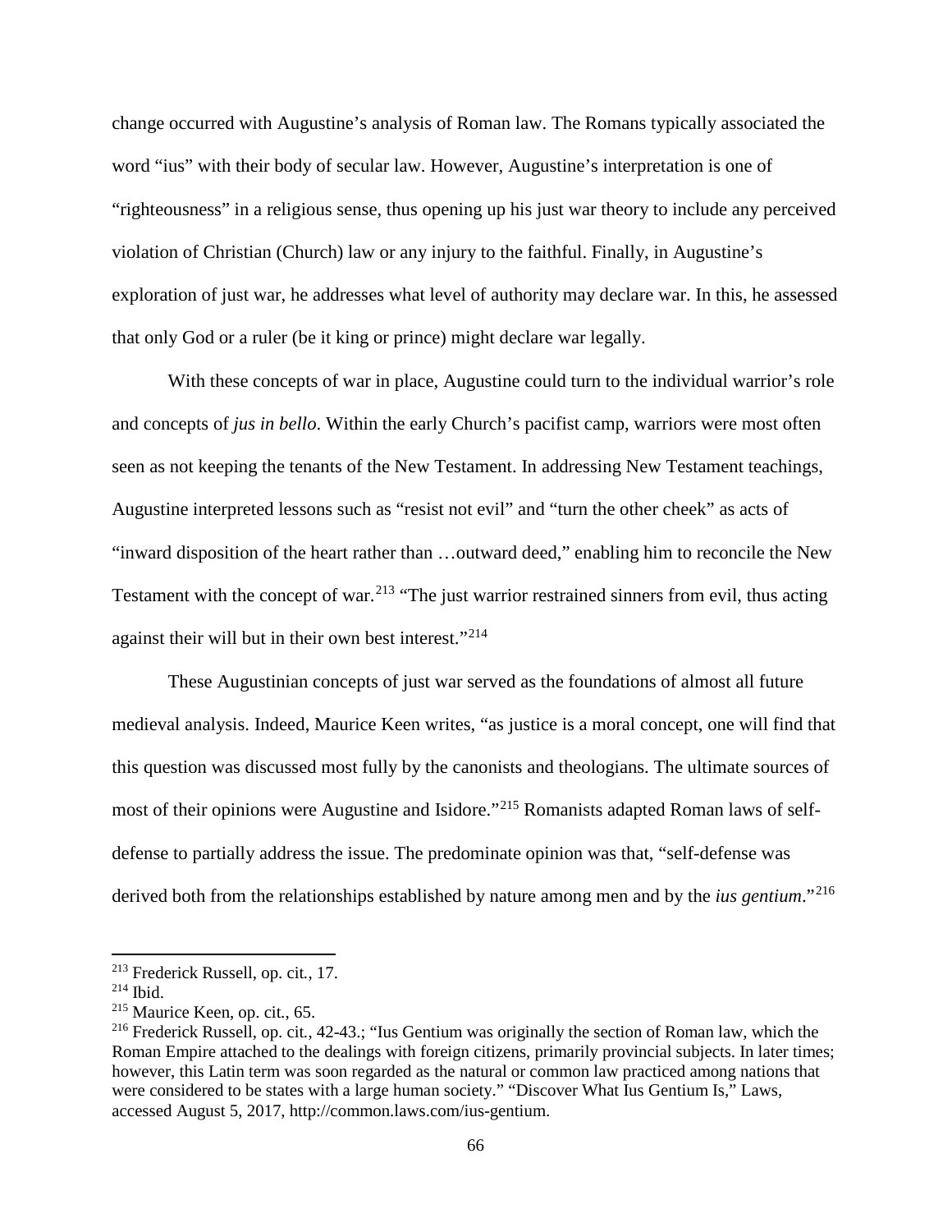change occurred with Augustine's analysis of Roman law. The Romans typically associated the word "ius" with their body of secular law. However, Augustine's interpretation is one of "righteousness" in a religious sense, thus opening up his just war theory to include any perceived violation of Christian (Church) law or any injury to the faithful. Finally, in Augustine's exploration of just war, he addresses what level of authority may declare war. In this, he assessed that only God or a ruler (be it king or prince) might declare war legally.

With these concepts of war in place, Augustine could turn to the individual warrior's role and concepts of *jus in bello*. Within the early Church's pacifist camp, warriors were most often seen as not keeping the tenants of the New Testament. In addressing New Testament teachings, Augustine interpreted lessons such as "resist not evil" and "turn the other cheek" as acts of "inward disposition of the heart rather than …outward deed," enabling him to reconcile the New Testament with the concept of war.[213] "The just warrior restrained sinners from evil, thus acting against their will but in their own best interest."[214]

These Augustinian concepts of just war served as the foundations of almost all future medieval analysis. Indeed, Maurice Keen writes, "as justice is a moral concept, one will find that this question was discussed most fully by the canonists and theologians. The ultimate sources of most of their opinions were Augustine and Isidore."[215] Romanists adapted Roman laws of self-defense to partially address the issue. The predominate opinion was that, "self-defense was derived both from the relationships established by nature among men and by the *ius gentium*."[216]

---

[213] Frederick Russell, op. cit., 17.

[214] Ibid.

[215] Maurice Keen, op. cit., 65.

[216] Frederick Russell, op. cit., 42-43.; "Ius Gentium was originally the section of Roman law, which the Roman Empire attached to the dealings with foreign citizens, primarily provincial subjects. In later times; however, this Latin term was soon regarded as the natural or common law practiced among nations that were considered to be states with a large human society." "Discover What Ius Gentium Is," Laws, accessed August 5, 2017, http://common.laws.com/ius-gentium.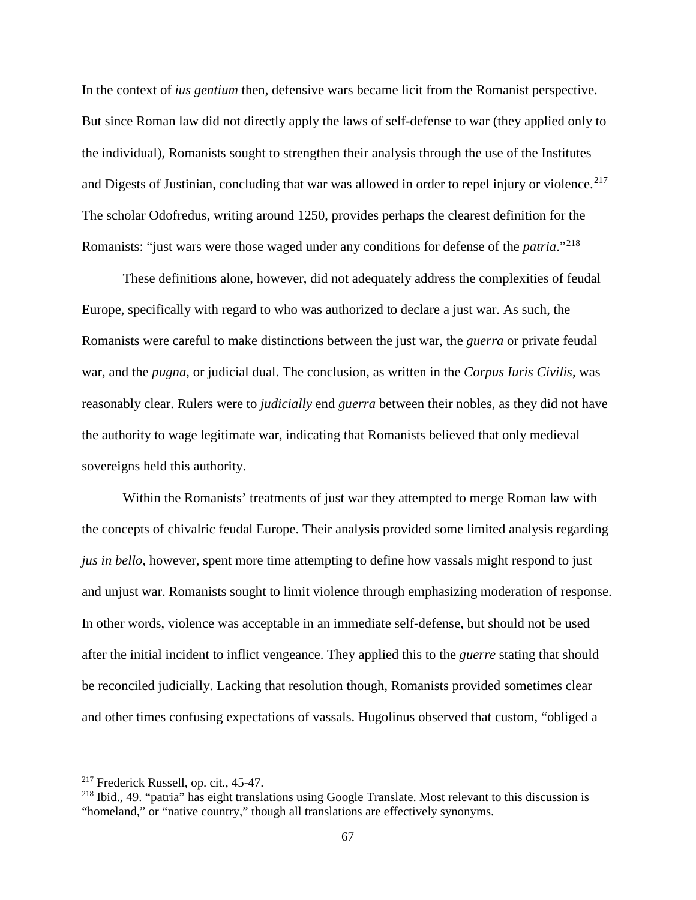In the context of *ius gentium* then, defensive wars became licit from the Romanist perspective. But since Roman law did not directly apply the laws of self-defense to war (they applied only to the individual), Romanists sought to strengthen their analysis through the use of the Institutes and Digests of Justinian, concluding that war was allowed in order to repel injury or violence.[217] The scholar Odofredus, writing around 1250, provides perhaps the clearest definition for the Romanists: "just wars were those waged under any conditions for defense of the *patria*."[218]

These definitions alone, however, did not adequately address the complexities of feudal Europe, specifically with regard to who was authorized to declare a just war. As such, the Romanists were careful to make distinctions between the just war, the *guerra* or private feudal war, and the *pugna*, or judicial dual. The conclusion, as written in the *Corpus Iuris Civilis*, was reasonably clear. Rulers were to *judicially* end *guerra* between their nobles, as they did not have the authority to wage legitimate war, indicating that Romanists believed that only medieval sovereigns held this authority.

Within the Romanists' treatments of just war they attempted to merge Roman law with the concepts of chivalric feudal Europe. Their analysis provided some limited analysis regarding *jus in bello*, however, spent more time attempting to define how vassals might respond to just and unjust war. Romanists sought to limit violence through emphasizing moderation of response. In other words, violence was acceptable in an immediate self-defense, but should not be used after the initial incident to inflict vengeance. They applied this to the *guerre* stating that should be reconciled judicially. Lacking that resolution though, Romanists provided sometimes clear and other times confusing expectations of vassals. Hugolinus observed that custom, "obliged a

---

[217] Frederick Russell, op. cit., 45-47.

[218] Ibid., 49. "patria" has eight translations using Google Translate. Most relevant to this discussion is "homeland," or "native country," though all translations are effectively synonyms.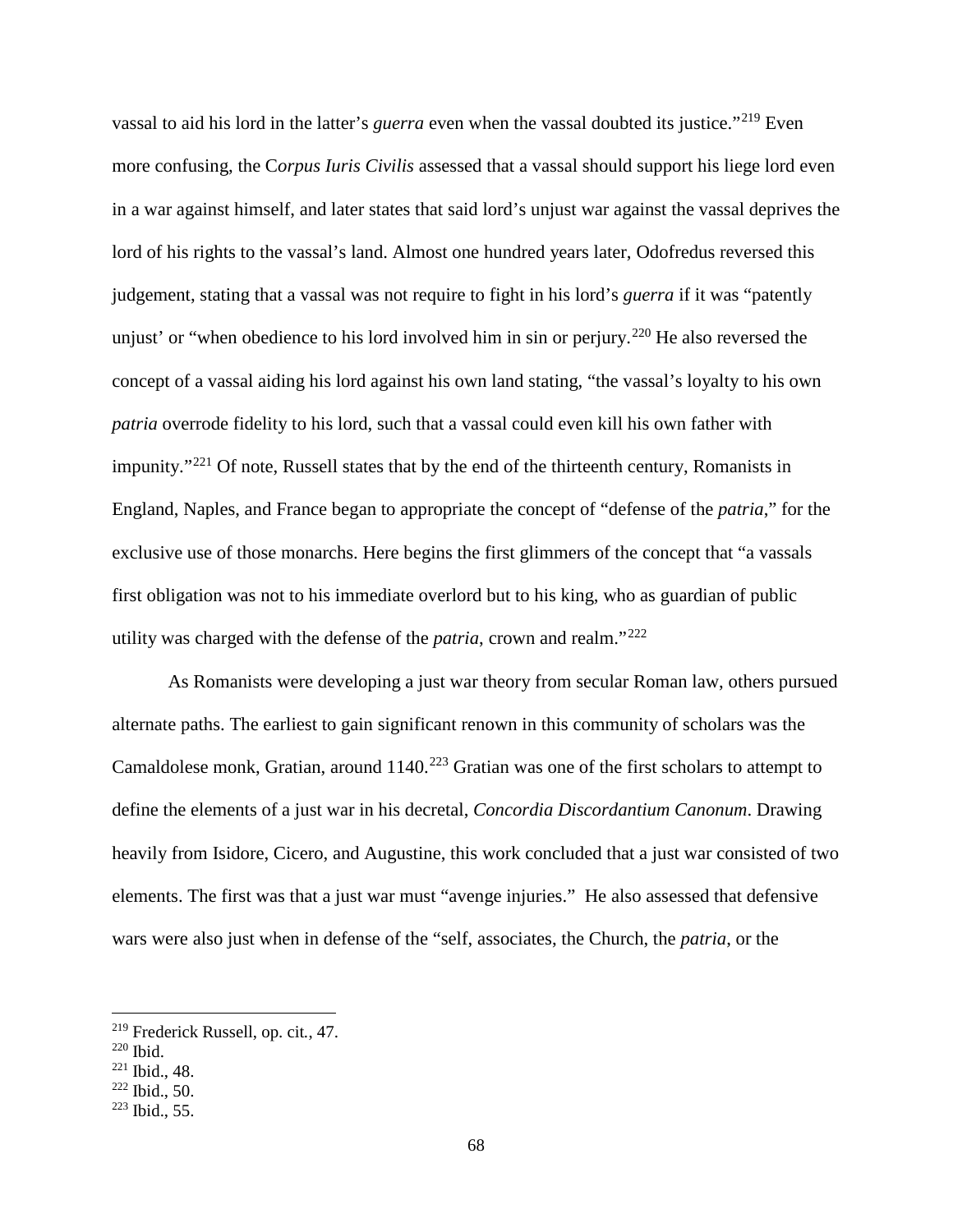vassal to aid his lord in the latter's *guerra* even when the vassal doubted its justice."[219] Even more confusing, the C*orpus Iuris Civilis* assessed that a vassal should support his liege lord even in a war against himself, and later states that said lord's unjust war against the vassal deprives the lord of his rights to the vassal's land. Almost one hundred years later, Odofredus reversed this judgement, stating that a vassal was not require to fight in his lord's *guerra* if it was "patently unjust' or "when obedience to his lord involved him in sin or perjury.[220] He also reversed the concept of a vassal aiding his lord against his own land stating, "the vassal's loyalty to his own *patria* overrode fidelity to his lord, such that a vassal could even kill his own father with impunity."[221] Of note, Russell states that by the end of the thirteenth century, Romanists in England, Naples, and France began to appropriate the concept of "defense of the *patria*," for the exclusive use of those monarchs. Here begins the first glimmers of the concept that "a vassals first obligation was not to his immediate overlord but to his king, who as guardian of public utility was charged with the defense of the *patria*, crown and realm."[222]

As Romanists were developing a just war theory from secular Roman law, others pursued alternate paths. The earliest to gain significant renown in this community of scholars was the Camaldolese monk, Gratian, around 1140.[223] Gratian was one of the first scholars to attempt to define the elements of a just war in his decretal, *Concordia Discordantium Canonum*. Drawing heavily from Isidore, Cicero, and Augustine, this work concluded that a just war consisted of two elements. The first was that a just war must "avenge injuries." He also assessed that defensive wars were also just when in defense of the "self, associates, the Church, the *patria*, or the

[219] Frederick Russell, op. cit., 47.
[220] Ibid.
[221] Ibid., 48.
[222] Ibid., 50.
[223] Ibid., 55.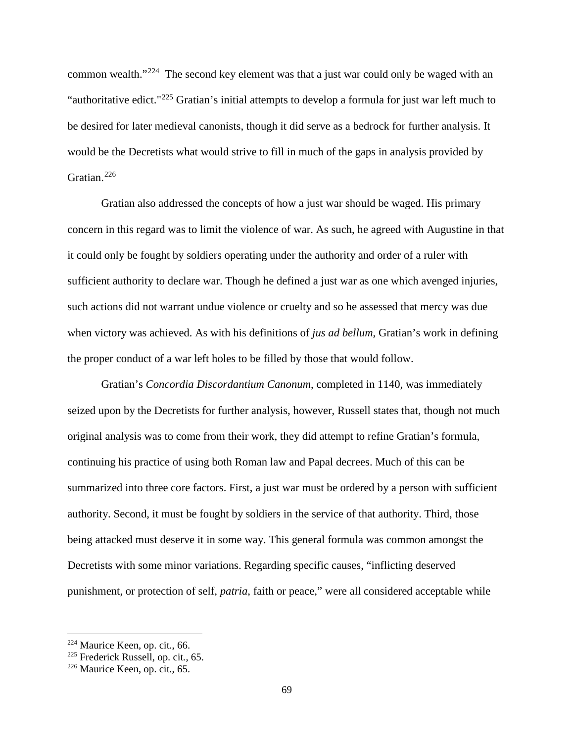common wealth."[224] The second key element was that a just war could only be waged with an "authoritative edict."[225] Gratian's initial attempts to develop a formula for just war left much to be desired for later medieval canonists, though it did serve as a bedrock for further analysis. It would be the Decretists what would strive to fill in much of the gaps in analysis provided by Gratian.[226]

Gratian also addressed the concepts of how a just war should be waged. His primary concern in this regard was to limit the violence of war. As such, he agreed with Augustine in that it could only be fought by soldiers operating under the authority and order of a ruler with sufficient authority to declare war. Though he defined a just war as one which avenged injuries, such actions did not warrant undue violence or cruelty and so he assessed that mercy was due when victory was achieved. As with his definitions of *jus ad bellum*, Gratian's work in defining the proper conduct of a war left holes to be filled by those that would follow.

Gratian's *Concordia Discordantium Canonum*, completed in 1140, was immediately seized upon by the Decretists for further analysis, however, Russell states that, though not much original analysis was to come from their work, they did attempt to refine Gratian's formula, continuing his practice of using both Roman law and Papal decrees. Much of this can be summarized into three core factors. First, a just war must be ordered by a person with sufficient authority. Second, it must be fought by soldiers in the service of that authority. Third, those being attacked must deserve it in some way. This general formula was common amongst the Decretists with some minor variations. Regarding specific causes, "inflicting deserved punishment, or protection of self, *patria*, faith or peace," were all considered acceptable while

---

[224] Maurice Keen, op. cit., 66.

[225] Frederick Russell, op. cit., 65.

[226] Maurice Keen, op. cit., 65.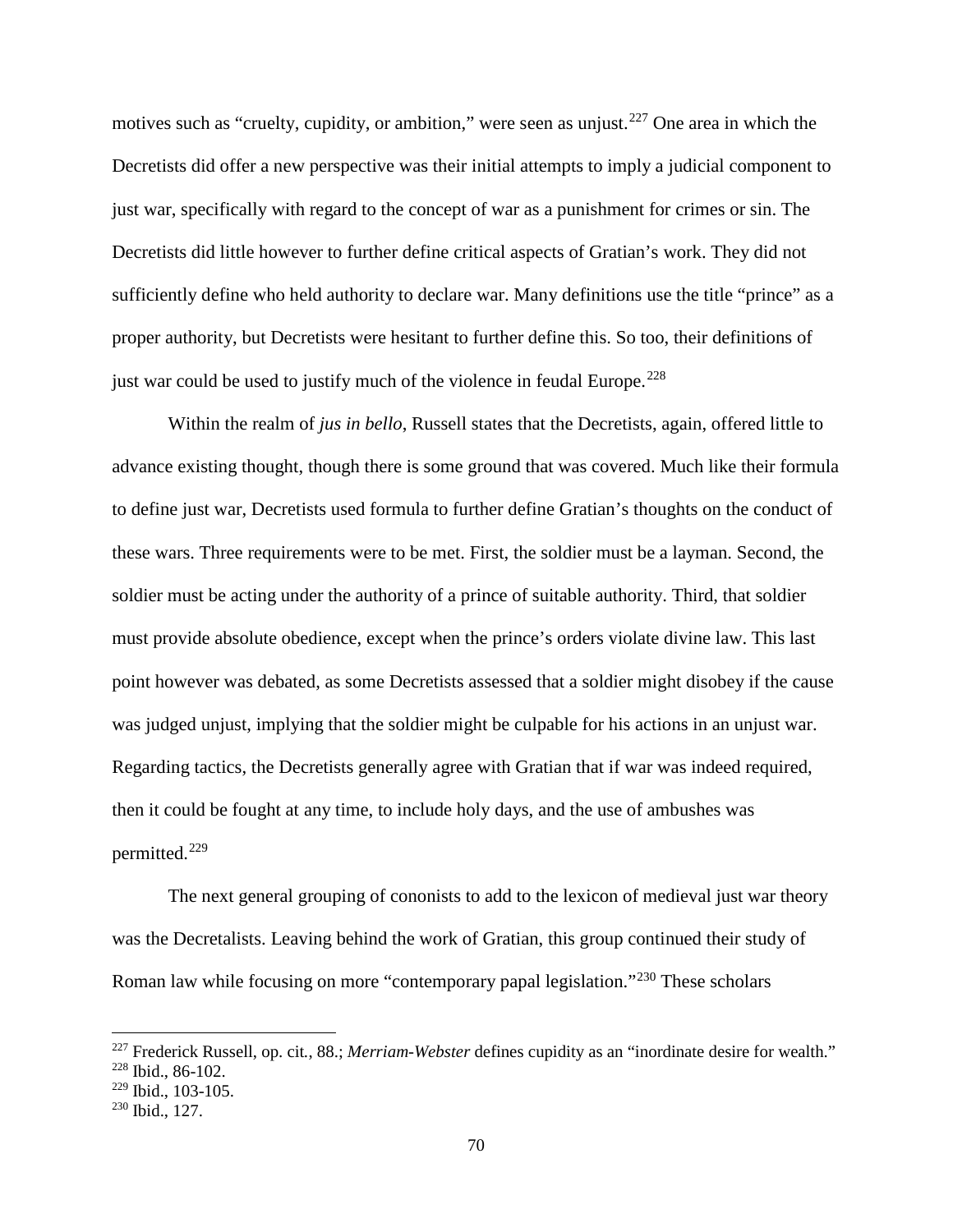motives such as “cruelty, cupidity, or ambition,” were seen as unjust.[227] One area in which the Decretists did offer a new perspective was their initial attempts to imply a judicial component to just war, specifically with regard to the concept of war as a punishment for crimes or sin. The Decretists did little however to further define critical aspects of Gratian’s work. They did not sufficiently define who held authority to declare war. Many definitions use the title “prince” as a proper authority, but Decretists were hesitant to further define this. So too, their definitions of just war could be used to justify much of the violence in feudal Europe.[228]

Within the realm of *jus in bello*, Russell states that the Decretists, again, offered little to advance existing thought, though there is some ground that was covered. Much like their formula to define just war, Decretists used formula to further define Gratian’s thoughts on the conduct of these wars. Three requirements were to be met. First, the soldier must be a layman. Second, the soldier must be acting under the authority of a prince of suitable authority. Third, that soldier must provide absolute obedience, except when the prince’s orders violate divine law. This last point however was debated, as some Decretists assessed that a soldier might disobey if the cause was judged unjust, implying that the soldier might be culpable for his actions in an unjust war. Regarding tactics, the Decretists generally agree with Gratian that if war was indeed required, then it could be fought at any time, to include holy days, and the use of ambushes was permitted.[229]

The next general grouping of cononists to add to the lexicon of medieval just war theory was the Decretalists. Leaving behind the work of Gratian, this group continued their study of Roman law while focusing on more “contemporary papal legislation.”[230] These scholars

---

[227] Frederick Russell, op. cit., 88.; *Merriam-Webster* defines cupidity as an “inordinate desire for wealth.”
[228] Ibid., 86-102.
[229] Ibid., 103-105.
[230] Ibid., 127.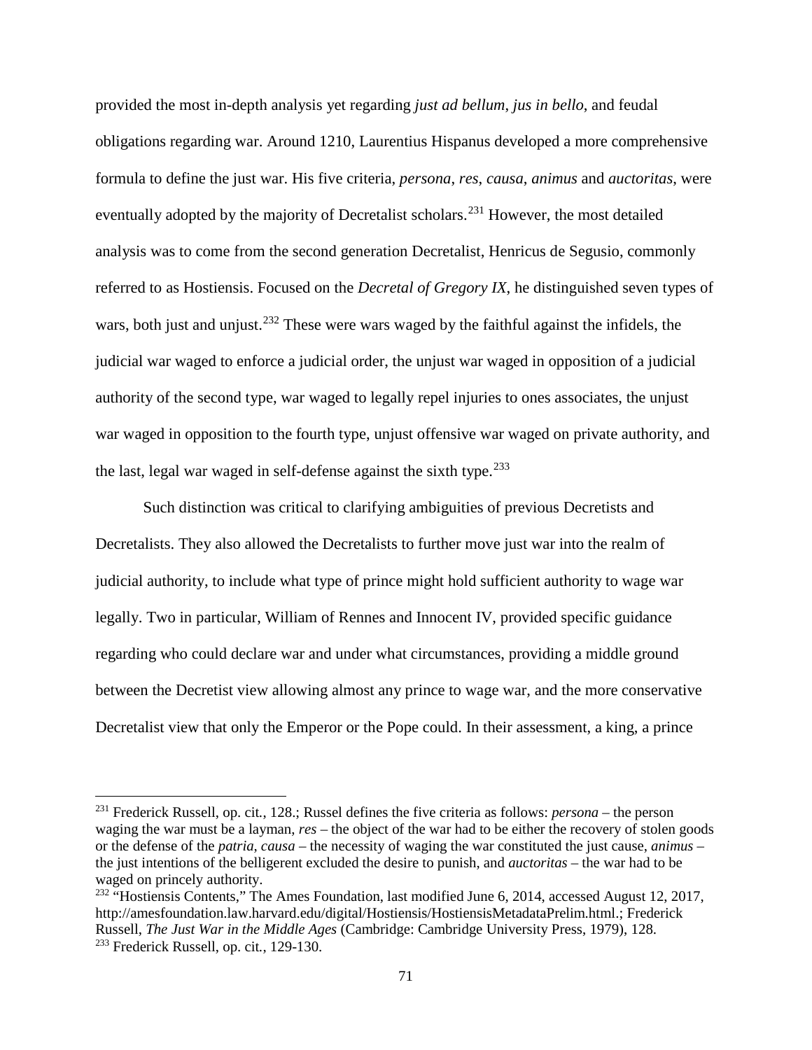provided the most in-depth analysis yet regarding *just ad bellum*, *jus in bello*, and feudal obligations regarding war. Around 1210, Laurentius Hispanus developed a more comprehensive formula to define the just war. His five criteria, *persona*, *res*, *causa*, *animus* and *auctoritas*, were eventually adopted by the majority of Decretalist scholars.[231] However, the most detailed analysis was to come from the second generation Decretalist, Henricus de Segusio, commonly referred to as Hostiensis. Focused on the *Decretal of Gregory IX*, he distinguished seven types of wars, both just and unjust.[232] These were wars waged by the faithful against the infidels, the judicial war waged to enforce a judicial order, the unjust war waged in opposition of a judicial authority of the second type, war waged to legally repel injuries to ones associates, the unjust war waged in opposition to the fourth type, unjust offensive war waged on private authority, and the last, legal war waged in self-defense against the sixth type.[233]

Such distinction was critical to clarifying ambiguities of previous Decretists and Decretalists. They also allowed the Decretalists to further move just war into the realm of judicial authority, to include what type of prince might hold sufficient authority to wage war legally. Two in particular, William of Rennes and Innocent IV, provided specific guidance regarding who could declare war and under what circumstances, providing a middle ground between the Decretist view allowing almost any prince to wage war, and the more conservative Decretalist view that only the Emperor or the Pope could. In their assessment, a king, a prince

---

[231] Frederick Russell, op. cit., 128.; Russel defines the five criteria as follows: *persona* – the person waging the war must be a layman, *res* – the object of the war had to be either the recovery of stolen goods or the defense of the *patria*, *causa* – the necessity of waging the war constituted the just cause, *animus* – the just intentions of the belligerent excluded the desire to punish, and *auctoritas* – the war had to be waged on princely authority.

[232] "Hostiensis Contents," The Ames Foundation, last modified June 6, 2014, accessed August 12, 2017, http://amesfoundation.law.harvard.edu/digital/Hostiensis/HostiensisMetadataPrelim.html.; Frederick Russell, *The Just War in the Middle Ages* (Cambridge: Cambridge University Press, 1979), 128.

[233] Frederick Russell, op. cit., 129-130.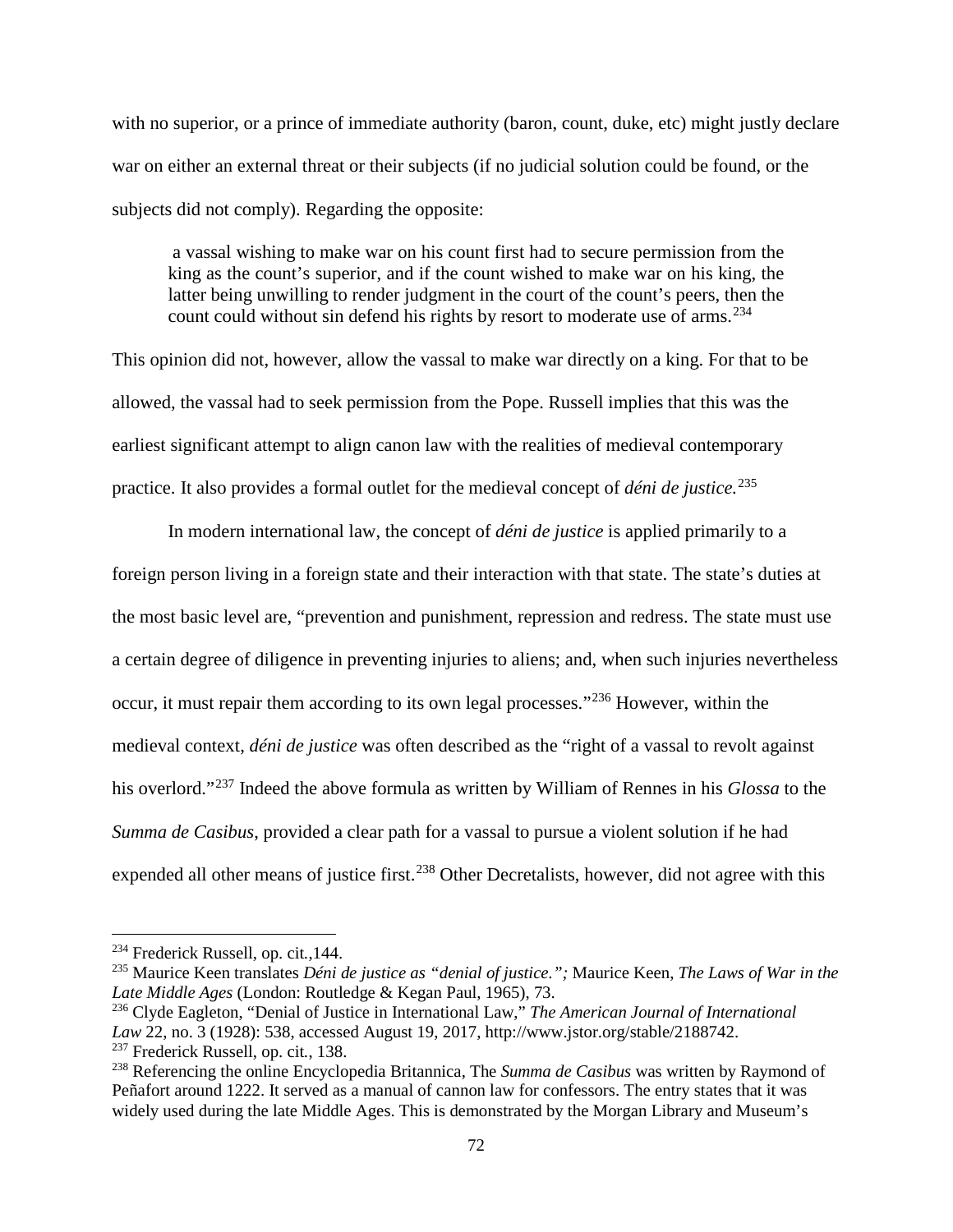with no superior, or a prince of immediate authority (baron, count, duke, etc) might justly declare war on either an external threat or their subjects (if no judicial solution could be found, or the subjects did not comply). Regarding the opposite:

> a vassal wishing to make war on his count first had to secure permission from the king as the count's superior, and if the count wished to make war on his king, the latter being unwilling to render judgment in the court of the count's peers, then the count could without sin defend his rights by resort to moderate use of arms.[234]

This opinion did not, however, allow the vassal to make war directly on a king. For that to be allowed, the vassal had to seek permission from the Pope. Russell implies that this was the earliest significant attempt to align canon law with the realities of medieval contemporary practice. It also provides a formal outlet for the medieval concept of *déni de justice.*[235]

In modern international law, the concept of *déni de justice* is applied primarily to a foreign person living in a foreign state and their interaction with that state. The state's duties at the most basic level are, "prevention and punishment, repression and redress. The state must use a certain degree of diligence in preventing injuries to aliens; and, when such injuries nevertheless occur, it must repair them according to its own legal processes."[236] However, within the medieval context, *déni de justice* was often described as the "right of a vassal to revolt against his overlord."[237] Indeed the above formula as written by William of Rennes in his *Glossa* to the *Summa de Casibus*, provided a clear path for a vassal to pursue a violent solution if he had expended all other means of justice first.[238] Other Decretalists, however, did not agree with this

---

[234] Frederick Russell, op. cit.,144.

[235] Maurice Keen translates *Déni de justice as "denial of justice.";* Maurice Keen, *The Laws of War in the Late Middle Ages* (London: Routledge & Kegan Paul, 1965), 73.

[236] Clyde Eagleton, "Denial of Justice in International Law," *The American Journal of International Law* 22, no. 3 (1928): 538, accessed August 19, 2017, http://www.jstor.org/stable/2188742.

[237] Frederick Russell, op. cit., 138.

[238] Referencing the online Encyclopedia Britannica, The *Summa de Casibus* was written by Raymond of Peñafort around 1222. It served as a manual of cannon law for confessors. The entry states that it was widely used during the late Middle Ages. This is demonstrated by the Morgan Library and Museum's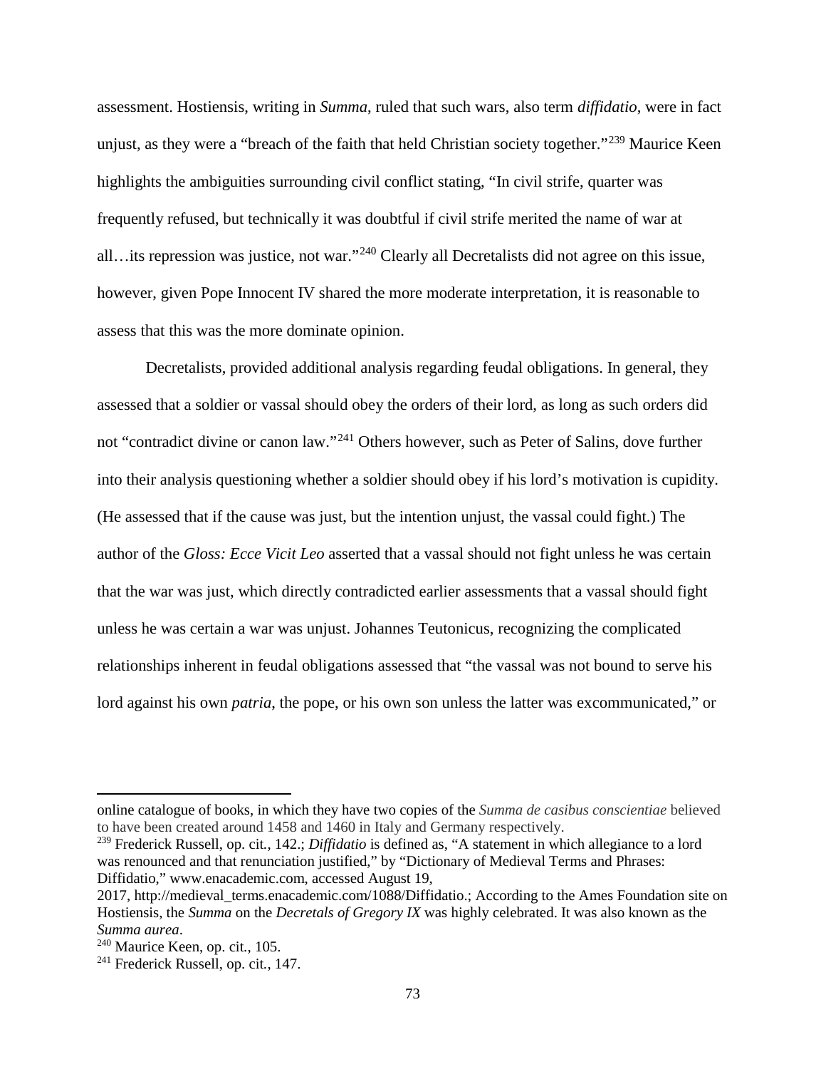assessment. Hostiensis, writing in *Summa*, ruled that such wars, also term *diffidatio*, were in fact unjust, as they were a "breach of the faith that held Christian society together."[239] Maurice Keen highlights the ambiguities surrounding civil conflict stating, "In civil strife, quarter was frequently refused, but technically it was doubtful if civil strife merited the name of war at all…its repression was justice, not war."[240] Clearly all Decretalists did not agree on this issue, however, given Pope Innocent IV shared the more moderate interpretation, it is reasonable to assess that this was the more dominate opinion.

Decretalists, provided additional analysis regarding feudal obligations. In general, they assessed that a soldier or vassal should obey the orders of their lord, as long as such orders did not "contradict divine or canon law."[241] Others however, such as Peter of Salins, dove further into their analysis questioning whether a soldier should obey if his lord's motivation is cupidity. (He assessed that if the cause was just, but the intention unjust, the vassal could fight.) The author of the *Gloss: Ecce Vicit Leo* asserted that a vassal should not fight unless he was certain that the war was just, which directly contradicted earlier assessments that a vassal should fight unless he was certain a war was unjust. Johannes Teutonicus, recognizing the complicated relationships inherent in feudal obligations assessed that "the vassal was not bound to serve his lord against his own *patria*, the pope, or his own son unless the latter was excommunicated," or

---

online catalogue of books, in which they have two copies of the *Summa de casibus conscientiae* believed to have been created around 1458 and 1460 in Italy and Germany respectively.

[239] Frederick Russell, op. cit., 142.; *Diffidatio* is defined as, "A statement in which allegiance to a lord was renounced and that renunciation justified," by "Dictionary of Medieval Terms and Phrases: Diffidatio," www.enacademic.com, accessed August 19, 2017, http://medieval_terms.enacademic.com/1088/Diffidatio.; According to the Ames Foundation site on Hostiensis, the *Summa* on the *Decretals of Gregory IX* was highly celebrated. It was also known as the *Summa aurea*.

[240] Maurice Keen, op. cit., 105.

[241] Frederick Russell, op. cit., 147.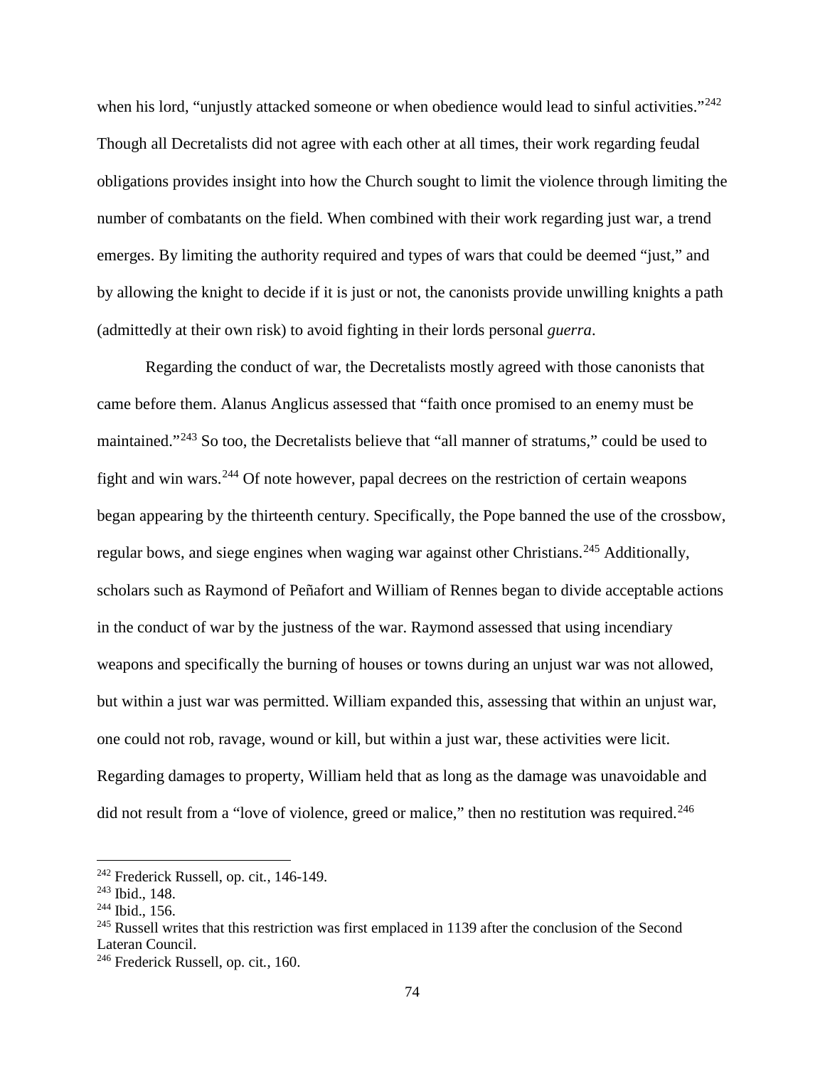when his lord, "unjustly attacked someone or when obedience would lead to sinful activities."[242] Though all Decretalists did not agree with each other at all times, their work regarding feudal obligations provides insight into how the Church sought to limit the violence through limiting the number of combatants on the field. When combined with their work regarding just war, a trend emerges. By limiting the authority required and types of wars that could be deemed "just," and by allowing the knight to decide if it is just or not, the canonists provide unwilling knights a path (admittedly at their own risk) to avoid fighting in their lords personal *guerra*.

Regarding the conduct of war, the Decretalists mostly agreed with those canonists that came before them. Alanus Anglicus assessed that "faith once promised to an enemy must be maintained."[243] So too, the Decretalists believe that "all manner of stratums," could be used to fight and win wars.[244] Of note however, papal decrees on the restriction of certain weapons began appearing by the thirteenth century. Specifically, the Pope banned the use of the crossbow, regular bows, and siege engines when waging war against other Christians.[245] Additionally, scholars such as Raymond of Peñafort and William of Rennes began to divide acceptable actions in the conduct of war by the justness of the war. Raymond assessed that using incendiary weapons and specifically the burning of houses or towns during an unjust war was not allowed, but within a just war was permitted. William expanded this, assessing that within an unjust war, one could not rob, ravage, wound or kill, but within a just war, these activities were licit. Regarding damages to property, William held that as long as the damage was unavoidable and did not result from a "love of violence, greed or malice," then no restitution was required.[246]

---

[242] Frederick Russell, op. cit., 146-149.

[243] Ibid., 148.

[244] Ibid., 156.

[245] Russell writes that this restriction was first emplaced in 1139 after the conclusion of the Second Lateran Council.

[246] Frederick Russell, op. cit., 160.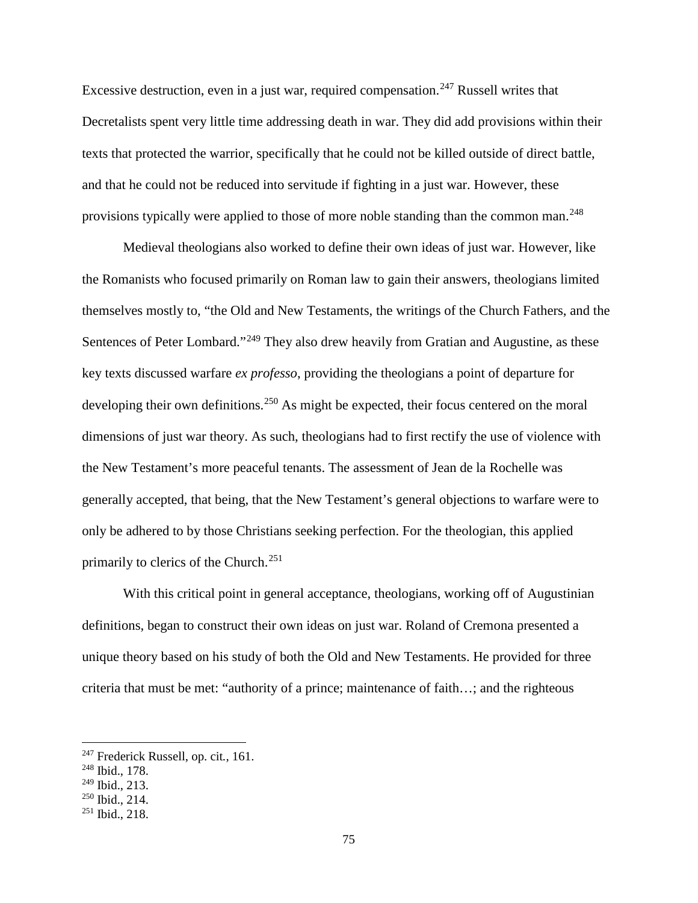Excessive destruction, even in a just war, required compensation.[247] Russell writes that Decretalists spent very little time addressing death in war. They did add provisions within their texts that protected the warrior, specifically that he could not be killed outside of direct battle, and that he could not be reduced into servitude if fighting in a just war. However, these provisions typically were applied to those of more noble standing than the common man.[248]

Medieval theologians also worked to define their own ideas of just war. However, like the Romanists who focused primarily on Roman law to gain their answers, theologians limited themselves mostly to, "the Old and New Testaments, the writings of the Church Fathers, and the Sentences of Peter Lombard."[249] They also drew heavily from Gratian and Augustine, as these key texts discussed warfare *ex professo*, providing the theologians a point of departure for developing their own definitions.[250] As might be expected, their focus centered on the moral dimensions of just war theory. As such, theologians had to first rectify the use of violence with the New Testament's more peaceful tenants. The assessment of Jean de la Rochelle was generally accepted, that being, that the New Testament's general objections to warfare were to only be adhered to by those Christians seeking perfection. For the theologian, this applied primarily to clerics of the Church.[251]

With this critical point in general acceptance, theologians, working off of Augustinian definitions, began to construct their own ideas on just war. Roland of Cremona presented a unique theory based on his study of both the Old and New Testaments. He provided for three criteria that must be met: "authority of a prince; maintenance of faith…; and the righteous

---

[247] Frederick Russell, op. cit., 161.
[248] Ibid., 178.
[249] Ibid., 213.
[250] Ibid., 214.
[251] Ibid., 218.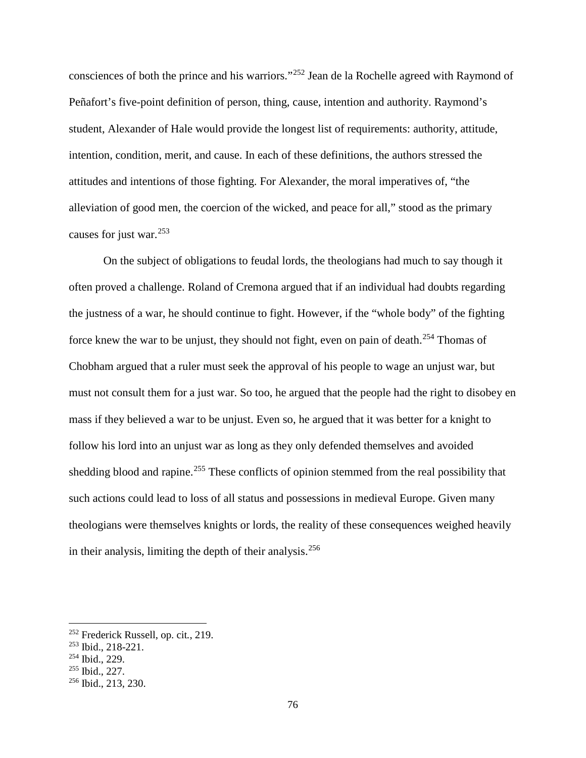consciences of both the prince and his warriors."[252] Jean de la Rochelle agreed with Raymond of Peñafort's five-point definition of person, thing, cause, intention and authority. Raymond's student, Alexander of Hale would provide the longest list of requirements: authority, attitude, intention, condition, merit, and cause. In each of these definitions, the authors stressed the attitudes and intentions of those fighting. For Alexander, the moral imperatives of, "the alleviation of good men, the coercion of the wicked, and peace for all," stood as the primary causes for just war.[253]

On the subject of obligations to feudal lords, the theologians had much to say though it often proved a challenge. Roland of Cremona argued that if an individual had doubts regarding the justness of a war, he should continue to fight. However, if the "whole body" of the fighting force knew the war to be unjust, they should not fight, even on pain of death.[254] Thomas of Chobham argued that a ruler must seek the approval of his people to wage an unjust war, but must not consult them for a just war. So too, he argued that the people had the right to disobey en mass if they believed a war to be unjust. Even so, he argued that it was better for a knight to follow his lord into an unjust war as long as they only defended themselves and avoided shedding blood and rapine.[255] These conflicts of opinion stemmed from the real possibility that such actions could lead to loss of all status and possessions in medieval Europe. Given many theologians were themselves knights or lords, the reality of these consequences weighed heavily in their analysis, limiting the depth of their analysis.[256]

---

[252] Frederick Russell, op. cit., 219.
[253] Ibid., 218-221.
[254] Ibid., 229.
[255] Ibid., 227.
[256] Ibid., 213, 230.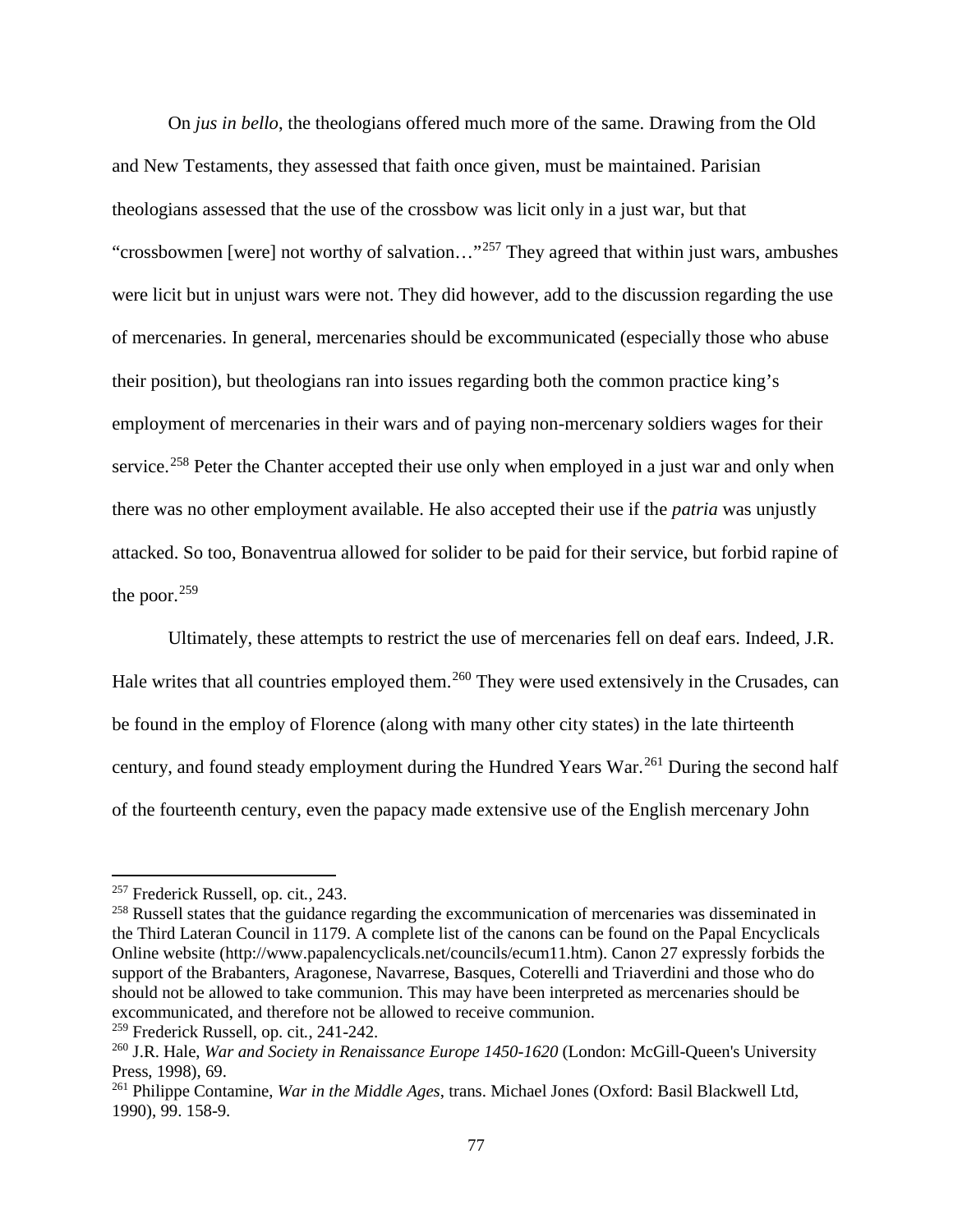On *jus in bello*, the theologians offered much more of the same. Drawing from the Old and New Testaments, they assessed that faith once given, must be maintained. Parisian theologians assessed that the use of the crossbow was licit only in a just war, but that "crossbowmen [were] not worthy of salvation…"[257] They agreed that within just wars, ambushes were licit but in unjust wars were not. They did however, add to the discussion regarding the use of mercenaries. In general, mercenaries should be excommunicated (especially those who abuse their position), but theologians ran into issues regarding both the common practice king's employment of mercenaries in their wars and of paying non-mercenary soldiers wages for their service.[258] Peter the Chanter accepted their use only when employed in a just war and only when there was no other employment available. He also accepted their use if the *patria* was unjustly attacked. So too, Bonaventrua allowed for solider to be paid for their service, but forbid rapine of the poor.[259]

Ultimately, these attempts to restrict the use of mercenaries fell on deaf ears. Indeed, J.R. Hale writes that all countries employed them.[260] They were used extensively in the Crusades, can be found in the employ of Florence (along with many other city states) in the late thirteenth century, and found steady employment during the Hundred Years War.[261] During the second half of the fourteenth century, even the papacy made extensive use of the English mercenary John

---

[257] Frederick Russell, op. cit., 243.

[258] Russell states that the guidance regarding the excommunication of mercenaries was disseminated in the Third Lateran Council in 1179. A complete list of the canons can be found on the Papal Encyclicals Online website (http://www.papalencyclicals.net/councils/ecum11.htm). Canon 27 expressly forbids the support of the Brabanters, Aragonese, Navarrese, Basques, Coterelli and Triaverdini and those who do should not be allowed to take communion. This may have been interpreted as mercenaries should be excommunicated, and therefore not be allowed to receive communion.

[259] Frederick Russell, op. cit., 241-242.

[260] J.R. Hale, *War and Society in Renaissance Europe 1450-1620* (London: McGill-Queen's University Press, 1998), 69.

[261] Philippe Contamine, *War in the Middle Ages*, trans. Michael Jones (Oxford: Basil Blackwell Ltd, 1990), 99. 158-9.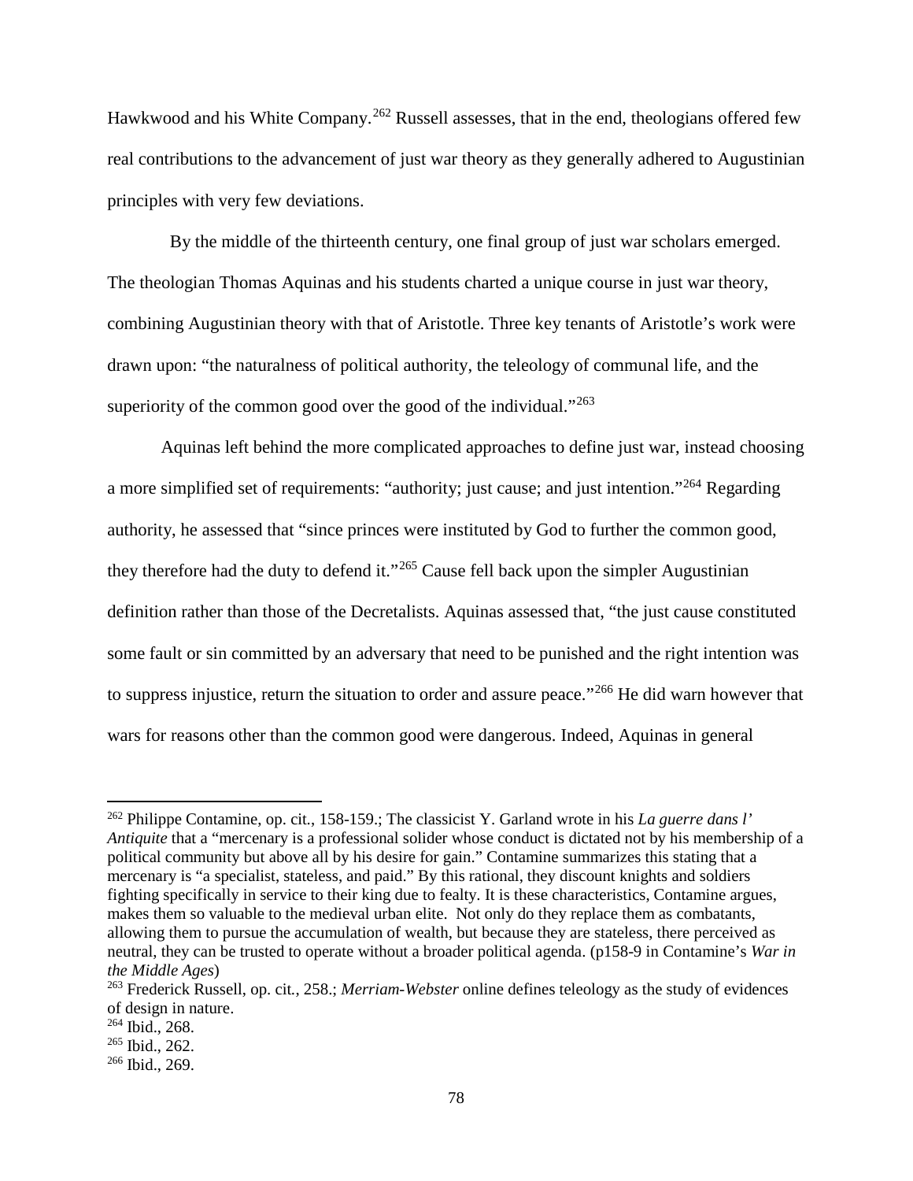Hawkwood and his White Company.[262] Russell assesses, that in the end, theologians offered few real contributions to the advancement of just war theory as they generally adhered to Augustinian principles with very few deviations.

By the middle of the thirteenth century, one final group of just war scholars emerged. The theologian Thomas Aquinas and his students charted a unique course in just war theory, combining Augustinian theory with that of Aristotle. Three key tenants of Aristotle's work were drawn upon: "the naturalness of political authority, the teleology of communal life, and the superiority of the common good over the good of the individual."[263]

Aquinas left behind the more complicated approaches to define just war, instead choosing a more simplified set of requirements: "authority; just cause; and just intention."[264] Regarding authority, he assessed that "since princes were instituted by God to further the common good, they therefore had the duty to defend it."[265] Cause fell back upon the simpler Augustinian definition rather than those of the Decretalists. Aquinas assessed that, "the just cause constituted some fault or sin committed by an adversary that need to be punished and the right intention was to suppress injustice, return the situation to order and assure peace."[266] He did warn however that wars for reasons other than the common good were dangerous. Indeed, Aquinas in general

---

[262] Philippe Contamine, op. cit., 158-159.; The classicist Y. Garland wrote in his *La guerre dans l' Antiquite* that a "mercenary is a professional solider whose conduct is dictated not by his membership of a political community but above all by his desire for gain." Contamine summarizes this stating that a mercenary is "a specialist, stateless, and paid." By this rational, they discount knights and soldiers fighting specifically in service to their king due to fealty. It is these characteristics, Contamine argues, makes them so valuable to the medieval urban elite. Not only do they replace them as combatants, allowing them to pursue the accumulation of wealth, but because they are stateless, there perceived as neutral, they can be trusted to operate without a broader political agenda. (p158-9 in Contamine's *War in the Middle Ages*)

[263] Frederick Russell, op. cit., 258.; *Merriam-Webster* online defines teleology as the study of evidences of design in nature.

[264] Ibid., 268.

[265] Ibid., 262.

[266] Ibid., 269.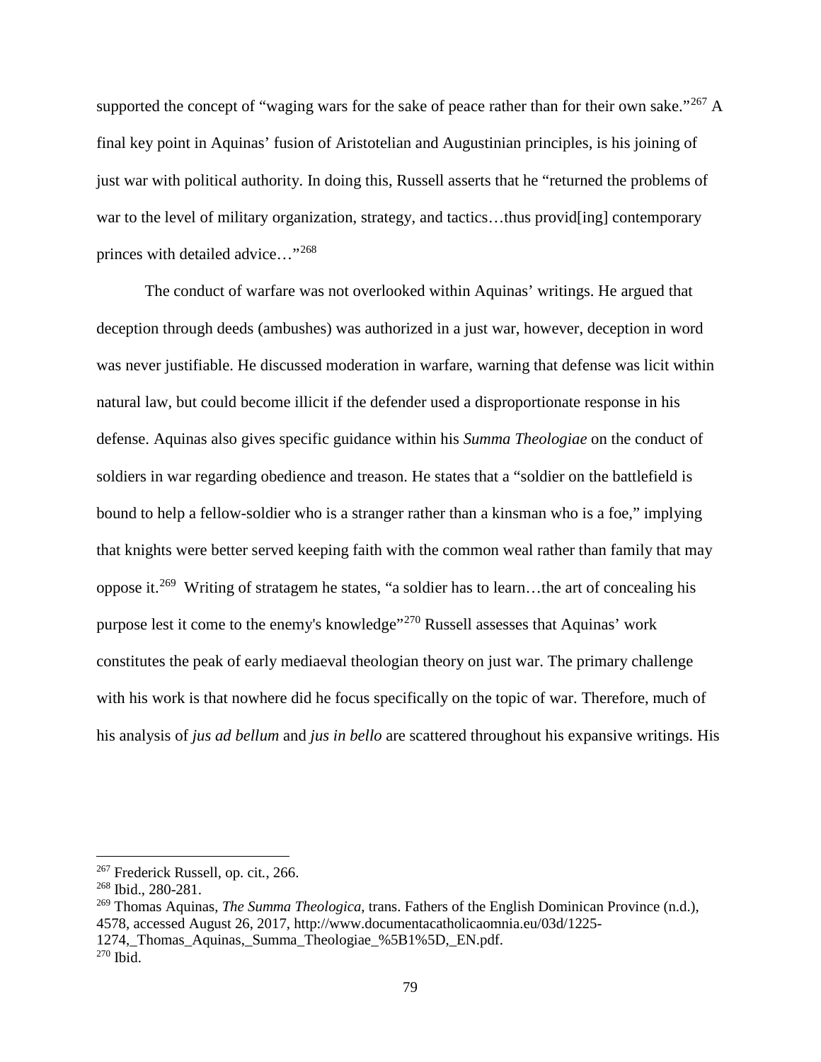supported the concept of "waging wars for the sake of peace rather than for their own sake."[267] A final key point in Aquinas' fusion of Aristotelian and Augustinian principles, is his joining of just war with political authority. In doing this, Russell asserts that he "returned the problems of war to the level of military organization, strategy, and tactics…thus provid[ing] contemporary princes with detailed advice…"[268]

The conduct of warfare was not overlooked within Aquinas' writings. He argued that deception through deeds (ambushes) was authorized in a just war, however, deception in word was never justifiable. He discussed moderation in warfare, warning that defense was licit within natural law, but could become illicit if the defender used a disproportionate response in his defense. Aquinas also gives specific guidance within his *Summa Theologiae* on the conduct of soldiers in war regarding obedience and treason. He states that a "soldier on the battlefield is bound to help a fellow-soldier who is a stranger rather than a kinsman who is a foe," implying that knights were better served keeping faith with the common weal rather than family that may oppose it.[269] Writing of stratagem he states, "a soldier has to learn…the art of concealing his purpose lest it come to the enemy's knowledge"[270] Russell assesses that Aquinas' work constitutes the peak of early mediaeval theologian theory on just war. The primary challenge with his work is that nowhere did he focus specifically on the topic of war. Therefore, much of his analysis of *jus ad bellum* and *jus in bello* are scattered throughout his expansive writings. His

---

[267] Frederick Russell, op. cit., 266.

[268] Ibid., 280-281.

[269] Thomas Aquinas, *The Summa Theologica*, trans. Fathers of the English Dominican Province (n.d.), 4578, accessed August 26, 2017, http://www.documentacatholicaomnia.eu/03d/1225-1274,_Thomas_Aquinas,_Summa_Theologiae_%5B1%5D,_EN.pdf.

[270] Ibid.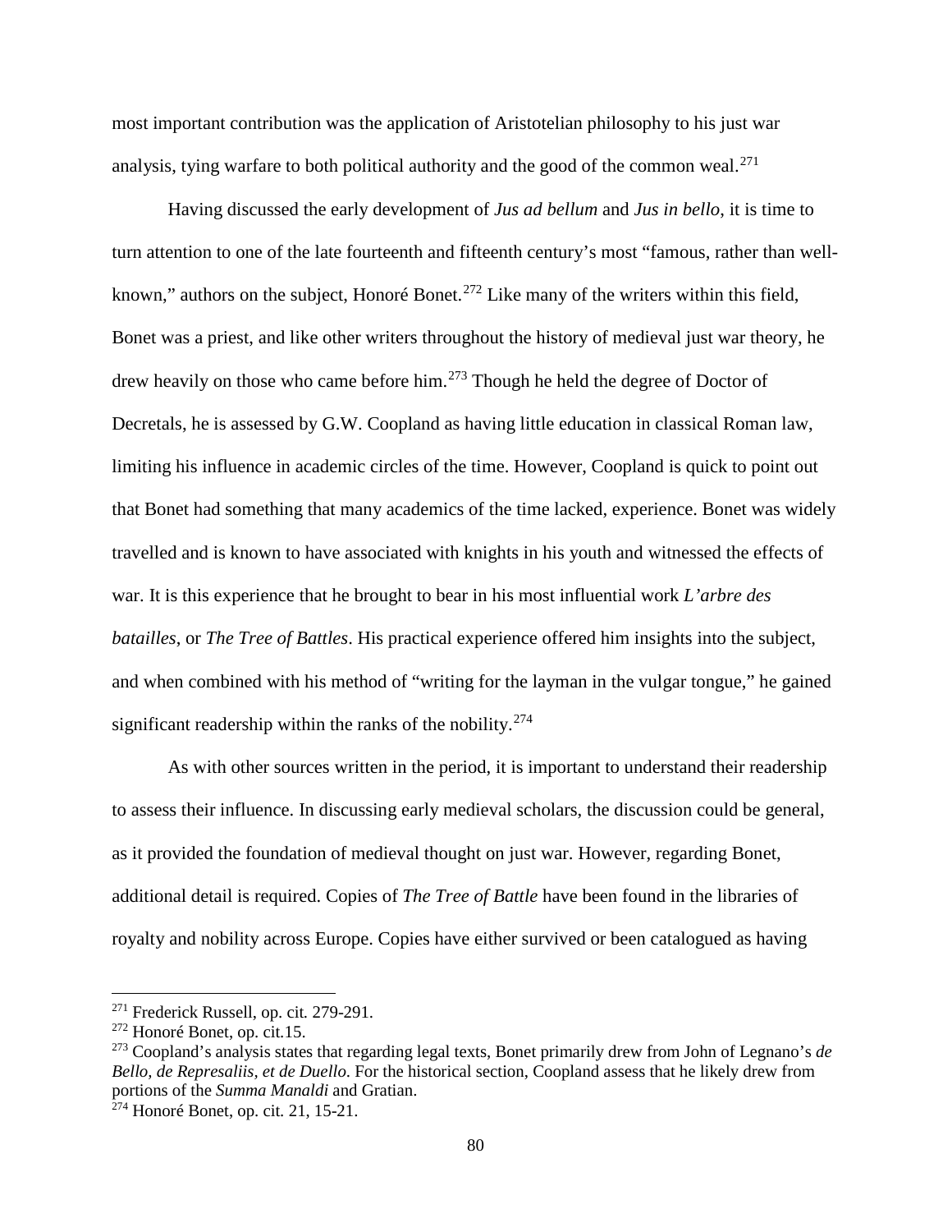most important contribution was the application of Aristotelian philosophy to his just war analysis, tying warfare to both political authority and the good of the common weal.[271]

Having discussed the early development of *Jus ad bellum* and *Jus in bello*, it is time to turn attention to one of the late fourteenth and fifteenth century's most "famous, rather than well-known," authors on the subject, Honoré Bonet.[272] Like many of the writers within this field, Bonet was a priest, and like other writers throughout the history of medieval just war theory, he drew heavily on those who came before him.[273] Though he held the degree of Doctor of Decretals, he is assessed by G.W. Coopland as having little education in classical Roman law, limiting his influence in academic circles of the time. However, Coopland is quick to point out that Bonet had something that many academics of the time lacked, experience. Bonet was widely travelled and is known to have associated with knights in his youth and witnessed the effects of war. It is this experience that he brought to bear in his most influential work *L'arbre des batailles*, or *The Tree of Battles*. His practical experience offered him insights into the subject, and when combined with his method of "writing for the layman in the vulgar tongue," he gained significant readership within the ranks of the nobility.[274]

As with other sources written in the period, it is important to understand their readership to assess their influence. In discussing early medieval scholars, the discussion could be general, as it provided the foundation of medieval thought on just war. However, regarding Bonet, additional detail is required. Copies of *The Tree of Battle* have been found in the libraries of royalty and nobility across Europe. Copies have either survived or been catalogued as having

---

[271] Frederick Russell, op. cit. 279-291.

[272] Honoré Bonet, op. cit.15.

[273] Coopland's analysis states that regarding legal texts, Bonet primarily drew from John of Legnano's *de Bello, de Represaliis, et de Duello.* For the historical section, Coopland assess that he likely drew from portions of the *Summa Manaldi* and Gratian.

[274] Honoré Bonet, op. cit. 21, 15-21.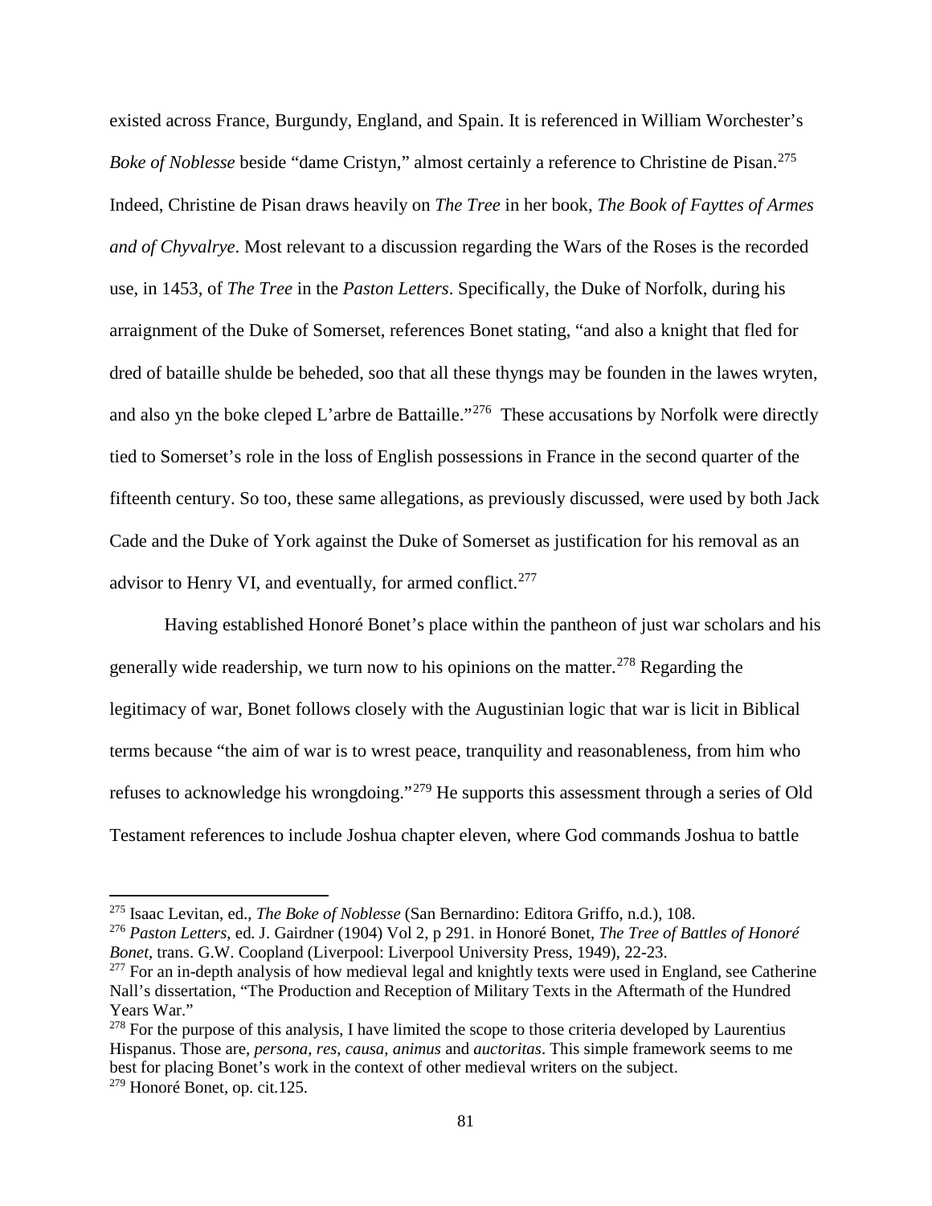existed across France, Burgundy, England, and Spain. It is referenced in William Worchester's *Boke of Noblesse* beside "dame Cristyn," almost certainly a reference to Christine de Pisan.[275] Indeed, Christine de Pisan draws heavily on *The Tree* in her book, *The Book of Fayttes of Armes and of Chyvalrye*. Most relevant to a discussion regarding the Wars of the Roses is the recorded use, in 1453, of *The Tree* in the *Paston Letters*. Specifically, the Duke of Norfolk, during his arraignment of the Duke of Somerset, references Bonet stating, "and also a knight that fled for dred of bataille shulde be beheded, soo that all these thyngs may be founden in the lawes wryten, and also yn the boke cleped L'arbre de Battaille."[276] These accusations by Norfolk were directly tied to Somerset's role in the loss of English possessions in France in the second quarter of the fifteenth century. So too, these same allegations, as previously discussed, were used by both Jack Cade and the Duke of York against the Duke of Somerset as justification for his removal as an advisor to Henry VI, and eventually, for armed conflict.[277]

Having established Honoré Bonet's place within the pantheon of just war scholars and his generally wide readership, we turn now to his opinions on the matter.[278] Regarding the legitimacy of war, Bonet follows closely with the Augustinian logic that war is licit in Biblical terms because "the aim of war is to wrest peace, tranquility and reasonableness, from him who refuses to acknowledge his wrongdoing."[279] He supports this assessment through a series of Old Testament references to include Joshua chapter eleven, where God commands Joshua to battle

---

[275] Isaac Levitan, ed., *The Boke of Noblesse* (San Bernardino: Editora Griffo, n.d.), 108.

[276] *Paston Letters*, ed. J. Gairdner (1904) Vol 2, p 291. in Honoré Bonet, *The Tree of Battles of Honoré Bonet*, trans. G.W. Coopland (Liverpool: Liverpool University Press, 1949), 22-23.

[277] For an in-depth analysis of how medieval legal and knightly texts were used in England, see Catherine Nall's dissertation, "The Production and Reception of Military Texts in the Aftermath of the Hundred Years War."

[278] For the purpose of this analysis, I have limited the scope to those criteria developed by Laurentius Hispanus. Those are, *persona*, *res*, *causa*, *animus* and *auctoritas*. This simple framework seems to me best for placing Bonet's work in the context of other medieval writers on the subject.

[279] Honoré Bonet, op. cit.125.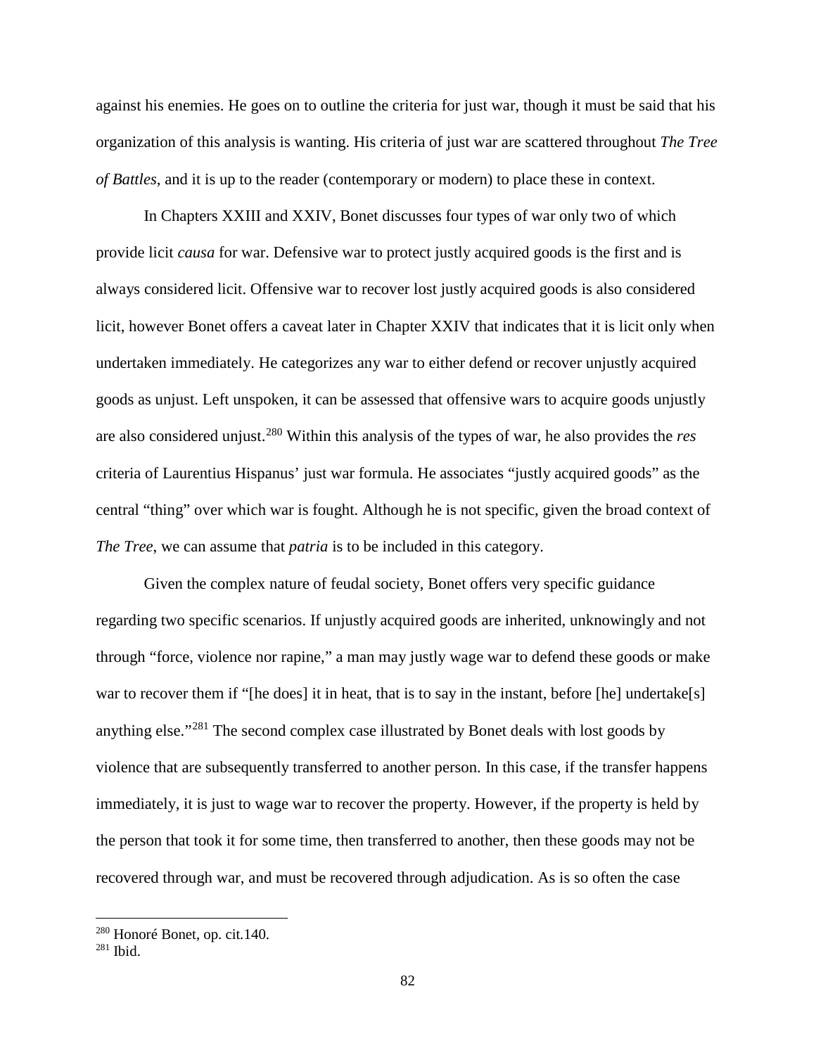against his enemies. He goes on to outline the criteria for just war, though it must be said that his organization of this analysis is wanting. His criteria of just war are scattered throughout *The Tree of Battles*, and it is up to the reader (contemporary or modern) to place these in context.

In Chapters XXIII and XXIV, Bonet discusses four types of war only two of which provide licit *causa* for war. Defensive war to protect justly acquired goods is the first and is always considered licit. Offensive war to recover lost justly acquired goods is also considered licit, however Bonet offers a caveat later in Chapter XXIV that indicates that it is licit only when undertaken immediately. He categorizes any war to either defend or recover unjustly acquired goods as unjust. Left unspoken, it can be assessed that offensive wars to acquire goods unjustly are also considered unjust.[280] Within this analysis of the types of war, he also provides the *res* criteria of Laurentius Hispanus' just war formula. He associates "justly acquired goods" as the central "thing" over which war is fought. Although he is not specific, given the broad context of *The Tree*, we can assume that *patria* is to be included in this category.

Given the complex nature of feudal society, Bonet offers very specific guidance regarding two specific scenarios. If unjustly acquired goods are inherited, unknowingly and not through "force, violence nor rapine," a man may justly wage war to defend these goods or make war to recover them if "[he does] it in heat, that is to say in the instant, before [he] undertake[s] anything else."[281] The second complex case illustrated by Bonet deals with lost goods by violence that are subsequently transferred to another person. In this case, if the transfer happens immediately, it is just to wage war to recover the property. However, if the property is held by the person that took it for some time, then transferred to another, then these goods may not be recovered through war, and must be recovered through adjudication. As is so often the case

[280] Honoré Bonet, op. cit.140.

[281] Ibid.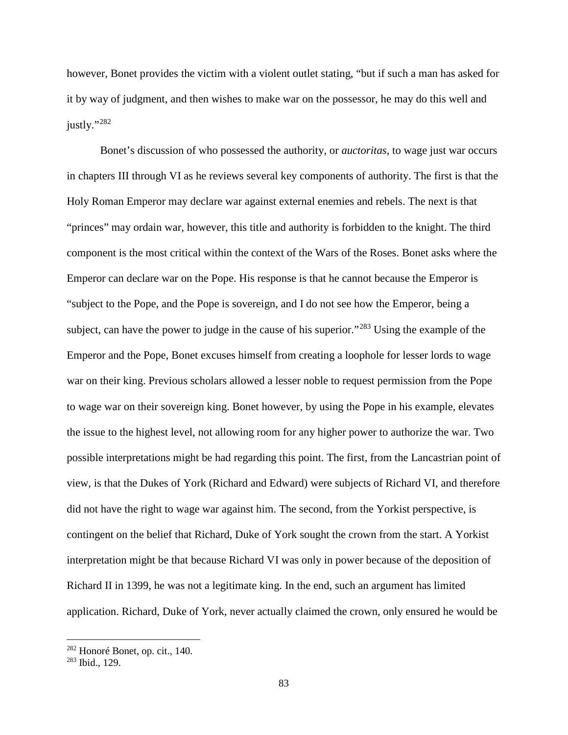however, Bonet provides the victim with a violent outlet stating, "but if such a man has asked for it by way of judgment, and then wishes to make war on the possessor, he may do this well and justly."[282]

Bonet's discussion of who possessed the authority, or *auctoritas*, to wage just war occurs in chapters III through VI as he reviews several key components of authority. The first is that the Holy Roman Emperor may declare war against external enemies and rebels. The next is that "princes" may ordain war, however, this title and authority is forbidden to the knight. The third component is the most critical within the context of the Wars of the Roses. Bonet asks where the Emperor can declare war on the Pope. His response is that he cannot because the Emperor is "subject to the Pope, and the Pope is sovereign, and I do not see how the Emperor, being a subject, can have the power to judge in the cause of his superior."[283] Using the example of the Emperor and the Pope, Bonet excuses himself from creating a loophole for lesser lords to wage war on their king. Previous scholars allowed a lesser noble to request permission from the Pope to wage war on their sovereign king. Bonet however, by using the Pope in his example, elevates the issue to the highest level, not allowing room for any higher power to authorize the war. Two possible interpretations might be had regarding this point. The first, from the Lancastrian point of view, is that the Dukes of York (Richard and Edward) were subjects of Richard VI, and therefore did not have the right to wage war against him. The second, from the Yorkist perspective, is contingent on the belief that Richard, Duke of York sought the crown from the start. A Yorkist interpretation might be that because Richard VI was only in power because of the deposition of Richard II in 1399, he was not a legitimate king. In the end, such an argument has limited application. Richard, Duke of York, never actually claimed the crown, only ensured he would be

[282] Honoré Bonet, op. cit., 140.

[283] Ibid., 129.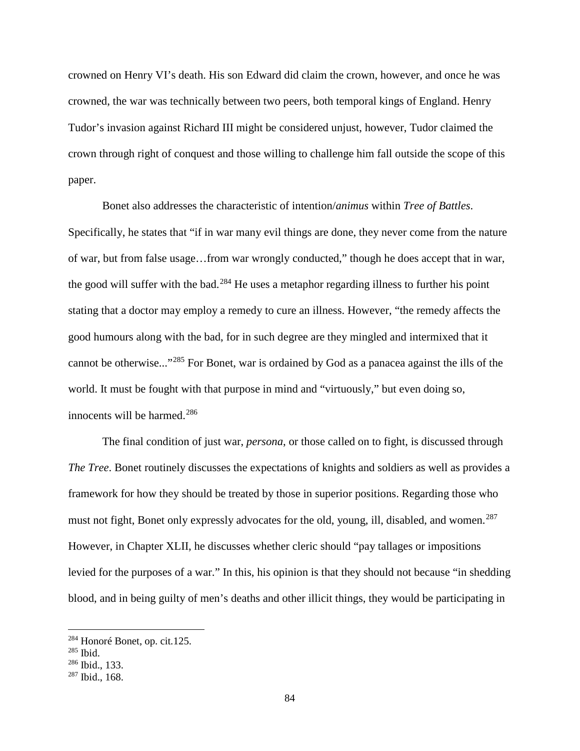crowned on Henry VI's death. His son Edward did claim the crown, however, and once he was crowned, the war was technically between two peers, both temporal kings of England. Henry Tudor's invasion against Richard III might be considered unjust, however, Tudor claimed the crown through right of conquest and those willing to challenge him fall outside the scope of this paper.

Bonet also addresses the characteristic of intention/*animus* within *Tree of Battles*. Specifically, he states that "if in war many evil things are done, they never come from the nature of war, but from false usage…from war wrongly conducted," though he does accept that in war, the good will suffer with the bad.[284] He uses a metaphor regarding illness to further his point stating that a doctor may employ a remedy to cure an illness. However, "the remedy affects the good humours along with the bad, for in such degree are they mingled and intermixed that it cannot be otherwise..."[285] For Bonet, war is ordained by God as a panacea against the ills of the world. It must be fought with that purpose in mind and "virtuously," but even doing so, innocents will be harmed.[286]

The final condition of just war, *persona*, or those called on to fight, is discussed through *The Tree*. Bonet routinely discusses the expectations of knights and soldiers as well as provides a framework for how they should be treated by those in superior positions. Regarding those who must not fight, Bonet only expressly advocates for the old, young, ill, disabled, and women.[287] However, in Chapter XLII, he discusses whether cleric should "pay tallages or impositions levied for the purposes of a war." In this, his opinion is that they should not because "in shedding blood, and in being guilty of men's deaths and other illicit things, they would be participating in

[284] Honoré Bonet, op. cit.125.

[285] Ibid.

[286] Ibid., 133.

[287] Ibid., 168.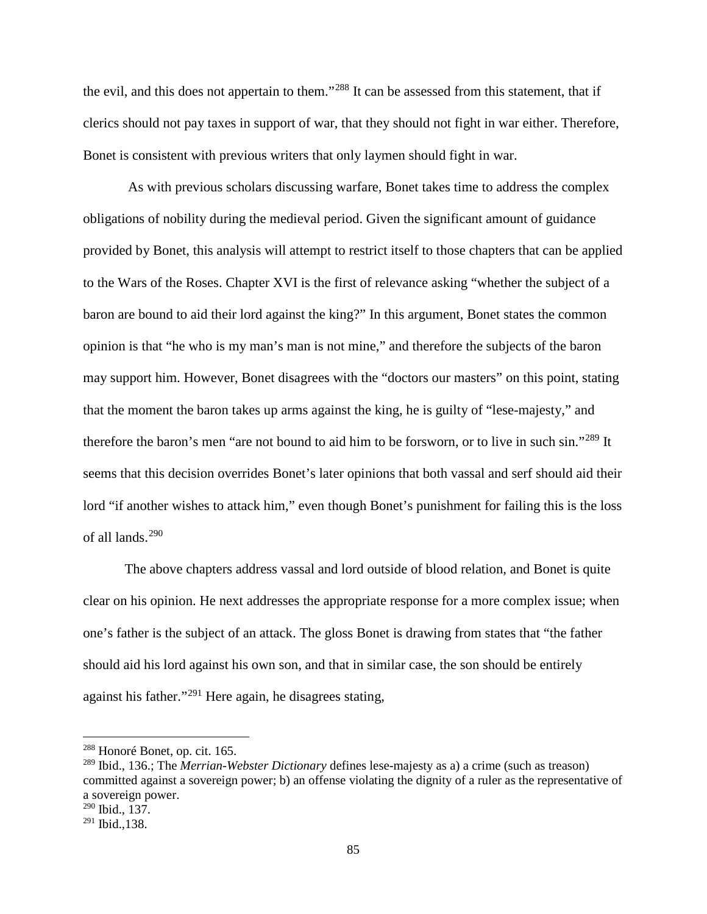the evil, and this does not appertain to them."[288] It can be assessed from this statement, that if clerics should not pay taxes in support of war, that they should not fight in war either. Therefore, Bonet is consistent with previous writers that only laymen should fight in war.

As with previous scholars discussing warfare, Bonet takes time to address the complex obligations of nobility during the medieval period. Given the significant amount of guidance provided by Bonet, this analysis will attempt to restrict itself to those chapters that can be applied to the Wars of the Roses. Chapter XVI is the first of relevance asking "whether the subject of a baron are bound to aid their lord against the king?" In this argument, Bonet states the common opinion is that "he who is my man's man is not mine," and therefore the subjects of the baron may support him. However, Bonet disagrees with the "doctors our masters" on this point, stating that the moment the baron takes up arms against the king, he is guilty of "lese-majesty," and therefore the baron's men "are not bound to aid him to be forsworn, or to live in such sin."[289] It seems that this decision overrides Bonet's later opinions that both vassal and serf should aid their lord "if another wishes to attack him," even though Bonet's punishment for failing this is the loss of all lands.[290]

The above chapters address vassal and lord outside of blood relation, and Bonet is quite clear on his opinion. He next addresses the appropriate response for a more complex issue; when one's father is the subject of an attack. The gloss Bonet is drawing from states that "the father should aid his lord against his own son, and that in similar case, the son should be entirely against his father."[291] Here again, he disagrees stating,

---

[288] Honoré Bonet, op. cit. 165.

[289] Ibid., 136.; The *Merrian-Webster Dictionary* defines lese-majesty as a) a crime (such as treason) committed against a sovereign power; b) an offense violating the dignity of a ruler as the representative of a sovereign power.

[290] Ibid., 137.

[291] Ibid.,138.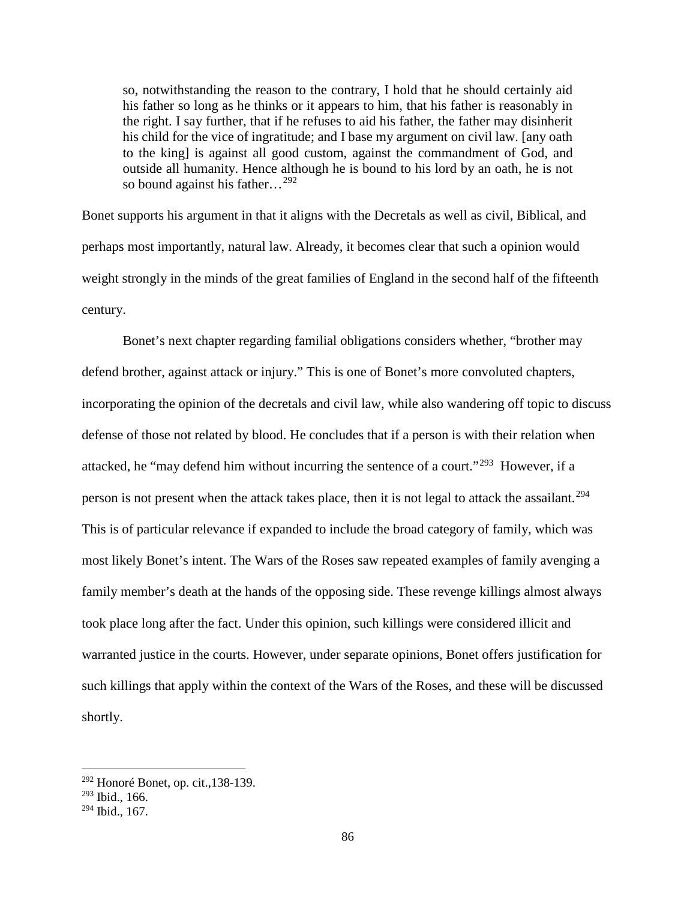> so, notwithstanding the reason to the contrary, I hold that he should certainly aid his father so long as he thinks or it appears to him, that his father is reasonably in the right. I say further, that if he refuses to aid his father, the father may disinherit his child for the vice of ingratitude; and I base my argument on civil law. [any oath to the king] is against all good custom, against the commandment of God, and outside all humanity. Hence although he is bound to his lord by an oath, he is not so bound against his father…[292]

Bonet supports his argument in that it aligns with the Decretals as well as civil, Biblical, and perhaps most importantly, natural law. Already, it becomes clear that such a opinion would weight strongly in the minds of the great families of England in the second half of the fifteenth century.

Bonet's next chapter regarding familial obligations considers whether, "brother may defend brother, against attack or injury." This is one of Bonet's more convoluted chapters, incorporating the opinion of the decretals and civil law, while also wandering off topic to discuss defense of those not related by blood. He concludes that if a person is with their relation when attacked, he "may defend him without incurring the sentence of a court."[293] However, if a person is not present when the attack takes place, then it is not legal to attack the assailant.[294] This is of particular relevance if expanded to include the broad category of family, which was most likely Bonet's intent. The Wars of the Roses saw repeated examples of family avenging a family member's death at the hands of the opposing side. These revenge killings almost always took place long after the fact. Under this opinion, such killings were considered illicit and warranted justice in the courts. However, under separate opinions, Bonet offers justification for such killings that apply within the context of the Wars of the Roses, and these will be discussed shortly.

---

[292] Honoré Bonet, op. cit.,138-139.

[293] Ibid., 166.

[294] Ibid., 167.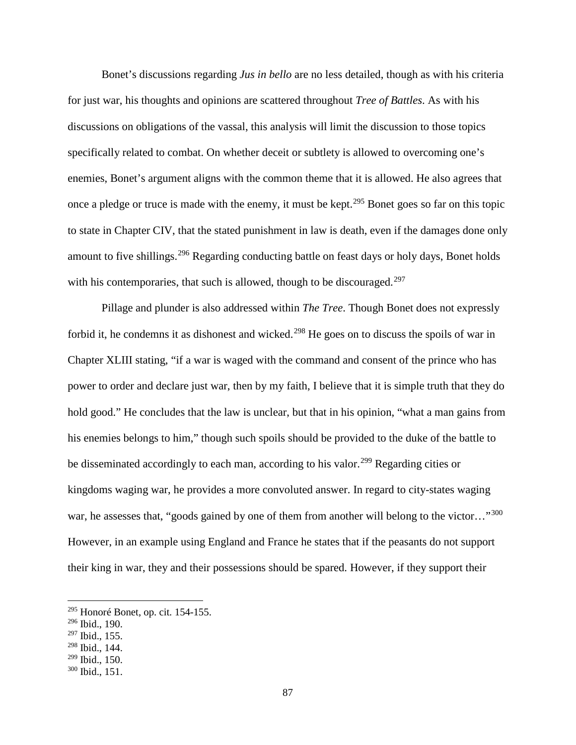Bonet's discussions regarding *Jus in bello* are no less detailed, though as with his criteria for just war, his thoughts and opinions are scattered throughout *Tree of Battles*. As with his discussions on obligations of the vassal, this analysis will limit the discussion to those topics specifically related to combat. On whether deceit or subtlety is allowed to overcoming one's enemies, Bonet's argument aligns with the common theme that it is allowed. He also agrees that once a pledge or truce is made with the enemy, it must be kept.[295] Bonet goes so far on this topic to state in Chapter CIV, that the stated punishment in law is death, even if the damages done only amount to five shillings.[296] Regarding conducting battle on feast days or holy days, Bonet holds with his contemporaries, that such is allowed, though to be discouraged.[297]

Pillage and plunder is also addressed within *The Tree*. Though Bonet does not expressly forbid it, he condemns it as dishonest and wicked.[298] He goes on to discuss the spoils of war in Chapter XLIII stating, "if a war is waged with the command and consent of the prince who has power to order and declare just war, then by my faith, I believe that it is simple truth that they do hold good." He concludes that the law is unclear, but that in his opinion, "what a man gains from his enemies belongs to him," though such spoils should be provided to the duke of the battle to be disseminated accordingly to each man, according to his valor.[299] Regarding cities or kingdoms waging war, he provides a more convoluted answer. In regard to city-states waging war, he assesses that, "goods gained by one of them from another will belong to the victor…"[300] However, in an example using England and France he states that if the peasants do not support their king in war, they and their possessions should be spared. However, if they support their

[295] Honoré Bonet, op. cit. 154-155.
[296] Ibid., 190.
[297] Ibid., 155.
[298] Ibid., 144.
[299] Ibid., 150.
[300] Ibid., 151.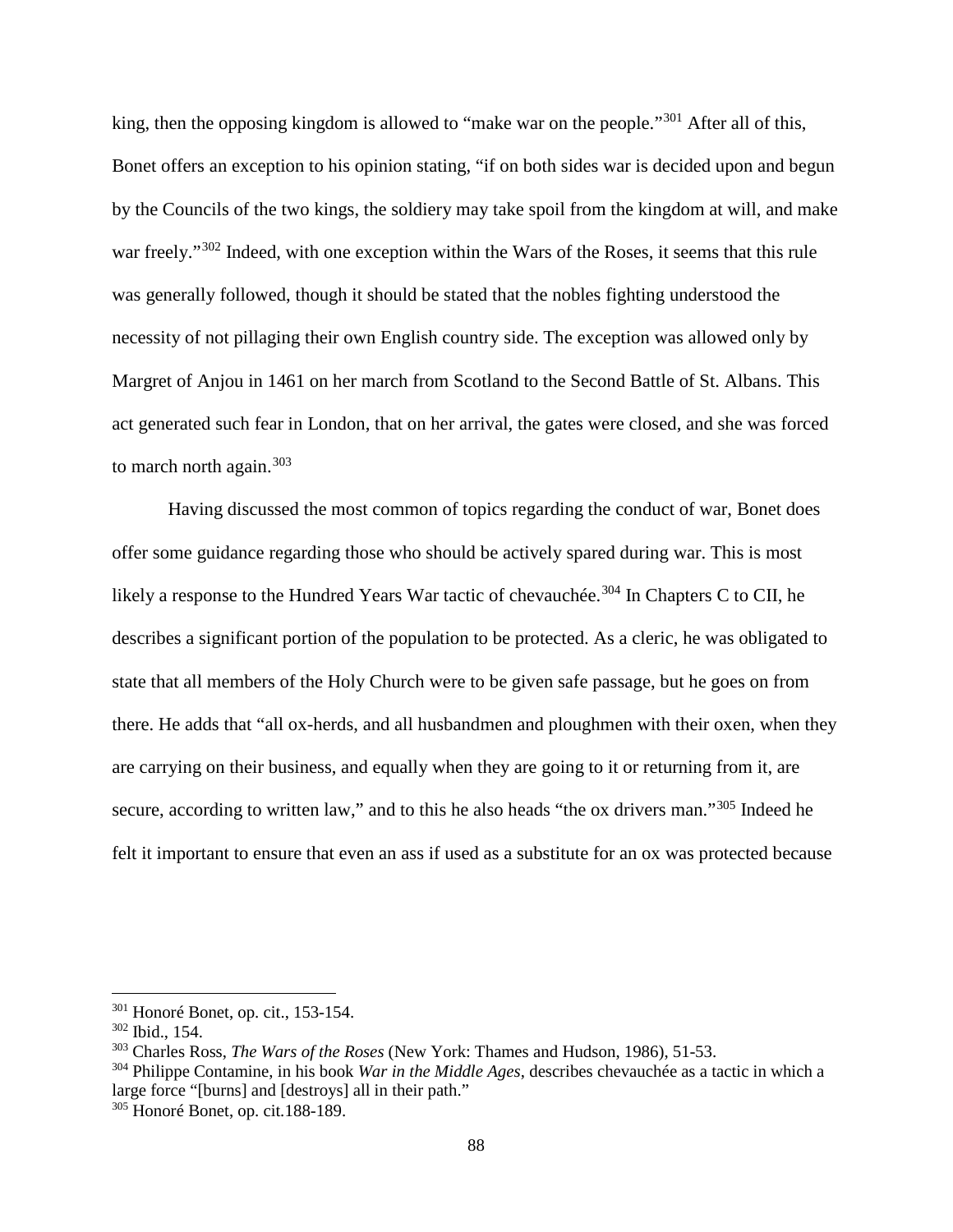king, then the opposing kingdom is allowed to "make war on the people."[301] After all of this, Bonet offers an exception to his opinion stating, "if on both sides war is decided upon and begun by the Councils of the two kings, the soldiery may take spoil from the kingdom at will, and make war freely."[302] Indeed, with one exception within the Wars of the Roses, it seems that this rule was generally followed, though it should be stated that the nobles fighting understood the necessity of not pillaging their own English country side. The exception was allowed only by Margret of Anjou in 1461 on her march from Scotland to the Second Battle of St. Albans. This act generated such fear in London, that on her arrival, the gates were closed, and she was forced to march north again.[303]

Having discussed the most common of topics regarding the conduct of war, Bonet does offer some guidance regarding those who should be actively spared during war. This is most likely a response to the Hundred Years War tactic of chevauchée.[304] In Chapters C to CII, he describes a significant portion of the population to be protected. As a cleric, he was obligated to state that all members of the Holy Church were to be given safe passage, but he goes on from there. He adds that "all ox-herds, and all husbandmen and ploughmen with their oxen, when they are carrying on their business, and equally when they are going to it or returning from it, are secure, according to written law," and to this he also heads "the ox drivers man."[305] Indeed he felt it important to ensure that even an ass if used as a substitute for an ox was protected because

---

[301] Honoré Bonet, op. cit., 153-154.

[302] Ibid., 154.

[303] Charles Ross, *The Wars of the Roses* (New York: Thames and Hudson, 1986), 51-53.

[304] Philippe Contamine, in his book *War in the Middle Ages*, describes chevauchée as a tactic in which a large force "[burns] and [destroys] all in their path."

[305] Honoré Bonet, op. cit.188-189.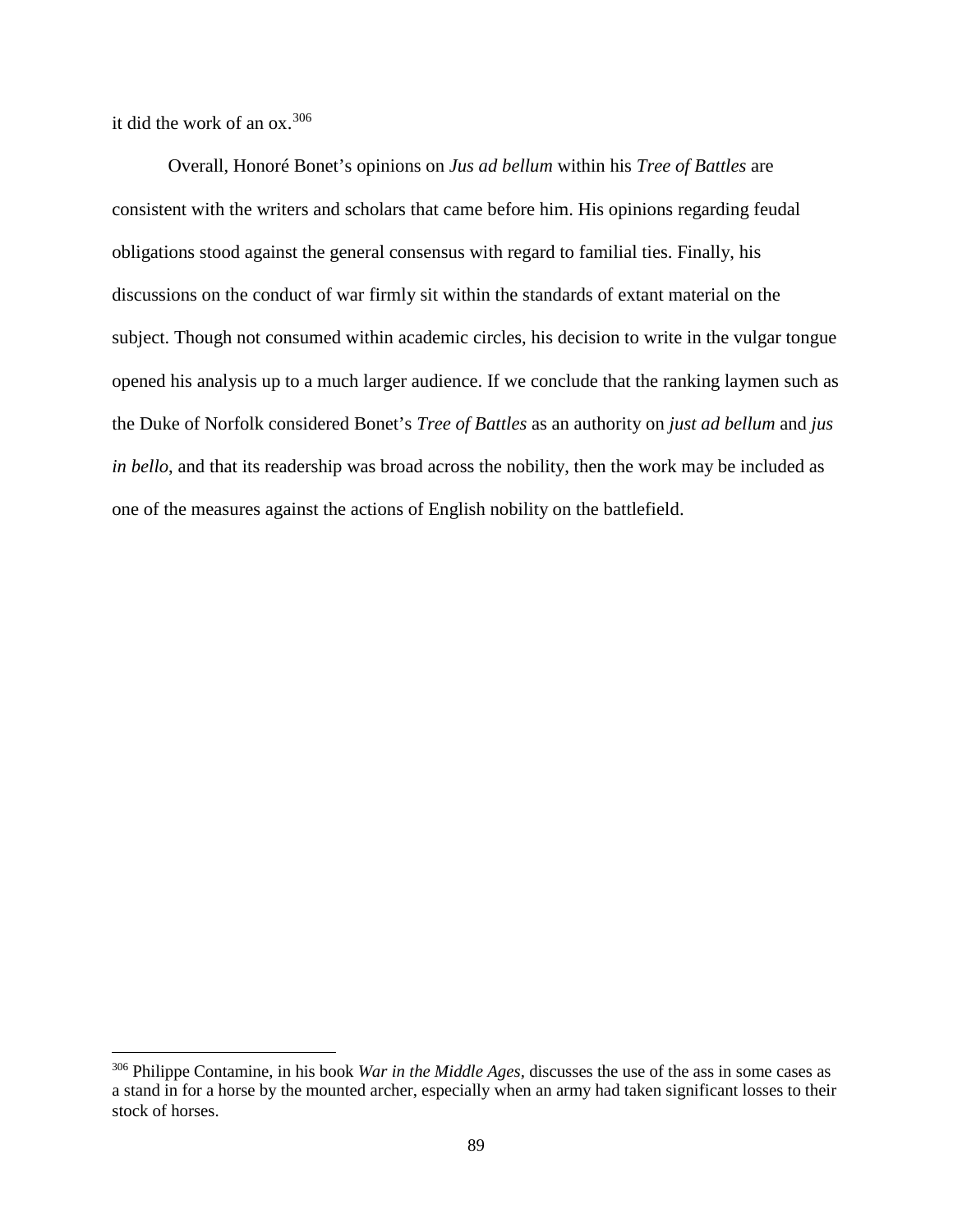it did the work of an ox.[306]

Overall, Honoré Bonet's opinions on *Jus ad bellum* within his *Tree of Battles* are consistent with the writers and scholars that came before him. His opinions regarding feudal obligations stood against the general consensus with regard to familial ties. Finally, his discussions on the conduct of war firmly sit within the standards of extant material on the subject. Though not consumed within academic circles, his decision to write in the vulgar tongue opened his analysis up to a much larger audience. If we conclude that the ranking laymen such as the Duke of Norfolk considered Bonet's *Tree of Battles* as an authority on *just ad bellum* and *jus in bello*, and that its readership was broad across the nobility, then the work may be included as one of the measures against the actions of English nobility on the battlefield.

---

[306] Philippe Contamine, in his book *War in the Middle Ages*, discusses the use of the ass in some cases as a stand in for a horse by the mounted archer, especially when an army had taken significant losses to their stock of horses.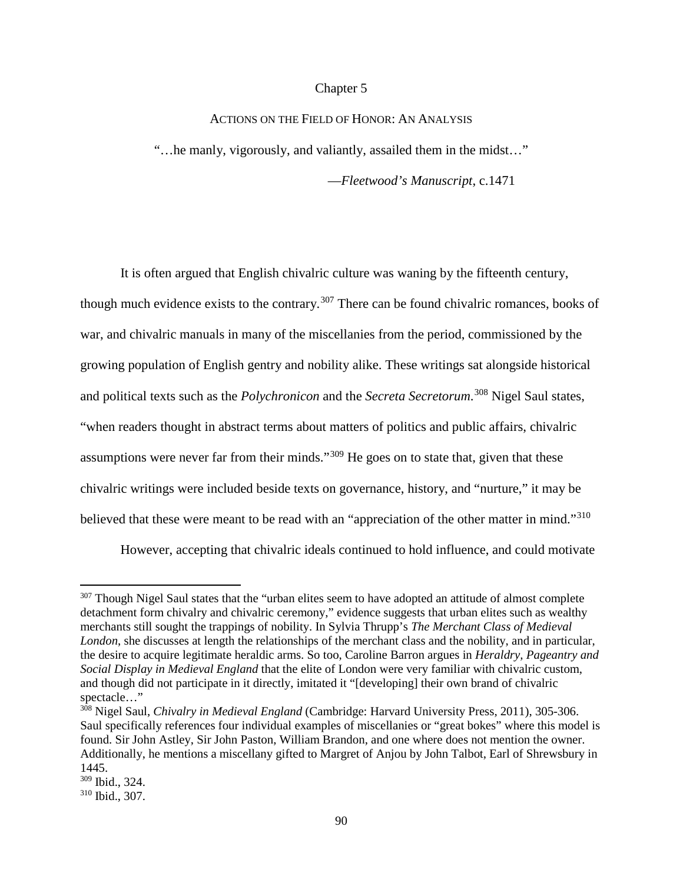# Chapter 5

## ACTIONS ON THE FIELD OF HONOR: AN ANALYSIS

"…he manly, vigorously, and valiantly, assailed them in the midst…"

—*Fleetwood's Manuscript*, c.1471

It is often argued that English chivalric culture was waning by the fifteenth century, though much evidence exists to the contrary.[307] There can be found chivalric romances, books of war, and chivalric manuals in many of the miscellanies from the period, commissioned by the growing population of English gentry and nobility alike. These writings sat alongside historical and political texts such as the *Polychronicon* and the *Secreta Secretorum*.[308] Nigel Saul states, "when readers thought in abstract terms about matters of politics and public affairs, chivalric assumptions were never far from their minds."[309] He goes on to state that, given that these chivalric writings were included beside texts on governance, history, and "nurture," it may be believed that these were meant to be read with an "appreciation of the other matter in mind."[310]

However, accepting that chivalric ideals continued to hold influence, and could motivate

---

[307] Though Nigel Saul states that the "urban elites seem to have adopted an attitude of almost complete detachment form chivalry and chivalric ceremony," evidence suggests that urban elites such as wealthy merchants still sought the trappings of nobility. In Sylvia Thrupp's *The Merchant Class of Medieval London*, she discusses at length the relationships of the merchant class and the nobility, and in particular, the desire to acquire legitimate heraldic arms. So too, Caroline Barron argues in *Heraldry, Pageantry and Social Display in Medieval England* that the elite of London were very familiar with chivalric custom, and though did not participate in it directly, imitated it "[developing] their own brand of chivalric spectacle…"

[308] Nigel Saul, *Chivalry in Medieval England* (Cambridge: Harvard University Press, 2011), 305-306. Saul specifically references four individual examples of miscellanies or "great bokes" where this model is found. Sir John Astley, Sir John Paston, William Brandon, and one where does not mention the owner. Additionally, he mentions a miscellany gifted to Margret of Anjou by John Talbot, Earl of Shrewsbury in 1445.

[309] Ibid., 324.

[310] Ibid., 307.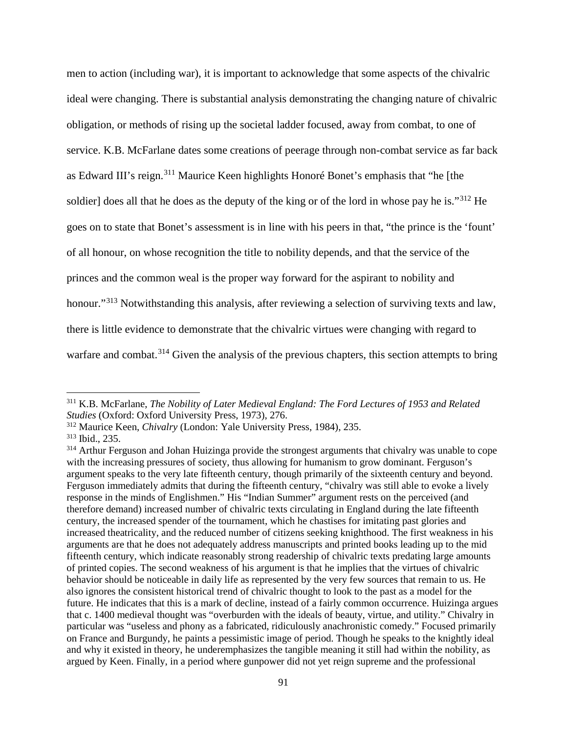men to action (including war), it is important to acknowledge that some aspects of the chivalric ideal were changing. There is substantial analysis demonstrating the changing nature of chivalric obligation, or methods of rising up the societal ladder focused, away from combat, to one of service. K.B. McFarlane dates some creations of peerage through non-combat service as far back as Edward III's reign.[311] Maurice Keen highlights Honoré Bonet's emphasis that "he [the soldier] does all that he does as the deputy of the king or of the lord in whose pay he is."[312] He goes on to state that Bonet's assessment is in line with his peers in that, "the prince is the 'fount' of all honour, on whose recognition the title to nobility depends, and that the service of the princes and the common weal is the proper way forward for the aspirant to nobility and honour."[313] Notwithstanding this analysis, after reviewing a selection of surviving texts and law, there is little evidence to demonstrate that the chivalric virtues were changing with regard to warfare and combat.[314] Given the analysis of the previous chapters, this section attempts to bring

---

[311] K.B. McFarlane, *The Nobility of Later Medieval England: The Ford Lectures of 1953 and Related Studies* (Oxford: Oxford University Press, 1973), 276.

[312] Maurice Keen, *Chivalry* (London: Yale University Press, 1984), 235.

[313] Ibid., 235.

[314] Arthur Ferguson and Johan Huizinga provide the strongest arguments that chivalry was unable to cope with the increasing pressures of society, thus allowing for humanism to grow dominant. Ferguson's argument speaks to the very late fifteenth century, though primarily of the sixteenth century and beyond. Ferguson immediately admits that during the fifteenth century, "chivalry was still able to evoke a lively response in the minds of Englishmen." His "Indian Summer" argument rests on the perceived (and therefore demand) increased number of chivalric texts circulating in England during the late fifteenth century, the increased spender of the tournament, which he chastises for imitating past glories and increased theatricality, and the reduced number of citizens seeking knighthood. The first weakness in his arguments are that he does not adequately address manuscripts and printed books leading up to the mid fifteenth century, which indicate reasonably strong readership of chivalric texts predating large amounts of printed copies. The second weakness of his argument is that he implies that the virtues of chivalric behavior should be noticeable in daily life as represented by the very few sources that remain to us. He also ignores the consistent historical trend of chivalric thought to look to the past as a model for the future. He indicates that this is a mark of decline, instead of a fairly common occurrence. Huizinga argues that c. 1400 medieval thought was "overburden with the ideals of beauty, virtue, and utility." Chivalry in particular was "useless and phony as a fabricated, ridiculously anachronistic comedy." Focused primarily on France and Burgundy, he paints a pessimistic image of period. Though he speaks to the knightly ideal and why it existed in theory, he underemphasizes the tangible meaning it still had within the nobility, as argued by Keen. Finally, in a period where gunpower did not yet reign supreme and the professional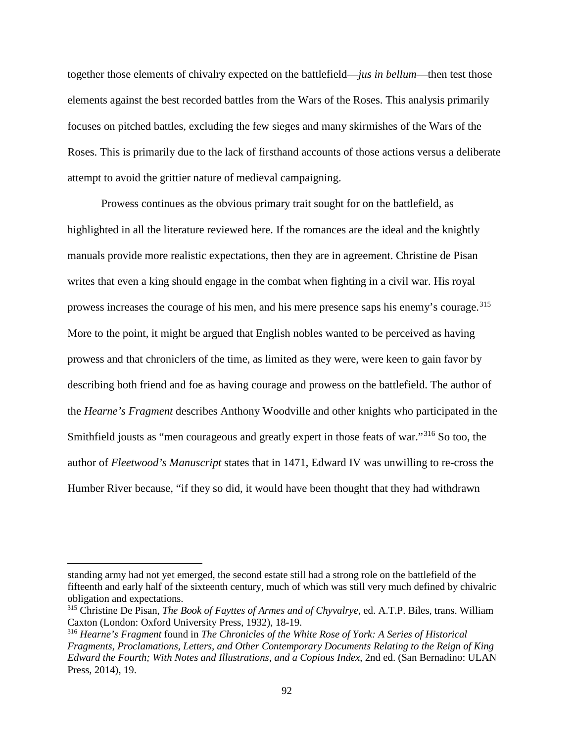together those elements of chivalry expected on the battlefield—*jus in bellum*—then test those elements against the best recorded battles from the Wars of the Roses. This analysis primarily focuses on pitched battles, excluding the few sieges and many skirmishes of the Wars of the Roses. This is primarily due to the lack of firsthand accounts of those actions versus a deliberate attempt to avoid the grittier nature of medieval campaigning.

Prowess continues as the obvious primary trait sought for on the battlefield, as highlighted in all the literature reviewed here. If the romances are the ideal and the knightly manuals provide more realistic expectations, then they are in agreement. Christine de Pisan writes that even a king should engage in the combat when fighting in a civil war. His royal prowess increases the courage of his men, and his mere presence saps his enemy's courage.[315] More to the point, it might be argued that English nobles wanted to be perceived as having prowess and that chroniclers of the time, as limited as they were, were keen to gain favor by describing both friend and foe as having courage and prowess on the battlefield. The author of the *Hearne's Fragment* describes Anthony Woodville and other knights who participated in the Smithfield jousts as "men courageous and greatly expert in those feats of war."[316] So too, the author of *Fleetwood's Manuscript* states that in 1471, Edward IV was unwilling to re-cross the Humber River because, "if they so did, it would have been thought that they had withdrawn

---

standing army had not yet emerged, the second estate still had a strong role on the battlefield of the fifteenth and early half of the sixteenth century, much of which was still very much defined by chivalric obligation and expectations.

[315] Christine De Pisan, *The Book of Fayttes of Armes and of Chyvalrye*, ed. A.T.P. Biles, trans. William Caxton (London: Oxford University Press, 1932), 18-19.

[316] *Hearne's Fragment* found in *The Chronicles of the White Rose of York: A Series of Historical Fragments, Proclamations, Letters, and Other Contemporary Documents Relating to the Reign of King Edward the Fourth; With Notes and Illustrations, and a Copious Index*, 2nd ed. (San Bernadino: ULAN Press, 2014), 19.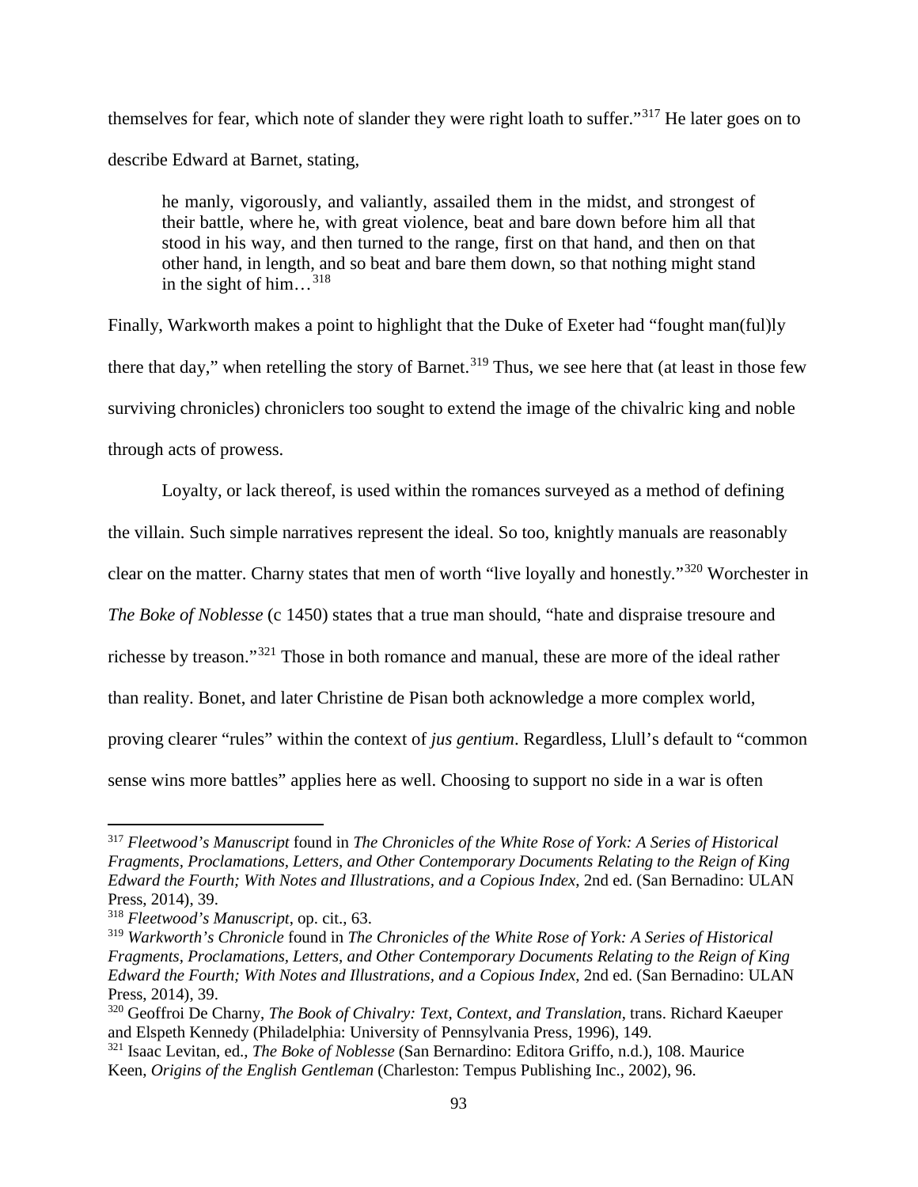themselves for fear, which note of slander they were right loath to suffer."[317] He later goes on to describe Edward at Barnet, stating,

> he manly, vigorously, and valiantly, assailed them in the midst, and strongest of their battle, where he, with great violence, beat and bare down before him all that stood in his way, and then turned to the range, first on that hand, and then on that other hand, in length, and so beat and bare them down, so that nothing might stand in the sight of him…[318]

Finally, Warkworth makes a point to highlight that the Duke of Exeter had "fought man(ful)ly there that day," when retelling the story of Barnet.[319] Thus, we see here that (at least in those few surviving chronicles) chroniclers too sought to extend the image of the chivalric king and noble through acts of prowess.

Loyalty, or lack thereof, is used within the romances surveyed as a method of defining the villain. Such simple narratives represent the ideal. So too, knightly manuals are reasonably clear on the matter. Charny states that men of worth "live loyally and honestly."[320] Worchester in *The Boke of Noblesse* (c 1450) states that a true man should, "hate and dispraise tresoure and richesse by treason."[321] Those in both romance and manual, these are more of the ideal rather than reality. Bonet, and later Christine de Pisan both acknowledge a more complex world, proving clearer "rules" within the context of *jus gentium*. Regardless, Llull's default to "common sense wins more battles" applies here as well. Choosing to support no side in a war is often

---

[317] *Fleetwood's Manuscript* found in *The Chronicles of the White Rose of York: A Series of Historical Fragments, Proclamations, Letters, and Other Contemporary Documents Relating to the Reign of King Edward the Fourth; With Notes and Illustrations, and a Copious Index*, 2nd ed. (San Bernadino: ULAN Press, 2014), 39.

[318] *Fleetwood's Manuscript*, op. cit., 63.

[319] *Warkworth's Chronicle* found in *The Chronicles of the White Rose of York: A Series of Historical Fragments, Proclamations, Letters, and Other Contemporary Documents Relating to the Reign of King Edward the Fourth; With Notes and Illustrations, and a Copious Index*, 2nd ed. (San Bernadino: ULAN Press, 2014), 39.

[320] Geoffroi De Charny, *The Book of Chivalry: Text, Context, and Translation*, trans. Richard Kaeuper and Elspeth Kennedy (Philadelphia: University of Pennsylvania Press, 1996), 149.

[321] Isaac Levitan, ed., *The Boke of Noblesse* (San Bernardino: Editora Griffo, n.d.), 108. Maurice Keen, *Origins of the English Gentleman* (Charleston: Tempus Publishing Inc., 2002), 96.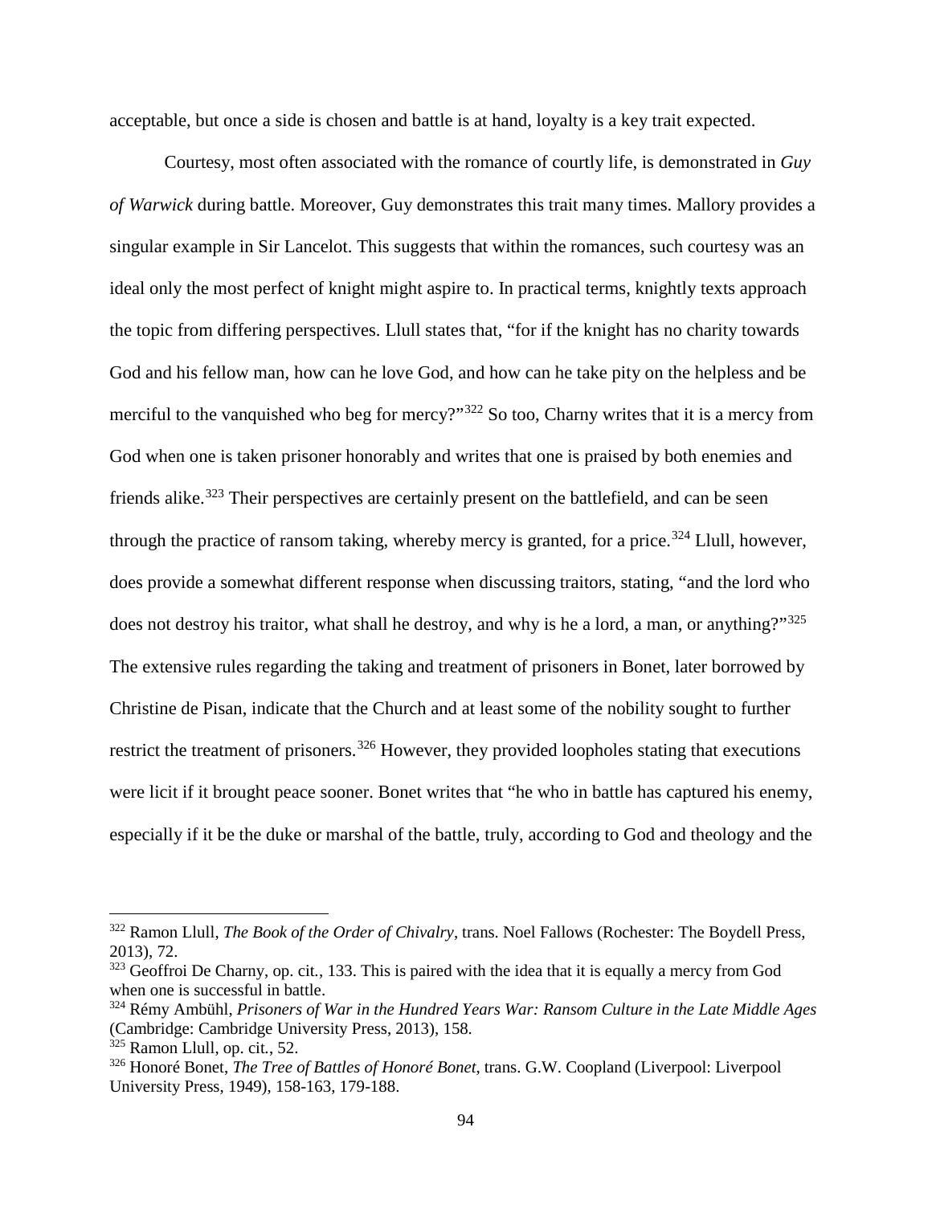acceptable, but once a side is chosen and battle is at hand, loyalty is a key trait expected.

Courtesy, most often associated with the romance of courtly life, is demonstrated in *Guy of Warwick* during battle. Moreover, Guy demonstrates this trait many times. Mallory provides a singular example in Sir Lancelot. This suggests that within the romances, such courtesy was an ideal only the most perfect of knight might aspire to. In practical terms, knightly texts approach the topic from differing perspectives. Llull states that, "for if the knight has no charity towards God and his fellow man, how can he love God, and how can he take pity on the helpless and be merciful to the vanquished who beg for mercy?"[322] So too, Charny writes that it is a mercy from God when one is taken prisoner honorably and writes that one is praised by both enemies and friends alike.[323] Their perspectives are certainly present on the battlefield, and can be seen through the practice of ransom taking, whereby mercy is granted, for a price.[324] Llull, however, does provide a somewhat different response when discussing traitors, stating, "and the lord who does not destroy his traitor, what shall he destroy, and why is he a lord, a man, or anything?"[325] The extensive rules regarding the taking and treatment of prisoners in Bonet, later borrowed by Christine de Pisan, indicate that the Church and at least some of the nobility sought to further restrict the treatment of prisoners.[326] However, they provided loopholes stating that executions were licit if it brought peace sooner. Bonet writes that "he who in battle has captured his enemy, especially if it be the duke or marshal of the battle, truly, according to God and theology and the

---

[322] Ramon Llull, *The Book of the Order of Chivalry*, trans. Noel Fallows (Rochester: The Boydell Press, 2013), 72.

[323] Geoffroi De Charny, op. cit., 133. This is paired with the idea that it is equally a mercy from God when one is successful in battle.

[324] Rémy Ambühl, *Prisoners of War in the Hundred Years War: Ransom Culture in the Late Middle Ages* (Cambridge: Cambridge University Press, 2013), 158.

[325] Ramon Llull, op. cit., 52.

[326] Honoré Bonet, *The Tree of Battles of Honoré Bonet*, trans. G.W. Coopland (Liverpool: Liverpool University Press, 1949), 158-163, 179-188.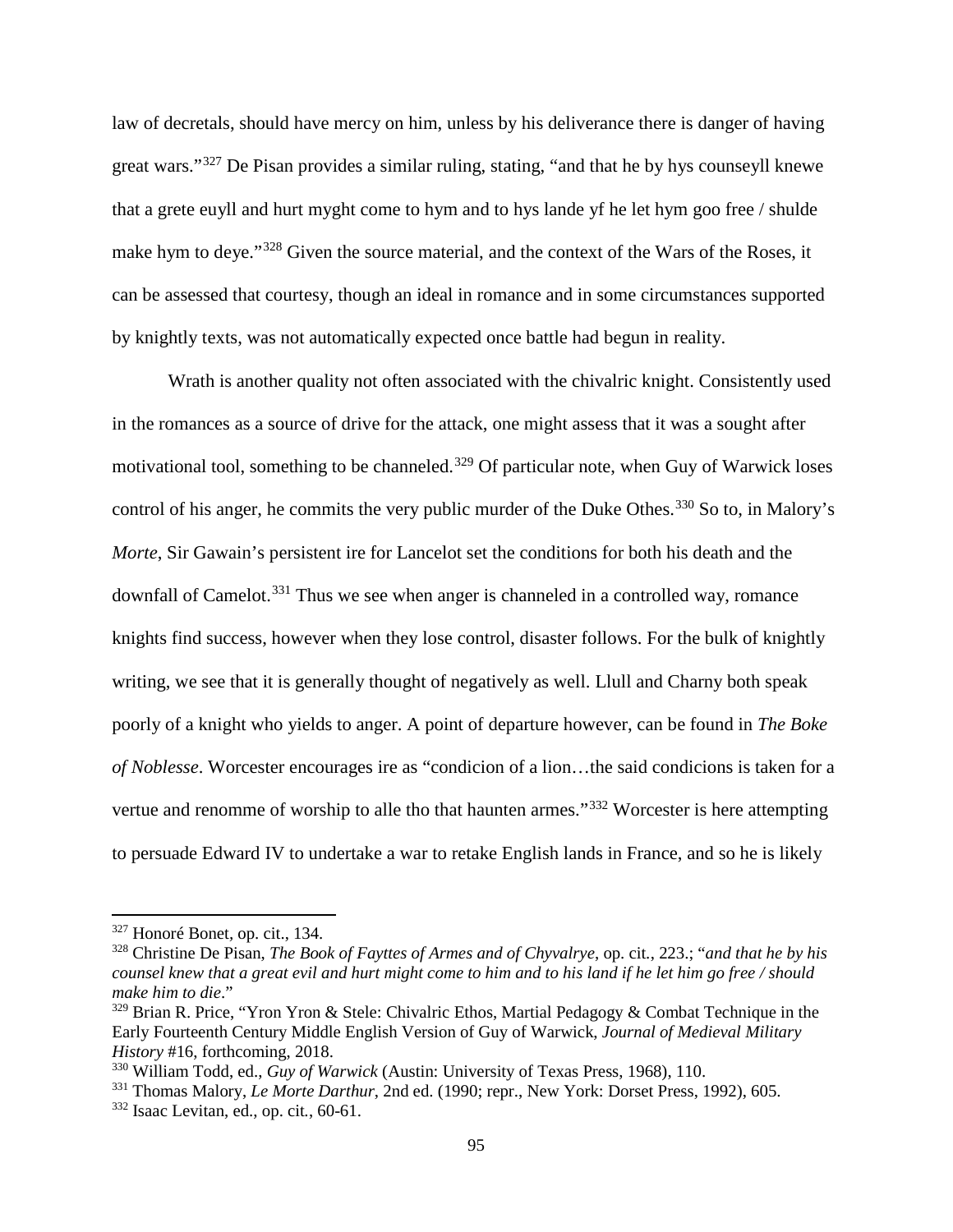law of decretals, should have mercy on him, unless by his deliverance there is danger of having great wars."[327] De Pisan provides a similar ruling, stating, "and that he by hys counseyll knewe that a grete euyll and hurt myght come to hym and to hys lande yf he let hym goo free / shulde make hym to deye."[328] Given the source material, and the context of the Wars of the Roses, it can be assessed that courtesy, though an ideal in romance and in some circumstances supported by knightly texts, was not automatically expected once battle had begun in reality.

Wrath is another quality not often associated with the chivalric knight. Consistently used in the romances as a source of drive for the attack, one might assess that it was a sought after motivational tool, something to be channeled.[329] Of particular note, when Guy of Warwick loses control of his anger, he commits the very public murder of the Duke Othes.[330] So to, in Malory's *Morte*, Sir Gawain's persistent ire for Lancelot set the conditions for both his death and the downfall of Camelot.[331] Thus we see when anger is channeled in a controlled way, romance knights find success, however when they lose control, disaster follows. For the bulk of knightly writing, we see that it is generally thought of negatively as well. Llull and Charny both speak poorly of a knight who yields to anger. A point of departure however, can be found in *The Boke of Noblesse*. Worcester encourages ire as "condicion of a lion…the said condicions is taken for a vertue and renomme of worship to alle tho that haunten armes."[332] Worcester is here attempting to persuade Edward IV to undertake a war to retake English lands in France, and so he is likely

---

[327] Honoré Bonet, op. cit., 134.

[328] Christine De Pisan, *The Book of Fayttes of Armes and of Chyvalrye*, op. cit., 223.; "*and that he by his counsel knew that a great evil and hurt might come to him and to his land if he let him go free / should make him to die*."

[329] Brian R. Price, "Yron Yron & Stele: Chivalric Ethos, Martial Pedagogy & Combat Technique in the Early Fourteenth Century Middle English Version of Guy of Warwick, *Journal of Medieval Military History* #16, forthcoming, 2018.

[330] William Todd, ed., *Guy of Warwick* (Austin: University of Texas Press, 1968), 110.

[331] Thomas Malory, *Le Morte Darthur*, 2nd ed. (1990; repr., New York: Dorset Press, 1992), 605.

[332] Isaac Levitan, ed., op. cit., 60-61.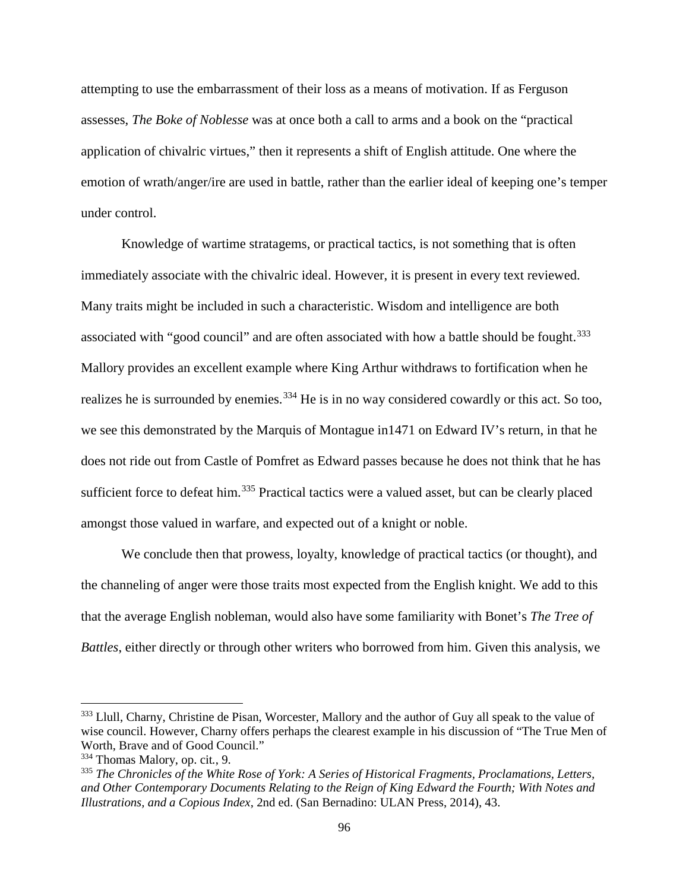attempting to use the embarrassment of their loss as a means of motivation. If as Ferguson assesses, *The Boke of Noblesse* was at once both a call to arms and a book on the "practical application of chivalric virtues," then it represents a shift of English attitude. One where the emotion of wrath/anger/ire are used in battle, rather than the earlier ideal of keeping one's temper under control.

Knowledge of wartime stratagems, or practical tactics, is not something that is often immediately associate with the chivalric ideal. However, it is present in every text reviewed. Many traits might be included in such a characteristic. Wisdom and intelligence are both associated with "good council" and are often associated with how a battle should be fought.[333] Mallory provides an excellent example where King Arthur withdraws to fortification when he realizes he is surrounded by enemies.[334] He is in no way considered cowardly or this act. So too, we see this demonstrated by the Marquis of Montague in1471 on Edward IV's return, in that he does not ride out from Castle of Pomfret as Edward passes because he does not think that he has sufficient force to defeat him.[335] Practical tactics were a valued asset, but can be clearly placed amongst those valued in warfare, and expected out of a knight or noble.

We conclude then that prowess, loyalty, knowledge of practical tactics (or thought), and the channeling of anger were those traits most expected from the English knight. We add to this that the average English nobleman, would also have some familiarity with Bonet's *The Tree of Battles*, either directly or through other writers who borrowed from him. Given this analysis, we

---

[333] Llull, Charny, Christine de Pisan, Worcester, Mallory and the author of Guy all speak to the value of wise council. However, Charny offers perhaps the clearest example in his discussion of "The True Men of Worth, Brave and of Good Council."

[334] Thomas Malory, op. cit., 9.

[335] *The Chronicles of the White Rose of York: A Series of Historical Fragments, Proclamations, Letters, and Other Contemporary Documents Relating to the Reign of King Edward the Fourth; With Notes and Illustrations, and a Copious Index*, 2nd ed. (San Bernadino: ULAN Press, 2014), 43.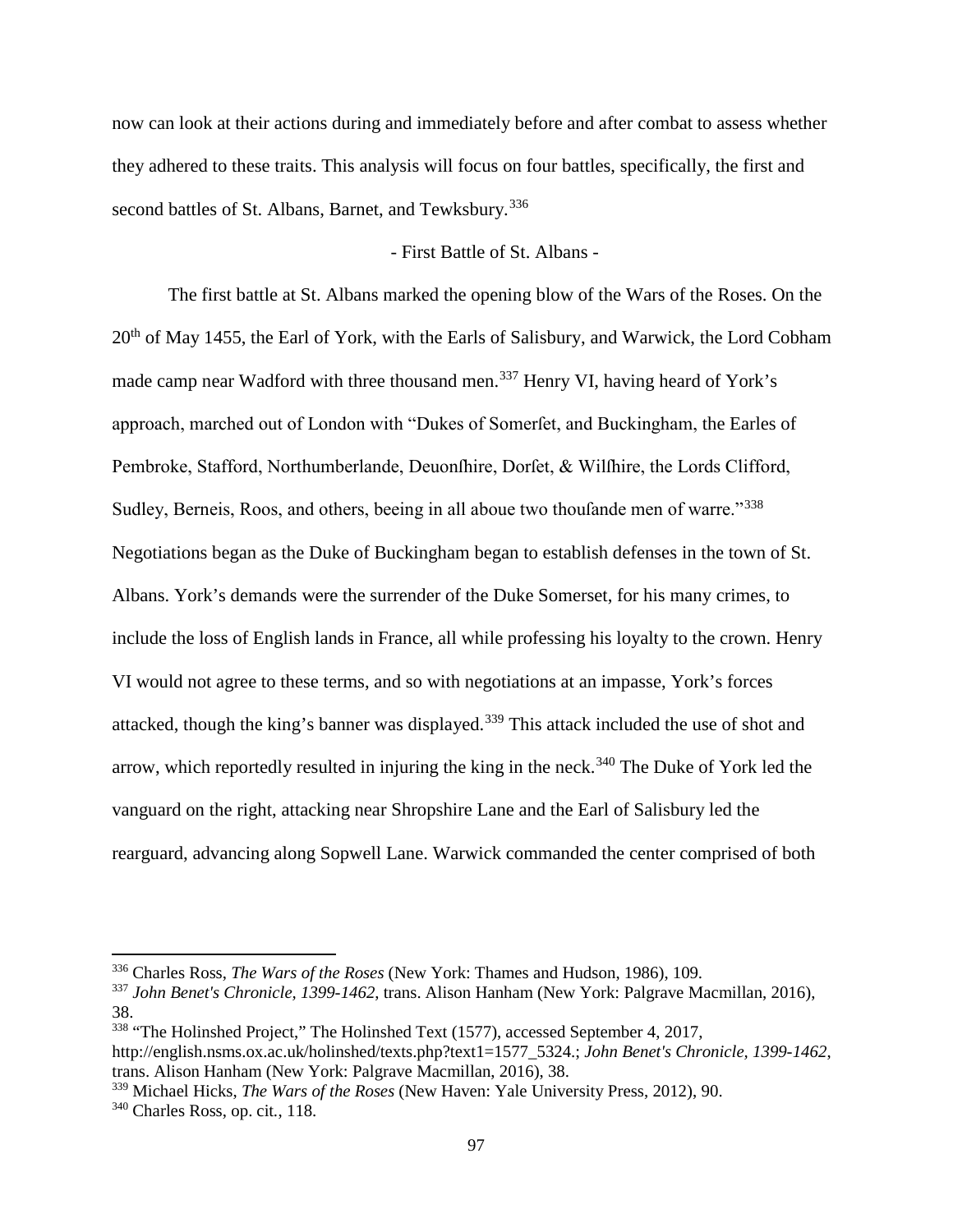now can look at their actions during and immediately before and after combat to assess whether they adhered to these traits. This analysis will focus on four battles, specifically, the first and second battles of St. Albans, Barnet, and Tewksbury.[336]

- First Battle of St. Albans -

The first battle at St. Albans marked the opening blow of the Wars of the Roses. On the 20th of May 1455, the Earl of York, with the Earls of Salisbury, and Warwick, the Lord Cobham made camp near Wadford with three thousand men.[337] Henry VI, having heard of York's approach, marched out of London with "Dukes of Somerſet, and Buckingham, the Earles of Pembroke, Stafford, Northumberlande, Deuonſhire, Dorſet, & Wilſhire, the Lords Clifford, Sudley, Berneis, Roos, and others, beeing in all aboue two thouſande men of warre."[338] Negotiations began as the Duke of Buckingham began to establish defenses in the town of St. Albans. York's demands were the surrender of the Duke Somerset, for his many crimes, to include the loss of English lands in France, all while professing his loyalty to the crown. Henry VI would not agree to these terms, and so with negotiations at an impasse, York's forces attacked, though the king's banner was displayed.[339] This attack included the use of shot and arrow, which reportedly resulted in injuring the king in the neck.[340] The Duke of York led the vanguard on the right, attacking near Shropshire Lane and the Earl of Salisbury led the rearguard, advancing along Sopwell Lane. Warwick commanded the center comprised of both

---

[336] Charles Ross, *The Wars of the Roses* (New York: Thames and Hudson, 1986), 109.

[337] *John Benet's Chronicle, 1399-1462*, trans. Alison Hanham (New York: Palgrave Macmillan, 2016), 38.

[338] "The Holinshed Project," The Holinshed Text (1577), accessed September 4, 2017, http://english.nsms.ox.ac.uk/holinshed/texts.php?text1=1577_5324.; *John Benet's Chronicle, 1399-1462*, trans. Alison Hanham (New York: Palgrave Macmillan, 2016), 38.

[339] Michael Hicks, *The Wars of the Roses* (New Haven: Yale University Press, 2012), 90.

[340] Charles Ross, op. cit., 118.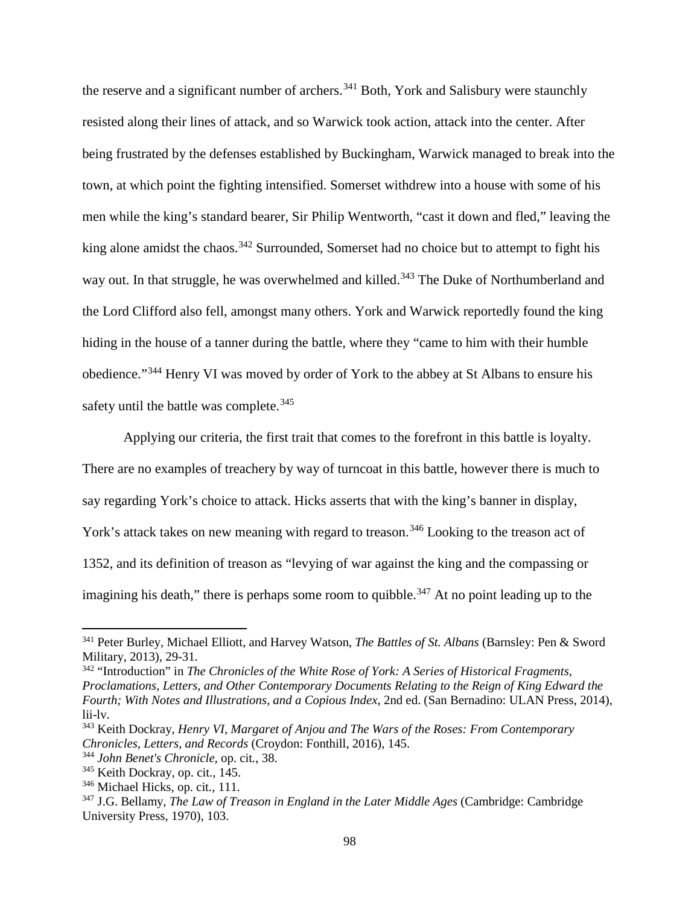the reserve and a significant number of archers.[341] Both, York and Salisbury were staunchly resisted along their lines of attack, and so Warwick took action, attack into the center. After being frustrated by the defenses established by Buckingham, Warwick managed to break into the town, at which point the fighting intensified. Somerset withdrew into a house with some of his men while the king's standard bearer, Sir Philip Wentworth, "cast it down and fled," leaving the king alone amidst the chaos.[342] Surrounded, Somerset had no choice but to attempt to fight his way out. In that struggle, he was overwhelmed and killed.[343] The Duke of Northumberland and the Lord Clifford also fell, amongst many others. York and Warwick reportedly found the king hiding in the house of a tanner during the battle, where they "came to him with their humble obedience."[344] Henry VI was moved by order of York to the abbey at St Albans to ensure his safety until the battle was complete.[345]

Applying our criteria, the first trait that comes to the forefront in this battle is loyalty. There are no examples of treachery by way of turncoat in this battle, however there is much to say regarding York's choice to attack. Hicks asserts that with the king's banner in display, York's attack takes on new meaning with regard to treason.[346] Looking to the treason act of 1352, and its definition of treason as "levying of war against the king and the compassing or imagining his death," there is perhaps some room to quibble.[347] At no point leading up to the

---

[341] Peter Burley, Michael Elliott, and Harvey Watson, *The Battles of St. Albans* (Barnsley: Pen & Sword Military, 2013), 29-31.

[342] "Introduction" in *The Chronicles of the White Rose of York: A Series of Historical Fragments, Proclamations, Letters, and Other Contemporary Documents Relating to the Reign of King Edward the Fourth; With Notes and Illustrations, and a Copious Index*, 2nd ed. (San Bernadino: ULAN Press, 2014), lii-lv.

[343] Keith Dockray, *Henry VI, Margaret of Anjou and The Wars of the Roses: From Contemporary Chronicles, Letters, and Records* (Croydon: Fonthill, 2016), 145.

[344] *John Benet's Chronicle,* op. cit., 38.

[345] Keith Dockray, op. cit., 145.

[346] Michael Hicks, op. cit., 111.

[347] J.G. Bellamy, *The Law of Treason in England in the Later Middle Ages* (Cambridge: Cambridge University Press, 1970), 103.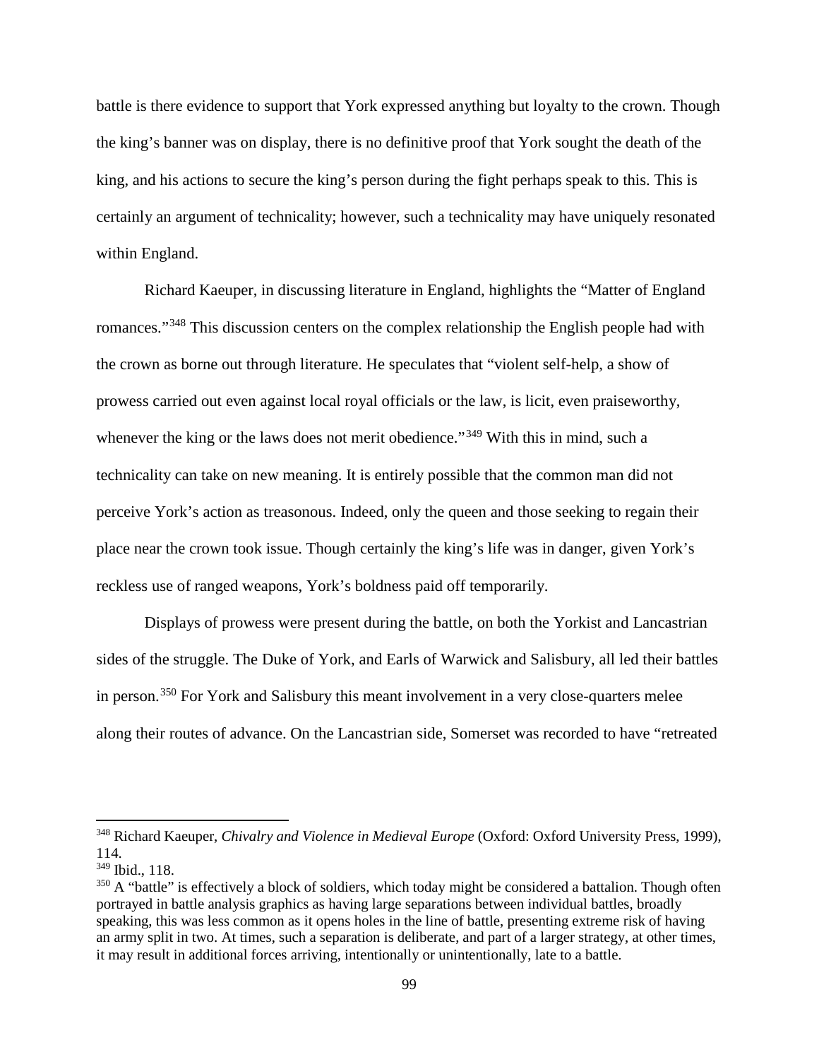battle is there evidence to support that York expressed anything but loyalty to the crown. Though the king's banner was on display, there is no definitive proof that York sought the death of the king, and his actions to secure the king's person during the fight perhaps speak to this. This is certainly an argument of technicality; however, such a technicality may have uniquely resonated within England.

Richard Kaeuper, in discussing literature in England, highlights the "Matter of England romances."[348] This discussion centers on the complex relationship the English people had with the crown as borne out through literature. He speculates that "violent self-help, a show of prowess carried out even against local royal officials or the law, is licit, even praiseworthy, whenever the king or the laws does not merit obedience."[349] With this in mind, such a technicality can take on new meaning. It is entirely possible that the common man did not perceive York's action as treasonous. Indeed, only the queen and those seeking to regain their place near the crown took issue. Though certainly the king's life was in danger, given York's reckless use of ranged weapons, York's boldness paid off temporarily.

Displays of prowess were present during the battle, on both the Yorkist and Lancastrian sides of the struggle. The Duke of York, and Earls of Warwick and Salisbury, all led their battles in person.[350] For York and Salisbury this meant involvement in a very close-quarters melee along their routes of advance. On the Lancastrian side, Somerset was recorded to have "retreated

---

[348] Richard Kaeuper, *Chivalry and Violence in Medieval Europe* (Oxford: Oxford University Press, 1999), 114.

[349] Ibid., 118.

[350] A "battle" is effectively a block of soldiers, which today might be considered a battalion. Though often portrayed in battle analysis graphics as having large separations between individual battles, broadly speaking, this was less common as it opens holes in the line of battle, presenting extreme risk of having an army split in two. At times, such a separation is deliberate, and part of a larger strategy, at other times, it may result in additional forces arriving, intentionally or unintentionally, late to a battle.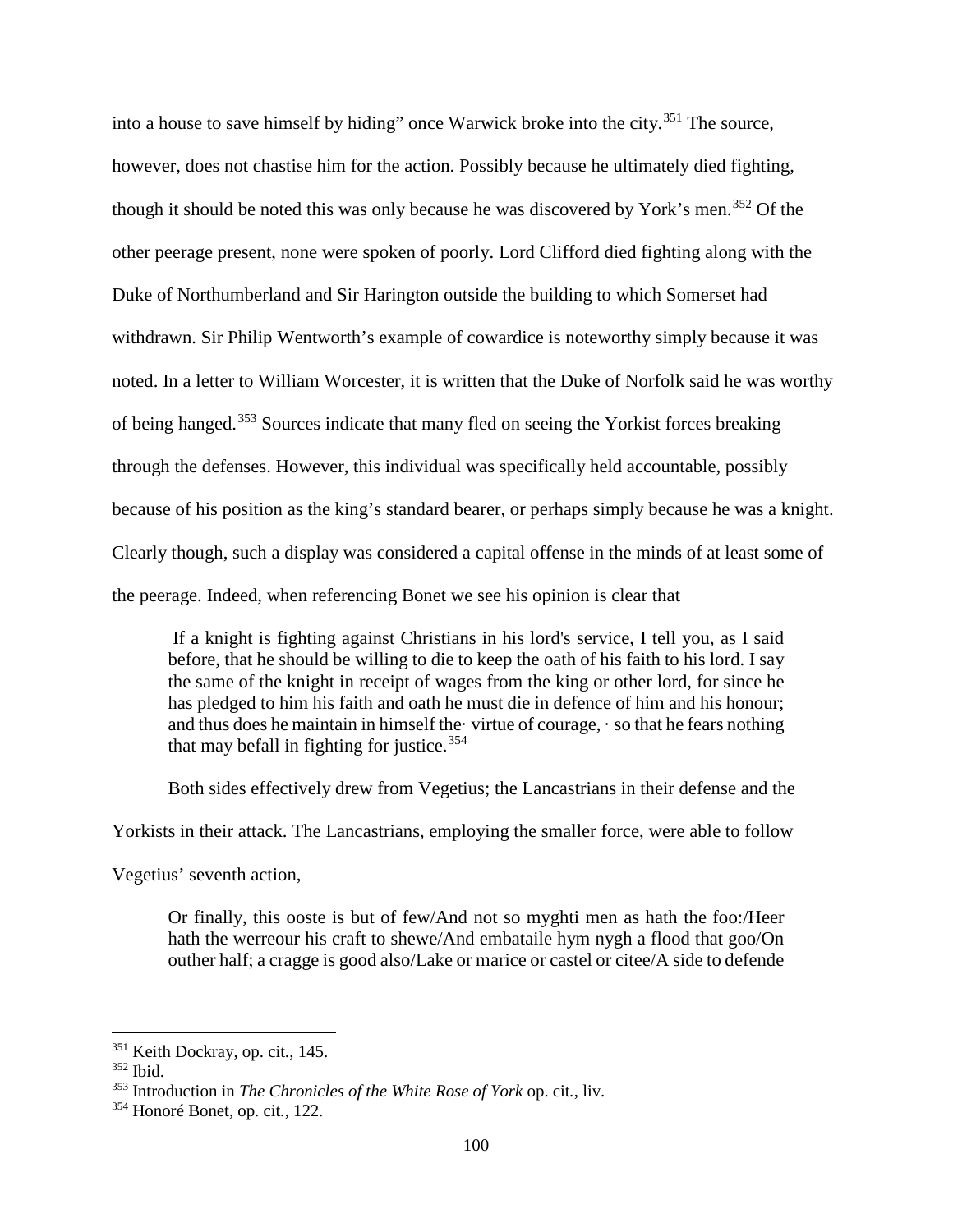into a house to save himself by hiding" once Warwick broke into the city.[351] The source, however, does not chastise him for the action. Possibly because he ultimately died fighting, though it should be noted this was only because he was discovered by York's men.[352] Of the other peerage present, none were spoken of poorly. Lord Clifford died fighting along with the Duke of Northumberland and Sir Harington outside the building to which Somerset had withdrawn. Sir Philip Wentworth's example of cowardice is noteworthy simply because it was noted. In a letter to William Worcester, it is written that the Duke of Norfolk said he was worthy of being hanged.[353] Sources indicate that many fled on seeing the Yorkist forces breaking through the defenses. However, this individual was specifically held accountable, possibly because of his position as the king's standard bearer, or perhaps simply because he was a knight. Clearly though, such a display was considered a capital offense in the minds of at least some of the peerage. Indeed, when referencing Bonet we see his opinion is clear that

> If a knight is fighting against Christians in his lord's service, I tell you, as I said before, that he should be willing to die to keep the oath of his faith to his lord. I say the same of the knight in receipt of wages from the king or other lord, for since he has pledged to him his faith and oath he must die in defence of him and his honour; and thus does he maintain in himself the· virtue of courage, · so that he fears nothing that may befall in fighting for justice.[354]

Both sides effectively drew from Vegetius; the Lancastrians in their defense and the Yorkists in their attack. The Lancastrians, employing the smaller force, were able to follow Vegetius' seventh action,

> Or finally, this ooste is but of few/And not so myghti men as hath the foo:/Heer hath the werreour his craft to shewe/And embataile hym nygh a flood that goo/On outher half; a cragge is good also/Lake or marice or castel or citee/A side to defende

---

[351] Keith Dockray, op. cit., 145.

[352] Ibid.

[353] Introduction in *The Chronicles of the White Rose of York* op. cit., liv.

[354] Honoré Bonet, op. cit., 122.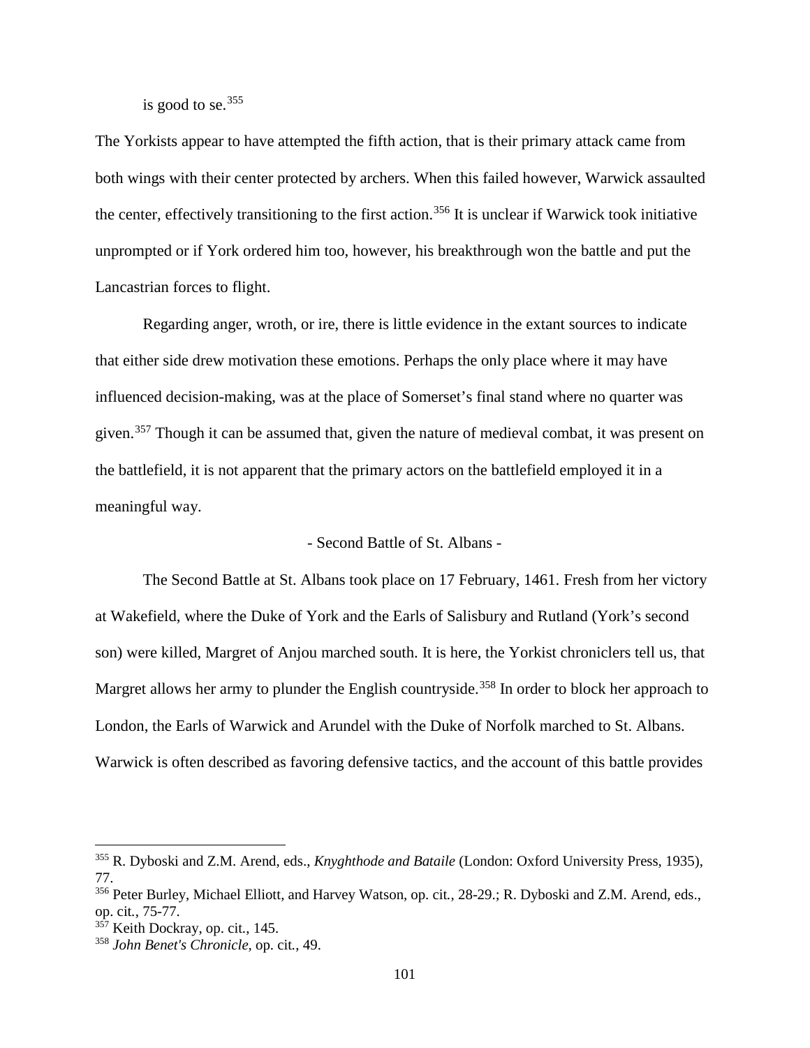is good to se.[355]

The Yorkists appear to have attempted the fifth action, that is their primary attack came from both wings with their center protected by archers. When this failed however, Warwick assaulted the center, effectively transitioning to the first action.[356] It is unclear if Warwick took initiative unprompted or if York ordered him too, however, his breakthrough won the battle and put the Lancastrian forces to flight.

Regarding anger, wroth, or ire, there is little evidence in the extant sources to indicate that either side drew motivation these emotions. Perhaps the only place where it may have influenced decision-making, was at the place of Somerset's final stand where no quarter was given.[357] Though it can be assumed that, given the nature of medieval combat, it was present on the battlefield, it is not apparent that the primary actors on the battlefield employed it in a meaningful way.

- Second Battle of St. Albans -

The Second Battle at St. Albans took place on 17 February, 1461. Fresh from her victory at Wakefield, where the Duke of York and the Earls of Salisbury and Rutland (York's second son) were killed, Margret of Anjou marched south. It is here, the Yorkist chroniclers tell us, that Margret allows her army to plunder the English countryside.[358] In order to block her approach to London, the Earls of Warwick and Arundel with the Duke of Norfolk marched to St. Albans. Warwick is often described as favoring defensive tactics, and the account of this battle provides

---

[355] R. Dyboski and Z.M. Arend, eds., *Knyghthode and Bataile* (London: Oxford University Press, 1935), 77.

[356] Peter Burley, Michael Elliott, and Harvey Watson, op. cit., 28-29.; R. Dyboski and Z.M. Arend, eds., op. cit., 75-77.

[357] Keith Dockray, op. cit., 145.

[358] *John Benet's Chronicle*, op. cit., 49.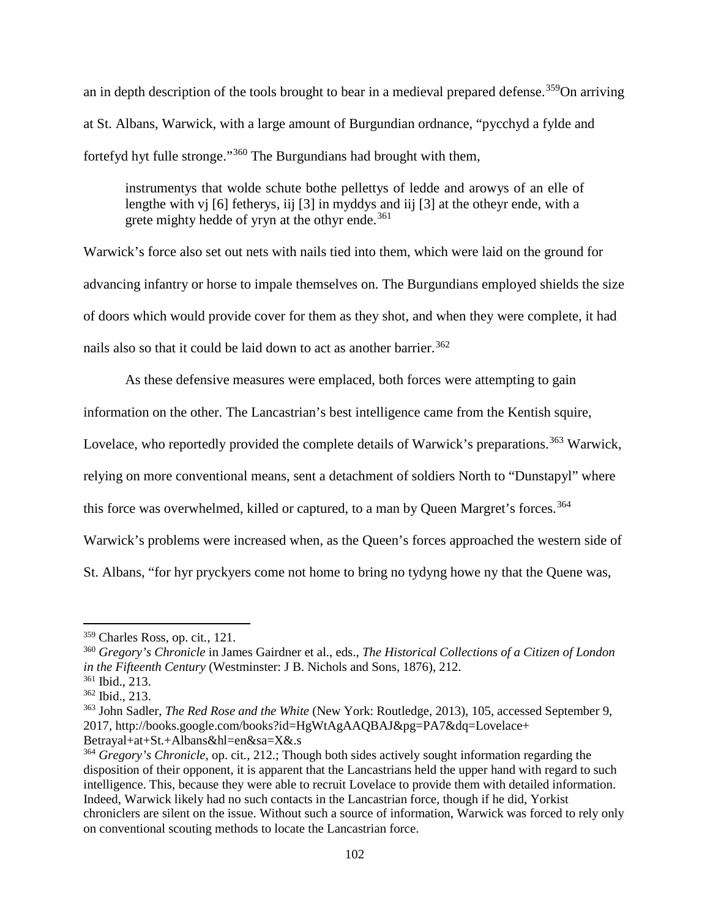an in depth description of the tools brought to bear in a medieval prepared defense.[359]On arriving at St. Albans, Warwick, with a large amount of Burgundian ordnance, "pycchyd a fylde and fortefyd hyt fulle stronge."[360] The Burgundians had brought with them,

> instrumentys that wolde schute bothe pellettys of ledde and arowys of an elle of lengthe with vj [6] fetherys, iij [3] in myddys and iij [3] at the otheyr ende, with a grete mighty hedde of yryn at the othyr ende.[361]

Warwick's force also set out nets with nails tied into them, which were laid on the ground for advancing infantry or horse to impale themselves on. The Burgundians employed shields the size of doors which would provide cover for them as they shot, and when they were complete, it had nails also so that it could be laid down to act as another barrier.[362]

As these defensive measures were emplaced, both forces were attempting to gain information on the other. The Lancastrian's best intelligence came from the Kentish squire, Lovelace, who reportedly provided the complete details of Warwick's preparations.[363] Warwick, relying on more conventional means, sent a detachment of soldiers North to "Dunstapyl" where this force was overwhelmed, killed or captured, to a man by Queen Margret's forces.[364] Warwick's problems were increased when, as the Queen's forces approached the western side of St. Albans, "for hyr pryckyers come not home to bring no tydyng howe ny that the Quene was,

---

[359] Charles Ross, op. cit., 121.

[360] *Gregory's Chronicle* in James Gairdner et al., eds., *The Historical Collections of a Citizen of London in the Fifteenth Century* (Westminster: J B. Nichols and Sons, 1876), 212.

[361] Ibid., 213.

[362] Ibid., 213.

[363] John Sadler, *The Red Rose and the White* (New York: Routledge, 2013), 105, accessed September 9, 2017, http://books.google.com/books?id=HgWtAgAAQBAJ&pg=PA7&dq=Lovelace+Betrayal+at+St.+Albans&hl=en&sa=X&.s

[364] *Gregory's Chronicle*, op. cit., 212.; Though both sides actively sought information regarding the disposition of their opponent, it is apparent that the Lancastrians held the upper hand with regard to such intelligence. This, because they were able to recruit Lovelace to provide them with detailed information. Indeed, Warwick likely had no such contacts in the Lancastrian force, though if he did, Yorkist chroniclers are silent on the issue. Without such a source of information, Warwick was forced to rely only on conventional scouting methods to locate the Lancastrian force.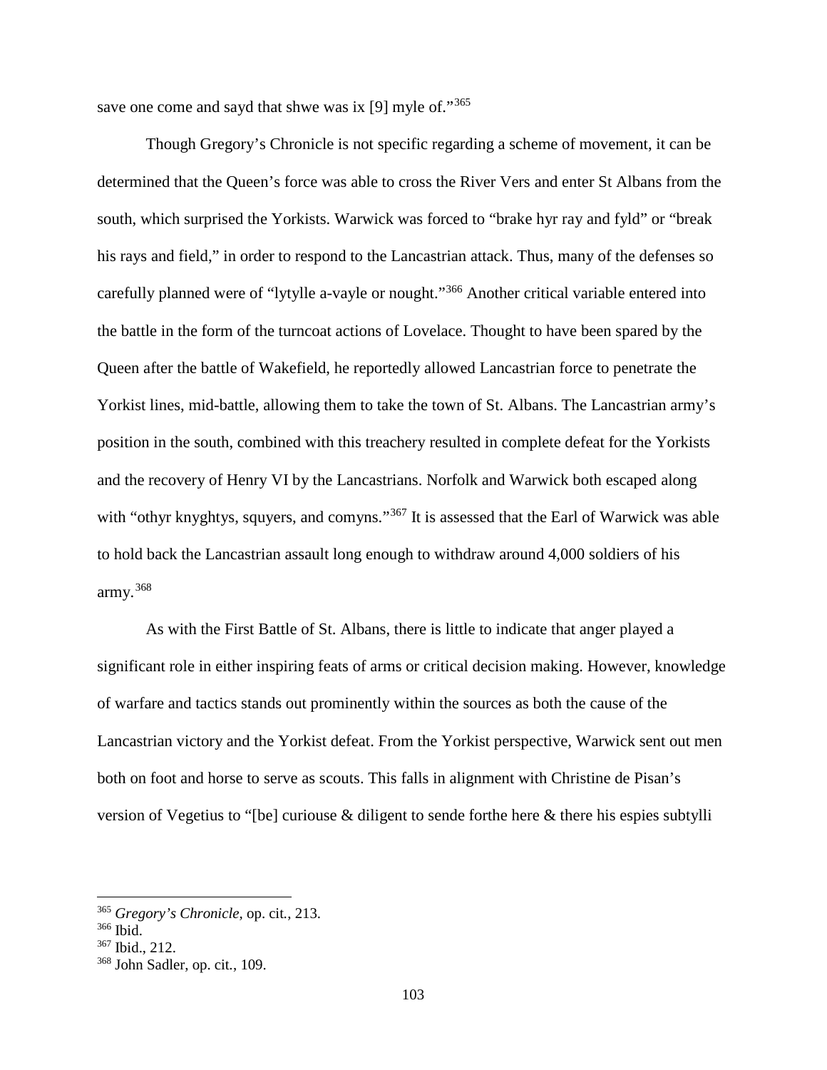save one come and sayd that shwe was ix [9] myle of."[365]

Though Gregory's Chronicle is not specific regarding a scheme of movement, it can be determined that the Queen's force was able to cross the River Vers and enter St Albans from the south, which surprised the Yorkists. Warwick was forced to "brake hyr ray and fyld" or "break his rays and field," in order to respond to the Lancastrian attack. Thus, many of the defenses so carefully planned were of "lytylle a-vayle or nought."[366] Another critical variable entered into the battle in the form of the turncoat actions of Lovelace. Thought to have been spared by the Queen after the battle of Wakefield, he reportedly allowed Lancastrian force to penetrate the Yorkist lines, mid-battle, allowing them to take the town of St. Albans. The Lancastrian army's position in the south, combined with this treachery resulted in complete defeat for the Yorkists and the recovery of Henry VI by the Lancastrians. Norfolk and Warwick both escaped along with "othyr knyghtys, squyers, and comyns."[367] It is assessed that the Earl of Warwick was able to hold back the Lancastrian assault long enough to withdraw around 4,000 soldiers of his army.[368]

As with the First Battle of St. Albans, there is little to indicate that anger played a significant role in either inspiring feats of arms or critical decision making. However, knowledge of warfare and tactics stands out prominently within the sources as both the cause of the Lancastrian victory and the Yorkist defeat. From the Yorkist perspective, Warwick sent out men both on foot and horse to serve as scouts. This falls in alignment with Christine de Pisan's version of Vegetius to "[be] curiouse & diligent to sende forthe here & there his espies subtylli

---

[365] *Gregory's Chronicle*, op. cit., 213.

[366] Ibid.

[367] Ibid., 212.

[368] John Sadler, op. cit., 109.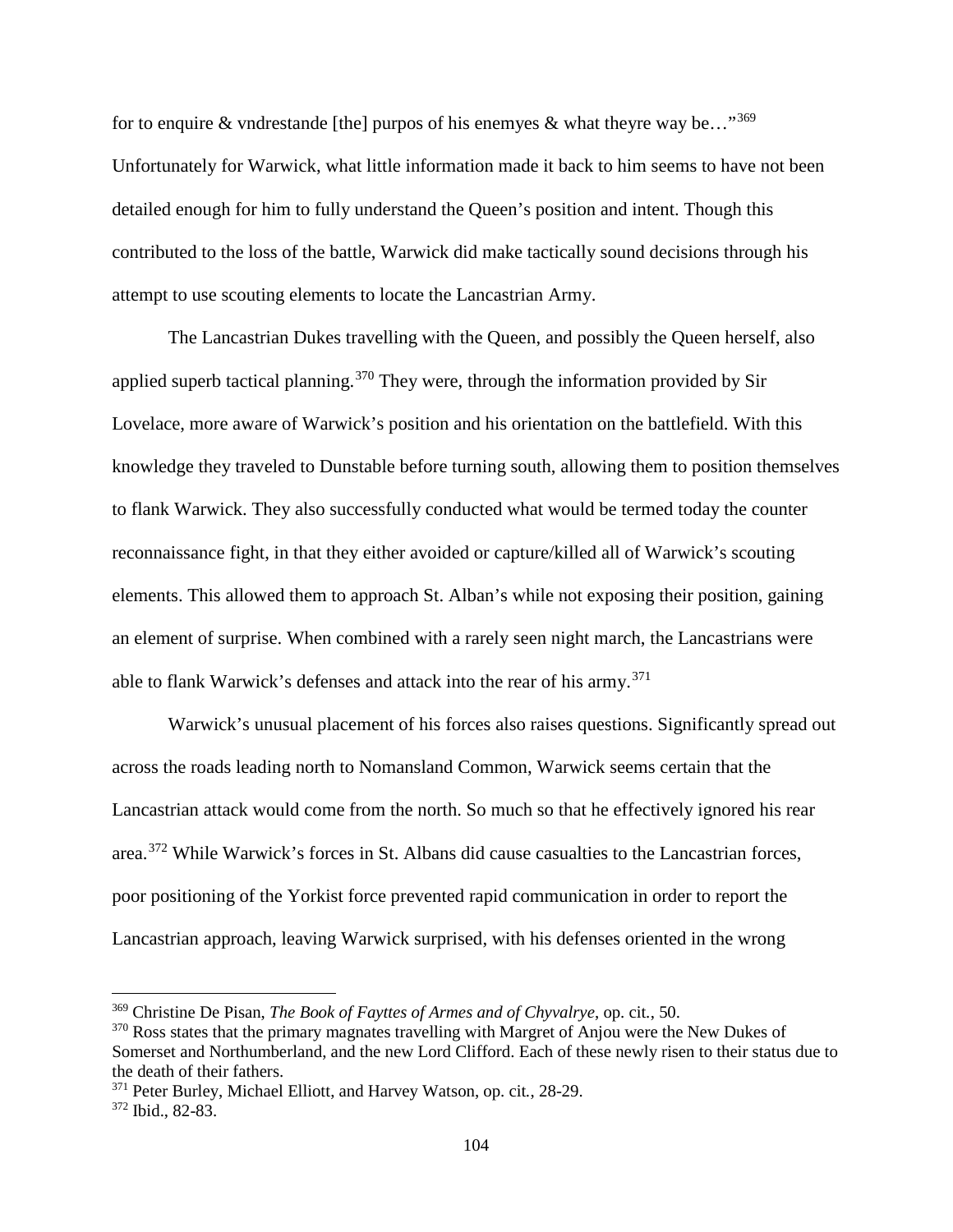for to enquire & vndrestande [the] purpos of his enemyes & what theyre way be…"[369] Unfortunately for Warwick, what little information made it back to him seems to have not been detailed enough for him to fully understand the Queen's position and intent. Though this contributed to the loss of the battle, Warwick did make tactically sound decisions through his attempt to use scouting elements to locate the Lancastrian Army.

The Lancastrian Dukes travelling with the Queen, and possibly the Queen herself, also applied superb tactical planning.[370] They were, through the information provided by Sir Lovelace, more aware of Warwick's position and his orientation on the battlefield. With this knowledge they traveled to Dunstable before turning south, allowing them to position themselves to flank Warwick. They also successfully conducted what would be termed today the counter reconnaissance fight, in that they either avoided or capture/killed all of Warwick's scouting elements. This allowed them to approach St. Alban's while not exposing their position, gaining an element of surprise. When combined with a rarely seen night march, the Lancastrians were able to flank Warwick's defenses and attack into the rear of his army.[371]

Warwick's unusual placement of his forces also raises questions. Significantly spread out across the roads leading north to Nomansland Common, Warwick seems certain that the Lancastrian attack would come from the north. So much so that he effectively ignored his rear area.[372] While Warwick's forces in St. Albans did cause casualties to the Lancastrian forces, poor positioning of the Yorkist force prevented rapid communication in order to report the Lancastrian approach, leaving Warwick surprised, with his defenses oriented in the wrong

---

[369] Christine De Pisan, *The Book of Fayttes of Armes and of Chyvalrye*, op. cit., 50.

[370] Ross states that the primary magnates travelling with Margret of Anjou were the New Dukes of Somerset and Northumberland, and the new Lord Clifford. Each of these newly risen to their status due to the death of their fathers.

[371] Peter Burley, Michael Elliott, and Harvey Watson, op. cit., 28-29.

[372] Ibid., 82-83.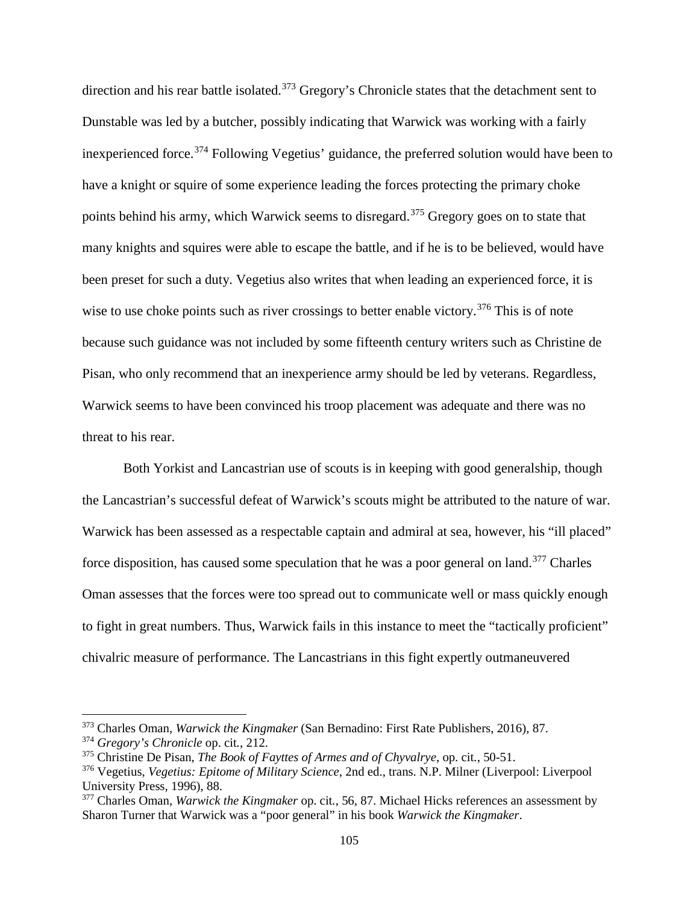direction and his rear battle isolated.[373] Gregory's Chronicle states that the detachment sent to Dunstable was led by a butcher, possibly indicating that Warwick was working with a fairly inexperienced force.[374] Following Vegetius' guidance, the preferred solution would have been to have a knight or squire of some experience leading the forces protecting the primary choke points behind his army, which Warwick seems to disregard.[375] Gregory goes on to state that many knights and squires were able to escape the battle, and if he is to be believed, would have been preset for such a duty. Vegetius also writes that when leading an experienced force, it is wise to use choke points such as river crossings to better enable victory.[376] This is of note because such guidance was not included by some fifteenth century writers such as Christine de Pisan, who only recommend that an inexperience army should be led by veterans. Regardless, Warwick seems to have been convinced his troop placement was adequate and there was no threat to his rear.

Both Yorkist and Lancastrian use of scouts is in keeping with good generalship, though the Lancastrian's successful defeat of Warwick's scouts might be attributed to the nature of war. Warwick has been assessed as a respectable captain and admiral at sea, however, his "ill placed" force disposition, has caused some speculation that he was a poor general on land.[377] Charles Oman assesses that the forces were too spread out to communicate well or mass quickly enough to fight in great numbers. Thus, Warwick fails in this instance to meet the "tactically proficient" chivalric measure of performance. The Lancastrians in this fight expertly outmaneuvered

---

[373] Charles Oman, *Warwick the Kingmaker* (San Bernadino: First Rate Publishers, 2016), 87.

[374] *Gregory's Chronicle* op. cit., 212.

[375] Christine De Pisan, *The Book of Fayttes of Armes and of Chyvalrye*, op. cit., 50-51.

[376] Vegetius, *Vegetius: Epitome of Military Science*, 2nd ed., trans. N.P. Milner (Liverpool: Liverpool University Press, 1996), 88.

[377] Charles Oman, *Warwick the Kingmaker* op. cit., 56, 87. Michael Hicks references an assessment by Sharon Turner that Warwick was a "poor general" in his book *Warwick the Kingmaker*.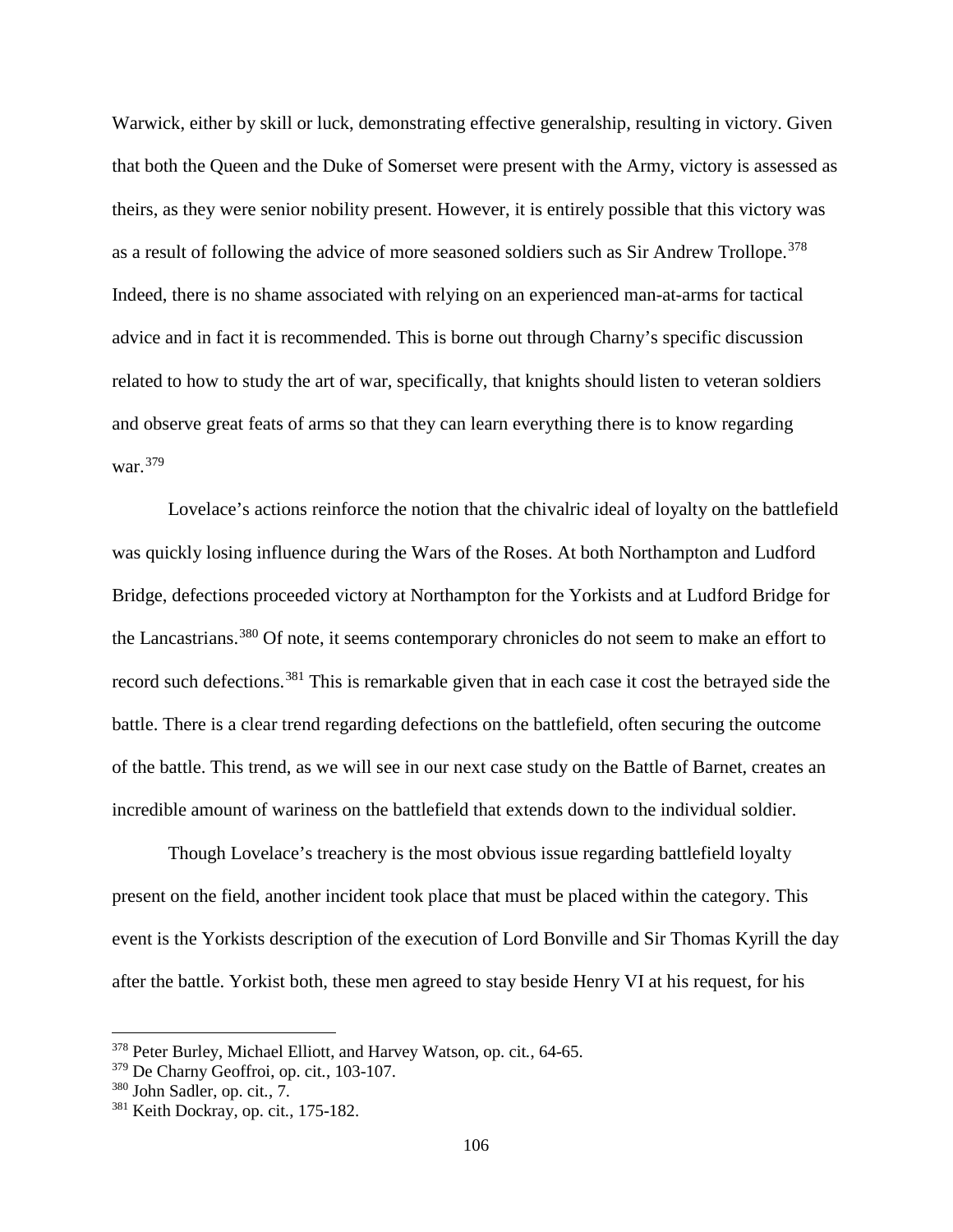Warwick, either by skill or luck, demonstrating effective generalship, resulting in victory. Given that both the Queen and the Duke of Somerset were present with the Army, victory is assessed as theirs, as they were senior nobility present. However, it is entirely possible that this victory was as a result of following the advice of more seasoned soldiers such as Sir Andrew Trollope.[378] Indeed, there is no shame associated with relying on an experienced man-at-arms for tactical advice and in fact it is recommended. This is borne out through Charny's specific discussion related to how to study the art of war, specifically, that knights should listen to veteran soldiers and observe great feats of arms so that they can learn everything there is to know regarding war.[379]

Lovelace's actions reinforce the notion that the chivalric ideal of loyalty on the battlefield was quickly losing influence during the Wars of the Roses. At both Northampton and Ludford Bridge, defections proceeded victory at Northampton for the Yorkists and at Ludford Bridge for the Lancastrians.[380] Of note, it seems contemporary chronicles do not seem to make an effort to record such defections.[381] This is remarkable given that in each case it cost the betrayed side the battle. There is a clear trend regarding defections on the battlefield, often securing the outcome of the battle. This trend, as we will see in our next case study on the Battle of Barnet, creates an incredible amount of wariness on the battlefield that extends down to the individual soldier.

Though Lovelace's treachery is the most obvious issue regarding battlefield loyalty present on the field, another incident took place that must be placed within the category. This event is the Yorkists description of the execution of Lord Bonville and Sir Thomas Kyrill the day after the battle. Yorkist both, these men agreed to stay beside Henry VI at his request, for his

---

[378] Peter Burley, Michael Elliott, and Harvey Watson, op. cit., 64-65.

[379] De Charny Geoffroi, op. cit., 103-107.

[380] John Sadler, op. cit., 7.

[381] Keith Dockray, op. cit., 175-182.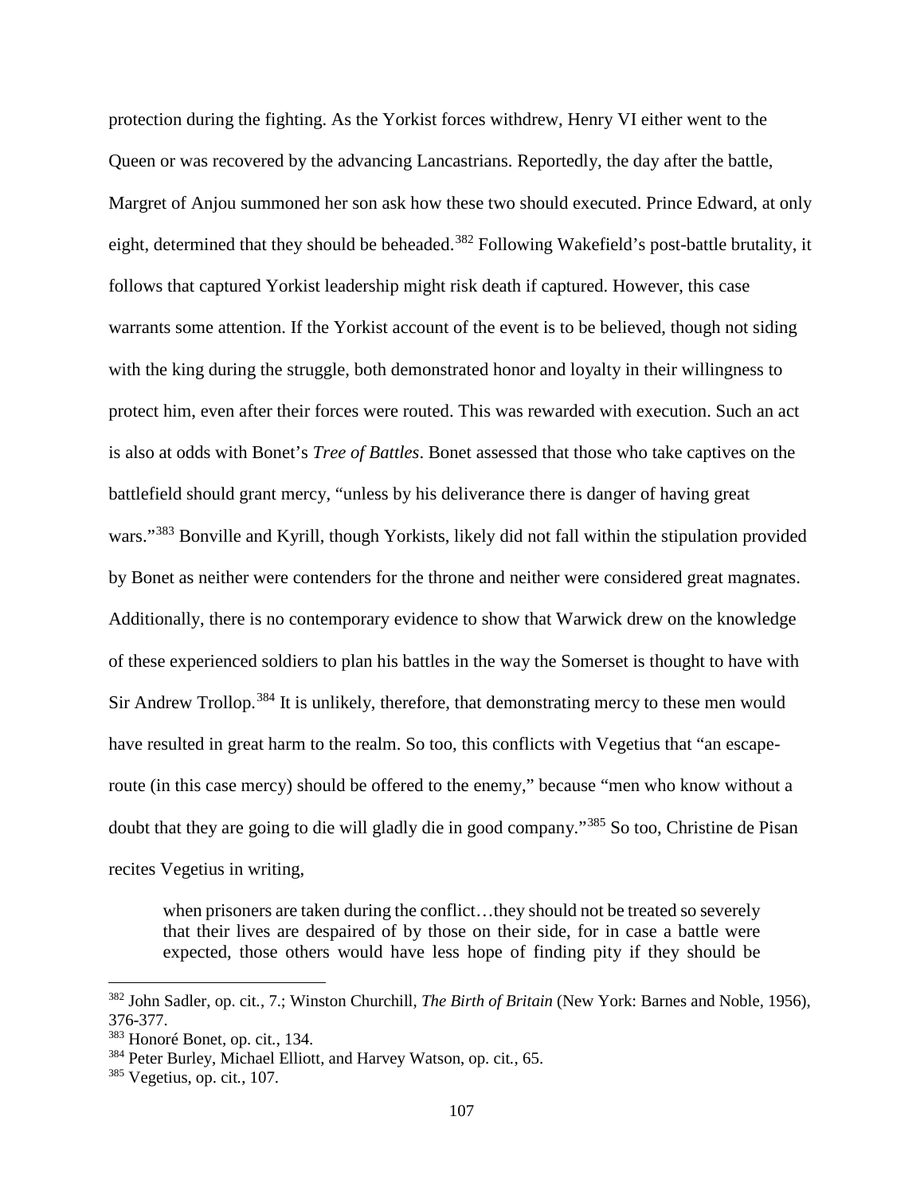protection during the fighting. As the Yorkist forces withdrew, Henry VI either went to the Queen or was recovered by the advancing Lancastrians. Reportedly, the day after the battle, Margret of Anjou summoned her son ask how these two should executed. Prince Edward, at only eight, determined that they should be beheaded.[382] Following Wakefield's post-battle brutality, it follows that captured Yorkist leadership might risk death if captured. However, this case warrants some attention. If the Yorkist account of the event is to be believed, though not siding with the king during the struggle, both demonstrated honor and loyalty in their willingness to protect him, even after their forces were routed. This was rewarded with execution. Such an act is also at odds with Bonet's *Tree of Battles*. Bonet assessed that those who take captives on the battlefield should grant mercy, "unless by his deliverance there is danger of having great wars."[383] Bonville and Kyrill, though Yorkists, likely did not fall within the stipulation provided by Bonet as neither were contenders for the throne and neither were considered great magnates. Additionally, there is no contemporary evidence to show that Warwick drew on the knowledge of these experienced soldiers to plan his battles in the way the Somerset is thought to have with Sir Andrew Trollop.[384] It is unlikely, therefore, that demonstrating mercy to these men would have resulted in great harm to the realm. So too, this conflicts with Vegetius that "an escape-route (in this case mercy) should be offered to the enemy," because "men who know without a doubt that they are going to die will gladly die in good company."[385] So too, Christine de Pisan recites Vegetius in writing,

> when prisoners are taken during the conflict…they should not be treated so severely that their lives are despaired of by those on their side, for in case a battle were expected, those others would have less hope of finding pity if they should be

---

[382] John Sadler, op. cit., 7.; Winston Churchill, *The Birth of Britain* (New York: Barnes and Noble, 1956), 376-377.

[383] Honoré Bonet, op. cit., 134.

[384] Peter Burley, Michael Elliott, and Harvey Watson, op. cit., 65.

[385] Vegetius, op. cit., 107.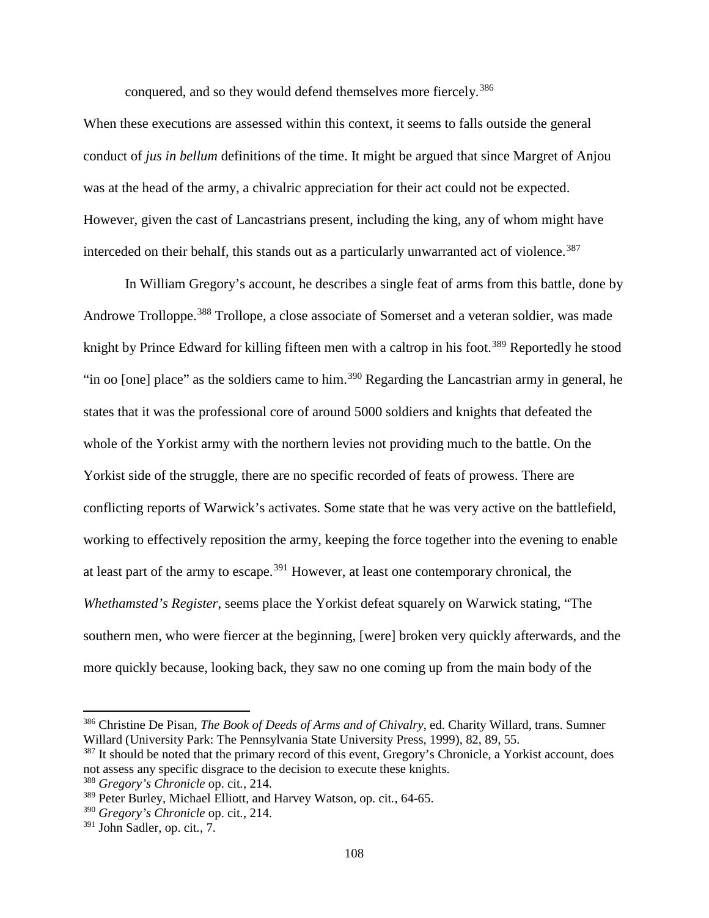conquered, and so they would defend themselves more fiercely.[386]

When these executions are assessed within this context, it seems to falls outside the general conduct of *jus in bellum* definitions of the time. It might be argued that since Margret of Anjou was at the head of the army, a chivalric appreciation for their act could not be expected. However, given the cast of Lancastrians present, including the king, any of whom might have interceded on their behalf, this stands out as a particularly unwarranted act of violence.[387]

In William Gregory's account, he describes a single feat of arms from this battle, done by Androwe Trolloppe.[388] Trollope, a close associate of Somerset and a veteran soldier, was made knight by Prince Edward for killing fifteen men with a caltrop in his foot.[389] Reportedly he stood "in oo [one] place" as the soldiers came to him.[390] Regarding the Lancastrian army in general, he states that it was the professional core of around 5000 soldiers and knights that defeated the whole of the Yorkist army with the northern levies not providing much to the battle. On the Yorkist side of the struggle, there are no specific recorded of feats of prowess. There are conflicting reports of Warwick's activates. Some state that he was very active on the battlefield, working to effectively reposition the army, keeping the force together into the evening to enable at least part of the army to escape.[391] However, at least one contemporary chronical, the *Whethamsted's Register*, seems place the Yorkist defeat squarely on Warwick stating, "The southern men, who were fiercer at the beginning, [were] broken very quickly afterwards, and the more quickly because, looking back, they saw no one coming up from the main body of the

---

[386] Christine De Pisan, *The Book of Deeds of Arms and of Chivalry*, ed. Charity Willard, trans. Sumner Willard (University Park: The Pennsylvania State University Press, 1999), 82, 89, 55.

[387] It should be noted that the primary record of this event, Gregory's Chronicle, a Yorkist account, does not assess any specific disgrace to the decision to execute these knights.

[388] *Gregory's Chronicle* op. cit., 214.

[389] Peter Burley, Michael Elliott, and Harvey Watson, op. cit., 64-65.

[390] *Gregory's Chronicle* op. cit., 214.

[391] John Sadler, op. cit., 7.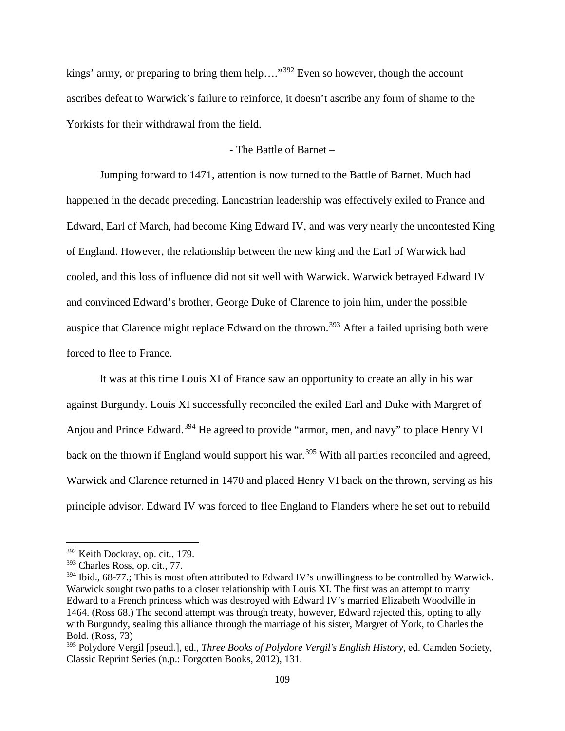kings' army, or preparing to bring them help…."[392] Even so however, though the account ascribes defeat to Warwick's failure to reinforce, it doesn't ascribe any form of shame to the Yorkists for their withdrawal from the field.

- The Battle of Barnet –

Jumping forward to 1471, attention is now turned to the Battle of Barnet. Much had happened in the decade preceding. Lancastrian leadership was effectively exiled to France and Edward, Earl of March, had become King Edward IV, and was very nearly the uncontested King of England. However, the relationship between the new king and the Earl of Warwick had cooled, and this loss of influence did not sit well with Warwick. Warwick betrayed Edward IV and convinced Edward's brother, George Duke of Clarence to join him, under the possible auspice that Clarence might replace Edward on the thrown.[393] After a failed uprising both were forced to flee to France.

It was at this time Louis XI of France saw an opportunity to create an ally in his war against Burgundy. Louis XI successfully reconciled the exiled Earl and Duke with Margret of Anjou and Prince Edward.[394] He agreed to provide "armor, men, and navy" to place Henry VI back on the thrown if England would support his war.[395] With all parties reconciled and agreed, Warwick and Clarence returned in 1470 and placed Henry VI back on the thrown, serving as his principle advisor. Edward IV was forced to flee England to Flanders where he set out to rebuild

---

[392] Keith Dockray, op. cit., 179.

[393] Charles Ross, op. cit., 77.

[394] Ibid., 68-77.; This is most often attributed to Edward IV's unwillingness to be controlled by Warwick. Warwick sought two paths to a closer relationship with Louis XI. The first was an attempt to marry Edward to a French princess which was destroyed with Edward IV's married Elizabeth Woodville in 1464. (Ross 68.) The second attempt was through treaty, however, Edward rejected this, opting to ally with Burgundy, sealing this alliance through the marriage of his sister, Margret of York, to Charles the Bold. (Ross, 73)

[395] Polydore Vergil [pseud.], ed., *Three Books of Polydore Vergil's English History*, ed. Camden Society, Classic Reprint Series (n.p.: Forgotten Books, 2012), 131.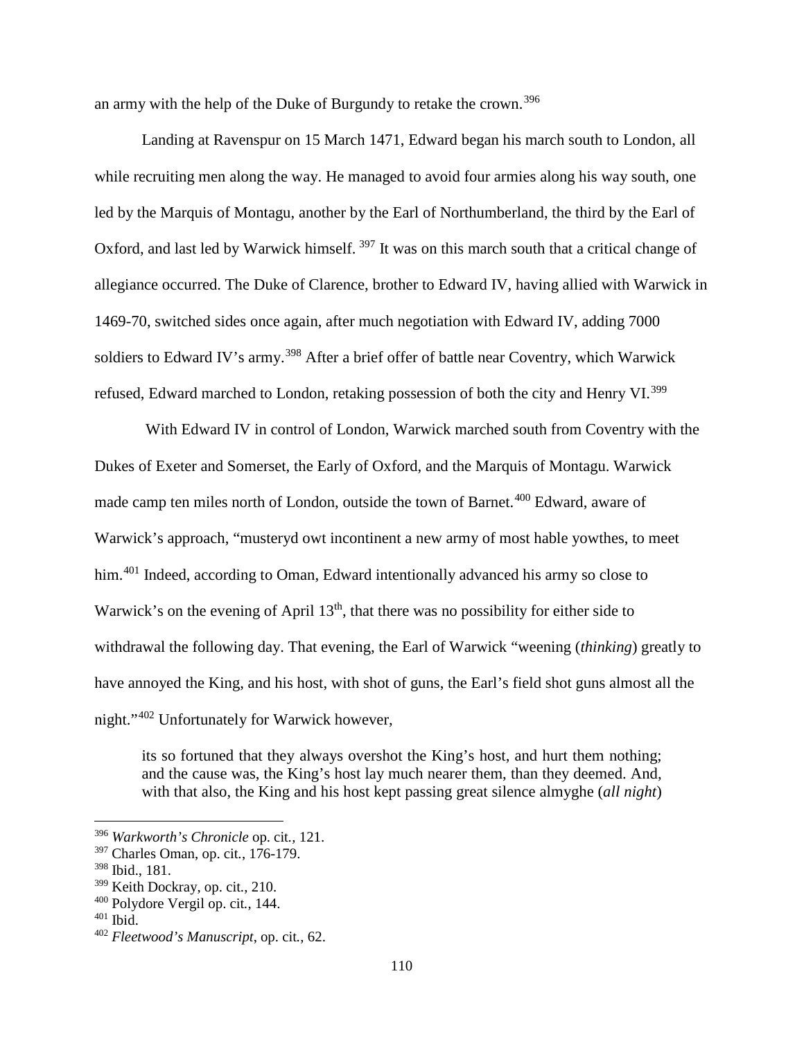an army with the help of the Duke of Burgundy to retake the crown.[396]

Landing at Ravenspur on 15 March 1471, Edward began his march south to London, all while recruiting men along the way. He managed to avoid four armies along his way south, one led by the Marquis of Montagu, another by the Earl of Northumberland, the third by the Earl of Oxford, and last led by Warwick himself. [397] It was on this march south that a critical change of allegiance occurred. The Duke of Clarence, brother to Edward IV, having allied with Warwick in 1469-70, switched sides once again, after much negotiation with Edward IV, adding 7000 soldiers to Edward IV's army.[398] After a brief offer of battle near Coventry, which Warwick refused, Edward marched to London, retaking possession of both the city and Henry VI.[399]

With Edward IV in control of London, Warwick marched south from Coventry with the Dukes of Exeter and Somerset, the Early of Oxford, and the Marquis of Montagu. Warwick made camp ten miles north of London, outside the town of Barnet.[400] Edward, aware of Warwick's approach, "musteryd owt incontinent a new army of most hable yowthes, to meet him.[401] Indeed, according to Oman, Edward intentionally advanced his army so close to Warwick's on the evening of April 13th, that there was no possibility for either side to withdrawal the following day. That evening, the Earl of Warwick "weening (*thinking*) greatly to have annoyed the King, and his host, with shot of guns, the Earl's field shot guns almost all the night."[402] Unfortunately for Warwick however,

> its so fortuned that they always overshot the King's host, and hurt them nothing; and the cause was, the King's host lay much nearer them, than they deemed. And, with that also, the King and his host kept passing great silence almyghe (*all night*)

---

[396] *Warkworth's Chronicle* op. cit., 121.
[397] Charles Oman, op. cit., 176-179.
[398] Ibid., 181.
[399] Keith Dockray, op. cit., 210.
[400] Polydore Vergil op. cit., 144.
[401] Ibid.
[402] *Fleetwood's Manuscript*, op. cit., 62.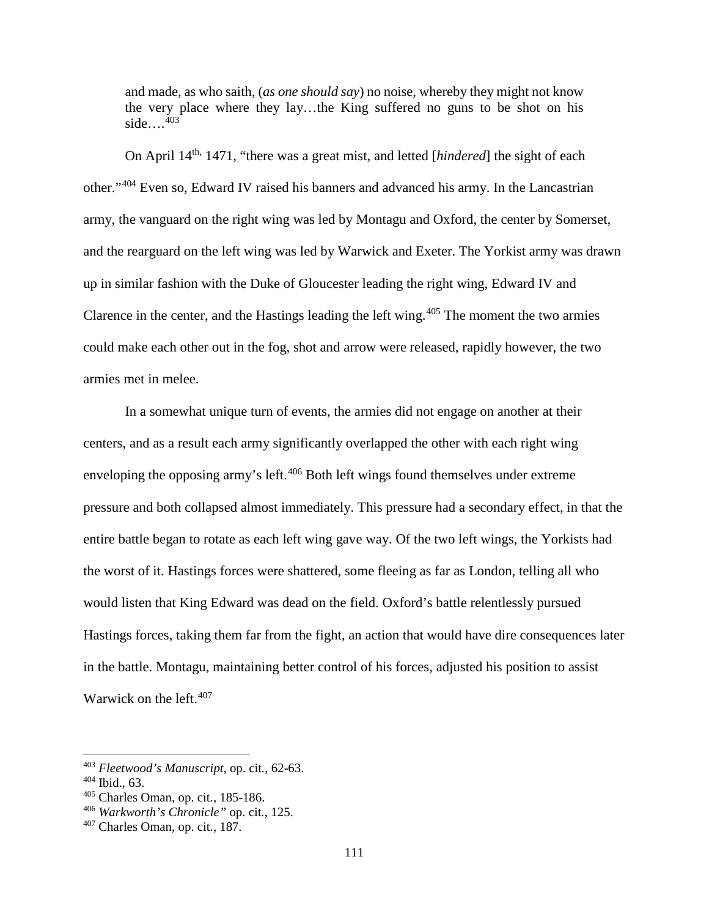> and made, as who saith, (*as one should say*) no noise, whereby they might not know the very place where they lay…the King suffered no guns to be shot on his side….[403]

On April 14th, 1471, "there was a great mist, and letted [*hindered*] the sight of each other."[404] Even so, Edward IV raised his banners and advanced his army. In the Lancastrian army, the vanguard on the right wing was led by Montagu and Oxford, the center by Somerset, and the rearguard on the left wing was led by Warwick and Exeter. The Yorkist army was drawn up in similar fashion with the Duke of Gloucester leading the right wing, Edward IV and Clarence in the center, and the Hastings leading the left wing.[405] The moment the two armies could make each other out in the fog, shot and arrow were released, rapidly however, the two armies met in melee.

In a somewhat unique turn of events, the armies did not engage on another at their centers, and as a result each army significantly overlapped the other with each right wing enveloping the opposing army's left.[406] Both left wings found themselves under extreme pressure and both collapsed almost immediately. This pressure had a secondary effect, in that the entire battle began to rotate as each left wing gave way. Of the two left wings, the Yorkists had the worst of it. Hastings forces were shattered, some fleeing as far as London, telling all who would listen that King Edward was dead on the field. Oxford's battle relentlessly pursued Hastings forces, taking them far from the fight, an action that would have dire consequences later in the battle. Montagu, maintaining better control of his forces, adjusted his position to assist Warwick on the left.[407]

---

[403] *Fleetwood's Manuscript*, op. cit., 62-63.
[404] Ibid., 63.
[405] Charles Oman, op. cit., 185-186.
[406] *Warkworth's Chronicle"* op. cit., 125.
[407] Charles Oman, op. cit., 187.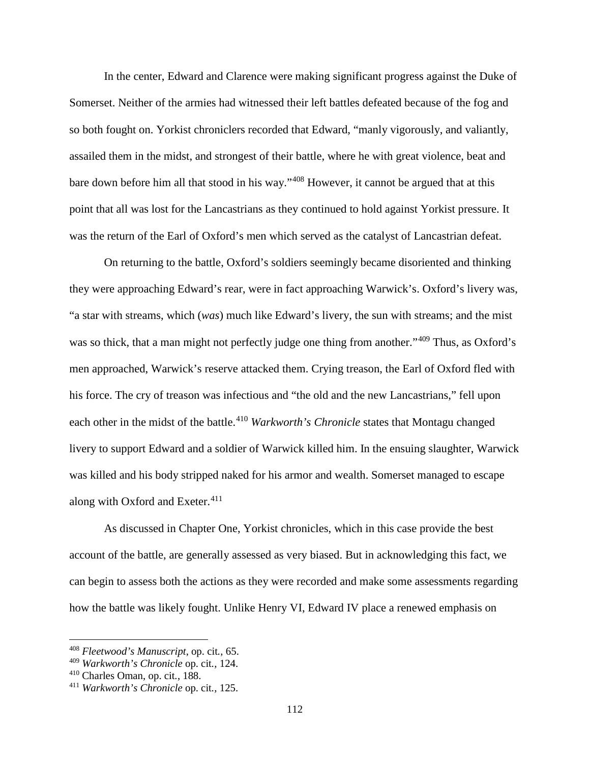In the center, Edward and Clarence were making significant progress against the Duke of Somerset. Neither of the armies had witnessed their left battles defeated because of the fog and so both fought on. Yorkist chroniclers recorded that Edward, "manly vigorously, and valiantly, assailed them in the midst, and strongest of their battle, where he with great violence, beat and bare down before him all that stood in his way."[408] However, it cannot be argued that at this point that all was lost for the Lancastrians as they continued to hold against Yorkist pressure. It was the return of the Earl of Oxford's men which served as the catalyst of Lancastrian defeat.

On returning to the battle, Oxford's soldiers seemingly became disoriented and thinking they were approaching Edward's rear, were in fact approaching Warwick's. Oxford's livery was, "a star with streams, which (*was*) much like Edward's livery, the sun with streams; and the mist was so thick, that a man might not perfectly judge one thing from another."[409] Thus, as Oxford's men approached, Warwick's reserve attacked them. Crying treason, the Earl of Oxford fled with his force. The cry of treason was infectious and "the old and the new Lancastrians," fell upon each other in the midst of the battle.[410] *Warkworth's Chronicle* states that Montagu changed livery to support Edward and a soldier of Warwick killed him. In the ensuing slaughter, Warwick was killed and his body stripped naked for his armor and wealth. Somerset managed to escape along with Oxford and Exeter.[411]

As discussed in Chapter One, Yorkist chronicles, which in this case provide the best account of the battle, are generally assessed as very biased. But in acknowledging this fact, we can begin to assess both the actions as they were recorded and make some assessments regarding how the battle was likely fought. Unlike Henry VI, Edward IV place a renewed emphasis on

---

[408] *Fleetwood's Manuscript*, op. cit., 65.

[409] *Warkworth's Chronicle* op. cit., 124.

[410] Charles Oman, op. cit., 188.

[411] *Warkworth's Chronicle* op. cit., 125.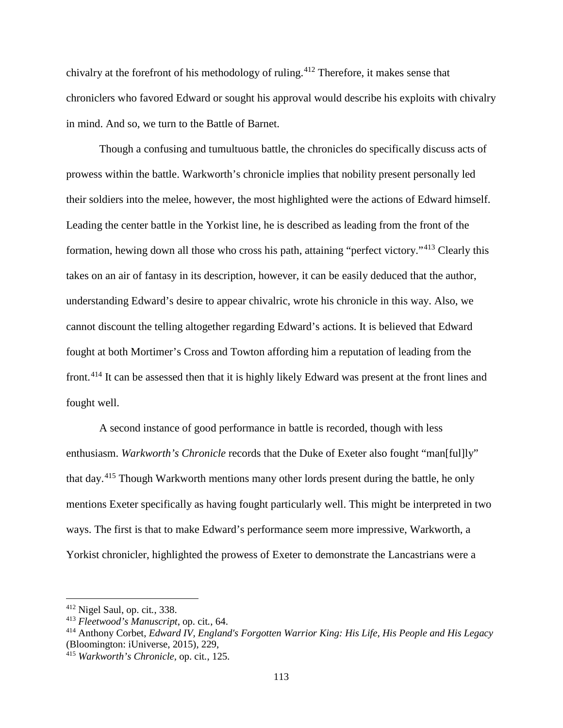chivalry at the forefront of his methodology of ruling.[412] Therefore, it makes sense that chroniclers who favored Edward or sought his approval would describe his exploits with chivalry in mind. And so, we turn to the Battle of Barnet.

Though a confusing and tumultuous battle, the chronicles do specifically discuss acts of prowess within the battle. Warkworth's chronicle implies that nobility present personally led their soldiers into the melee, however, the most highlighted were the actions of Edward himself. Leading the center battle in the Yorkist line, he is described as leading from the front of the formation, hewing down all those who cross his path, attaining "perfect victory."[413] Clearly this takes on an air of fantasy in its description, however, it can be easily deduced that the author, understanding Edward's desire to appear chivalric, wrote his chronicle in this way. Also, we cannot discount the telling altogether regarding Edward's actions. It is believed that Edward fought at both Mortimer's Cross and Towton affording him a reputation of leading from the front.[414] It can be assessed then that it is highly likely Edward was present at the front lines and fought well.

A second instance of good performance in battle is recorded, though with less enthusiasm. *Warkworth's Chronicle* records that the Duke of Exeter also fought "man[ful]ly" that day.[415] Though Warkworth mentions many other lords present during the battle, he only mentions Exeter specifically as having fought particularly well. This might be interpreted in two ways. The first is that to make Edward's performance seem more impressive, Warkworth, a Yorkist chronicler, highlighted the prowess of Exeter to demonstrate the Lancastrians were a

---

[412] Nigel Saul, op. cit., 338.

[413] *Fleetwood's Manuscript*, op. cit., 64.

[414] Anthony Corbet, *Edward IV, England's Forgotten Warrior King: His Life, His People and His Legacy* (Bloomington: iUniverse, 2015), 229,

[415] *Warkworth's Chronicle*, op. cit., 125.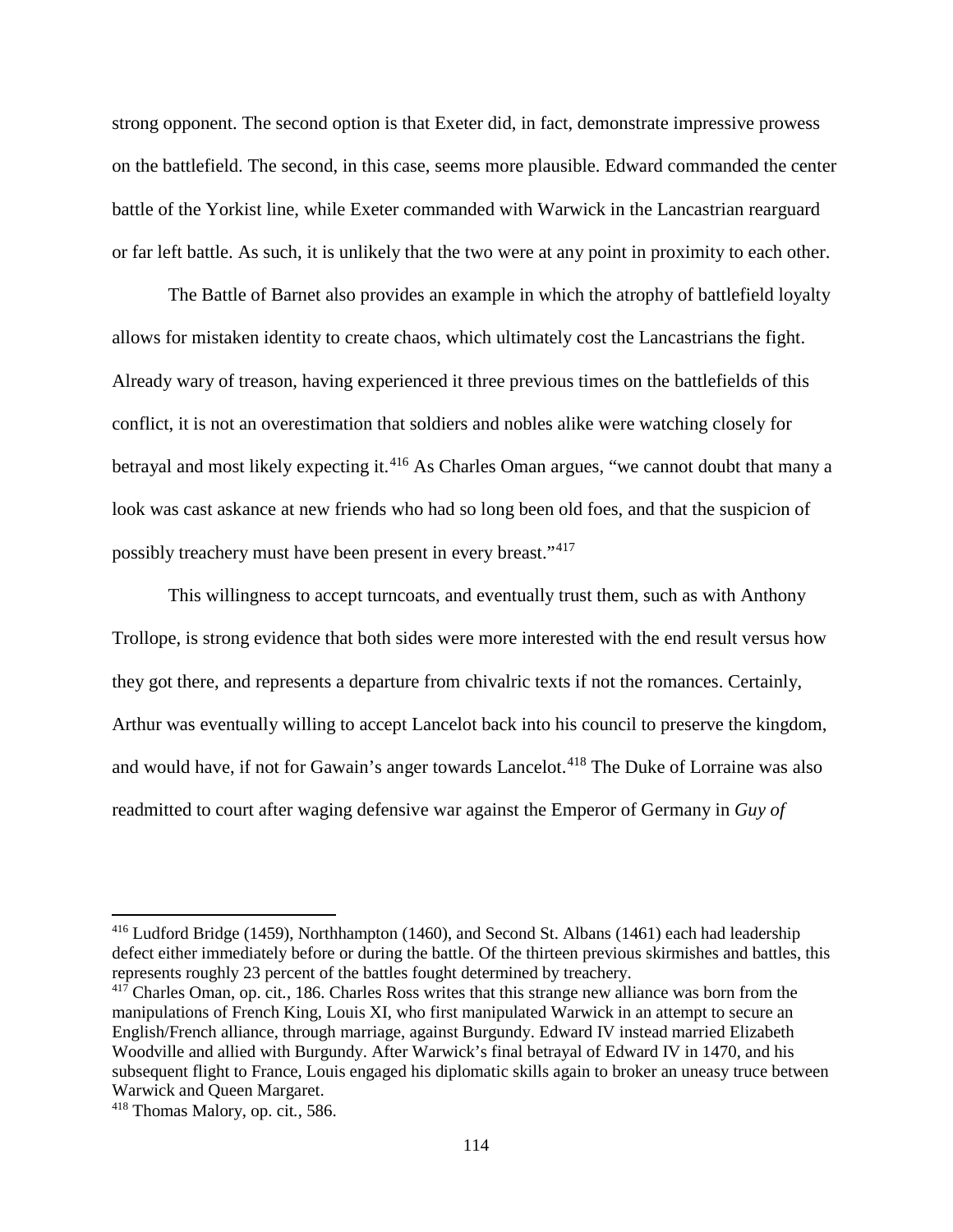strong opponent. The second option is that Exeter did, in fact, demonstrate impressive prowess on the battlefield. The second, in this case, seems more plausible. Edward commanded the center battle of the Yorkist line, while Exeter commanded with Warwick in the Lancastrian rearguard or far left battle. As such, it is unlikely that the two were at any point in proximity to each other.

The Battle of Barnet also provides an example in which the atrophy of battlefield loyalty allows for mistaken identity to create chaos, which ultimately cost the Lancastrians the fight. Already wary of treason, having experienced it three previous times on the battlefields of this conflict, it is not an overestimation that soldiers and nobles alike were watching closely for betrayal and most likely expecting it.[416] As Charles Oman argues, "we cannot doubt that many a look was cast askance at new friends who had so long been old foes, and that the suspicion of possibly treachery must have been present in every breast."[417]

This willingness to accept turncoats, and eventually trust them, such as with Anthony Trollope, is strong evidence that both sides were more interested with the end result versus how they got there, and represents a departure from chivalric texts if not the romances. Certainly, Arthur was eventually willing to accept Lancelot back into his council to preserve the kingdom, and would have, if not for Gawain's anger towards Lancelot.[418] The Duke of Lorraine was also readmitted to court after waging defensive war against the Emperor of Germany in *Guy of*

---

[416] Ludford Bridge (1459), Northhampton (1460), and Second St. Albans (1461) each had leadership defect either immediately before or during the battle. Of the thirteen previous skirmishes and battles, this represents roughly 23 percent of the battles fought determined by treachery.

[417] Charles Oman, op. cit., 186. Charles Ross writes that this strange new alliance was born from the manipulations of French King, Louis XI, who first manipulated Warwick in an attempt to secure an English/French alliance, through marriage, against Burgundy. Edward IV instead married Elizabeth Woodville and allied with Burgundy. After Warwick's final betrayal of Edward IV in 1470, and his subsequent flight to France, Louis engaged his diplomatic skills again to broker an uneasy truce between Warwick and Queen Margaret.

[418] Thomas Malory, op. cit., 586.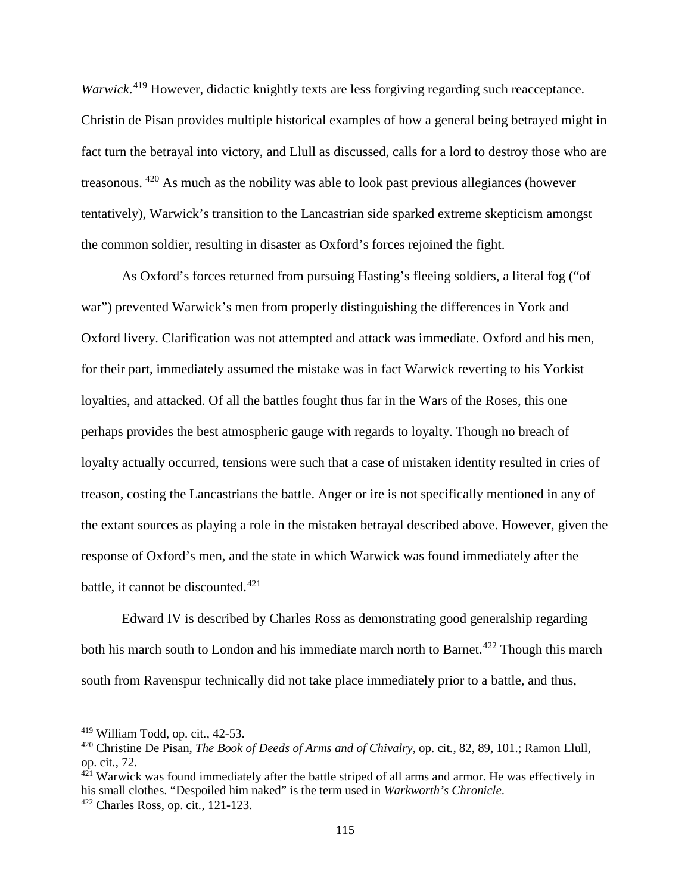*Warwick*.[419] However, didactic knightly texts are less forgiving regarding such reacceptance. Christin de Pisan provides multiple historical examples of how a general being betrayed might in fact turn the betrayal into victory, and Llull as discussed, calls for a lord to destroy those who are treasonous. [420] As much as the nobility was able to look past previous allegiances (however tentatively), Warwick's transition to the Lancastrian side sparked extreme skepticism amongst the common soldier, resulting in disaster as Oxford's forces rejoined the fight.

As Oxford's forces returned from pursuing Hasting's fleeing soldiers, a literal fog ("of war") prevented Warwick's men from properly distinguishing the differences in York and Oxford livery. Clarification was not attempted and attack was immediate. Oxford and his men, for their part, immediately assumed the mistake was in fact Warwick reverting to his Yorkist loyalties, and attacked. Of all the battles fought thus far in the Wars of the Roses, this one perhaps provides the best atmospheric gauge with regards to loyalty. Though no breach of loyalty actually occurred, tensions were such that a case of mistaken identity resulted in cries of treason, costing the Lancastrians the battle. Anger or ire is not specifically mentioned in any of the extant sources as playing a role in the mistaken betrayal described above. However, given the response of Oxford's men, and the state in which Warwick was found immediately after the battle, it cannot be discounted.[421]

Edward IV is described by Charles Ross as demonstrating good generalship regarding both his march south to London and his immediate march north to Barnet.[422] Though this march south from Ravenspur technically did not take place immediately prior to a battle, and thus,

---

[419] William Todd, op. cit., 42-53.

[420] Christine De Pisan, *The Book of Deeds of Arms and of Chivalry*, op. cit., 82, 89, 101.; Ramon Llull, op. cit., 72.

[421] Warwick was found immediately after the battle striped of all arms and armor. He was effectively in his small clothes. "Despoiled him naked" is the term used in *Warkworth's Chronicle*.

[422] Charles Ross, op. cit., 121-123.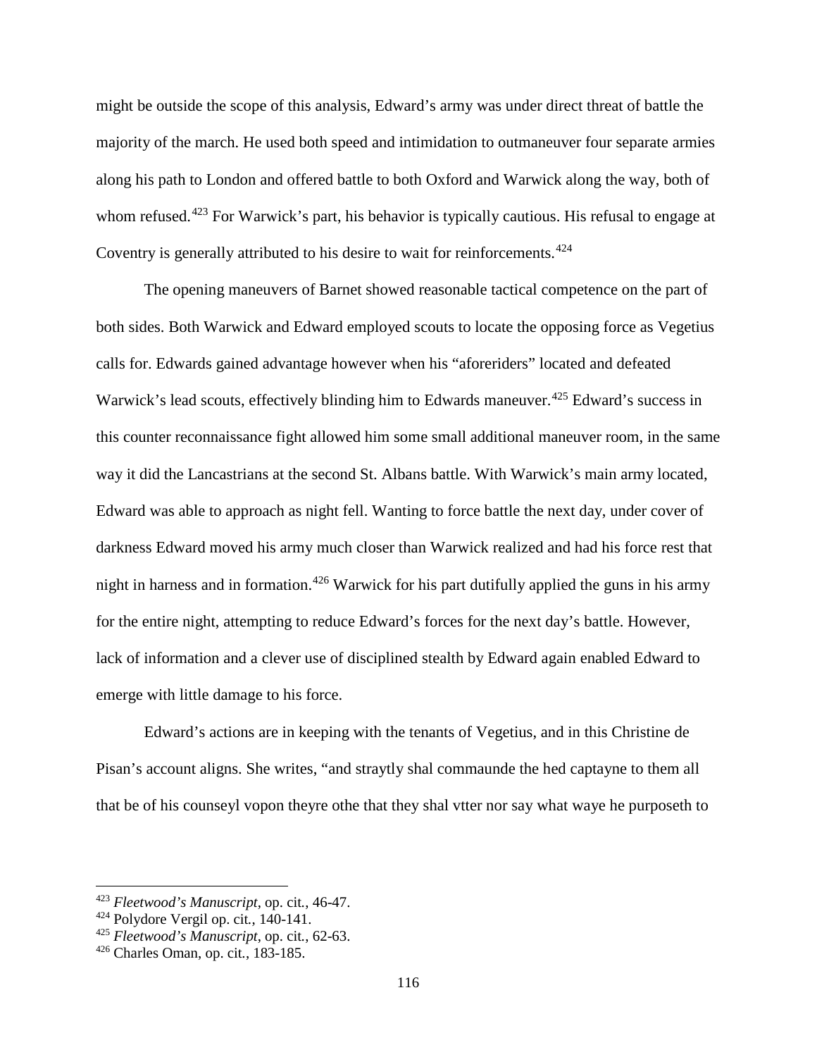might be outside the scope of this analysis, Edward's army was under direct threat of battle the majority of the march. He used both speed and intimidation to outmaneuver four separate armies along his path to London and offered battle to both Oxford and Warwick along the way, both of whom refused.[423] For Warwick's part, his behavior is typically cautious. His refusal to engage at Coventry is generally attributed to his desire to wait for reinforcements.[424]

The opening maneuvers of Barnet showed reasonable tactical competence on the part of both sides. Both Warwick and Edward employed scouts to locate the opposing force as Vegetius calls for. Edwards gained advantage however when his "aforeriders" located and defeated Warwick's lead scouts, effectively blinding him to Edwards maneuver.[425] Edward's success in this counter reconnaissance fight allowed him some small additional maneuver room, in the same way it did the Lancastrians at the second St. Albans battle. With Warwick's main army located, Edward was able to approach as night fell. Wanting to force battle the next day, under cover of darkness Edward moved his army much closer than Warwick realized and had his force rest that night in harness and in formation.[426] Warwick for his part dutifully applied the guns in his army for the entire night, attempting to reduce Edward's forces for the next day's battle. However, lack of information and a clever use of disciplined stealth by Edward again enabled Edward to emerge with little damage to his force.

Edward's actions are in keeping with the tenants of Vegetius, and in this Christine de Pisan's account aligns. She writes, "and straytly shal commaunde the hed captayne to them all that be of his counseyl vopon theyre othe that they shal vtter nor say what waye he purposeth to

---

[423] *Fleetwood's Manuscript*, op. cit., 46-47.
[424] Polydore Vergil op. cit., 140-141.
[425] *Fleetwood's Manuscript*, op. cit., 62-63.
[426] Charles Oman, op. cit., 183-185.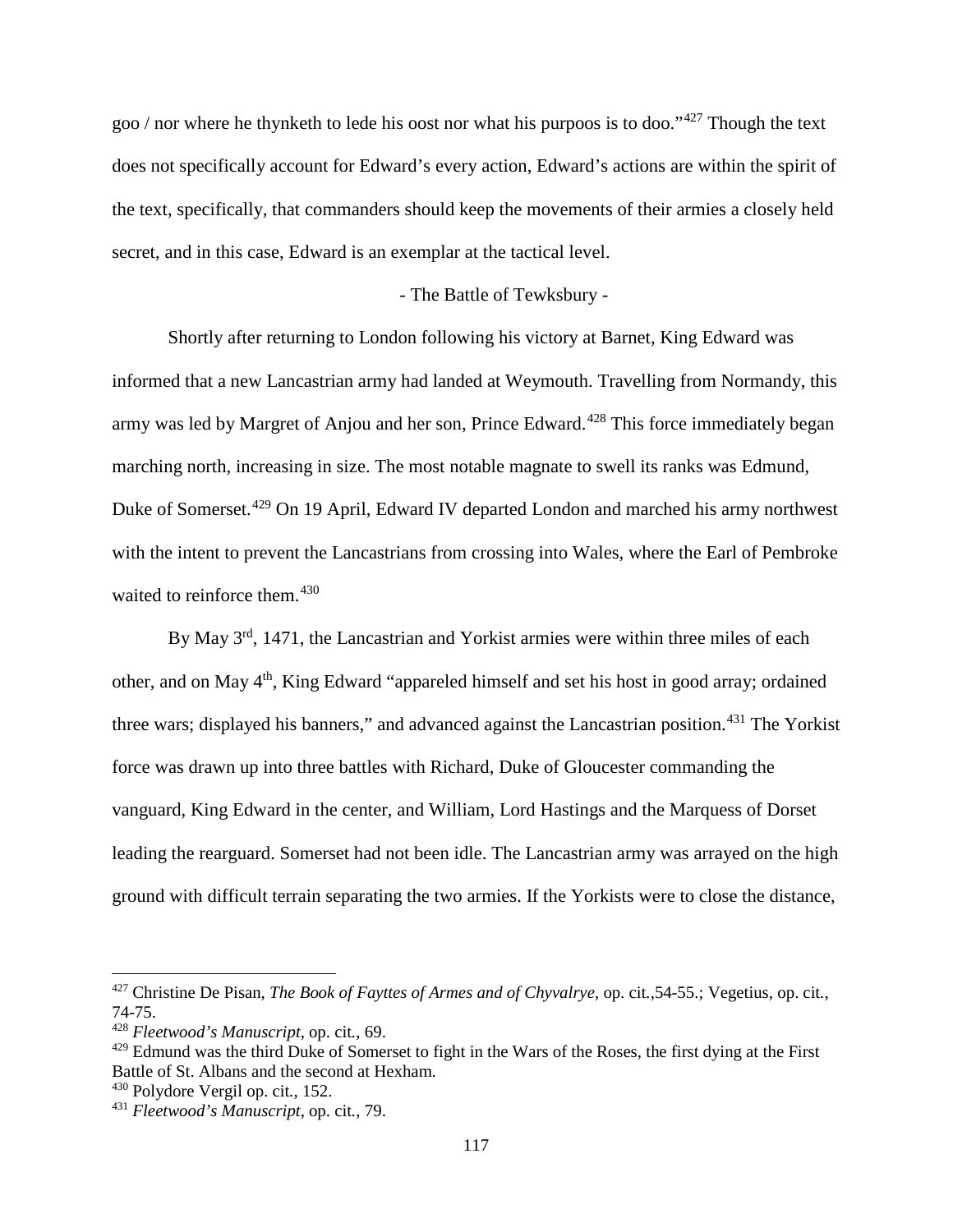goo / nor where he thynketh to lede his oost nor what his purpoos is to doo."[427] Though the text does not specifically account for Edward's every action, Edward's actions are within the spirit of the text, specifically, that commanders should keep the movements of their armies a closely held secret, and in this case, Edward is an exemplar at the tactical level.

- The Battle of Tewksbury -

Shortly after returning to London following his victory at Barnet, King Edward was informed that a new Lancastrian army had landed at Weymouth. Travelling from Normandy, this army was led by Margret of Anjou and her son, Prince Edward.[428] This force immediately began marching north, increasing in size. The most notable magnate to swell its ranks was Edmund, Duke of Somerset.[429] On 19 April, Edward IV departed London and marched his army northwest with the intent to prevent the Lancastrians from crossing into Wales, where the Earl of Pembroke waited to reinforce them.[430]

By May 3rd, 1471, the Lancastrian and Yorkist armies were within three miles of each other, and on May 4th, King Edward "appareled himself and set his host in good array; ordained three wars; displayed his banners," and advanced against the Lancastrian position.[431] The Yorkist force was drawn up into three battles with Richard, Duke of Gloucester commanding the vanguard, King Edward in the center, and William, Lord Hastings and the Marquess of Dorset leading the rearguard. Somerset had not been idle. The Lancastrian army was arrayed on the high ground with difficult terrain separating the two armies. If the Yorkists were to close the distance,

---

[427] Christine De Pisan, *The Book of Fayttes of Armes and of Chyvalrye,* op. cit.,54-55.; Vegetius, op. cit., 74-75.

[428] *Fleetwood's Manuscript*, op. cit., 69.

[429] Edmund was the third Duke of Somerset to fight in the Wars of the Roses, the first dying at the First Battle of St. Albans and the second at Hexham.

[430] Polydore Vergil op. cit., 152.

[431] *Fleetwood's Manuscript*, op. cit., 79.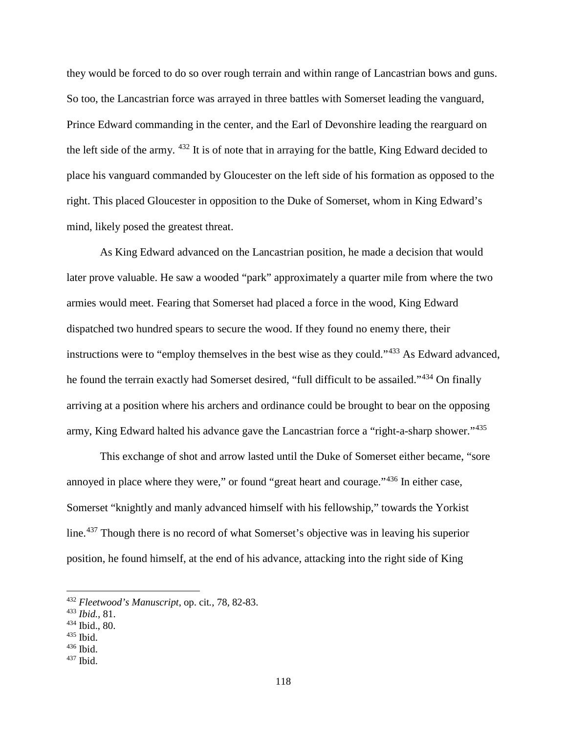they would be forced to do so over rough terrain and within range of Lancastrian bows and guns. So too, the Lancastrian force was arrayed in three battles with Somerset leading the vanguard, Prince Edward commanding in the center, and the Earl of Devonshire leading the rearguard on the left side of the army. [432] It is of note that in arraying for the battle, King Edward decided to place his vanguard commanded by Gloucester on the left side of his formation as opposed to the right. This placed Gloucester in opposition to the Duke of Somerset, whom in King Edward's mind, likely posed the greatest threat.

As King Edward advanced on the Lancastrian position, he made a decision that would later prove valuable. He saw a wooded "park" approximately a quarter mile from where the two armies would meet. Fearing that Somerset had placed a force in the wood, King Edward dispatched two hundred spears to secure the wood. If they found no enemy there, their instructions were to "employ themselves in the best wise as they could."[433] As Edward advanced, he found the terrain exactly had Somerset desired, "full difficult to be assailed."[434] On finally arriving at a position where his archers and ordinance could be brought to bear on the opposing army, King Edward halted his advance gave the Lancastrian force a "right-a-sharp shower."[435]

This exchange of shot and arrow lasted until the Duke of Somerset either became, "sore annoyed in place where they were," or found "great heart and courage."[436] In either case, Somerset "knightly and manly advanced himself with his fellowship," towards the Yorkist line.[437] Though there is no record of what Somerset's objective was in leaving his superior position, he found himself, at the end of his advance, attacking into the right side of King

---

[432] *Fleetwood's Manuscript*, op. cit., 78, 82-83.
[433] *Ibid.,* 81.
[434] Ibid., 80.
[435] Ibid.
[436] Ibid.
[437] Ibid.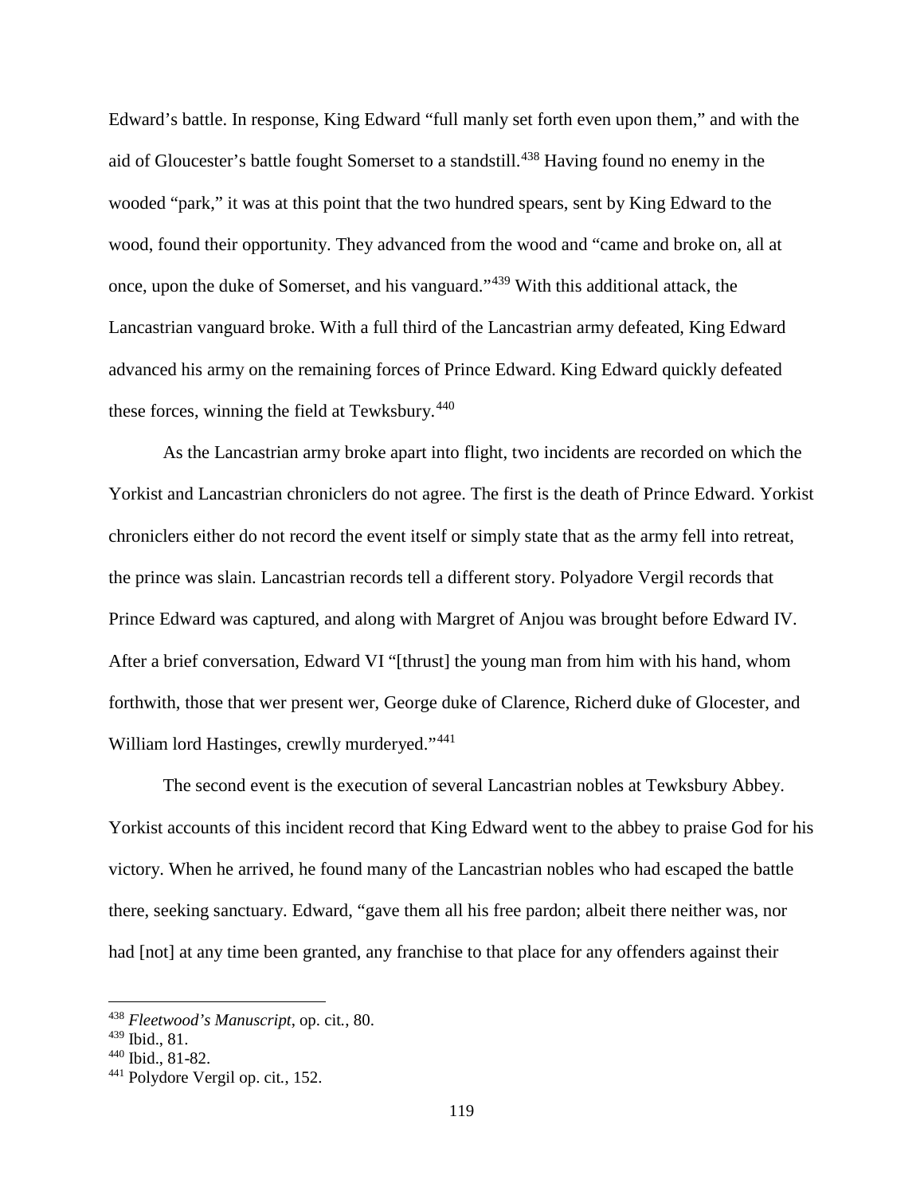Edward's battle. In response, King Edward "full manly set forth even upon them," and with the aid of Gloucester's battle fought Somerset to a standstill.[438] Having found no enemy in the wooded "park," it was at this point that the two hundred spears, sent by King Edward to the wood, found their opportunity. They advanced from the wood and "came and broke on, all at once, upon the duke of Somerset, and his vanguard."[439] With this additional attack, the Lancastrian vanguard broke. With a full third of the Lancastrian army defeated, King Edward advanced his army on the remaining forces of Prince Edward. King Edward quickly defeated these forces, winning the field at Tewksbury.[440]

As the Lancastrian army broke apart into flight, two incidents are recorded on which the Yorkist and Lancastrian chroniclers do not agree. The first is the death of Prince Edward. Yorkist chroniclers either do not record the event itself or simply state that as the army fell into retreat, the prince was slain. Lancastrian records tell a different story. Polyadore Vergil records that Prince Edward was captured, and along with Margret of Anjou was brought before Edward IV. After a brief conversation, Edward VI "[thrust] the young man from him with his hand, whom forthwith, those that wer present wer, George duke of Clarence, Richerd duke of Glocester, and William lord Hastinges, crewlly murderyed."[441]

The second event is the execution of several Lancastrian nobles at Tewksbury Abbey. Yorkist accounts of this incident record that King Edward went to the abbey to praise God for his victory. When he arrived, he found many of the Lancastrian nobles who had escaped the battle there, seeking sanctuary. Edward, "gave them all his free pardon; albeit there neither was, nor had [not] at any time been granted, any franchise to that place for any offenders against their

---

[438] *Fleetwood's Manuscript*, op. cit., 80.

[439] Ibid., 81.

[440] Ibid., 81-82.

[441] Polydore Vergil op. cit., 152.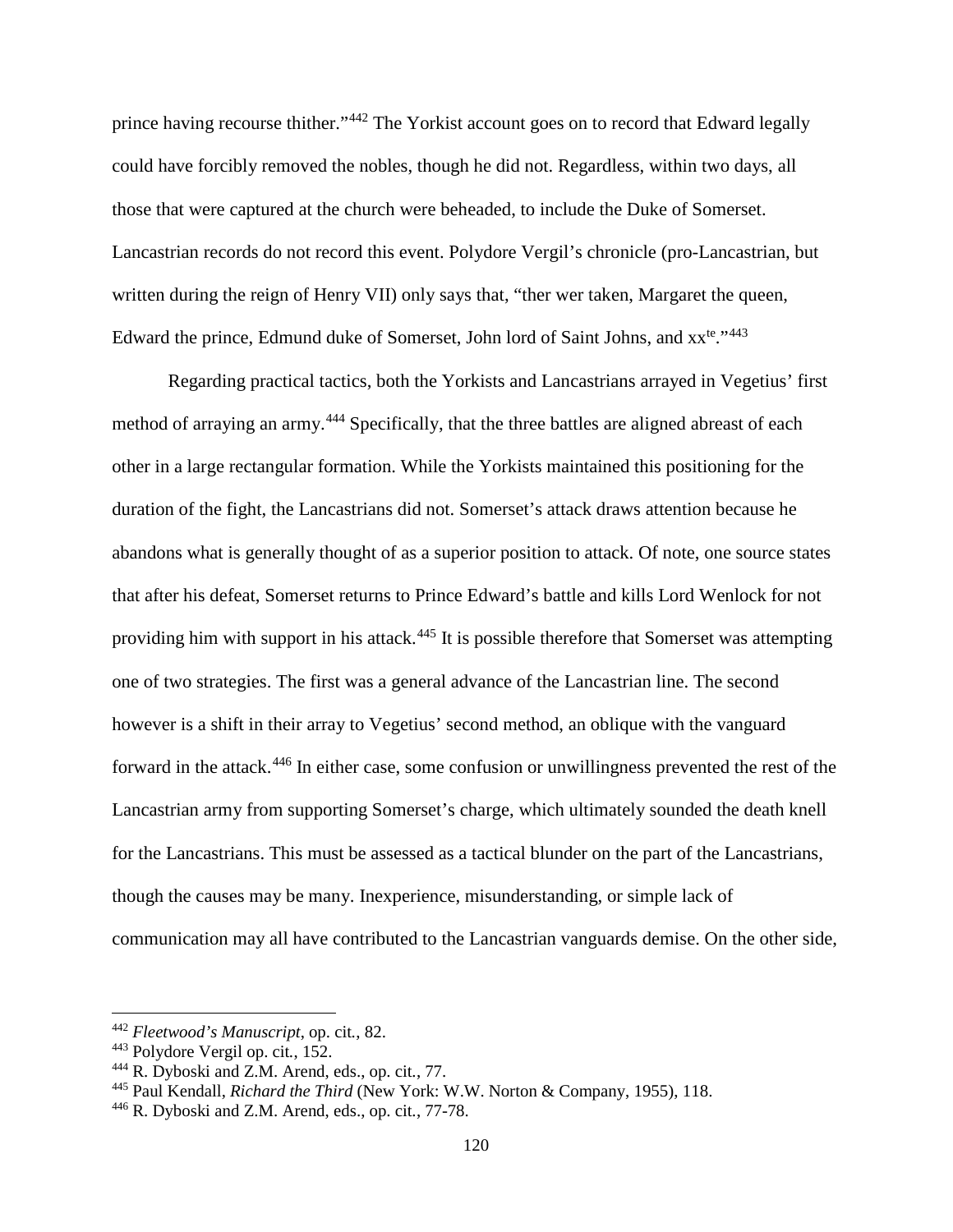prince having recourse thither."[442] The Yorkist account goes on to record that Edward legally could have forcibly removed the nobles, though he did not. Regardless, within two days, all those that were captured at the church were beheaded, to include the Duke of Somerset. Lancastrian records do not record this event. Polydore Vergil's chronicle (pro-Lancastrian, but written during the reign of Henry VII) only says that, "ther wer taken, Margaret the queen, Edward the prince, Edmund duke of Somerset, John lord of Saint Johns, and xx^te^."[443]

Regarding practical tactics, both the Yorkists and Lancastrians arrayed in Vegetius' first method of arraying an army.[444] Specifically, that the three battles are aligned abreast of each other in a large rectangular formation. While the Yorkists maintained this positioning for the duration of the fight, the Lancastrians did not. Somerset's attack draws attention because he abandons what is generally thought of as a superior position to attack. Of note, one source states that after his defeat, Somerset returns to Prince Edward's battle and kills Lord Wenlock for not providing him with support in his attack.[445] It is possible therefore that Somerset was attempting one of two strategies. The first was a general advance of the Lancastrian line. The second however is a shift in their array to Vegetius' second method, an oblique with the vanguard forward in the attack.[446] In either case, some confusion or unwillingness prevented the rest of the Lancastrian army from supporting Somerset's charge, which ultimately sounded the death knell for the Lancastrians. This must be assessed as a tactical blunder on the part of the Lancastrians, though the causes may be many. Inexperience, misunderstanding, or simple lack of communication may all have contributed to the Lancastrian vanguards demise. On the other side,

---

[442] *Fleetwood's Manuscript*, op. cit., 82.

[443] Polydore Vergil op. cit., 152.

[444] R. Dyboski and Z.M. Arend, eds., op. cit., 77.

[445] Paul Kendall, *Richard the Third* (New York: W.W. Norton & Company, 1955), 118.

[446] R. Dyboski and Z.M. Arend, eds., op. cit., 77-78.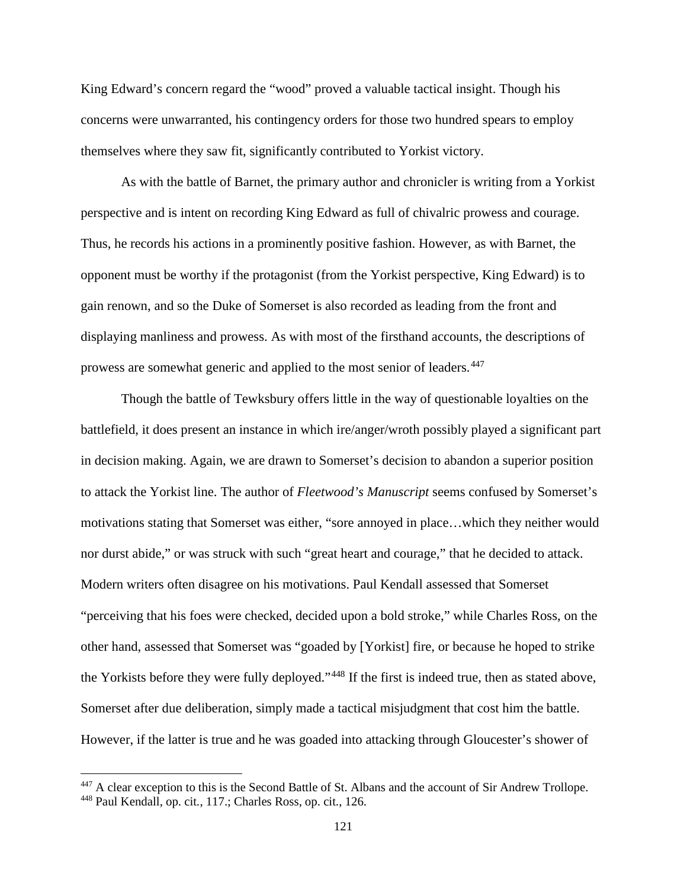King Edward's concern regard the "wood" proved a valuable tactical insight. Though his concerns were unwarranted, his contingency orders for those two hundred spears to employ themselves where they saw fit, significantly contributed to Yorkist victory.

As with the battle of Barnet, the primary author and chronicler is writing from a Yorkist perspective and is intent on recording King Edward as full of chivalric prowess and courage. Thus, he records his actions in a prominently positive fashion. However, as with Barnet, the opponent must be worthy if the protagonist (from the Yorkist perspective, King Edward) is to gain renown, and so the Duke of Somerset is also recorded as leading from the front and displaying manliness and prowess. As with most of the firsthand accounts, the descriptions of prowess are somewhat generic and applied to the most senior of leaders.[447]

Though the battle of Tewksbury offers little in the way of questionable loyalties on the battlefield, it does present an instance in which ire/anger/wroth possibly played a significant part in decision making. Again, we are drawn to Somerset's decision to abandon a superior position to attack the Yorkist line. The author of *Fleetwood's Manuscript* seems confused by Somerset's motivations stating that Somerset was either, "sore annoyed in place…which they neither would nor durst abide," or was struck with such "great heart and courage," that he decided to attack. Modern writers often disagree on his motivations. Paul Kendall assessed that Somerset "perceiving that his foes were checked, decided upon a bold stroke," while Charles Ross, on the other hand, assessed that Somerset was "goaded by [Yorkist] fire, or because he hoped to strike the Yorkists before they were fully deployed."[448] If the first is indeed true, then as stated above, Somerset after due deliberation, simply made a tactical misjudgment that cost him the battle. However, if the latter is true and he was goaded into attacking through Gloucester's shower of

---

[447] A clear exception to this is the Second Battle of St. Albans and the account of Sir Andrew Trollope.

[448] Paul Kendall, op. cit., 117.; Charles Ross, op. cit., 126.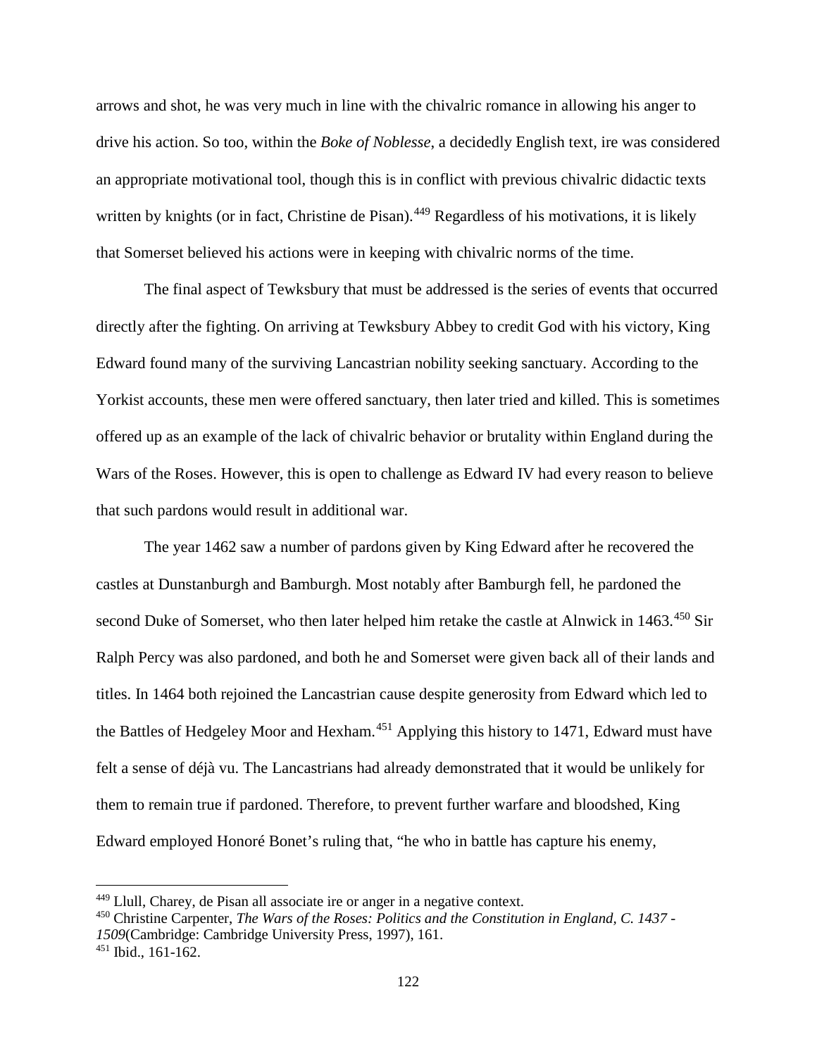arrows and shot, he was very much in line with the chivalric romance in allowing his anger to drive his action. So too, within the *Boke of Noblesse*, a decidedly English text, ire was considered an appropriate motivational tool, though this is in conflict with previous chivalric didactic texts written by knights (or in fact, Christine de Pisan).[449] Regardless of his motivations, it is likely that Somerset believed his actions were in keeping with chivalric norms of the time.

The final aspect of Tewksbury that must be addressed is the series of events that occurred directly after the fighting. On arriving at Tewksbury Abbey to credit God with his victory, King Edward found many of the surviving Lancastrian nobility seeking sanctuary. According to the Yorkist accounts, these men were offered sanctuary, then later tried and killed. This is sometimes offered up as an example of the lack of chivalric behavior or brutality within England during the Wars of the Roses. However, this is open to challenge as Edward IV had every reason to believe that such pardons would result in additional war.

The year 1462 saw a number of pardons given by King Edward after he recovered the castles at Dunstanburgh and Bamburgh. Most notably after Bamburgh fell, he pardoned the second Duke of Somerset, who then later helped him retake the castle at Alnwick in 1463.[450] Sir Ralph Percy was also pardoned, and both he and Somerset were given back all of their lands and titles. In 1464 both rejoined the Lancastrian cause despite generosity from Edward which led to the Battles of Hedgeley Moor and Hexham.[451] Applying this history to 1471, Edward must have felt a sense of déjà vu. The Lancastrians had already demonstrated that it would be unlikely for them to remain true if pardoned. Therefore, to prevent further warfare and bloodshed, King Edward employed Honoré Bonet's ruling that, "he who in battle has capture his enemy,

---

[449] Llull, Charey, de Pisan all associate ire or anger in a negative context.

[450] Christine Carpenter, *The Wars of the Roses: Politics and the Constitution in England, C. 1437 - 1509*(Cambridge: Cambridge University Press, 1997), 161.

[451] Ibid., 161-162.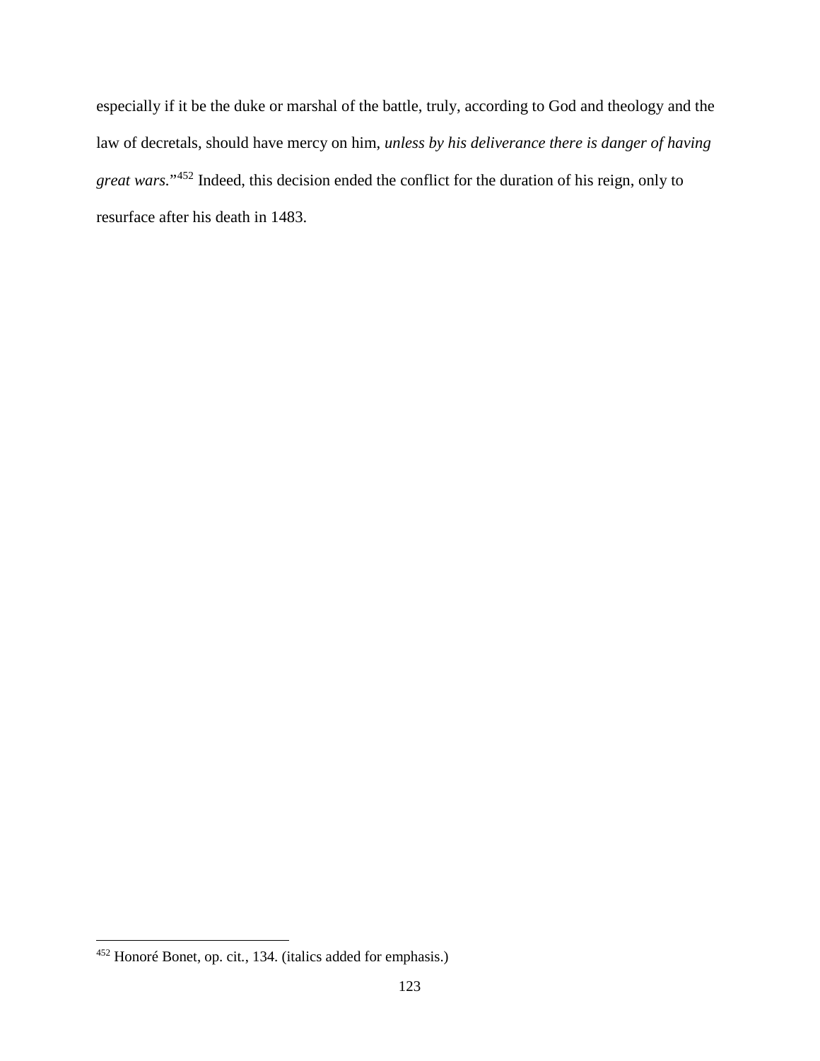especially if it be the duke or marshal of the battle, truly, according to God and theology and the law of decretals, should have mercy on him, *unless by his deliverance there is danger of having great wars.*"[452] Indeed, this decision ended the conflict for the duration of his reign, only to resurface after his death in 1483.

---

[452] Honoré Bonet, op. cit., 134. (italics added for emphasis.)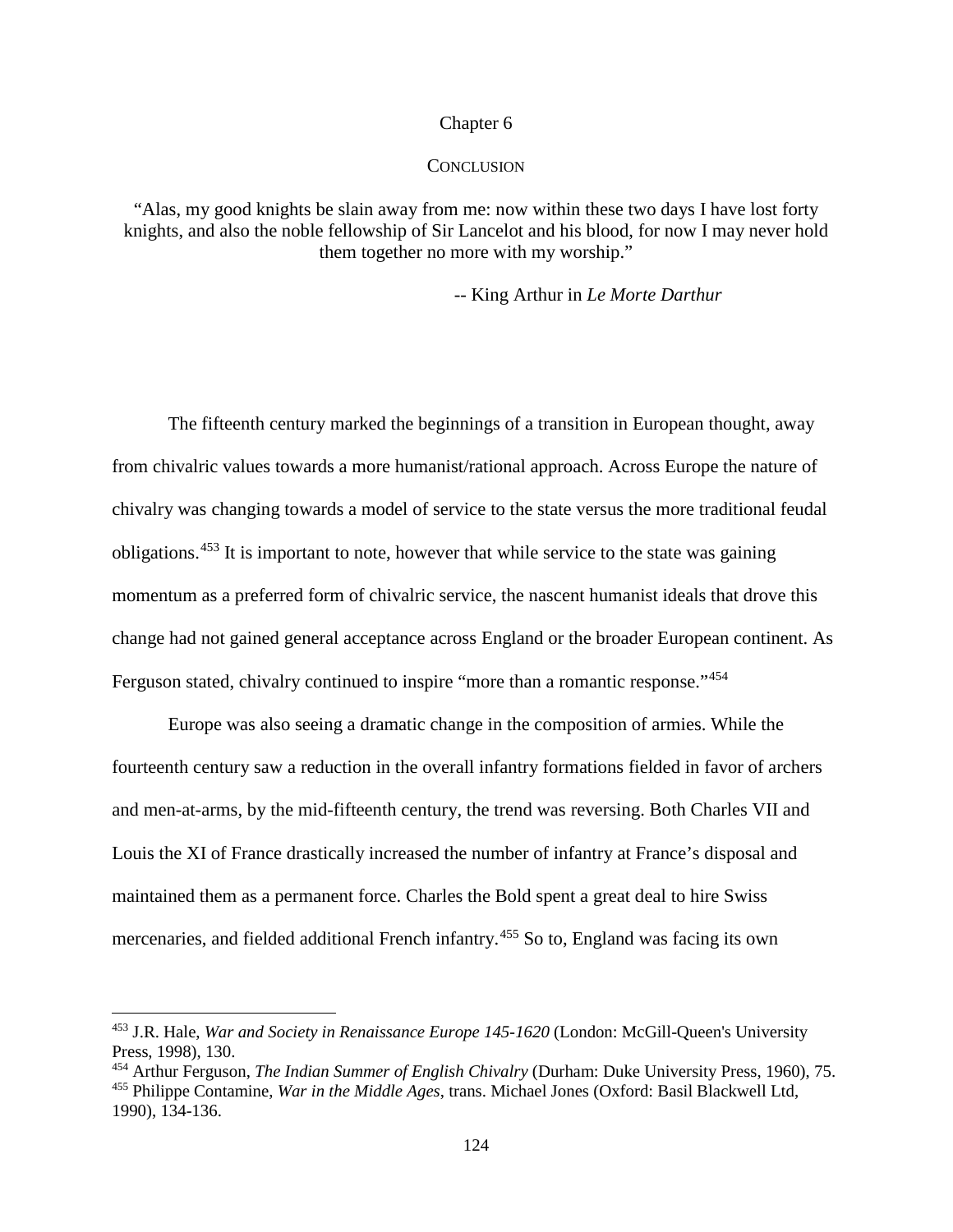# Chapter 6

## CONCLUSION

"Alas, my good knights be slain away from me: now within these two days I have lost forty knights, and also the noble fellowship of Sir Lancelot and his blood, for now I may never hold them together no more with my worship."

-- King Arthur in *Le Morte Darthur*

The fifteenth century marked the beginnings of a transition in European thought, away from chivalric values towards a more humanist/rational approach. Across Europe the nature of chivalry was changing towards a model of service to the state versus the more traditional feudal obligations.[453] It is important to note, however that while service to the state was gaining momentum as a preferred form of chivalric service, the nascent humanist ideals that drove this change had not gained general acceptance across England or the broader European continent. As Ferguson stated, chivalry continued to inspire "more than a romantic response."[454]

Europe was also seeing a dramatic change in the composition of armies. While the fourteenth century saw a reduction in the overall infantry formations fielded in favor of archers and men-at-arms, by the mid-fifteenth century, the trend was reversing. Both Charles VII and Louis the XI of France drastically increased the number of infantry at France's disposal and maintained them as a permanent force. Charles the Bold spent a great deal to hire Swiss mercenaries, and fielded additional French infantry.[455] So to, England was facing its own

---

[453] J.R. Hale, *War and Society in Renaissance Europe 145-1620* (London: McGill-Queen's University Press, 1998), 130.

[454] Arthur Ferguson, *The Indian Summer of English Chivalry* (Durham: Duke University Press, 1960), 75.

[455] Philippe Contamine, *War in the Middle Ages*, trans. Michael Jones (Oxford: Basil Blackwell Ltd, 1990), 134-136.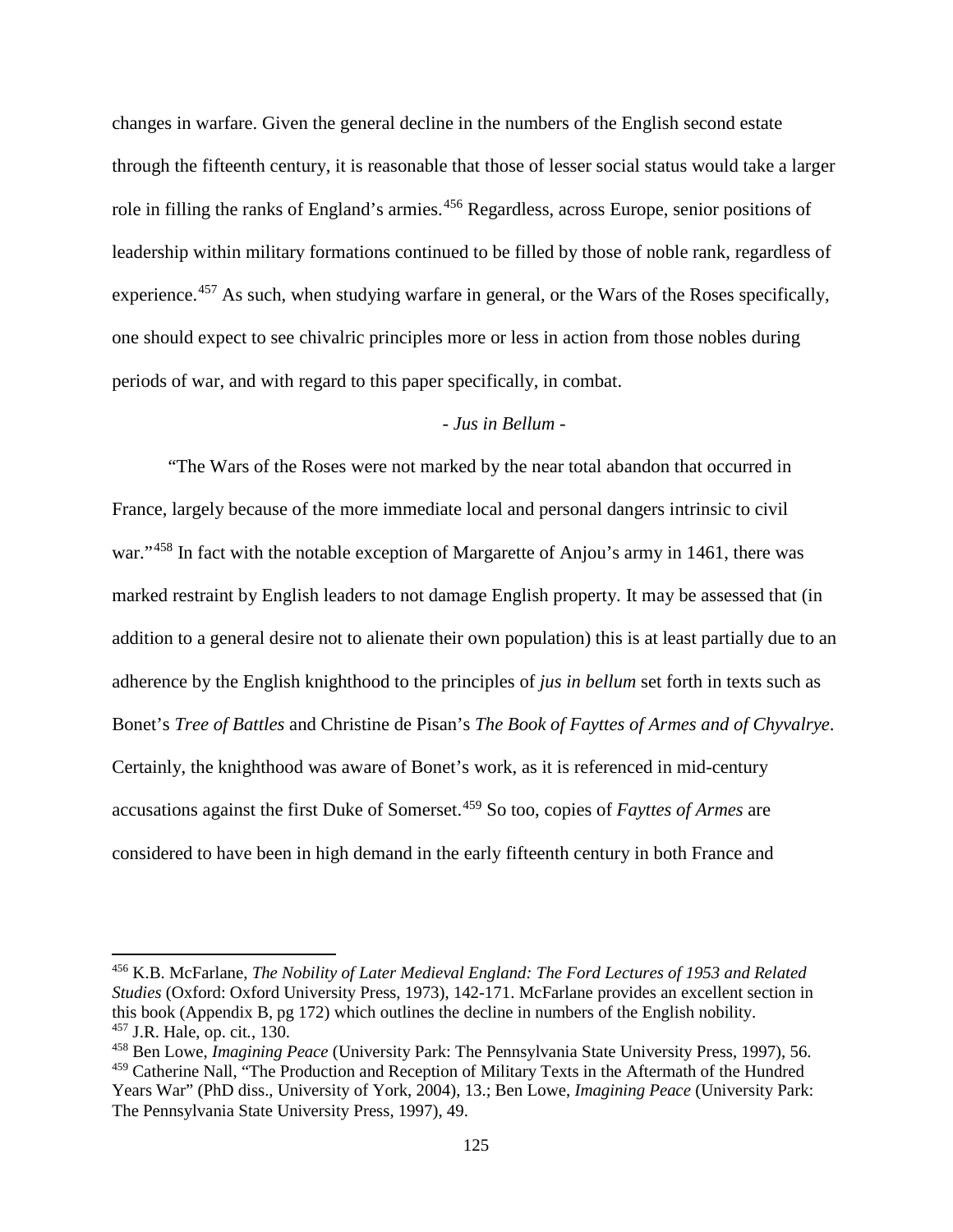changes in warfare. Given the general decline in the numbers of the English second estate through the fifteenth century, it is reasonable that those of lesser social status would take a larger role in filling the ranks of England's armies.[456] Regardless, across Europe, senior positions of leadership within military formations continued to be filled by those of noble rank, regardless of experience.[457] As such, when studying warfare in general, or the Wars of the Roses specifically, one should expect to see chivalric principles more or less in action from those nobles during periods of war, and with regard to this paper specifically, in combat.

### - *Jus in Bellum* -

"The Wars of the Roses were not marked by the near total abandon that occurred in France, largely because of the more immediate local and personal dangers intrinsic to civil war."[458] In fact with the notable exception of Margarette of Anjou's army in 1461, there was marked restraint by English leaders to not damage English property. It may be assessed that (in addition to a general desire not to alienate their own population) this is at least partially due to an adherence by the English knighthood to the principles of *jus in bellum* set forth in texts such as Bonet's *Tree of Battles* and Christine de Pisan's *The Book of Fayttes of Armes and of Chyvalrye*. Certainly, the knighthood was aware of Bonet's work, as it is referenced in mid-century accusations against the first Duke of Somerset.[459] So too, copies of *Fayttes of Armes* are considered to have been in high demand in the early fifteenth century in both France and

---

[456] K.B. McFarlane, *The Nobility of Later Medieval England: The Ford Lectures of 1953 and Related Studies* (Oxford: Oxford University Press, 1973), 142-171. McFarlane provides an excellent section in this book (Appendix B, pg 172) which outlines the decline in numbers of the English nobility.

[457] J.R. Hale, op. cit., 130.

[458] Ben Lowe, *Imagining Peace* (University Park: The Pennsylvania State University Press, 1997), 56.

[459] Catherine Nall, "The Production and Reception of Military Texts in the Aftermath of the Hundred Years War" (PhD diss., University of York, 2004), 13.; Ben Lowe, *Imagining Peace* (University Park: The Pennsylvania State University Press, 1997), 49.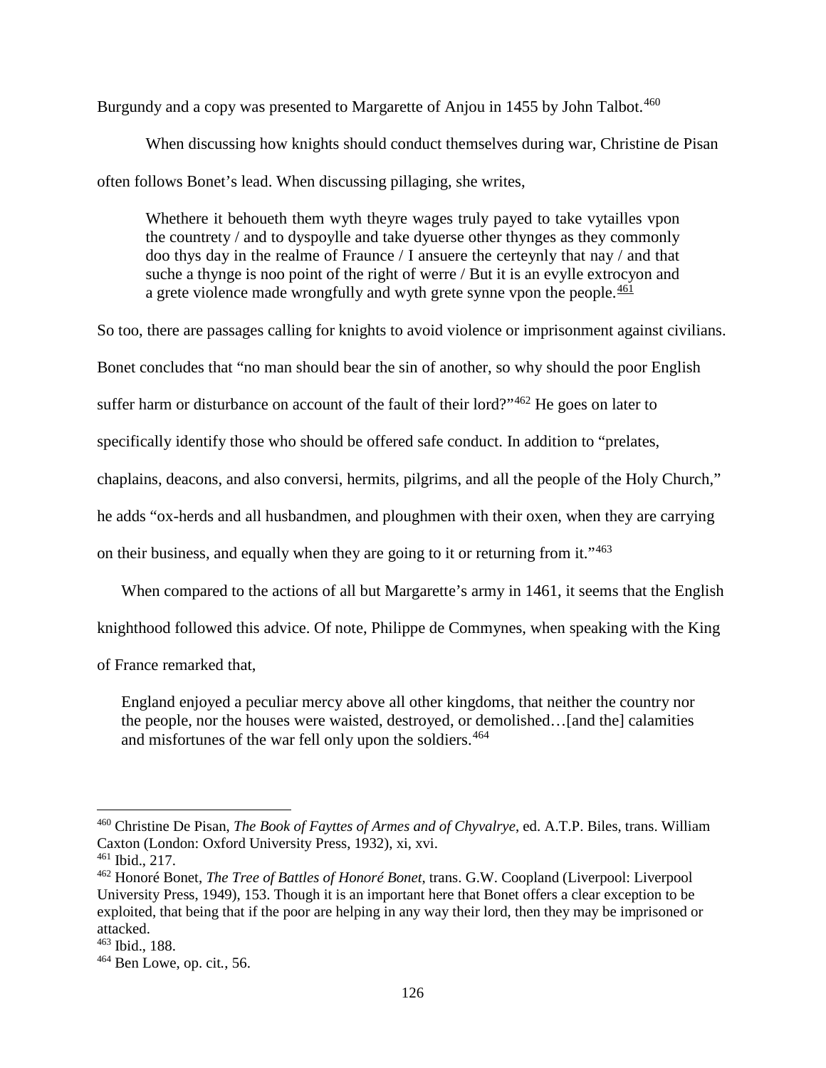Burgundy and a copy was presented to Margarette of Anjou in 1455 by John Talbot.[460]

When discussing how knights should conduct themselves during war, Christine de Pisan often follows Bonet's lead. When discussing pillaging, she writes,

> Whethere it behoueth them wyth theyre wages truly payed to take vytailles vpon the countrety / and to dyspoylle and take dyuerse other thynges as they commonly doo thys day in the realme of Fraunce / I ansuere the certeynly that nay / and that suche a thynge is noo point of the right of werre / But it is an evylle extrocyon and a grete violence made wrongfully and wyth grete synne vpon the people.[461]

So too, there are passages calling for knights to avoid violence or imprisonment against civilians. Bonet concludes that "no man should bear the sin of another, so why should the poor English suffer harm or disturbance on account of the fault of their lord?"[462] He goes on later to specifically identify those who should be offered safe conduct. In addition to "prelates, chaplains, deacons, and also conversi, hermits, pilgrims, and all the people of the Holy Church," he adds "ox-herds and all husbandmen, and ploughmen with their oxen, when they are carrying on their business, and equally when they are going to it or returning from it."[463]

When compared to the actions of all but Margarette's army in 1461, it seems that the English knighthood followed this advice. Of note, Philippe de Commynes, when speaking with the King of France remarked that,

> England enjoyed a peculiar mercy above all other kingdoms, that neither the country nor the people, nor the houses were waisted, destroyed, or demolished…[and the] calamities and misfortunes of the war fell only upon the soldiers.[464]

---

[460] Christine De Pisan, *The Book of Fayttes of Armes and of Chyvalrye*, ed. A.T.P. Biles, trans. William Caxton (London: Oxford University Press, 1932), xi, xvi.

[461] Ibid., 217.

[462] Honoré Bonet, *The Tree of Battles of Honoré Bonet*, trans. G.W. Coopland (Liverpool: Liverpool University Press, 1949), 153. Though it is an important here that Bonet offers a clear exception to be exploited, that being that if the poor are helping in any way their lord, then they may be imprisoned or attacked.

[463] Ibid., 188.

[464] Ben Lowe, op. cit., 56.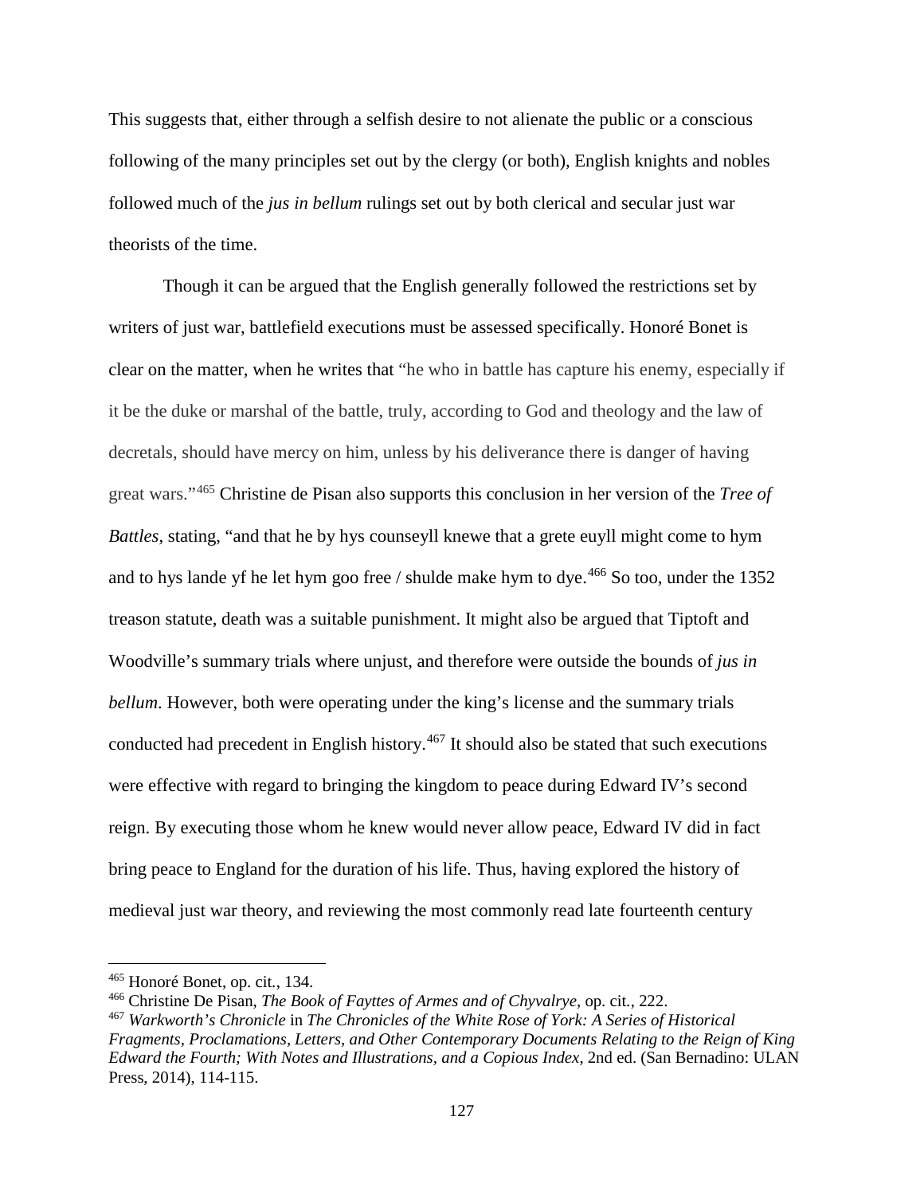This suggests that, either through a selfish desire to not alienate the public or a conscious following of the many principles set out by the clergy (or both), English knights and nobles followed much of the *jus in bellum* rulings set out by both clerical and secular just war theorists of the time.

Though it can be argued that the English generally followed the restrictions set by writers of just war, battlefield executions must be assessed specifically. Honoré Bonet is clear on the matter, when he writes that "he who in battle has capture his enemy, especially if it be the duke or marshal of the battle, truly, according to God and theology and the law of decretals, should have mercy on him, unless by his deliverance there is danger of having great wars."[465] Christine de Pisan also supports this conclusion in her version of the *Tree of Battles*, stating, "and that he by hys counseyll knewe that a grete euyll might come to hym and to hys lande yf he let hym goo free / shulde make hym to dye.[466] So too, under the 1352 treason statute, death was a suitable punishment. It might also be argued that Tiptoft and Woodville's summary trials where unjust, and therefore were outside the bounds of *jus in bellum*. However, both were operating under the king's license and the summary trials conducted had precedent in English history.[467] It should also be stated that such executions were effective with regard to bringing the kingdom to peace during Edward IV's second reign. By executing those whom he knew would never allow peace, Edward IV did in fact bring peace to England for the duration of his life. Thus, having explored the history of medieval just war theory, and reviewing the most commonly read late fourteenth century

---

[465] Honoré Bonet, op. cit., 134.

[466] Christine De Pisan, *The Book of Fayttes of Armes and of Chyvalrye*, op. cit., 222.

[467] *Warkworth's Chronicle* in *The Chronicles of the White Rose of York: A Series of Historical Fragments, Proclamations, Letters, and Other Contemporary Documents Relating to the Reign of King Edward the Fourth; With Notes and Illustrations, and a Copious Index*, 2nd ed. (San Bernadino: ULAN Press, 2014), 114-115.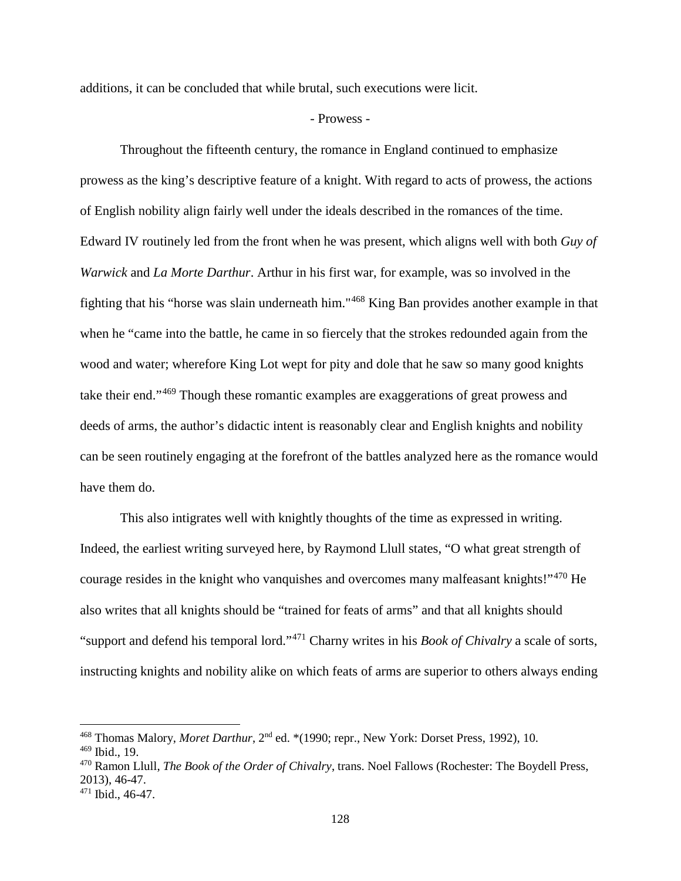additions, it can be concluded that while brutal, such executions were licit.

- Prowess -

Throughout the fifteenth century, the romance in England continued to emphasize prowess as the king's descriptive feature of a knight. With regard to acts of prowess, the actions of English nobility align fairly well under the ideals described in the romances of the time. Edward IV routinely led from the front when he was present, which aligns well with both *Guy of Warwick* and *La Morte Darthur*. Arthur in his first war, for example, was so involved in the fighting that his "horse was slain underneath him."[468] King Ban provides another example in that when he "came into the battle, he came in so fiercely that the strokes redounded again from the wood and water; wherefore King Lot wept for pity and dole that he saw so many good knights take their end."[469] Though these romantic examples are exaggerations of great prowess and deeds of arms, the author's didactic intent is reasonably clear and English knights and nobility can be seen routinely engaging at the forefront of the battles analyzed here as the romance would have them do.

This also intigrates well with knightly thoughts of the time as expressed in writing. Indeed, the earliest writing surveyed here, by Raymond Llull states, "O what great strength of courage resides in the knight who vanquishes and overcomes many malfeasant knights!"[470] He also writes that all knights should be "trained for feats of arms" and that all knights should "support and defend his temporal lord."[471] Charny writes in his *Book of Chivalry* a scale of sorts, instructing knights and nobility alike on which feats of arms are superior to others always ending

---

[468] Thomas Malory, *Moret Darthur*, 2nd ed. *(1990; repr., New York: Dorset Press, 1992), 10.
[469] Ibid., 19.
[470] Ramon Llull, *The Book of the Order of Chivalry*, trans. Noel Fallows (Rochester: The Boydell Press, 2013), 46-47.
[471] Ibid., 46-47.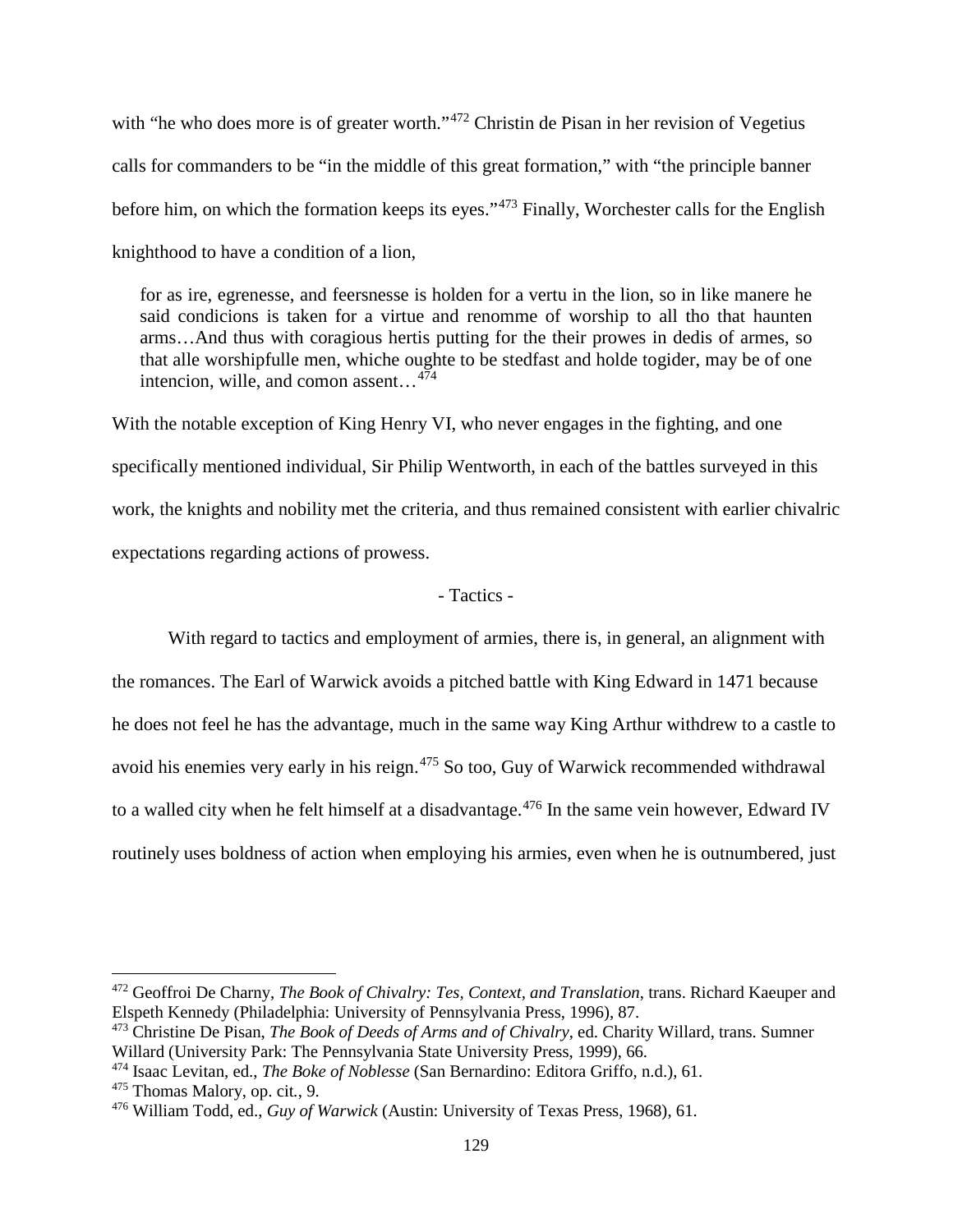with "he who does more is of greater worth."[472] Christin de Pisan in her revision of Vegetius calls for commanders to be "in the middle of this great formation," with "the principle banner before him, on which the formation keeps its eyes."[473] Finally, Worchester calls for the English knighthood to have a condition of a lion,

> for as ire, egrenesse, and feersnesse is holden for a vertu in the lion, so in like manere he said condicions is taken for a virtue and renomme of worship to all tho that haunten arms…And thus with coragious hertis putting for the their prowes in dedis of armes, so that alle worshipfulle men, whiche oughte to be stedfast and holde togider, may be of one intencion, wille, and comon assent…[474]

With the notable exception of King Henry VI, who never engages in the fighting, and one specifically mentioned individual, Sir Philip Wentworth, in each of the battles surveyed in this work, the knights and nobility met the criteria, and thus remained consistent with earlier chivalric expectations regarding actions of prowess.

- Tactics -

With regard to tactics and employment of armies, there is, in general, an alignment with the romances. The Earl of Warwick avoids a pitched battle with King Edward in 1471 because he does not feel he has the advantage, much in the same way King Arthur withdrew to a castle to avoid his enemies very early in his reign.[475] So too, Guy of Warwick recommended withdrawal to a walled city when he felt himself at a disadvantage.[476] In the same vein however, Edward IV routinely uses boldness of action when employing his armies, even when he is outnumbered, just

---

[472] Geoffroi De Charny, *The Book of Chivalry: Tes, Context, and Translation*, trans. Richard Kaeuper and Elspeth Kennedy (Philadelphia: University of Pennsylvania Press, 1996), 87.

[473] Christine De Pisan, *The Book of Deeds of Arms and of Chivalry*, ed. Charity Willard, trans. Sumner Willard (University Park: The Pennsylvania State University Press, 1999), 66.

[474] Isaac Levitan, ed., *The Boke of Noblesse* (San Bernardino: Editora Griffo, n.d.), 61.

[475] Thomas Malory, op. cit., 9.

[476] William Todd, ed., *Guy of Warwick* (Austin: University of Texas Press, 1968), 61.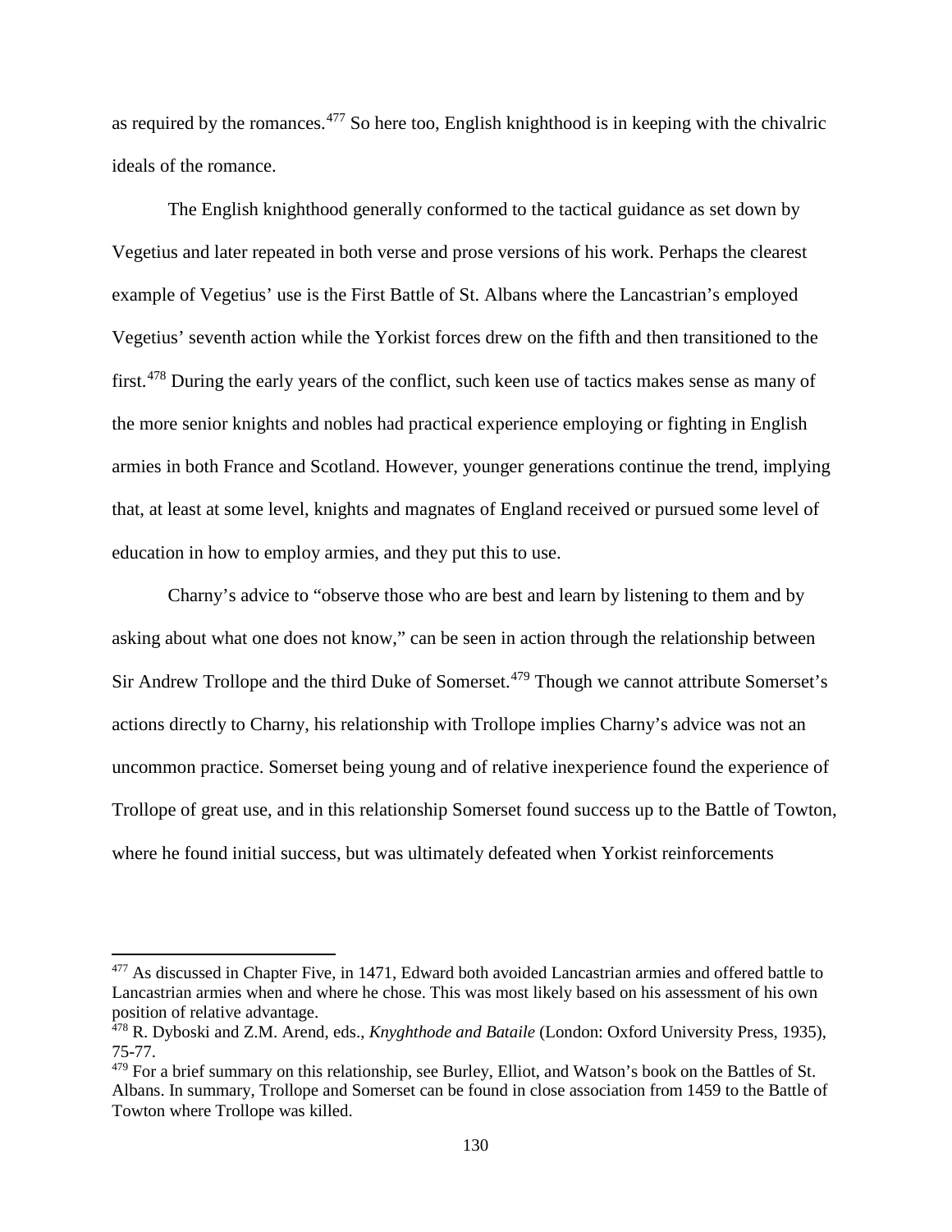as required by the romances.[477] So here too, English knighthood is in keeping with the chivalric ideals of the romance.

The English knighthood generally conformed to the tactical guidance as set down by Vegetius and later repeated in both verse and prose versions of his work. Perhaps the clearest example of Vegetius' use is the First Battle of St. Albans where the Lancastrian's employed Vegetius' seventh action while the Yorkist forces drew on the fifth and then transitioned to the first.[478] During the early years of the conflict, such keen use of tactics makes sense as many of the more senior knights and nobles had practical experience employing or fighting in English armies in both France and Scotland. However, younger generations continue the trend, implying that, at least at some level, knights and magnates of England received or pursued some level of education in how to employ armies, and they put this to use.

Charny's advice to "observe those who are best and learn by listening to them and by asking about what one does not know," can be seen in action through the relationship between Sir Andrew Trollope and the third Duke of Somerset.[479] Though we cannot attribute Somerset's actions directly to Charny, his relationship with Trollope implies Charny's advice was not an uncommon practice. Somerset being young and of relative inexperience found the experience of Trollope of great use, and in this relationship Somerset found success up to the Battle of Towton, where he found initial success, but was ultimately defeated when Yorkist reinforcements

---

[477] As discussed in Chapter Five, in 1471, Edward both avoided Lancastrian armies and offered battle to Lancastrian armies when and where he chose. This was most likely based on his assessment of his own position of relative advantage.

[478] R. Dyboski and Z.M. Arend, eds., *Knyghthode and Bataile* (London: Oxford University Press, 1935), 75-77.

[479] For a brief summary on this relationship, see Burley, Elliot, and Watson's book on the Battles of St. Albans. In summary, Trollope and Somerset can be found in close association from 1459 to the Battle of Towton where Trollope was killed.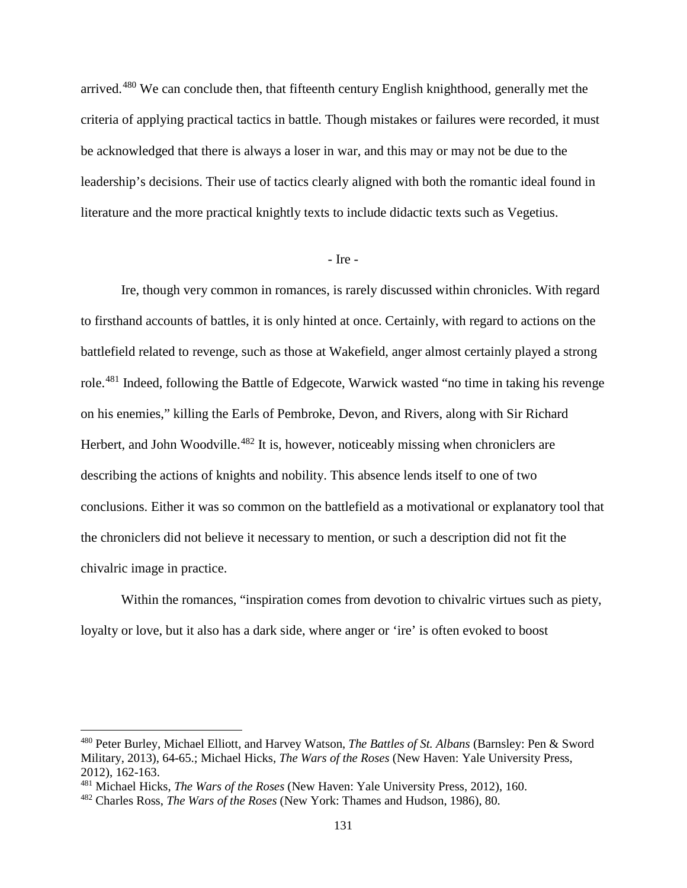arrived.[480] We can conclude then, that fifteenth century English knighthood, generally met the criteria of applying practical tactics in battle. Though mistakes or failures were recorded, it must be acknowledged that there is always a loser in war, and this may or may not be due to the leadership's decisions. Their use of tactics clearly aligned with both the romantic ideal found in literature and the more practical knightly texts to include didactic texts such as Vegetius.

### - Ire -

Ire, though very common in romances, is rarely discussed within chronicles. With regard to firsthand accounts of battles, it is only hinted at once. Certainly, with regard to actions on the battlefield related to revenge, such as those at Wakefield, anger almost certainly played a strong role.[481] Indeed, following the Battle of Edgecote, Warwick wasted "no time in taking his revenge on his enemies," killing the Earls of Pembroke, Devon, and Rivers, along with Sir Richard Herbert, and John Woodville.[482] It is, however, noticeably missing when chroniclers are describing the actions of knights and nobility. This absence lends itself to one of two conclusions. Either it was so common on the battlefield as a motivational or explanatory tool that the chroniclers did not believe it necessary to mention, or such a description did not fit the chivalric image in practice.

Within the romances, "inspiration comes from devotion to chivalric virtues such as piety, loyalty or love, but it also has a dark side, where anger or 'ire' is often evoked to boost

---

[480] Peter Burley, Michael Elliott, and Harvey Watson, *The Battles of St. Albans* (Barnsley: Pen & Sword Military, 2013), 64-65.; Michael Hicks, *The Wars of the Roses* (New Haven: Yale University Press, 2012), 162-163.

[481] Michael Hicks, *The Wars of the Roses* (New Haven: Yale University Press, 2012), 160.

[482] Charles Ross, *The Wars of the Roses* (New York: Thames and Hudson, 1986), 80.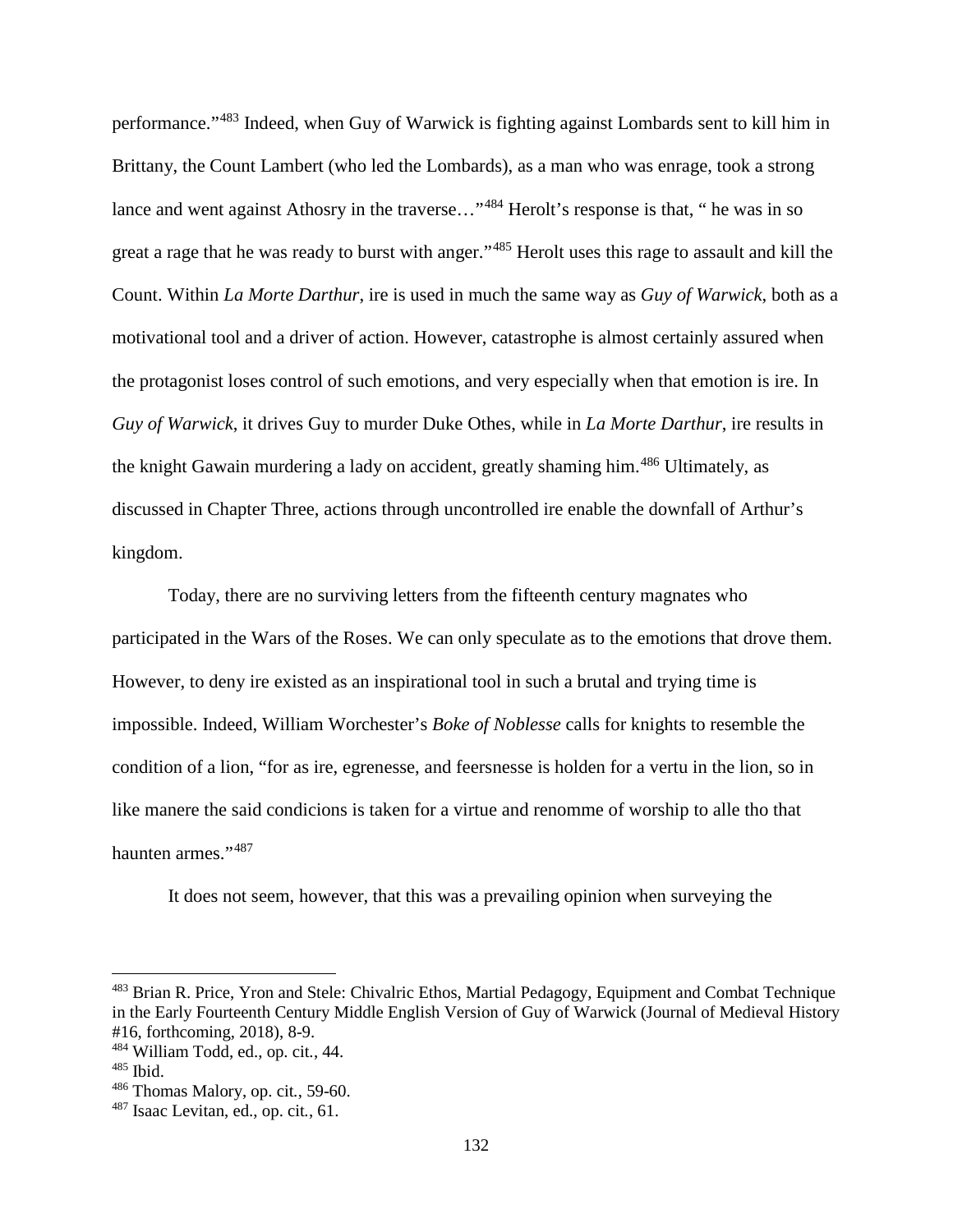performance."[483] Indeed, when Guy of Warwick is fighting against Lombards sent to kill him in Brittany, the Count Lambert (who led the Lombards), as a man who was enrage, took a strong lance and went against Athosry in the traverse…"[484] Herolt's response is that, " he was in so great a rage that he was ready to burst with anger."[485] Herolt uses this rage to assault and kill the Count. Within *La Morte Darthur*, ire is used in much the same way as *Guy of Warwick*, both as a motivational tool and a driver of action. However, catastrophe is almost certainly assured when the protagonist loses control of such emotions, and very especially when that emotion is ire. In *Guy of Warwick*, it drives Guy to murder Duke Othes, while in *La Morte Darthur*, ire results in the knight Gawain murdering a lady on accident, greatly shaming him.[486] Ultimately, as discussed in Chapter Three, actions through uncontrolled ire enable the downfall of Arthur's kingdom.

Today, there are no surviving letters from the fifteenth century magnates who participated in the Wars of the Roses. We can only speculate as to the emotions that drove them. However, to deny ire existed as an inspirational tool in such a brutal and trying time is impossible. Indeed, William Worchester's *Boke of Noblesse* calls for knights to resemble the condition of a lion, "for as ire, egrenesse, and feersnesse is holden for a vertu in the lion, so in like manere the said condicions is taken for a virtue and renomme of worship to alle tho that haunten armes."[487]

It does not seem, however, that this was a prevailing opinion when surveying the

---

[483] Brian R. Price, Yron and Stele: Chivalric Ethos, Martial Pedagogy, Equipment and Combat Technique in the Early Fourteenth Century Middle English Version of Guy of Warwick (Journal of Medieval History #16, forthcoming, 2018), 8-9.

[484] William Todd, ed., op. cit., 44.

[485] Ibid.

[486] Thomas Malory, op. cit., 59-60.

[487] Isaac Levitan, ed., op. cit., 61.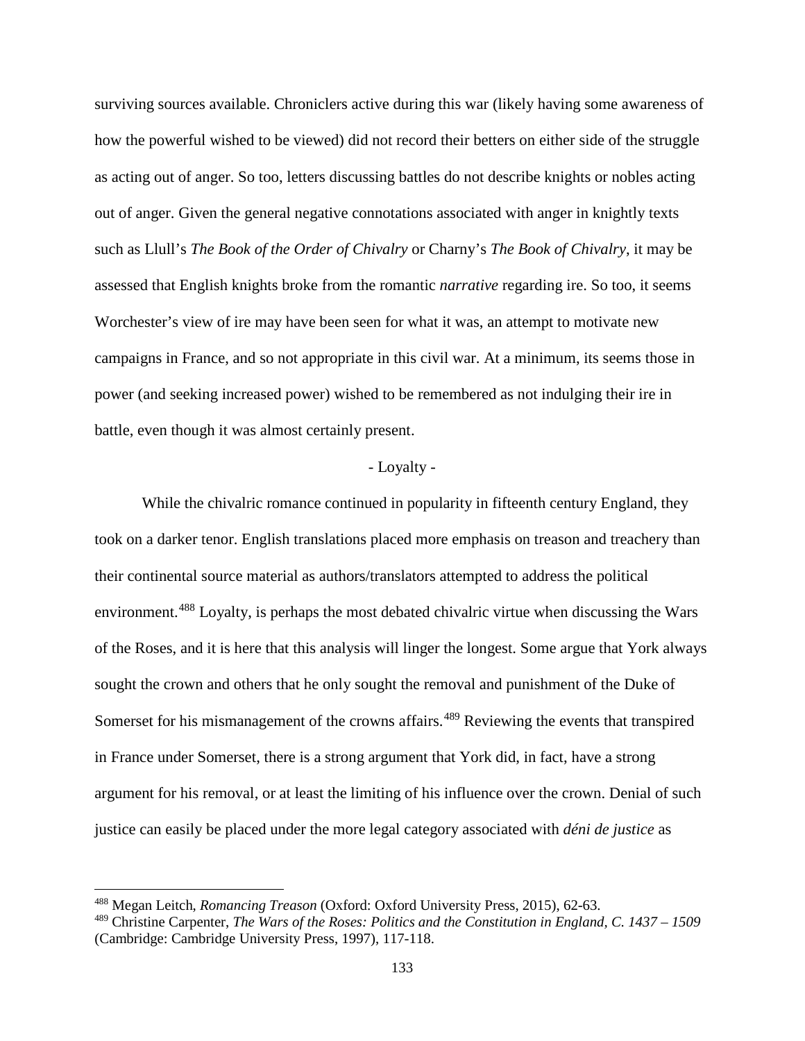surviving sources available. Chroniclers active during this war (likely having some awareness of how the powerful wished to be viewed) did not record their betters on either side of the struggle as acting out of anger. So too, letters discussing battles do not describe knights or nobles acting out of anger. Given the general negative connotations associated with anger in knightly texts such as Llull's *The Book of the Order of Chivalry* or Charny's *The Book of Chivalry*, it may be assessed that English knights broke from the romantic *narrative* regarding ire. So too, it seems Worchester's view of ire may have been seen for what it was, an attempt to motivate new campaigns in France, and so not appropriate in this civil war. At a minimum, its seems those in power (and seeking increased power) wished to be remembered as not indulging their ire in battle, even though it was almost certainly present.

### - Loyalty -

While the chivalric romance continued in popularity in fifteenth century England, they took on a darker tenor. English translations placed more emphasis on treason and treachery than their continental source material as authors/translators attempted to address the political environment.[488] Loyalty, is perhaps the most debated chivalric virtue when discussing the Wars of the Roses, and it is here that this analysis will linger the longest. Some argue that York always sought the crown and others that he only sought the removal and punishment of the Duke of Somerset for his mismanagement of the crowns affairs.[489] Reviewing the events that transpired in France under Somerset, there is a strong argument that York did, in fact, have a strong argument for his removal, or at least the limiting of his influence over the crown. Denial of such justice can easily be placed under the more legal category associated with *déni de justice* as

---

[488] Megan Leitch, *Romancing Treason* (Oxford: Oxford University Press, 2015), 62-63.

[489] Christine Carpenter, *The Wars of the Roses: Politics and the Constitution in England, C. 1437 – 1509* (Cambridge: Cambridge University Press, 1997), 117-118.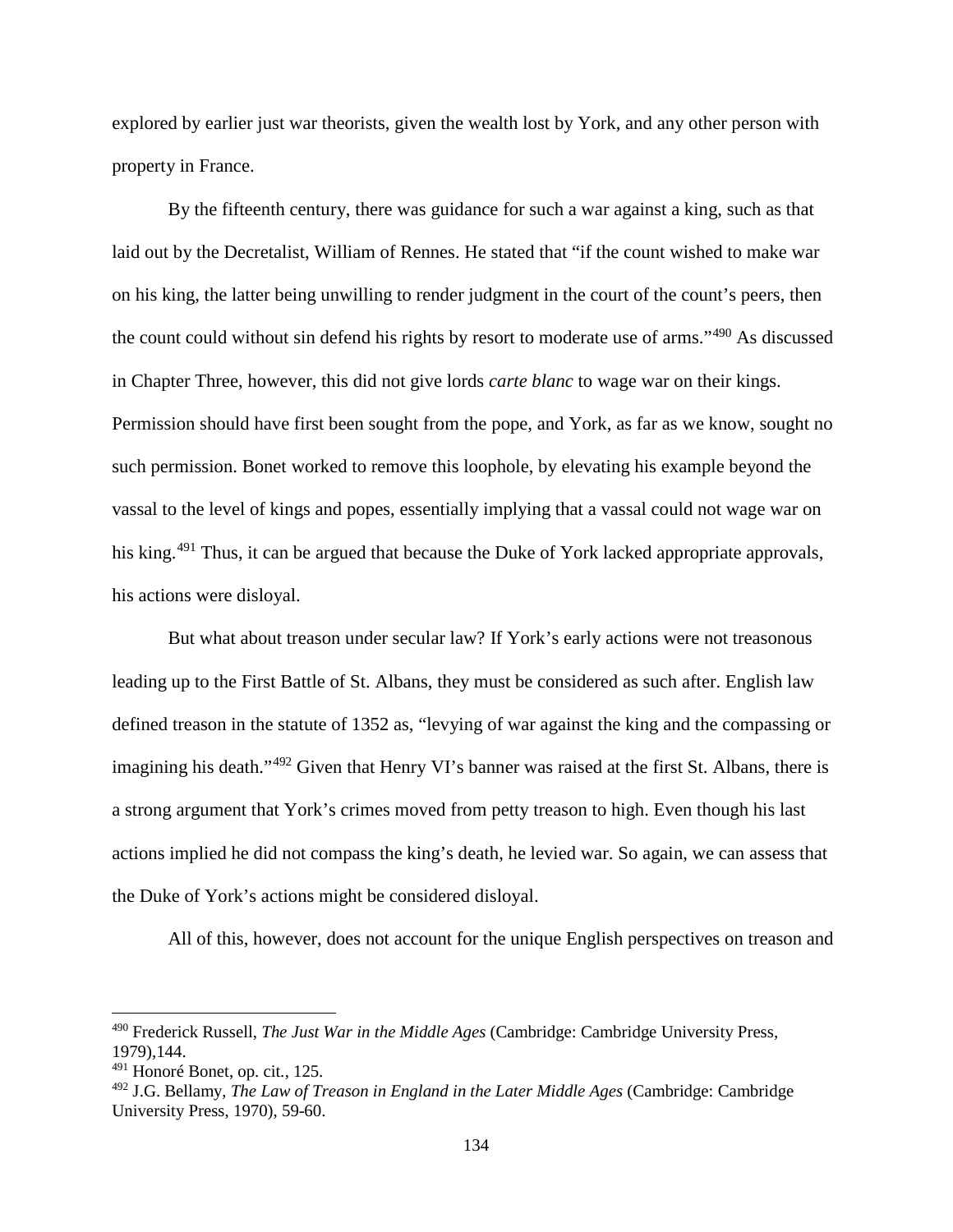explored by earlier just war theorists, given the wealth lost by York, and any other person with property in France.

By the fifteenth century, there was guidance for such a war against a king, such as that laid out by the Decretalist, William of Rennes. He stated that "if the count wished to make war on his king, the latter being unwilling to render judgment in the court of the count's peers, then the count could without sin defend his rights by resort to moderate use of arms."[490] As discussed in Chapter Three, however, this did not give lords *carte blanc* to wage war on their kings. Permission should have first been sought from the pope, and York, as far as we know, sought no such permission. Bonet worked to remove this loophole, by elevating his example beyond the vassal to the level of kings and popes, essentially implying that a vassal could not wage war on his king.[491] Thus, it can be argued that because the Duke of York lacked appropriate approvals, his actions were disloyal.

But what about treason under secular law? If York's early actions were not treasonous leading up to the First Battle of St. Albans, they must be considered as such after. English law defined treason in the statute of 1352 as, "levying of war against the king and the compassing or imagining his death."[492] Given that Henry VI's banner was raised at the first St. Albans, there is a strong argument that York's crimes moved from petty treason to high. Even though his last actions implied he did not compass the king's death, he levied war. So again, we can assess that the Duke of York's actions might be considered disloyal.

All of this, however, does not account for the unique English perspectives on treason and

---

[490] Frederick Russell, *The Just War in the Middle Ages* (Cambridge: Cambridge University Press, 1979),144.

[491] Honoré Bonet, op. cit., 125.

[492] J.G. Bellamy, *The Law of Treason in England in the Later Middle Ages* (Cambridge: Cambridge University Press, 1970), 59-60.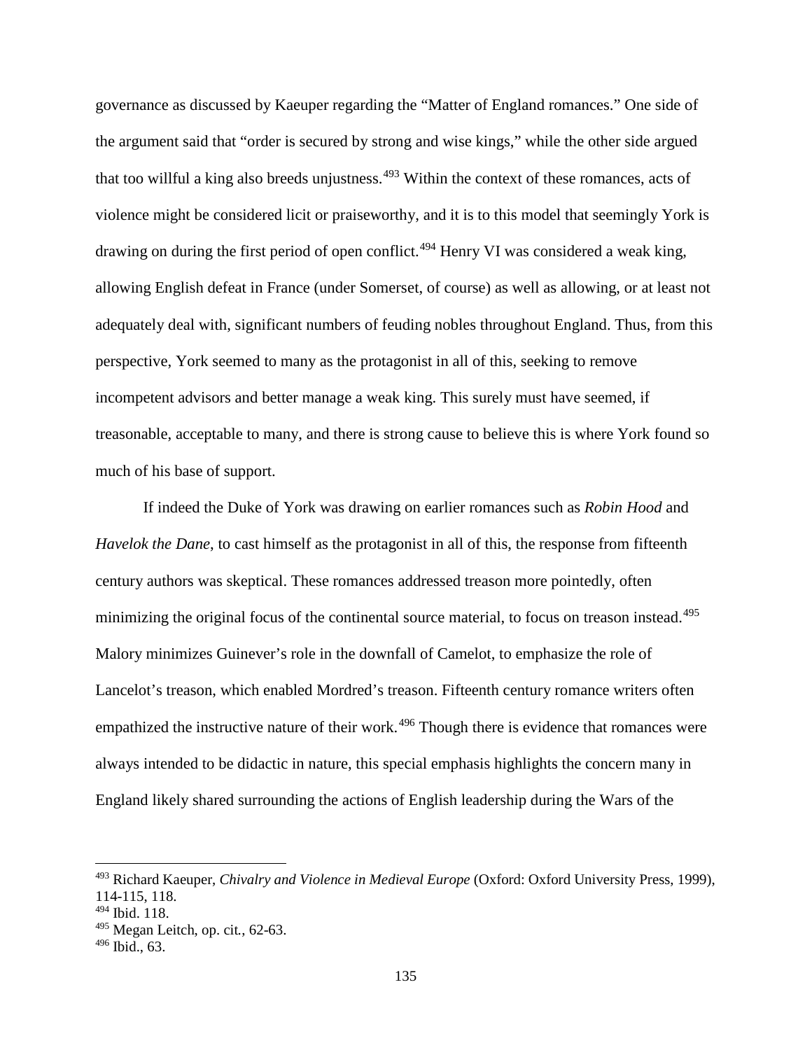governance as discussed by Kaeuper regarding the "Matter of England romances." One side of the argument said that "order is secured by strong and wise kings," while the other side argued that too willful a king also breeds unjustness.[493] Within the context of these romances, acts of violence might be considered licit or praiseworthy, and it is to this model that seemingly York is drawing on during the first period of open conflict.[494] Henry VI was considered a weak king, allowing English defeat in France (under Somerset, of course) as well as allowing, or at least not adequately deal with, significant numbers of feuding nobles throughout England. Thus, from this perspective, York seemed to many as the protagonist in all of this, seeking to remove incompetent advisors and better manage a weak king. This surely must have seemed, if treasonable, acceptable to many, and there is strong cause to believe this is where York found so much of his base of support.

If indeed the Duke of York was drawing on earlier romances such as *Robin Hood* and *Havelok the Dane*, to cast himself as the protagonist in all of this, the response from fifteenth century authors was skeptical. These romances addressed treason more pointedly, often minimizing the original focus of the continental source material, to focus on treason instead.[495] Malory minimizes Guinever's role in the downfall of Camelot, to emphasize the role of Lancelot's treason, which enabled Mordred's treason. Fifteenth century romance writers often empathized the instructive nature of their work.[496] Though there is evidence that romances were always intended to be didactic in nature, this special emphasis highlights the concern many in England likely shared surrounding the actions of English leadership during the Wars of the

---

[493] Richard Kaeuper, *Chivalry and Violence in Medieval Europe* (Oxford: Oxford University Press, 1999), 114-115, 118.

[494] Ibid. 118.

[495] Megan Leitch, op. cit., 62-63.

[496] Ibid., 63.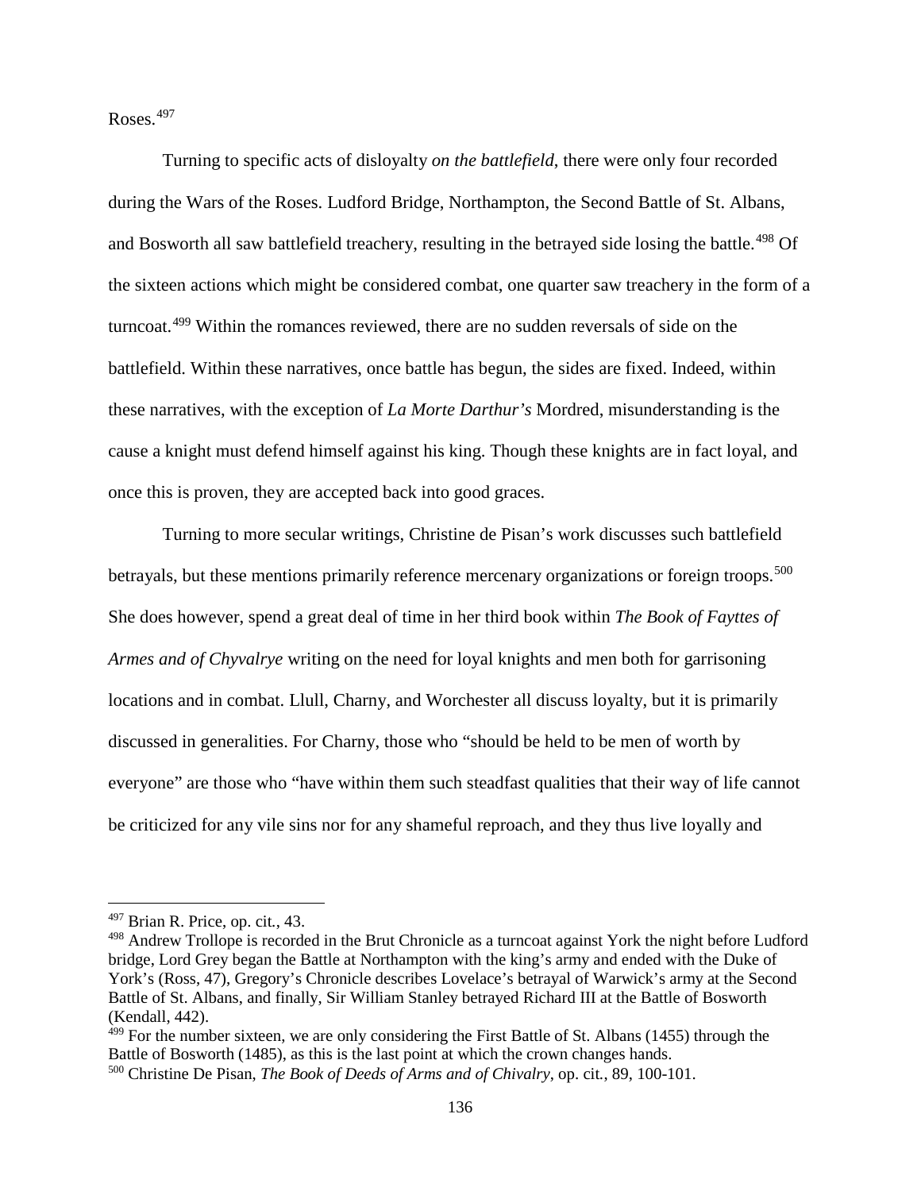Roses.[497]

Turning to specific acts of disloyalty *on the battlefield*, there were only four recorded during the Wars of the Roses. Ludford Bridge, Northampton, the Second Battle of St. Albans, and Bosworth all saw battlefield treachery, resulting in the betrayed side losing the battle.[498] Of the sixteen actions which might be considered combat, one quarter saw treachery in the form of a turncoat.[499] Within the romances reviewed, there are no sudden reversals of side on the battlefield. Within these narratives, once battle has begun, the sides are fixed. Indeed, within these narratives, with the exception of *La Morte Darthur's* Mordred, misunderstanding is the cause a knight must defend himself against his king. Though these knights are in fact loyal, and once this is proven, they are accepted back into good graces.

Turning to more secular writings, Christine de Pisan's work discusses such battlefield betrayals, but these mentions primarily reference mercenary organizations or foreign troops.[500] She does however, spend a great deal of time in her third book within *The Book of Fayttes of Armes and of Chyvalrye* writing on the need for loyal knights and men both for garrisoning locations and in combat. Llull, Charny, and Worchester all discuss loyalty, but it is primarily discussed in generalities. For Charny, those who "should be held to be men of worth by everyone" are those who "have within them such steadfast qualities that their way of life cannot be criticized for any vile sins nor for any shameful reproach, and they thus live loyally and

---

[497] Brian R. Price, op. cit., 43.

[498] Andrew Trollope is recorded in the Brut Chronicle as a turncoat against York the night before Ludford bridge, Lord Grey began the Battle at Northampton with the king's army and ended with the Duke of York's (Ross, 47), Gregory's Chronicle describes Lovelace's betrayal of Warwick's army at the Second Battle of St. Albans, and finally, Sir William Stanley betrayed Richard III at the Battle of Bosworth (Kendall, 442).

[499] For the number sixteen, we are only considering the First Battle of St. Albans (1455) through the Battle of Bosworth (1485), as this is the last point at which the crown changes hands.

[500] Christine De Pisan, *The Book of Deeds of Arms and of Chivalry*, op. cit., 89, 100-101.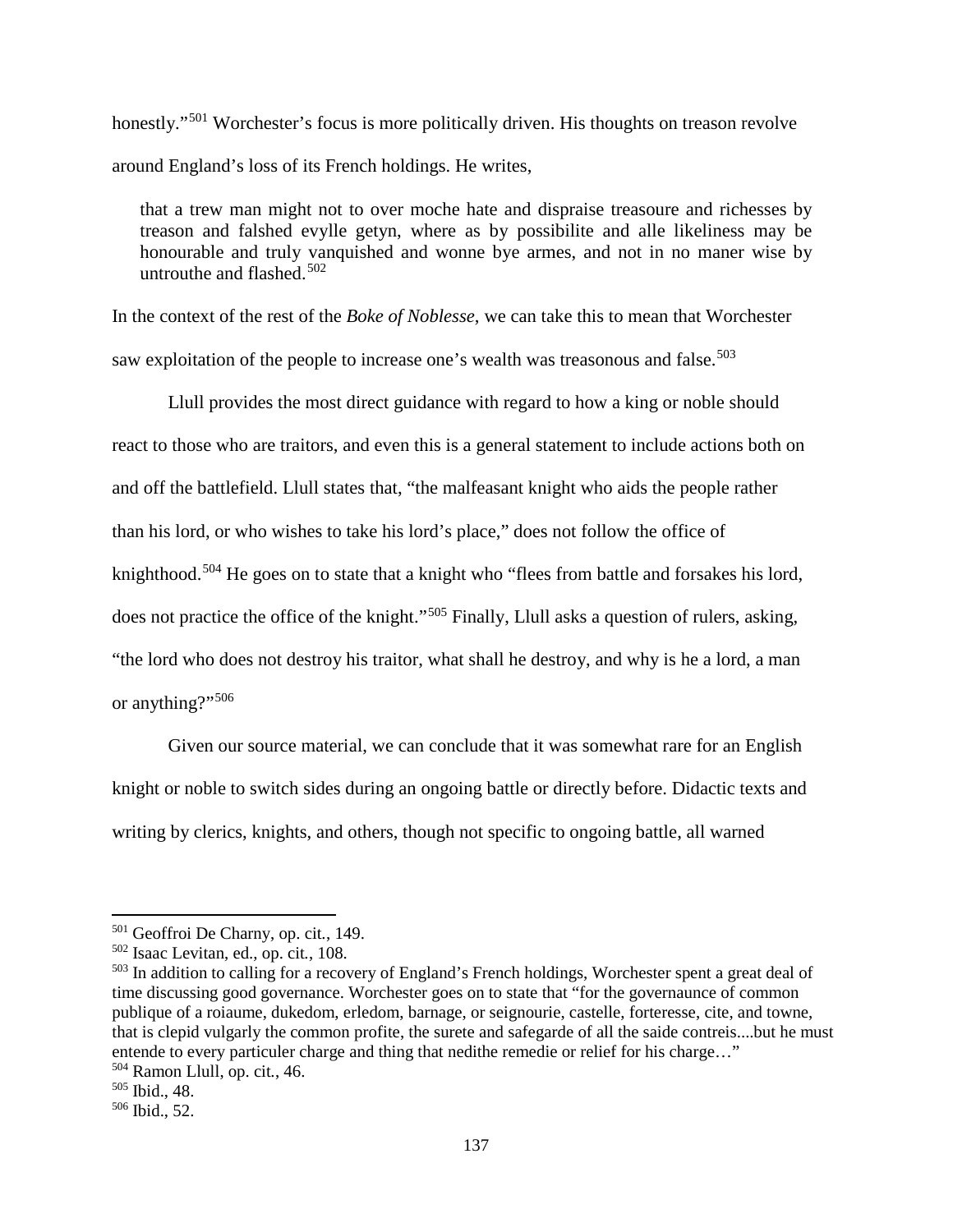honestly."[501] Worchester's focus is more politically driven. His thoughts on treason revolve around England's loss of its French holdings. He writes,

> that a trew man might not to over moche hate and dispraise treasoure and richesses by treason and falshed evylle getyn, where as by possibilite and alle likeliness may be honourable and truly vanquished and wonne bye armes, and not in no maner wise by untrouthe and flashed.[502]

In the context of the rest of the *Boke of Noblesse*, we can take this to mean that Worchester saw exploitation of the people to increase one's wealth was treasonous and false.[503]

Llull provides the most direct guidance with regard to how a king or noble should react to those who are traitors, and even this is a general statement to include actions both on and off the battlefield. Llull states that, "the malfeasant knight who aids the people rather than his lord, or who wishes to take his lord's place," does not follow the office of knighthood.[504] He goes on to state that a knight who "flees from battle and forsakes his lord, does not practice the office of the knight."[505] Finally, Llull asks a question of rulers, asking, "the lord who does not destroy his traitor, what shall he destroy, and why is he a lord, a man or anything?"[506]

Given our source material, we can conclude that it was somewhat rare for an English knight or noble to switch sides during an ongoing battle or directly before. Didactic texts and writing by clerics, knights, and others, though not specific to ongoing battle, all warned

---

[501] Geoffroi De Charny, op. cit., 149.

[502] Isaac Levitan, ed., op. cit., 108.

[503] In addition to calling for a recovery of England's French holdings, Worchester spent a great deal of time discussing good governance. Worchester goes on to state that "for the governaunce of common publique of a roiaume, dukedom, erledom, barnage, or seignourie, castelle, forteresse, cite, and towne, that is clepid vulgarly the common profite, the surete and safegarde of all the saide contreis....but he must entende to every particuler charge and thing that nedithe remedie or relief for his charge…"

[504] Ramon Llull, op. cit., 46.

[505] Ibid., 48.

[506] Ibid., 52.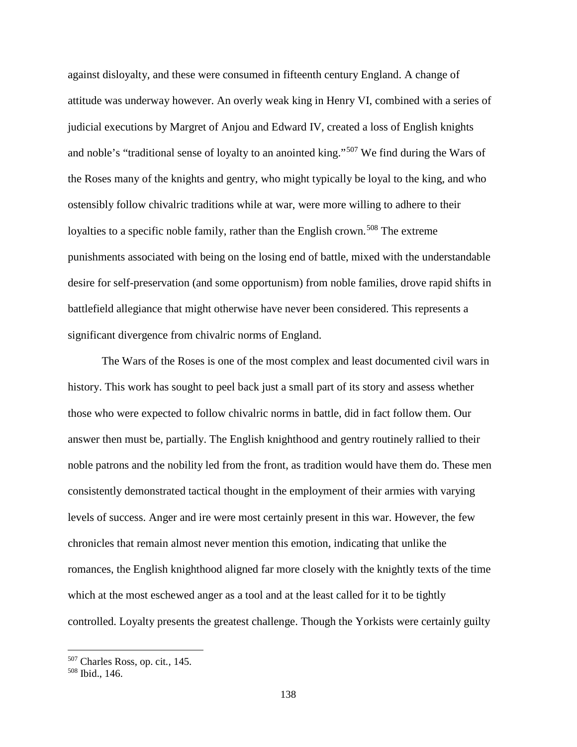against disloyalty, and these were consumed in fifteenth century England. A change of attitude was underway however. An overly weak king in Henry VI, combined with a series of judicial executions by Margret of Anjou and Edward IV, created a loss of English knights and noble's "traditional sense of loyalty to an anointed king."[507] We find during the Wars of the Roses many of the knights and gentry, who might typically be loyal to the king, and who ostensibly follow chivalric traditions while at war, were more willing to adhere to their loyalties to a specific noble family, rather than the English crown.[508] The extreme punishments associated with being on the losing end of battle, mixed with the understandable desire for self-preservation (and some opportunism) from noble families, drove rapid shifts in battlefield allegiance that might otherwise have never been considered. This represents a significant divergence from chivalric norms of England.

The Wars of the Roses is one of the most complex and least documented civil wars in history. This work has sought to peel back just a small part of its story and assess whether those who were expected to follow chivalric norms in battle, did in fact follow them. Our answer then must be, partially. The English knighthood and gentry routinely rallied to their noble patrons and the nobility led from the front, as tradition would have them do. These men consistently demonstrated tactical thought in the employment of their armies with varying levels of success. Anger and ire were most certainly present in this war. However, the few chronicles that remain almost never mention this emotion, indicating that unlike the romances, the English knighthood aligned far more closely with the knightly texts of the time which at the most eschewed anger as a tool and at the least called for it to be tightly controlled. Loyalty presents the greatest challenge. Though the Yorkists were certainly guilty

---

[507] Charles Ross, op. cit., 145.

[508] Ibid., 146.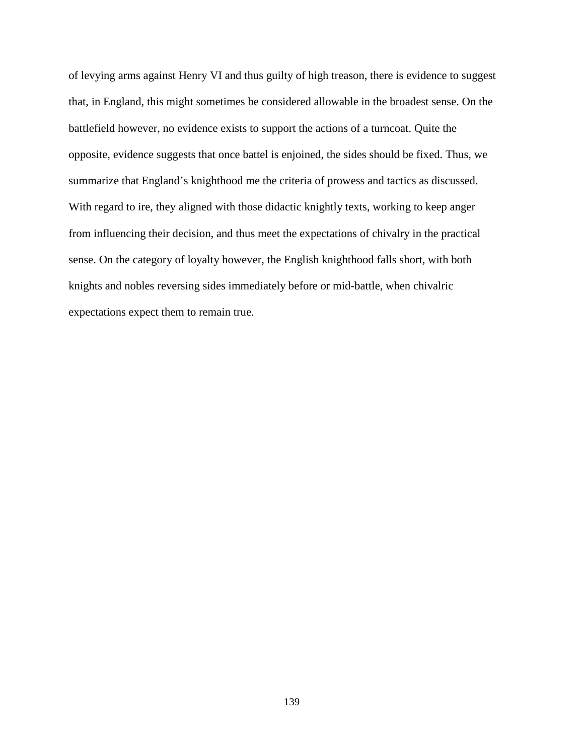of levying arms against Henry VI and thus guilty of high treason, there is evidence to suggest that, in England, this might sometimes be considered allowable in the broadest sense. On the battlefield however, no evidence exists to support the actions of a turncoat. Quite the opposite, evidence suggests that once battel is enjoined, the sides should be fixed. Thus, we summarize that England's knighthood me the criteria of prowess and tactics as discussed. With regard to ire, they aligned with those didactic knightly texts, working to keep anger from influencing their decision, and thus meet the expectations of chivalry in the practical sense. On the category of loyalty however, the English knighthood falls short, with both knights and nobles reversing sides immediately before or mid-battle, when chivalric expectations expect them to remain true.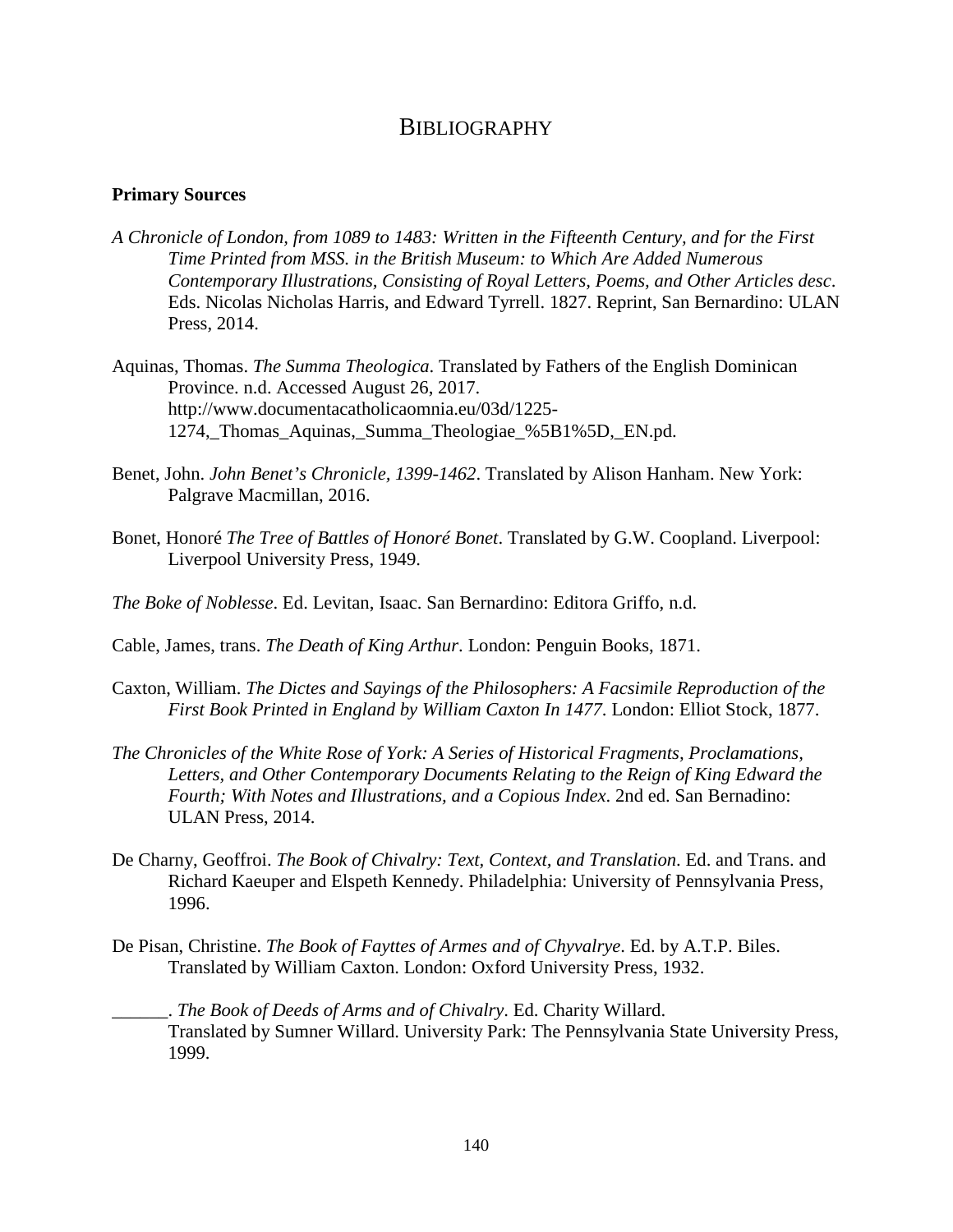# Bibliography

**Primary Sources**

*A Chronicle of London, from 1089 to 1483: Written in the Fifteenth Century, and for the First Time Printed from MSS. in the British Museum: to Which Are Added Numerous Contemporary Illustrations, Consisting of Royal Letters, Poems, and Other Articles desc*. Eds. Nicolas Nicholas Harris, and Edward Tyrrell. 1827. Reprint, San Bernardino: ULAN Press, 2014.

Aquinas, Thomas. *The Summa Theologica*. Translated by Fathers of the English Dominican Province. n.d. Accessed August 26, 2017. http://www.documentacatholicaomnia.eu/03d/1225-1274,_Thomas_Aquinas,_Summa_Theologiae_%5B1%5D,_EN.pd.

Benet, John. *John Benet's Chronicle, 1399-1462*. Translated by Alison Hanham. New York: Palgrave Macmillan, 2016.

Bonet, Honoré *The Tree of Battles of Honoré Bonet*. Translated by G.W. Coopland. Liverpool: Liverpool University Press, 1949.

*The Boke of Noblesse*. Ed. Levitan, Isaac. San Bernardino: Editora Griffo, n.d.

Cable, James, trans. *The Death of King Arthur*. London: Penguin Books, 1871.

Caxton, William. *The Dictes and Sayings of the Philosophers: A Facsimile Reproduction of the First Book Printed in England by William Caxton In 1477*. London: Elliot Stock, 1877.

*The Chronicles of the White Rose of York: A Series of Historical Fragments, Proclamations, Letters, and Other Contemporary Documents Relating to the Reign of King Edward the Fourth; With Notes and Illustrations, and a Copious Index*. 2nd ed. San Bernadino: ULAN Press, 2014.

De Charny, Geoffroi. *The Book of Chivalry: Text, Context, and Translation*. Ed. and Trans. and Richard Kaeuper and Elspeth Kennedy. Philadelphia: University of Pennsylvania Press, 1996.

De Pisan, Christine. *The Book of Fayttes of Armes and of Chyvalrye*. Ed. by A.T.P. Biles. Translated by William Caxton. London: Oxford University Press, 1932.

______. *The Book of Deeds of Arms and of Chivalry*. Ed. Charity Willard. Translated by Sumner Willard. University Park: The Pennsylvania State University Press, 1999.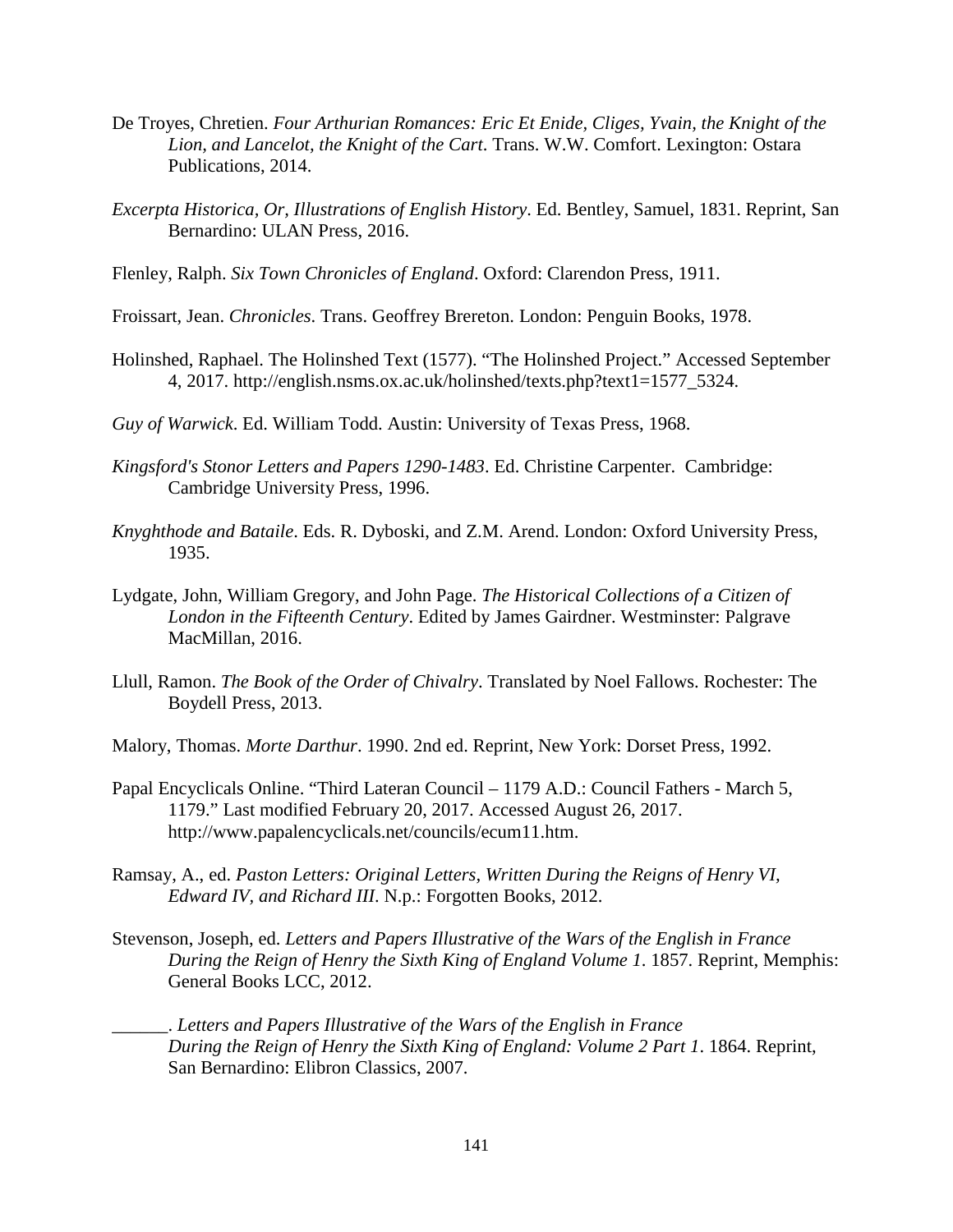De Troyes, Chretien. *Four Arthurian Romances: Eric Et Enide, Cliges, Yvain, the Knight of the Lion, and Lancelot, the Knight of the Cart*. Trans. W.W. Comfort. Lexington: Ostara Publications, 2014.

*Excerpta Historica, Or, Illustrations of English History*. Ed. Bentley, Samuel, 1831. Reprint, San Bernardino: ULAN Press, 2016.

Flenley, Ralph. *Six Town Chronicles of England*. Oxford: Clarendon Press, 1911.

Froissart, Jean. *Chronicles*. Trans. Geoffrey Brereton. London: Penguin Books, 1978.

Holinshed, Raphael. The Holinshed Text (1577). "The Holinshed Project." Accessed September 4, 2017. http://english.nsms.ox.ac.uk/holinshed/texts.php?text1=1577_5324.

*Guy of Warwick*. Ed. William Todd. Austin: University of Texas Press, 1968.

*Kingsford's Stonor Letters and Papers 1290-1483*. Ed. Christine Carpenter. Cambridge: Cambridge University Press, 1996.

*Knyghthode and Bataile*. Eds. R. Dyboski, and Z.M. Arend. London: Oxford University Press, 1935.

Lydgate, John, William Gregory, and John Page. *The Historical Collections of a Citizen of London in the Fifteenth Century*. Edited by James Gairdner. Westminster: Palgrave MacMillan, 2016.

Llull, Ramon. *The Book of the Order of Chivalry*. Translated by Noel Fallows. Rochester: The Boydell Press, 2013.

Malory, Thomas. *Morte Darthur*. 1990. 2nd ed. Reprint, New York: Dorset Press, 1992.

Papal Encyclicals Online. "Third Lateran Council – 1179 A.D.: Council Fathers - March 5, 1179." Last modified February 20, 2017. Accessed August 26, 2017. http://www.papalencyclicals.net/councils/ecum11.htm.

Ramsay, A., ed. *Paston Letters: Original Letters, Written During the Reigns of Henry VI, Edward IV, and Richard III*. N.p.: Forgotten Books, 2012.

Stevenson, Joseph, ed. *Letters and Papers Illustrative of the Wars of the English in France During the Reign of Henry the Sixth King of England Volume 1*. 1857. Reprint, Memphis: General Books LCC, 2012.

______. *Letters and Papers Illustrative of the Wars of the English in France During the Reign of Henry the Sixth King of England: Volume 2 Part 1*. 1864. Reprint, San Bernardino: Elibron Classics, 2007.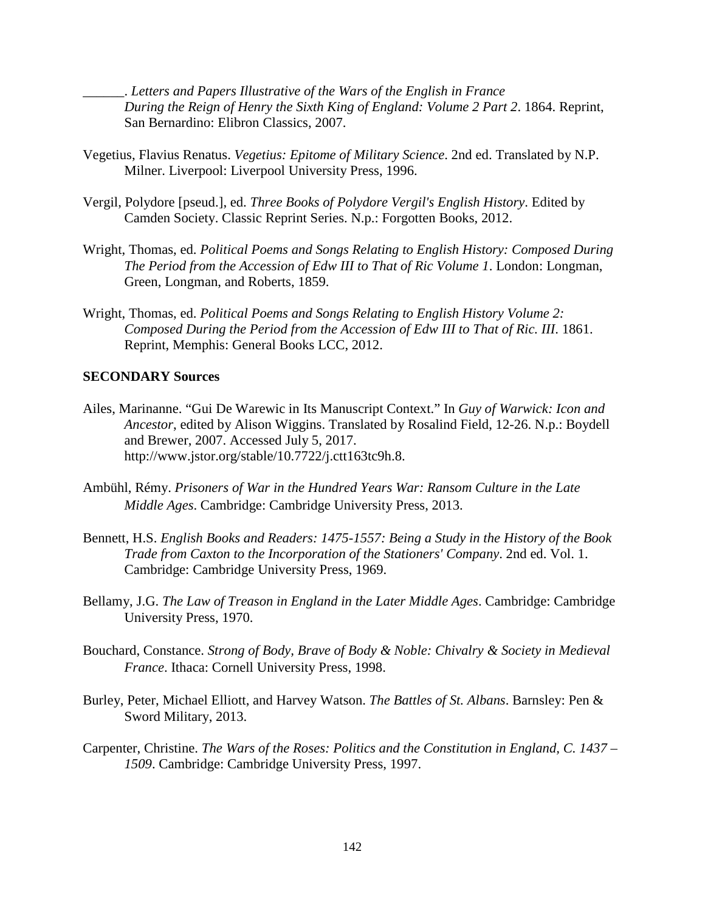______. *Letters and Papers Illustrative of the Wars of the English in France During the Reign of Henry the Sixth King of England: Volume 2 Part 2*. 1864. Reprint, San Bernardino: Elibron Classics, 2007.

Vegetius, Flavius Renatus. *Vegetius: Epitome of Military Science*. 2nd ed. Translated by N.P. Milner. Liverpool: Liverpool University Press, 1996.

Vergil, Polydore [pseud.], ed. *Three Books of Polydore Vergil's English History*. Edited by Camden Society. Classic Reprint Series. N.p.: Forgotten Books, 2012.

Wright, Thomas, ed. *Political Poems and Songs Relating to English History: Composed During The Period from the Accession of Edw III to That of Ric Volume 1*. London: Longman, Green, Longman, and Roberts, 1859.

Wright, Thomas, ed. *Political Poems and Songs Relating to English History Volume 2: Composed During the Period from the Accession of Edw III to That of Ric. III*. 1861. Reprint, Memphis: General Books LCC, 2012.

**SECONDARY Sources**

Ailes, Marinanne. "Gui De Warewic in Its Manuscript Context." In *Guy of Warwick: Icon and Ancestor*, edited by Alison Wiggins. Translated by Rosalind Field, 12-26. N.p.: Boydell and Brewer, 2007. Accessed July 5, 2017. http://www.jstor.org/stable/10.7722/j.ctt163tc9h.8.

Ambühl, Rémy. *Prisoners of War in the Hundred Years War: Ransom Culture in the Late Middle Ages*. Cambridge: Cambridge University Press, 2013.

Bennett, H.S. *English Books and Readers: 1475-1557: Being a Study in the History of the Book Trade from Caxton to the Incorporation of the Stationers' Company*. 2nd ed. Vol. 1. Cambridge: Cambridge University Press, 1969.

Bellamy, J.G. *The Law of Treason in England in the Later Middle Ages*. Cambridge: Cambridge University Press, 1970.

Bouchard, Constance. *Strong of Body, Brave of Body & Noble: Chivalry & Society in Medieval France*. Ithaca: Cornell University Press, 1998.

Burley, Peter, Michael Elliott, and Harvey Watson. *The Battles of St. Albans*. Barnsley: Pen & Sword Military, 2013.

Carpenter, Christine. *The Wars of the Roses: Politics and the Constitution in England, C. 1437 – 1509*. Cambridge: Cambridge University Press, 1997.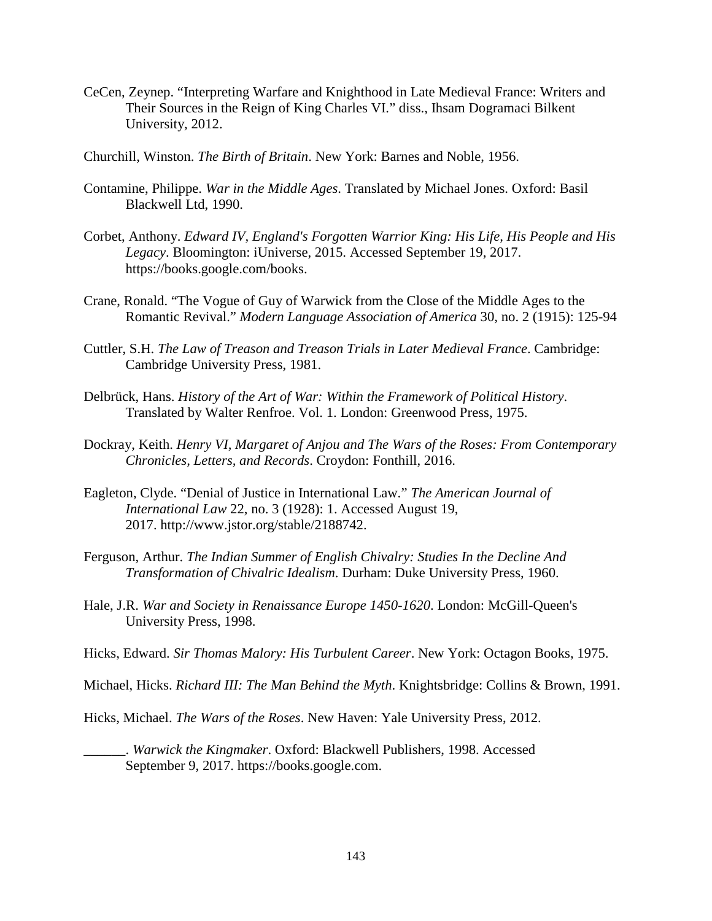CeCen, Zeynep. "Interpreting Warfare and Knighthood in Late Medieval France: Writers and Their Sources in the Reign of King Charles VI." diss., Ihsam Dogramaci Bilkent University, 2012.

Churchill, Winston. *The Birth of Britain*. New York: Barnes and Noble, 1956.

Contamine, Philippe. *War in the Middle Ages*. Translated by Michael Jones. Oxford: Basil Blackwell Ltd, 1990.

Corbet, Anthony. *Edward IV, England's Forgotten Warrior King: His Life, His People and His Legacy*. Bloomington: iUniverse, 2015. Accessed September 19, 2017. https://books.google.com/books.

Crane, Ronald. "The Vogue of Guy of Warwick from the Close of the Middle Ages to the Romantic Revival." *Modern Language Association of America* 30, no. 2 (1915): 125-94

Cuttler, S.H. *The Law of Treason and Treason Trials in Later Medieval France*. Cambridge: Cambridge University Press, 1981.

Delbrück, Hans. *History of the Art of War: Within the Framework of Political History*. Translated by Walter Renfroe. Vol. 1. London: Greenwood Press, 1975.

Dockray, Keith. *Henry VI, Margaret of Anjou and The Wars of the Roses: From Contemporary Chronicles, Letters, and Records*. Croydon: Fonthill, 2016.

Eagleton, Clyde. "Denial of Justice in International Law." *The American Journal of International Law* 22, no. 3 (1928): 1. Accessed August 19, 2017. http://www.jstor.org/stable/2188742.

Ferguson, Arthur. *The Indian Summer of English Chivalry: Studies In the Decline And Transformation of Chivalric Idealism*. Durham: Duke University Press, 1960.

Hale, J.R. *War and Society in Renaissance Europe 1450-1620*. London: McGill-Queen's University Press, 1998.

Hicks, Edward. *Sir Thomas Malory: His Turbulent Career*. New York: Octagon Books, 1975.

Michael, Hicks. *Richard III: The Man Behind the Myth*. Knightsbridge: Collins & Brown, 1991.

Hicks, Michael. *The Wars of the Roses*. New Haven: Yale University Press, 2012.

______. *Warwick the Kingmaker*. Oxford: Blackwell Publishers, 1998. Accessed September 9, 2017. https://books.google.com.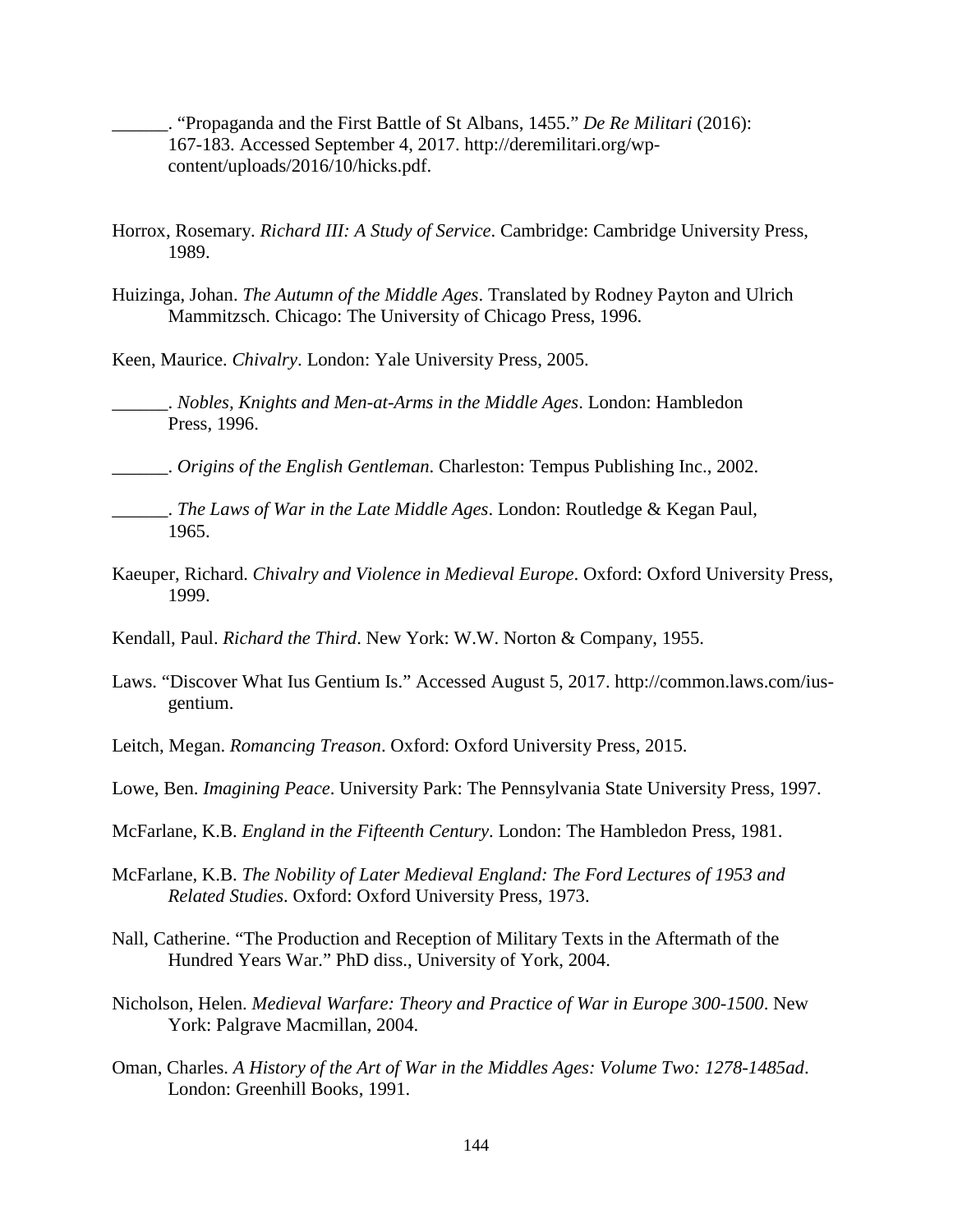______. "Propaganda and the First Battle of St Albans, 1455." *De Re Militari* (2016): 167-183. Accessed September 4, 2017. http://deremilitari.org/wp-content/uploads/2016/10/hicks.pdf.

Horrox, Rosemary. *Richard III: A Study of Service*. Cambridge: Cambridge University Press, 1989.

Huizinga, Johan. *The Autumn of the Middle Ages*. Translated by Rodney Payton and Ulrich Mammitzsch. Chicago: The University of Chicago Press, 1996.

Keen, Maurice. *Chivalry*. London: Yale University Press, 2005.

______. *Nobles, Knights and Men-at-Arms in the Middle Ages*. London: Hambledon Press, 1996.

______. *Origins of the English Gentleman*. Charleston: Tempus Publishing Inc., 2002.

______. *The Laws of War in the Late Middle Ages*. London: Routledge & Kegan Paul, 1965.

Kaeuper, Richard. *Chivalry and Violence in Medieval Europe*. Oxford: Oxford University Press, 1999.

Kendall, Paul. *Richard the Third*. New York: W.W. Norton & Company, 1955.

Laws. "Discover What Ius Gentium Is." Accessed August 5, 2017. http://common.laws.com/ius-gentium.

Leitch, Megan. *Romancing Treason*. Oxford: Oxford University Press, 2015.

Lowe, Ben. *Imagining Peace*. University Park: The Pennsylvania State University Press, 1997.

McFarlane, K.B. *England in the Fifteenth Century*. London: The Hambledon Press, 1981.

McFarlane, K.B. *The Nobility of Later Medieval England: The Ford Lectures of 1953 and Related Studies*. Oxford: Oxford University Press, 1973.

Nall, Catherine. "The Production and Reception of Military Texts in the Aftermath of the Hundred Years War." PhD diss., University of York, 2004.

Nicholson, Helen. *Medieval Warfare: Theory and Practice of War in Europe 300-1500*. New York: Palgrave Macmillan, 2004.

Oman, Charles. *A History of the Art of War in the Middles Ages: Volume Two: 1278-1485ad*. London: Greenhill Books, 1991.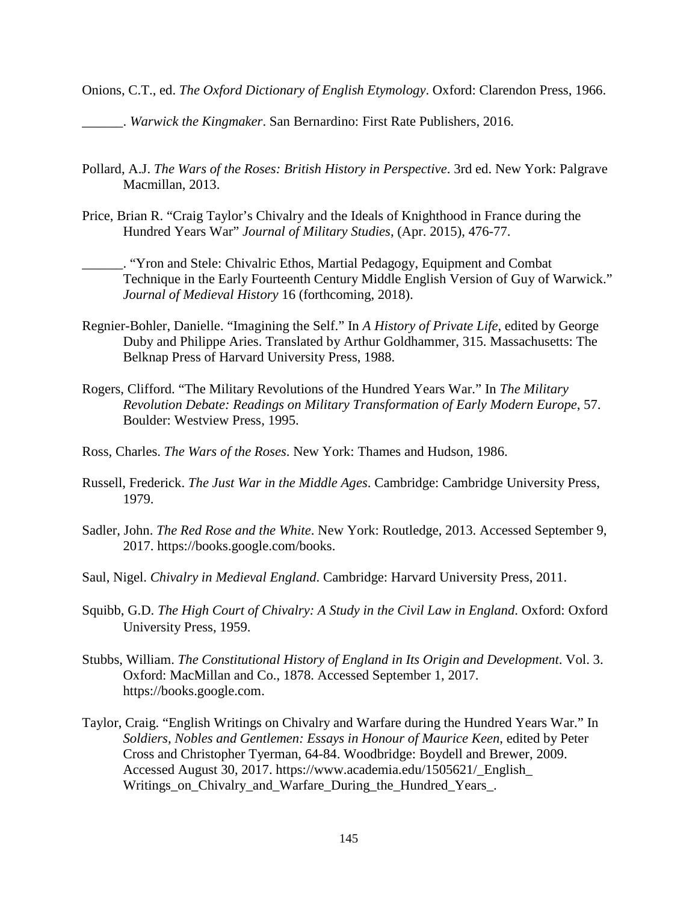Onions, C.T., ed. *The Oxford Dictionary of English Etymology*. Oxford: Clarendon Press, 1966.

______. *Warwick the Kingmaker*. San Bernardino: First Rate Publishers, 2016.

Pollard, A.J. *The Wars of the Roses: British History in Perspective*. 3rd ed. New York: Palgrave Macmillan, 2013.

Price, Brian R. "Craig Taylor's Chivalry and the Ideals of Knighthood in France during the Hundred Years War" *Journal of Military Studies*, (Apr. 2015), 476-77.

______. "Yron and Stele: Chivalric Ethos, Martial Pedagogy, Equipment and Combat Technique in the Early Fourteenth Century Middle English Version of Guy of Warwick." *Journal of Medieval History* 16 (forthcoming, 2018).

Regnier-Bohler, Danielle. "Imagining the Self." In *A History of Private Life*, edited by George Duby and Philippe Aries. Translated by Arthur Goldhammer, 315. Massachusetts: The Belknap Press of Harvard University Press, 1988.

Rogers, Clifford. "The Military Revolutions of the Hundred Years War." In *The Military Revolution Debate: Readings on Military Transformation of Early Modern Europe*, 57. Boulder: Westview Press, 1995.

Ross, Charles. *The Wars of the Roses*. New York: Thames and Hudson, 1986.

Russell, Frederick. *The Just War in the Middle Ages*. Cambridge: Cambridge University Press, 1979.

Sadler, John. *The Red Rose and the White*. New York: Routledge, 2013. Accessed September 9, 2017. https://books.google.com/books.

Saul, Nigel. *Chivalry in Medieval England*. Cambridge: Harvard University Press, 2011.

Squibb, G.D. *The High Court of Chivalry: A Study in the Civil Law in England*. Oxford: Oxford University Press, 1959.

Stubbs, William. *The Constitutional History of England in Its Origin and Development*. Vol. 3. Oxford: MacMillan and Co., 1878. Accessed September 1, 2017. https://books.google.com.

Taylor, Craig. "English Writings on Chivalry and Warfare during the Hundred Years War." In *Soldiers, Nobles and Gentlemen: Essays in Honour of Maurice Keen*, edited by Peter Cross and Christopher Tyerman, 64-84. Woodbridge: Boydell and Brewer, 2009. Accessed August 30, 2017. https://www.academia.edu/1505621/_English_ Writings_on_Chivalry_and_Warfare_During_the_Hundred_Years_.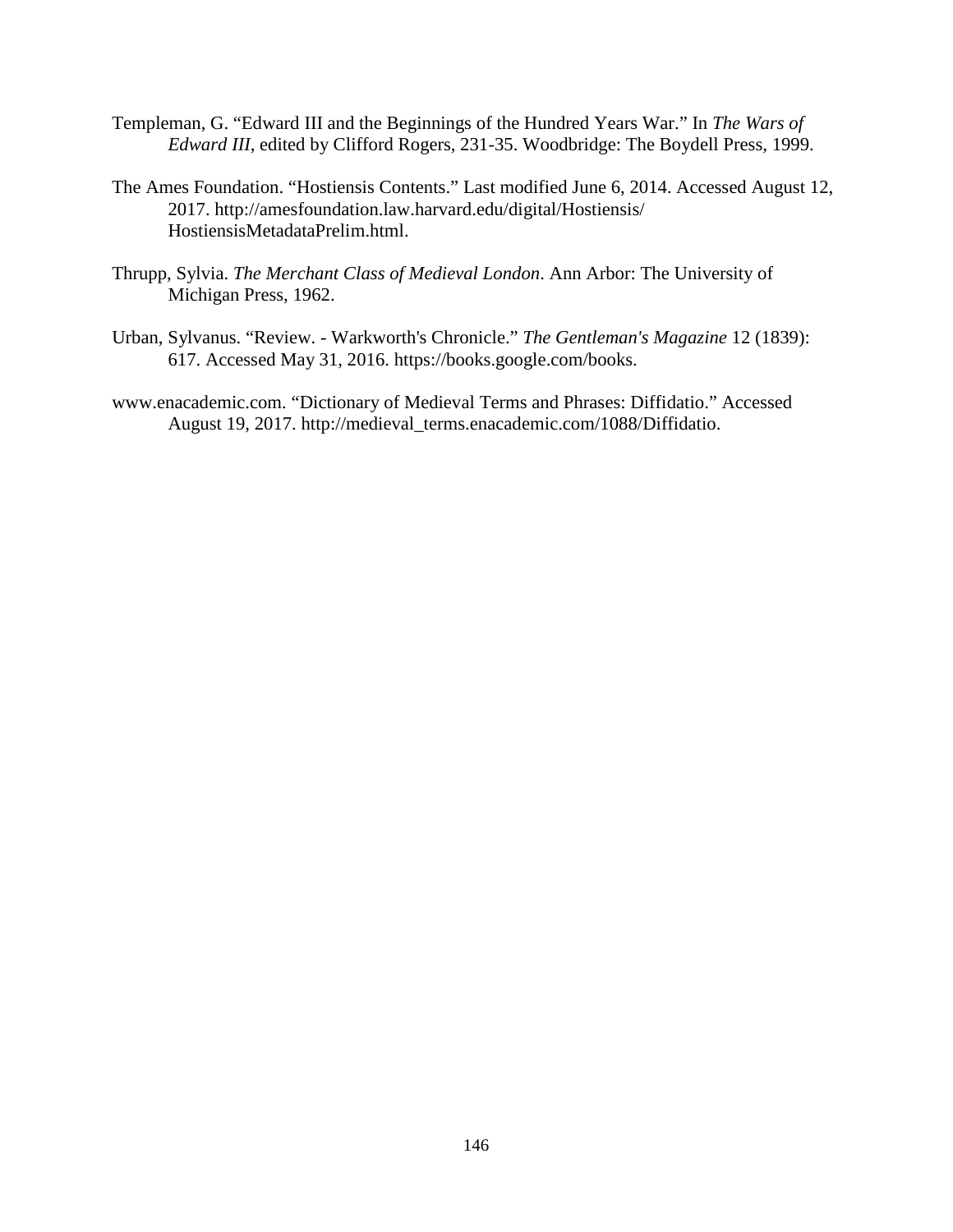Templeman, G. "Edward III and the Beginnings of the Hundred Years War." In *The Wars of Edward III*, edited by Clifford Rogers, 231-35. Woodbridge: The Boydell Press, 1999.

The Ames Foundation. "Hostiensis Contents." Last modified June 6, 2014. Accessed August 12, 2017. http://amesfoundation.law.harvard.edu/digital/Hostiensis/HostiensisMetadataPrelim.html.

Thrupp, Sylvia. *The Merchant Class of Medieval London*. Ann Arbor: The University of Michigan Press, 1962.

Urban, Sylvanus. "Review. - Warkworth's Chronicle." *The Gentleman's Magazine* 12 (1839): 617. Accessed May 31, 2016. https://books.google.com/books.

www.enacademic.com. "Dictionary of Medieval Terms and Phrases: Diffidatio." Accessed August 19, 2017. http://medieval_terms.enacademic.com/1088/Diffidatio.